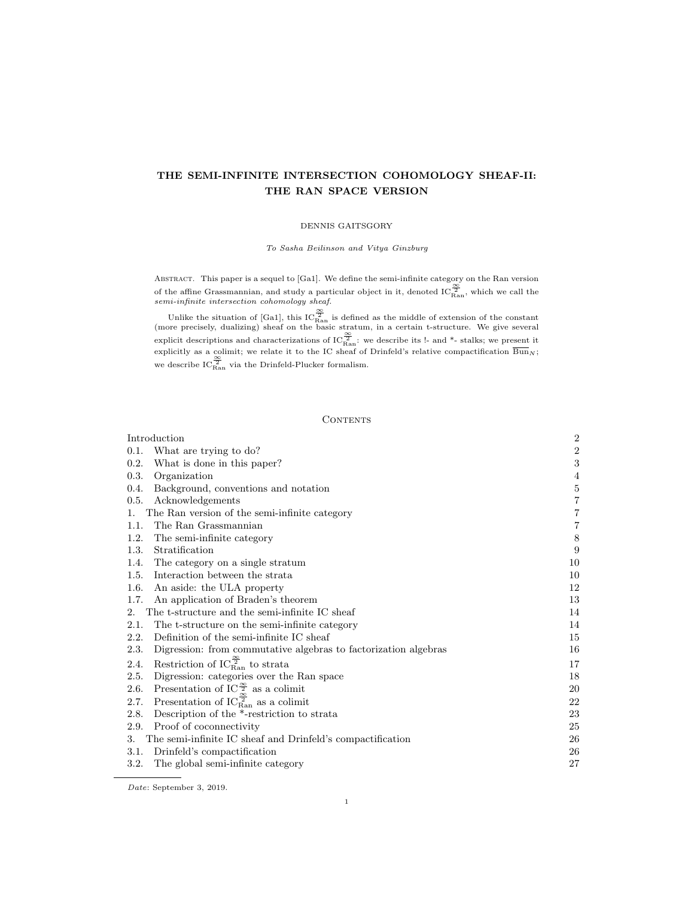# THE SEMI-INFINITE INTERSECTION COHOMOLOGY SHEAF-II: THE RAN SPACE VERSION

DENNIS GAITSGORY

*To Sasha Beilinson and Vitya Ginzburg*

Abstract. This paper is a sequel to [Ga1]. We define the semi-infinite category on the Ran version of the affine Grassmannian, and study a particular object in it, denoted $\mathrm{IC}^{\frac{\infty}{2}}_{\mathrm{Ran}}$, which we call the *semi-infinite intersection cohomology sheaf*.

Unlike the situation of [Ga1], this $\mathrm{IC}^{\frac{\infty}{2}}_{\mathrm{Ran}}$ is defined as the middle of extension of the constant (more precisely, dualizing) sheaf on the basic stratum, in a certain t-structure. We give several explicit descriptions and characterizations of $\mathrm{IC}^{\frac{\infty}{2}}_{\mathrm{Ran}}$: we describe its !- and \*- stalks; we present it explicitly as a colimit; we relate it to the IC sheaf of Drinfeld's relative compactification $\overline{\mathrm{Bun}}_N$; we describe $\mathrm{IC}^{\frac{\infty}{2}}_{\mathrm{Ran}}$ via the Drinfeld-Plucker formalism.

## Contents

| | |
|---|---|
| Introduction | 2 |
| 0.1. What are trying to do? | 2 |
| 0.2. What is done in this paper? | 3 |
| 0.3. Organization | 4 |
| 0.4. Background, conventions and notation | 5 |
| 0.5. Acknowledgements | 7 |
| 1. The Ran version of the semi-infinite category | 7 |
| 1.1. The Ran Grassmannian | 7 |
| 1.2. The semi-infinite category | 8 |
| 1.3. Stratification | 9 |
| 1.4. The category on a single stratum | 10 |
| 1.5. Interaction between the strata | 10 |
| 1.6. An aside: the ULA property | 12 |
| 1.7. An application of Braden's theorem | 13 |
| 2. The t-structure and the semi-infinite IC sheaf | 14 |
| 2.1. The t-structure on the semi-infinite category | 14 |
| 2.2. Definition of the semi-infinite IC sheaf | 15 |
| 2.3. Digression: from commutative algebras to factorization algebras | 16 |
| 2.4. Restriction of $\mathrm{IC}^{\frac{\infty}{2}}_{\mathrm{Ran}}$ to strata | 17 |
| 2.5. Digression: categories over the Ran space | 18 |
| 2.6. Presentation of $\mathrm{IC}^{\frac{\infty}{2}}$ as a colimit | 20 |
| 2.7. Presentation of $\mathrm{IC}^{\frac{\infty}{2}}_{\mathrm{Ran}}$ as a colimit | 22 |
| 2.8. Description of the \*-restriction to strata | 23 |
| 2.9. Proof of coconnectivity | 25 |
| 3. The semi-infinite IC sheaf and Drinfeld's compactification | 26 |
| 3.1. Drinfeld's compactification | 26 |
| 3.2. The global semi-infinite category | 27 |

*Date*: September 3, 2019.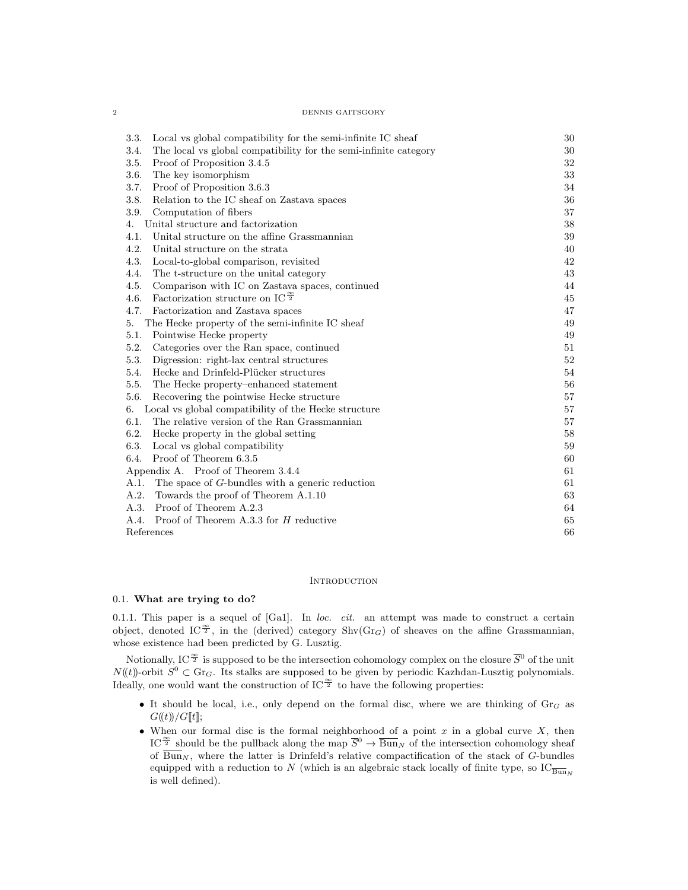3.3. Local vs global compatibility for the semi-infinite IC sheaf 30
3.4. The local vs global compatibility for the semi-infinite category 30
3.5. Proof of Proposition 3.4.5 32
3.6. The key isomorphism 33
3.7. Proof of Proposition 3.6.3 34
3.8. Relation to the IC sheaf on Zastava spaces 36
3.9. Computation of fibers 37
4. Unital structure and factorization 38
4.1. Unital structure on the affine Grassmannian 39
4.2. Unital structure on the strata 40
4.3. Local-to-global comparison, revisited 42
4.4. The t-structure on the unital category 43
4.5. Comparison with IC on Zastava spaces, continued 44
4.6. Factorization structure on $\mathrm{IC}^{\frac{\infty}{2}}$ 45
4.7. Factorization and Zastava spaces 47
5. The Hecke property of the semi-infinite IC sheaf 49
5.1. Pointwise Hecke property 49
5.2. Categories over the Ran space, continued 51
5.3. Digression: right-lax central structures 52
5.4. Hecke and Drinfeld-Plücker structures 54
5.5. The Hecke property–enhanced statement 56
5.6. Recovering the pointwise Hecke structure 57
6. Local vs global compatibility of the Hecke structure 57
6.1. The relative version of the Ran Grassmannian 57
6.2. Hecke property in the global setting 58
6.3. Local vs global compatibility 59
6.4. Proof of Theorem 6.3.5 60
Appendix A. Proof of Theorem 3.4.4 61
A.1. The space of $G$-bundles with a generic reduction 61
A.2. Towards the proof of Theorem A.1.10 63
A.3. Proof of Theorem A.2.3 64
A.4. Proof of Theorem A.3.3 for $H$ reductive 65
References 66

# Introduction

## 0.1. What are trying to do?

0.1.1. This paper is a sequel of [Ga1]. In *loc. cit.* an attempt was made to construct a certain object, denoted $\mathrm{IC}^{\frac{\infty}{2}}$, in the (derived) category $\mathrm{Shv}(\mathrm{Gr}_G)$ of sheaves on the affine Grassmannian, whose existence had been predicted by G. Lusztig.

Notionally, $\mathrm{IC}^{\frac{\infty}{2}}$ is supposed to be the intersection cohomology complex on the closure $\overline{S}^0$ of the unit $N(\!(t)\!)$-orbit $S^0 \subset \mathrm{Gr}_G$. Its stalks are supposed to be given by periodic Kazhdan-Lusztig polynomials. Ideally, one would want the construction of $\mathrm{IC}^{\frac{\infty}{2}}$ to have the following properties:

- It should be local, i.e., only depend on the formal disc, where we are thinking of $\mathrm{Gr}_G$ as $G(\!(t)\!)/G[\![t]\!]$;
- When our formal disc is the formal neighborhood of a point $x$ in a global curve $X$, then $\mathrm{IC}^{\frac{\infty}{2}}$ should be the pullback along the map $\overline{S}^0 \to \overline{\mathrm{Bun}}_N$ of the intersection cohomology sheaf of $\overline{\mathrm{Bun}}_N$, where the latter is Drinfeld's relative compactification of the stack of $G$-bundles equipped with a reduction to $N$ (which is an algebraic stack locally of finite type, so $\mathrm{IC}_{\overline{\mathrm{Bun}}_N}$ is well defined).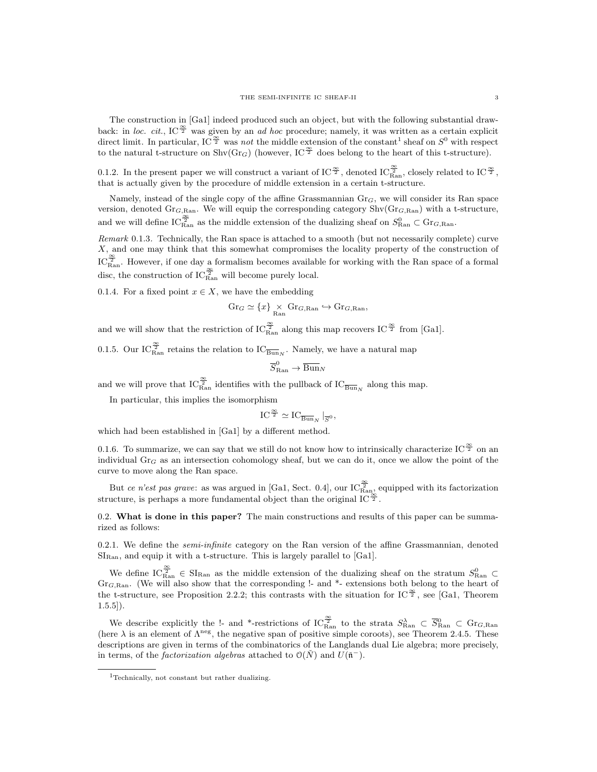The construction in [Ga1] indeed produced such an object, but with the following substantial drawback: in *loc. cit.*, $\mathrm{IC}^{\frac{\infty}{2}}$ was given by an *ad hoc* procedure; namely, it was written as a certain explicit direct limit. In particular, $\mathrm{IC}^{\frac{\infty}{2}}$ was *not* the middle extension of the constant[1] sheaf on $S^0$ with respect to the natural t-structure on $\mathrm{Shv}(\mathrm{Gr}_G)$ (however, $\mathrm{IC}^{\frac{\infty}{2}}$ does belong to the heart of this t-structure).

0.1.2. In the present paper we will construct a variant of $\mathrm{IC}^{\frac{\infty}{2}}$, denoted $\mathrm{IC}^{\frac{\infty}{2}}_{\mathrm{Ran}}$, closely related to $\mathrm{IC}^{\frac{\infty}{2}}$, that is actually given by the procedure of middle extension in a certain t-structure.

Namely, instead of the single copy of the affine Grassmannian $\mathrm{Gr}_G$, we will consider its Ran space version, denoted $\mathrm{Gr}_{G,\mathrm{Ran}}$. We will equip the corresponding category $\mathrm{Shv}(\mathrm{Gr}_{G,\mathrm{Ran}})$ with a t-structure, and we will define $\mathrm{IC}^{\frac{\infty}{2}}_{\mathrm{Ran}}$ as the middle extension of the dualizing sheaf on $S^0_{\mathrm{Ran}} \subset \mathrm{Gr}_{G,\mathrm{Ran}}$.

*Remark* 0.1.3. Technically, the Ran space is attached to a smooth (but not necessarily complete) curve $X$, and one may think that this somewhat compromises the locality property of the construction of $\mathrm{IC}^{\frac{\infty}{2}}_{\mathrm{Ran}}$. However, if one day a formalism becomes available for working with the Ran space of a formal disc, the construction of $\mathrm{IC}^{\frac{\infty}{2}}_{\mathrm{Ran}}$ will become purely local.

0.1.4. For a fixed point $x \in X$, we have the embedding

$$\mathrm{Gr}_G \simeq \{x\} \underset{\mathrm{Ran}}{\times} \mathrm{Gr}_{G,\mathrm{Ran}} \hookrightarrow \mathrm{Gr}_{G,\mathrm{Ran}},$$

and we will show that the restriction of $\mathrm{IC}^{\frac{\infty}{2}}_{\mathrm{Ran}}$ along this map recovers $\mathrm{IC}^{\frac{\infty}{2}}$ from [Ga1].

0.1.5. Our $\mathrm{IC}^{\frac{\infty}{2}}_{\mathrm{Ran}}$ retains the relation to $\mathrm{IC}_{\overline{\mathrm{Bun}}_N}$. Namely, we have a natural map

$$\overline{S}^0_{\mathrm{Ran}} \to \overline{\mathrm{Bun}}_N$$

and we will prove that $\mathrm{IC}^{\frac{\infty}{2}}_{\mathrm{Ran}}$ identifies with the pullback of $\mathrm{IC}_{\overline{\mathrm{Bun}}_N}$ along this map.

In particular, this implies the isomorphism

$$\mathrm{IC}^{\frac{\infty}{2}} \simeq \mathrm{IC}_{\overline{\mathrm{Bun}}_N}|_{\overline{S}^0},$$

which had been established in [Ga1] by a different method.

0.1.6. To summarize, we can say that we still do not know how to intrinsically characterize $\mathrm{IC}^{\frac{\infty}{2}}$ on an individual $\mathrm{Gr}_G$ as an intersection cohomology sheaf, but we can do it, once we allow the point of the curve to move along the Ran space.

But *ce n'est pas grave*: as was argued in [Ga1, Sect. 0.4], our $\mathrm{IC}^{\frac{\infty}{2}}_{\mathrm{Ran}}$, equipped with its factorization structure, is perhaps a more fundamental object than the original $\mathrm{IC}^{\frac{\infty}{2}}$.

0.2. **What is done in this paper?** The main constructions and results of this paper can be summarized as follows:

0.2.1. We define the *semi-infinite* category on the Ran version of the affine Grassmannian, denoted $\mathrm{SI}_{\mathrm{Ran}}$, and equip it with a t-structure. This is largely parallel to [Ga1].

We define $\mathrm{IC}^{\frac{\infty}{2}}_{\mathrm{Ran}} \in \mathrm{SI}_{\mathrm{Ran}}$ as the middle extension of the dualizing sheaf on the stratum $S^0_{\mathrm{Ran}} \subset \mathrm{Gr}_{G,\mathrm{Ran}}$. (We will also show that the corresponding !- and *- extensions both belong to the heart of the t-structure, see Proposition 2.2.2; this contrasts with the situation for $\mathrm{IC}^{\frac{\infty}{2}}$, see [Ga1, Theorem 1.5.5]).

We describe explicitly the !- and *-restrictions of $\mathrm{IC}^{\frac{\infty}{2}}_{\mathrm{Ran}}$ to the strata $S^\lambda_{\mathrm{Ran}} \subset \overline{S}^0_{\mathrm{Ran}} \subset \mathrm{Gr}_{G,\mathrm{Ran}}$ (here $\lambda$ is an element of $\Lambda^{\mathrm{neg}}$, the negative span of positive simple coroots), see Theorem 2.4.5. These descriptions are given in terms of the combinatorics of the Langlands dual Lie algebra; more precisely, in terms, of the *factorization algebras* attached to $\mathcal{O}(\check{N})$ and $U(\check{\mathfrak{n}}^-)$.

[1]Technically, not constant but rather dualizing.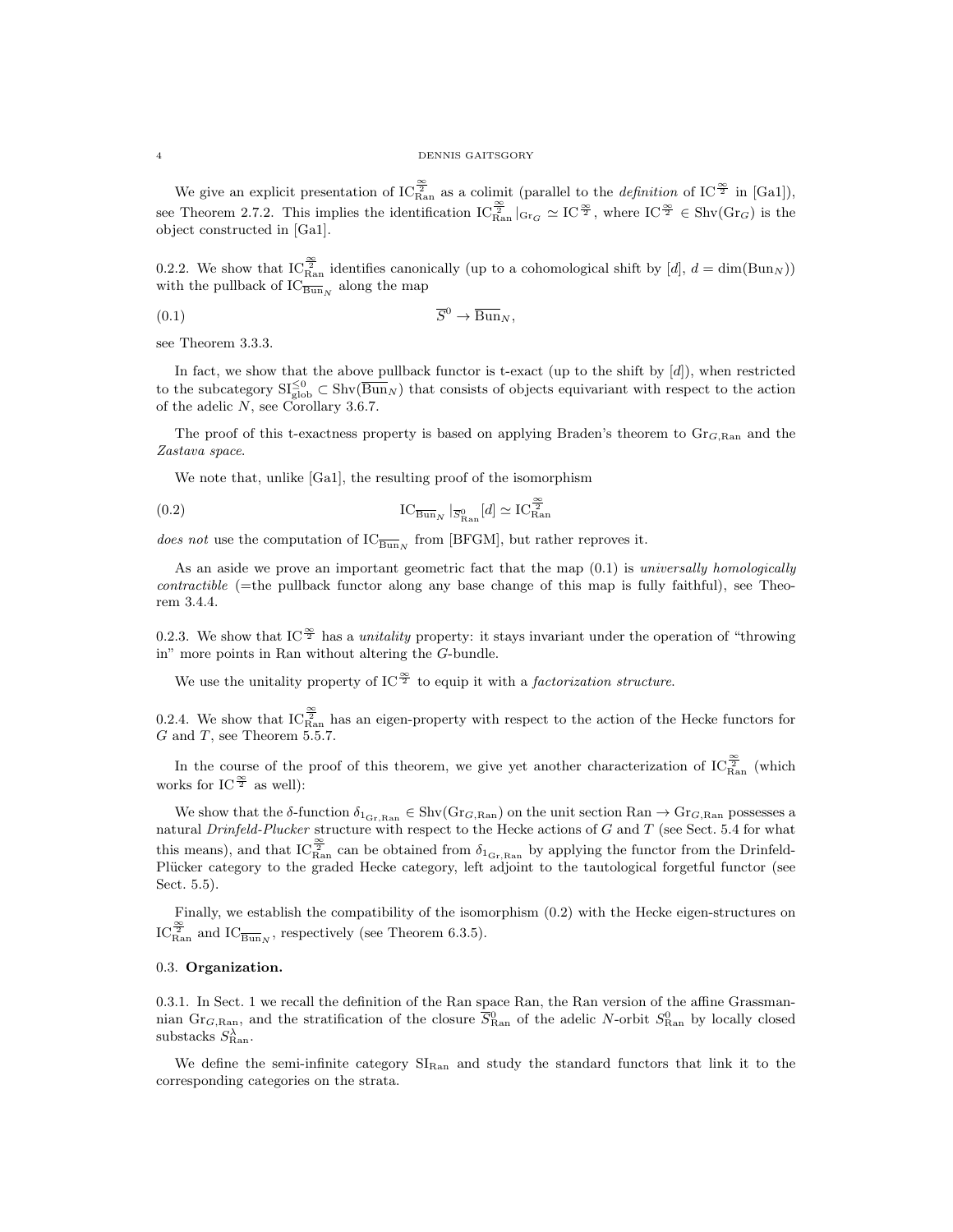We give an explicit presentation of $\mathrm{IC}^{\frac{\infty}{2}}_{\mathrm{Ran}}$ as a colimit (parallel to the *definition* of $\mathrm{IC}^{\frac{\infty}{2}}$ in [Ga1]), see Theorem 2.7.2. This implies the identification $\mathrm{IC}^{\frac{\infty}{2}}_{\mathrm{Ran}}|_{\mathrm{Gr}_G} \simeq \mathrm{IC}^{\frac{\infty}{2}}$, where $\mathrm{IC}^{\frac{\infty}{2}} \in \mathrm{Shv}(\mathrm{Gr}_G)$ is the object constructed in [Ga1].

0.2.2. We show that $\mathrm{IC}^{\frac{\infty}{2}}_{\mathrm{Ran}}$ identifies canonically (up to a cohomological shift by $[d]$, $d = \dim(\mathrm{Bun}_N)$) with the pullback of $\mathrm{IC}_{\overline{\mathrm{Bun}}_N}$ along the map

$$\overline{S}^0 \to \overline{\mathrm{Bun}}_N, \tag{0.1}$$

see Theorem 3.3.3.

In fact, we show that the above pullback functor is t-exact (up to the shift by $[d]$), when restricted to the subcategory $\mathrm{SI}^{\leq 0}_{\mathrm{glob}} \subset \mathrm{Shv}(\overline{\mathrm{Bun}}_N)$ that consists of objects equivariant with respect to the action of the adelic $N$, see Corollary 3.6.7.

The proof of this t-exactness property is based on applying Braden's theorem to $\mathrm{Gr}_{G,\mathrm{Ran}}$ and the *Zastava space*.

We note that, unlike [Ga1], the resulting proof of the isomorphism

$$\mathrm{IC}_{\overline{\mathrm{Bun}}_N}|_{\overline{S}^0_{\mathrm{Ran}}}[d] \simeq \mathrm{IC}^{\frac{\infty}{2}}_{\mathrm{Ran}} \tag{0.2}$$

*does not* use the computation of $\mathrm{IC}_{\overline{\mathrm{Bun}}_N}$ from [BFGM], but rather reproves it.

As an aside we prove an important geometric fact that the map (0.1) is *universally homologically contractible* (=the pullback functor along any base change of this map is fully faithful), see Theorem 3.4.4.

0.2.3. We show that $\mathrm{IC}^{\frac{\infty}{2}}$ has a *unitality* property: it stays invariant under the operation of "throwing in" more points in Ran without altering the $G$-bundle.

We use the unitality property of $\mathrm{IC}^{\frac{\infty}{2}}$ to equip it with a *factorization structure*.

0.2.4. We show that $\mathrm{IC}^{\frac{\infty}{2}}_{\mathrm{Ran}}$ has an eigen-property with respect to the action of the Hecke functors for $G$ and $T$, see Theorem 5.5.7.

In the course of the proof of this theorem, we give yet another characterization of $\mathrm{IC}^{\frac{\infty}{2}}_{\mathrm{Ran}}$ (which works for $\mathrm{IC}^{\frac{\infty}{2}}$ as well):

We show that the $\delta$-function $\delta_{1_{\mathrm{Gr},\mathrm{Ran}}} \in \mathrm{Shv}(\mathrm{Gr}_{G,\mathrm{Ran}})$ on the unit section $\mathrm{Ran} \to \mathrm{Gr}_{G,\mathrm{Ran}}$ possesses a natural *Drinfeld-Plucker* structure with respect to the Hecke actions of $G$ and $T$ (see Sect. 5.4 for what this means), and that $\mathrm{IC}^{\frac{\infty}{2}}_{\mathrm{Ran}}$ can be obtained from $\delta_{1_{\mathrm{Gr},\mathrm{Ran}}}$ by applying the functor from the Drinfeld-Plücker category to the graded Hecke category, left adjoint to the tautological forgetful functor (see Sect. 5.5).

Finally, we establish the compatibility of the isomorphism (0.2) with the Hecke eigen-structures on $\mathrm{IC}^{\frac{\infty}{2}}_{\mathrm{Ran}}$ and $\mathrm{IC}_{\overline{\mathrm{Bun}}_N}$, respectively (see Theorem 6.3.5).

## 0.3. Organization.

0.3.1. In Sect. 1 we recall the definition of the Ran space Ran, the Ran version of the affine Grassmannian $\mathrm{Gr}_{G,\mathrm{Ran}}$, and the stratification of the closure $\overline{S}^0_{\mathrm{Ran}}$ of the adelic $N$-orbit $S^0_{\mathrm{Ran}}$ by locally closed substacks $S^\lambda_{\mathrm{Ran}}$.

We define the semi-infinite category $\mathrm{SI}_{\mathrm{Ran}}$ and study the standard functors that link it to the corresponding categories on the strata.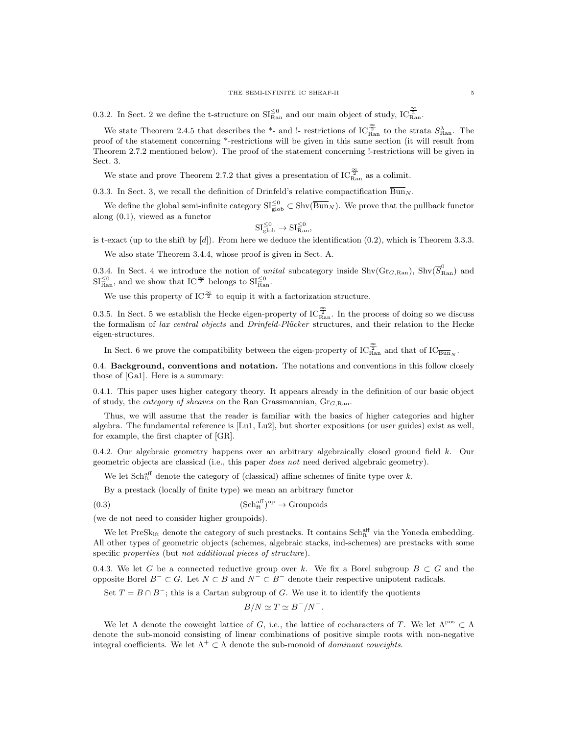0.3.2. In Sect. 2 we define the t-structure on $\mathrm{SI}^{\leq 0}_{\mathrm{Ran}}$ and our main object of study, $\mathrm{IC}^{\frac{\infty}{2}}_{\mathrm{Ran}}$.

We state Theorem 2.4.5 that describes the *- and !- restrictions of $\mathrm{IC}^{\frac{\infty}{2}}_{\mathrm{Ran}}$ to the strata $S^{\lambda}_{\mathrm{Ran}}$. The proof of the statement concerning *-restrictions will be given in this same section (it will result from Theorem 2.7.2 mentioned below). The proof of the statement concerning !-restrictions will be given in Sect. 3.

We state and prove Theorem 2.7.2 that gives a presentation of $\mathrm{IC}^{\frac{\infty}{2}}_{\mathrm{Ran}}$ as a colimit.

0.3.3. In Sect. 3, we recall the definition of Drinfeld's relative compactification $\overline{\mathrm{Bun}}_N$.

We define the global semi-infinite category $\mathrm{SI}^{\leq 0}_{\mathrm{glob}} \subset \mathrm{Shv}(\overline{\mathrm{Bun}}_N)$. We prove that the pullback functor along (0.1), viewed as a functor

$$\mathrm{SI}^{\leq 0}_{\mathrm{glob}} \to \mathrm{SI}^{\leq 0}_{\mathrm{Ran}},$$

is t-exact (up to the shift by $[d]$). From here we deduce the identification (0.2), which is Theorem 3.3.3.

We also state Theorem 3.4.4, whose proof is given in Sect. A.

0.3.4. In Sect. 4 we introduce the notion of *unital* subcategory inside $\mathrm{Shv}(\mathrm{Gr}_{G,\mathrm{Ran}})$, $\mathrm{Shv}(\overline{S}^0_{\mathrm{Ran}})$ and $\mathrm{SI}^{\leq 0}_{\mathrm{Ran}}$, and we show that $\mathrm{IC}^{\frac{\infty}{2}}$ belongs to $\mathrm{SI}^{\leq 0}_{\mathrm{Ran}}$.

We use this property of $\mathrm{IC}^{\frac{\infty}{2}}$ to equip it with a factorization structure.

0.3.5. In Sect. 5 we establish the Hecke eigen-property of $\mathrm{IC}^{\frac{\infty}{2}}_{\mathrm{Ran}}$. In the process of doing so we discuss the formalism of *lax central objects* and *Drinfeld-Plücker* structures, and their relation to the Hecke eigen-structures.

In Sect. 6 we prove the compatibility between the eigen-property of $\mathrm{IC}^{\frac{\infty}{2}}_{\mathrm{Ran}}$ and that of $\mathrm{IC}_{\overline{\mathrm{Bun}}_N}$.

## 0.4. Background, conventions and notation.

The notations and conventions in this follow closely those of [Ga1]. Here is a summary:

0.4.1. This paper uses higher category theory. It appears already in the definition of our basic object of study, the *category of sheaves* on the Ran Grassmannian, $\mathrm{Gr}_{G,\mathrm{Ran}}$.

Thus, we will assume that the reader is familiar with the basics of higher categories and higher algebra. The fundamental reference is [Lu1, Lu2], but shorter expositions (or user guides) exist as well, for example, the first chapter of [GR].

0.4.2. Our algebraic geometry happens over an arbitrary algebraically closed ground field $k$. Our geometric objects are classical (i.e., this paper *does not* need derived algebraic geometry).

We let $\mathrm{Sch}^{\mathrm{aff}}_{\mathrm{ft}}$ denote the category of (classical) affine schemes of finite type over $k$.

By a prestack (locally of finite type) we mean an arbitrary functor

$$(\mathrm{Sch}^{\mathrm{aff}}_{\mathrm{ft}})^{\mathrm{op}} \to \mathrm{Groupoids} \tag{0.3}$$

(we de not need to consider higher groupoids).

We let $\mathrm{PreSk}_{\mathrm{lft}}$ denote the category of such prestacks. It contains $\mathrm{Sch}^{\mathrm{aff}}_{\mathrm{ft}}$ via the Yoneda embedding. All other types of geometric objects (schemes, algebraic stacks, ind-schemes) are prestacks with some specific *properties* (but *not additional pieces of structure*).

0.4.3. We let $G$ be a connected reductive group over $k$. We fix a Borel subgroup $B \subset G$ and the opposite Borel $B^- \subset G$. Let $N \subset B$ and $N^- \subset B^-$ denote their respective unipotent radicals.

Set $T = B \cap B^-$; this is a Cartan subgroup of $G$. We use it to identify the quotients

$$B/N \simeq T \simeq B^-/N^-.$$

We let $\Lambda$ denote the coweight lattice of $G$, i.e., the lattice of cocharacters of $T$. We let $\Lambda^{\mathrm{pos}} \subset \Lambda$ denote the sub-monoid consisting of linear combinations of positive simple roots with non-negative integral coefficients. We let $\Lambda^+ \subset \Lambda$ denote the sub-monoid of *dominant coweights*.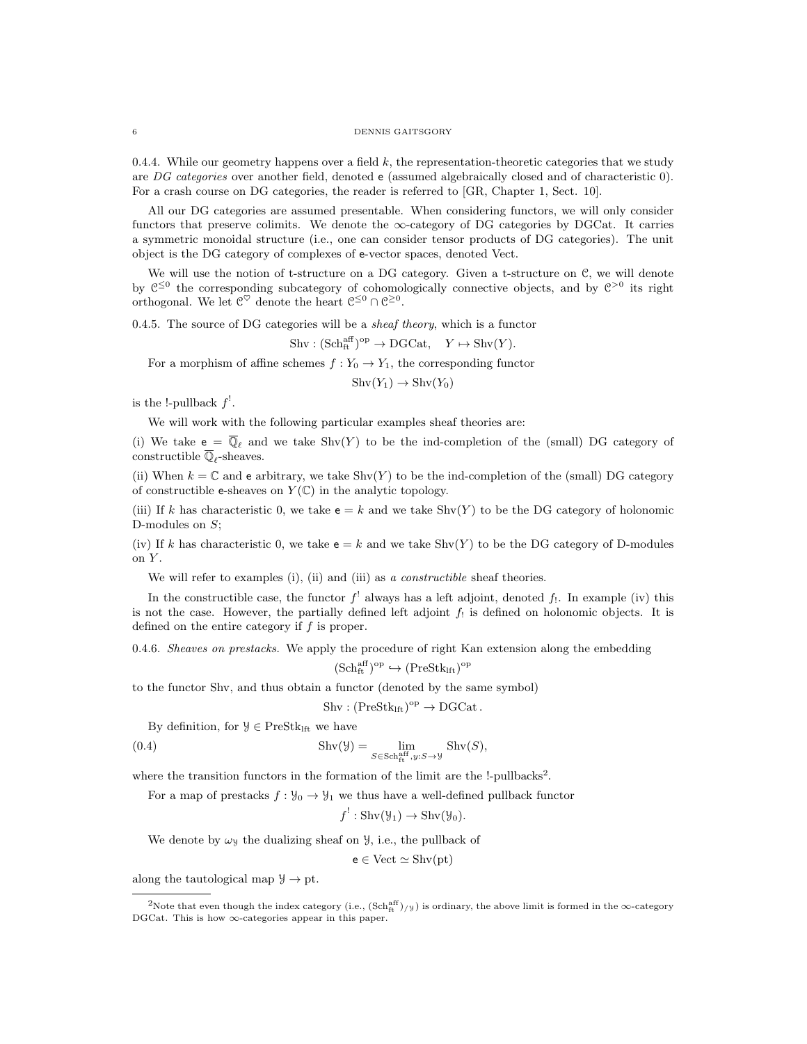0.4.4. While our geometry happens over a field $k$, the representation-theoretic categories that we study are *DG categories* over another field, denoted $\mathsf{e}$ (assumed algebraically closed and of characteristic 0). For a crash course on DG categories, the reader is referred to [GR, Chapter 1, Sect. 10].

All our DG categories are assumed presentable. When considering functors, we will only consider functors that preserve colimits. We denote the $\infty$-category of DG categories by DGCat. It carries a symmetric monoidal structure (i.e., one can consider tensor products of DG categories). The unit object is the DG category of complexes of $\mathsf{e}$-vector spaces, denoted Vect.

We will use the notion of t-structure on a DG category. Given a t-structure on $\mathcal{C}$, we will denote by $\mathcal{C}^{\leq 0}$ the corresponding subcategory of cohomologically connective objects, and by $\mathcal{C}^{>0}$ its right orthogonal. We let $\mathcal{C}^{\heartsuit}$ denote the heart $\mathcal{C}^{\leq 0} \cap \mathcal{C}^{\geq 0}$.

0.4.5. The source of DG categories will be a *sheaf theory*, which is a functor

$$\mathrm{Shv} : (\mathrm{Sch}^{\mathrm{aff}}_{\mathrm{ft}})^{\mathrm{op}} \to \mathrm{DGCat}, \quad Y \mapsto \mathrm{Shv}(Y).$$

For a morphism of affine schemes $f : Y_0 \to Y_1$, the corresponding functor

$$\mathrm{Shv}(Y_1) \to \mathrm{Shv}(Y_0)$$

is the !-pullback $f^!$.

We will work with the following particular examples sheaf theories are:

(i) We take $\mathsf{e} = \overline{\mathbb{Q}}_\ell$ and we take $\mathrm{Shv}(Y)$ to be the ind-completion of the (small) DG category of constructible $\overline{\mathbb{Q}}_\ell$-sheaves.

(ii) When $k = \mathbb{C}$ and $\mathsf{e}$ arbitrary, we take $\mathrm{Shv}(Y)$ to be the ind-completion of the (small) DG category of constructible $\mathsf{e}$-sheaves on $Y(\mathbb{C})$ in the analytic topology.

(iii) If $k$ has characteristic 0, we take $\mathsf{e} = k$ and we take $\mathrm{Shv}(Y)$ to be the DG category of holonomic D-modules on $S$;

(iv) If $k$ has characteristic 0, we take $\mathsf{e} = k$ and we take $\mathrm{Shv}(Y)$ to be the DG category of D-modules on $Y$.

We will refer to examples (i), (ii) and (iii) as *a constructible* sheaf theories.

In the constructible case, the functor $f^!$ always has a left adjoint, denoted $f_!$. In example (iv) this is not the case. However, the partially defined left adjoint $f_!$ is defined on holonomic objects. It is defined on the entire category if $f$ is proper.

0.4.6. *Sheaves on prestacks.* We apply the procedure of right Kan extension along the embedding

$$(\mathrm{Sch}^{\mathrm{aff}}_{\mathrm{ft}})^{\mathrm{op}} \hookrightarrow (\mathrm{PreStk}_{\mathrm{lft}})^{\mathrm{op}}$$

to the functor Shv, and thus obtain a functor (denoted by the same symbol)

$$\mathrm{Shv} : (\mathrm{PreStk}_{\mathrm{lft}})^{\mathrm{op}} \to \mathrm{DGCat}.$$

By definition, for $\mathcal{Y} \in \mathrm{PreStk}_{\mathrm{lft}}$ we have

$$\mathrm{Shv}(\mathcal{Y}) = \lim_{S \in \mathrm{Sch}^{\mathrm{aff}}_{\mathrm{ft}}, y: S \to \mathcal{Y}} \mathrm{Shv}(S), \tag{0.4}$$

where the transition functors in the formation of the limit are the !-pullbacks[2].

For a map of prestacks $f : \mathcal{Y}_0 \to \mathcal{Y}_1$ we thus have a well-defined pullback functor

$$f^! : \mathrm{Shv}(\mathcal{Y}_1) \to \mathrm{Shv}(\mathcal{Y}_0).$$

We denote by $\omega_{\mathcal{Y}}$ the dualizing sheaf on $\mathcal{Y}$, i.e., the pullback of

$$\mathsf{e} \in \mathrm{Vect} \simeq \mathrm{Shv}(\mathrm{pt})$$

along the tautological map $\mathcal{Y} \to \mathrm{pt}$.

---

[2] Note that even though the index category (i.e., $(\mathrm{Sch}^{\mathrm{aff}}_{\mathrm{ft}})_{/\mathcal{Y}}$) is ordinary, the above limit is formed in the $\infty$-category DGCat. This is how $\infty$-categories appear in this paper.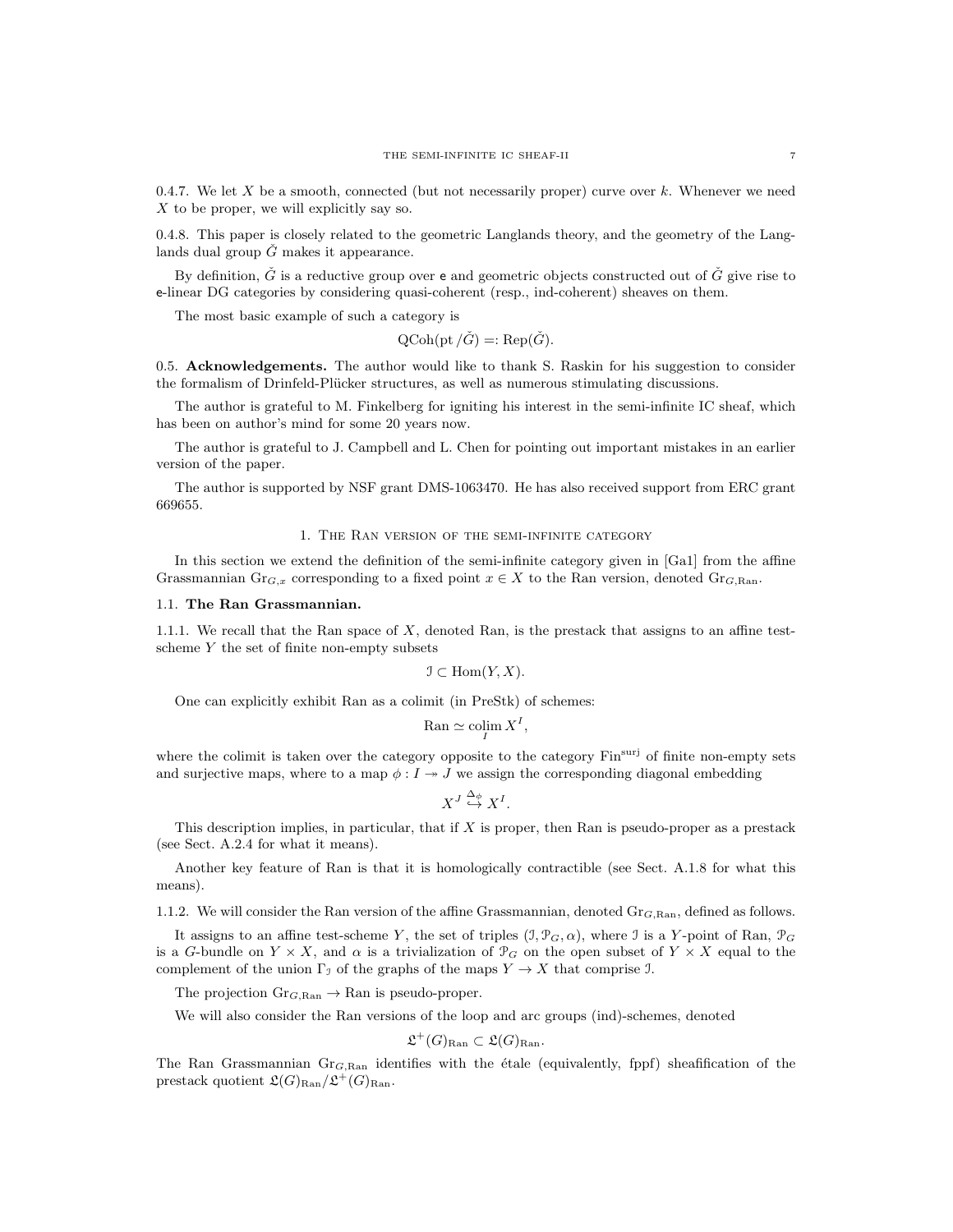0.4.7. We let $X$ be a smooth, connected (but not necessarily proper) curve over $k$. Whenever we need $X$ to be proper, we will explicitly say so.

0.4.8. This paper is closely related to the geometric Langlands theory, and the geometry of the Langlands dual group $\check{G}$ makes it appearance.

By definition, $\check{G}$ is a reductive group over $\mathsf{e}$ and geometric objects constructed out of $\check{G}$ give rise to $\mathsf{e}$-linear DG categories by considering quasi-coherent (resp., ind-coherent) sheaves on them.

The most basic example of such a category is

$$\mathrm{QCoh}(\mathrm{pt}\,/\check{G}) =: \mathrm{Rep}(\check{G}).$$

## 0.5. Acknowledgements.

The author would like to thank S. Raskin for his suggestion to consider the formalism of Drinfeld-Plücker structures, as well as numerous stimulating discussions.

The author is grateful to M. Finkelberg for igniting his interest in the semi-infinite IC sheaf, which has been on author's mind for some 20 years now.

The author is grateful to J. Campbell and L. Chen for pointing out important mistakes in an earlier version of the paper.

The author is supported by NSF grant DMS-1063470. He has also received support from ERC grant 669655.

# 1. The Ran version of the semi-infinite category

In this section we extend the definition of the semi-infinite category given in [Ga1] from the affine Grassmannian $\mathrm{Gr}_{G,x}$ corresponding to a fixed point $x \in X$ to the Ran version, denoted $\mathrm{Gr}_{G,\mathrm{Ran}}$.

## 1.1. The Ran Grassmannian.

1.1.1. We recall that the Ran space of $X$, denoted Ran, is the prestack that assigns to an affine test-scheme $Y$ the set of finite non-empty subsets

$$\mathcal{I} \subset \mathrm{Hom}(Y, X).$$

One can explicitly exhibit Ran as a colimit (in PreStk) of schemes:

$$\mathrm{Ran} \simeq \underset{I}{\mathrm{colim}}\, X^I,$$

where the colimit is taken over the category opposite to the category $\mathrm{Fin}^{\mathrm{surj}}$ of finite non-empty sets and surjective maps, where to a map $\phi : I \twoheadrightarrow J$ we assign the corresponding diagonal embedding

$$X^J \overset{\Delta_\phi}{\hookrightarrow} X^I.$$

This description implies, in particular, that if $X$ is proper, then Ran is pseudo-proper as a prestack (see Sect. A.2.4 for what it means).

Another key feature of Ran is that it is homologically contractible (see Sect. A.1.8 for what this means).

1.1.2. We will consider the Ran version of the affine Grassmannian, denoted $\mathrm{Gr}_{G,\mathrm{Ran}}$, defined as follows.

It assigns to an affine test-scheme $Y$, the set of triples $(\mathcal{I}, \mathcal{P}_G, \alpha)$, where $\mathcal{I}$ is a $Y$-point of Ran, $\mathcal{P}_G$ is a $G$-bundle on $Y \times X$, and $\alpha$ is a trivialization of $\mathcal{P}_G$ on the open subset of $Y \times X$ equal to the complement of the union $\Gamma_\mathcal{I}$ of the graphs of the maps $Y \to X$ that comprise $\mathcal{I}$.

The projection $\mathrm{Gr}_{G,\mathrm{Ran}} \to \mathrm{Ran}$ is pseudo-proper.

We will also consider the Ran versions of the loop and arc groups (ind)-schemes, denoted

$$\mathfrak{L}^+(G)_{\mathrm{Ran}} \subset \mathfrak{L}(G)_{\mathrm{Ran}}.$$

The Ran Grassmannian $\mathrm{Gr}_{G,\mathrm{Ran}}$ identifies with the étale (equivalently, fppf) sheafification of the prestack quotient $\mathfrak{L}(G)_{\mathrm{Ran}}/\mathfrak{L}^+(G)_{\mathrm{Ran}}$.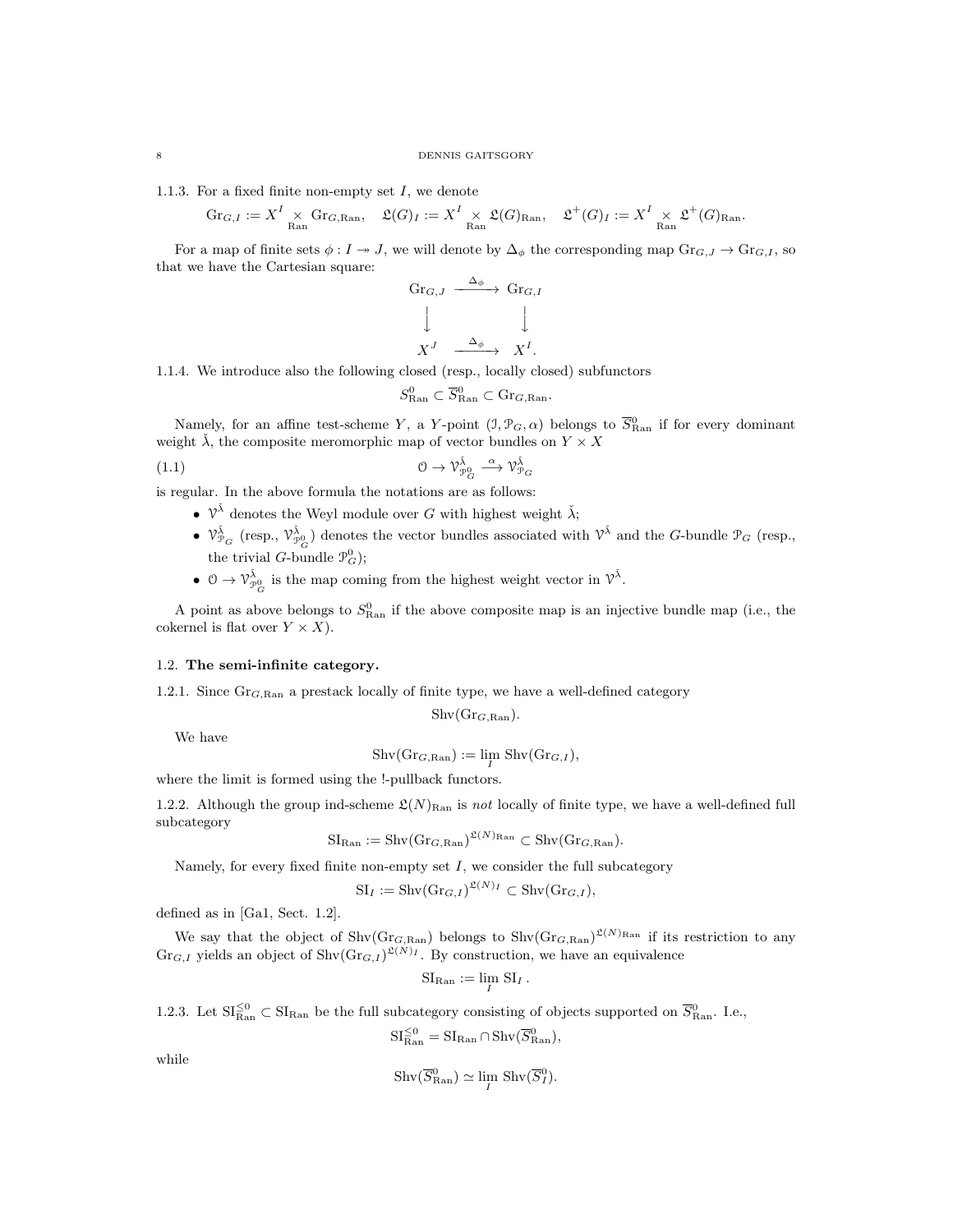1.1.3. For a fixed finite non-empty set $I$, we denote

$$\mathrm{Gr}_{G,I} := X^I \underset{\mathrm{Ran}}{\times} \mathrm{Gr}_{G,\mathrm{Ran}}, \quad \mathfrak{L}(G)_I := X^I \underset{\mathrm{Ran}}{\times} \mathfrak{L}(G)_{\mathrm{Ran}}, \quad \mathfrak{L}^+(G)_I := X^I \underset{\mathrm{Ran}}{\times} \mathfrak{L}^+(G)_{\mathrm{Ran}}.$$

For a map of finite sets $\phi : I \twoheadrightarrow J$, we will denote by $\Delta_\phi$ the corresponding map $\mathrm{Gr}_{G,J} \to \mathrm{Gr}_{G,I}$, so that we have the Cartesian square:

$$\begin{array}{ccc} \mathrm{Gr}_{G,J} & \xrightarrow{\Delta_\phi} & \mathrm{Gr}_{G,I} \\ \downarrow & & \downarrow \\ X^J & \xrightarrow{\Delta_\phi} & X^I. \end{array}$$

1.1.4. We introduce also the following closed (resp., locally closed) subfunctors

$$S^0_{\mathrm{Ran}} \subset \overline{S}^0_{\mathrm{Ran}} \subset \mathrm{Gr}_{G,\mathrm{Ran}}.$$

Namely, for an affine test-scheme $Y$, a $Y$-point $(\mathcal{I}, \mathcal{P}_G, \alpha)$ belongs to $\overline{S}^0_{\mathrm{Ran}}$ if for every dominant weight $\check{\lambda}$, the composite meromorphic map of vector bundles on $Y \times X$

$$\mathcal{O} \to \mathcal{V}^{\check{\lambda}}_{\mathcal{P}^0_G} \xrightarrow{\alpha} \mathcal{V}^{\check{\lambda}}_{\mathcal{P}_G} \tag{1.1}$$

is regular. In the above formula the notations are as follows:

- $\mathcal{V}^{\check{\lambda}}$ denotes the Weyl module over $G$ with highest weight $\check{\lambda}$;
- $\mathcal{V}^{\check{\lambda}}_{\mathcal{P}_G}$ (resp., $\mathcal{V}^{\check{\lambda}}_{\mathcal{P}^0_G}$) denotes the vector bundles associated with $\mathcal{V}^{\check{\lambda}}$ and the $G$-bundle $\mathcal{P}_G$ (resp., the trivial $G$-bundle $\mathcal{P}^0_G$);
- $\mathcal{O} \to \mathcal{V}^{\check{\lambda}}_{\mathcal{P}^0_G}$ is the map coming from the highest weight vector in $\mathcal{V}^{\check{\lambda}}$.

A point as above belongs to $S^0_{\mathrm{Ran}}$ if the above composite map is an injective bundle map (i.e., the cokernel is flat over $Y \times X$).

## 1.2. The semi-infinite category.

1.2.1. Since $\mathrm{Gr}_{G,\mathrm{Ran}}$ a prestack locally of finite type, we have a well-defined category

$$\mathrm{Shv}(\mathrm{Gr}_{G,\mathrm{Ran}}).$$

We have

$$\mathrm{Shv}(\mathrm{Gr}_{G,\mathrm{Ran}}) := \lim_I \mathrm{Shv}(\mathrm{Gr}_{G,I}),$$

where the limit is formed using the !-pullback functors.

1.2.2. Although the group ind-scheme $\mathfrak{L}(N)_{\mathrm{Ran}}$ is *not* locally of finite type, we have a well-defined full subcategory

$$\mathrm{SI}_{\mathrm{Ran}} := \mathrm{Shv}(\mathrm{Gr}_{G,\mathrm{Ran}})^{\mathfrak{L}(N)_{\mathrm{Ran}}} \subset \mathrm{Shv}(\mathrm{Gr}_{G,\mathrm{Ran}}).$$

Namely, for every fixed finite non-empty set $I$, we consider the full subcategory

$$\mathrm{SI}_I := \mathrm{Shv}(\mathrm{Gr}_{G,I})^{\mathfrak{L}(N)_I} \subset \mathrm{Shv}(\mathrm{Gr}_{G,I}),$$

defined as in [Ga1, Sect. 1.2].

We say that the object of $\mathrm{Shv}(\mathrm{Gr}_{G,\mathrm{Ran}})$ belongs to $\mathrm{Shv}(\mathrm{Gr}_{G,\mathrm{Ran}})^{\mathfrak{L}(N)_{\mathrm{Ran}}}$ if its restriction to any $\mathrm{Gr}_{G,I}$ yields an object of $\mathrm{Shv}(\mathrm{Gr}_{G,I})^{\mathfrak{L}(N)_I}$. By construction, we have an equivalence

$$\mathrm{SI}_{\mathrm{Ran}} := \lim_I \mathrm{SI}_I.$$

1.2.3. Let $\mathrm{SI}^{\leq 0}_{\mathrm{Ran}} \subset \mathrm{SI}_{\mathrm{Ran}}$ be the full subcategory consisting of objects supported on $\overline{S}^0_{\mathrm{Ran}}$. I.e.,

$$\mathrm{SI}^{\leq 0}_{\mathrm{Ran}} = \mathrm{SI}_{\mathrm{Ran}} \cap \mathrm{Shv}(\overline{S}^0_{\mathrm{Ran}}),$$

while

$$\mathrm{Shv}(\overline{S}^0_{\mathrm{Ran}}) \simeq \lim_I \mathrm{Shv}(\overline{S}^0_I).$$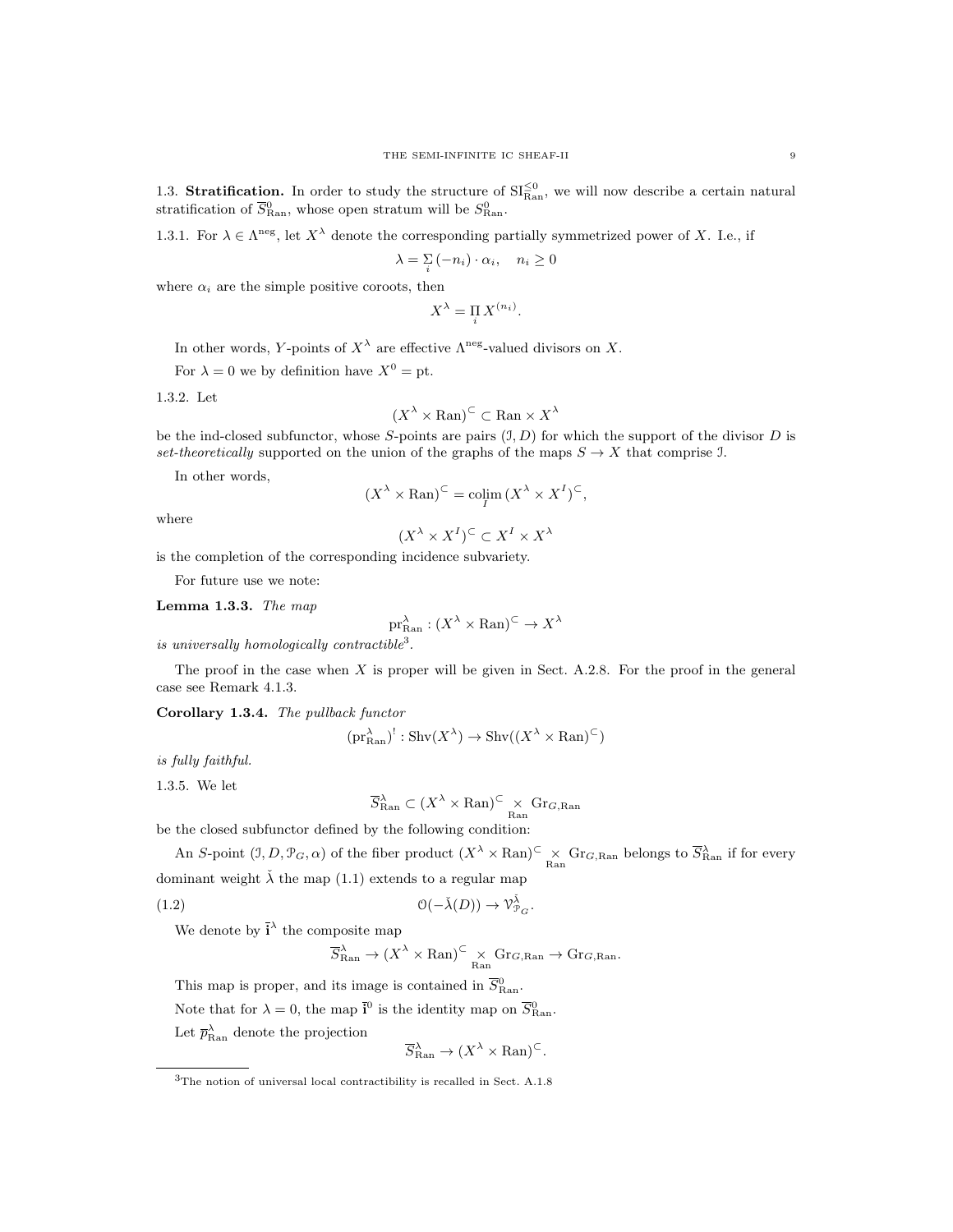1.3. **Stratification.** In order to study the structure of $\mathrm{SI}^{\leq 0}_{\mathrm{Ran}}$, we will now describe a certain natural stratification of $\overline{S}^0_{\mathrm{Ran}}$, whose open stratum will be $S^0_{\mathrm{Ran}}$.

1.3.1. For $\lambda \in \Lambda^{\mathrm{neg}}$, let $X^\lambda$ denote the corresponding partially symmetrized power of $X$. I.e., if

$$\lambda = \sum_i (-n_i) \cdot \alpha_i, \quad n_i \geq 0$$

where $\alpha_i$ are the simple positive coroots, then

$$X^\lambda = \prod_i X^{(n_i)}.$$

In other words, $Y$-points of $X^\lambda$ are effective $\Lambda^{\mathrm{neg}}$-valued divisors on $X$.

For $\lambda = 0$ we by definition have $X^0 = \mathrm{pt}$.

1.3.2. Let

$$(X^\lambda \times \mathrm{Ran})^{\subset} \subset \mathrm{Ran} \times X^\lambda$$

be the ind-closed subfunctor, whose $S$-points are pairs $(\mathcal{I}, D)$ for which the support of the divisor $D$ is *set-theoretically* supported on the union of the graphs of the maps $S \to X$ that comprise $\mathcal{I}$.

In other words,

$$(X^\lambda \times \mathrm{Ran})^{\subset} = \underset{I}{\mathrm{colim}}\, (X^\lambda \times X^I)^{\subset},$$

where

$$(X^\lambda \times X^I)^{\subset} \subset X^I \times X^\lambda$$

is the completion of the corresponding incidence subvariety.

For future use we note:

**Lemma 1.3.3.** *The map*

$$\mathrm{pr}^\lambda_{\mathrm{Ran}} : (X^\lambda \times \mathrm{Ran})^{\subset} \to X^\lambda$$

*is universally homologically contractible*[3].

The proof in the case when $X$ is proper will be given in Sect. A.2.8. For the proof in the general case see Remark 4.1.3.

**Corollary 1.3.4.** *The pullback functor*

$$(\mathrm{pr}^\lambda_{\mathrm{Ran}})^! : \mathrm{Shv}(X^\lambda) \to \mathrm{Shv}((X^\lambda \times \mathrm{Ran})^{\subset})$$

*is fully faithful.*

1.3.5. We let

$$\overline{S}^\lambda_{\mathrm{Ran}} \subset (X^\lambda \times \mathrm{Ran})^{\subset} \underset{\mathrm{Ran}}{\times} \mathrm{Gr}_{G,\mathrm{Ran}}$$

be the closed subfunctor defined by the following condition:

An $S$-point $(\mathcal{I}, D, \mathcal{P}_G, \alpha)$ of the fiber product $(X^\lambda \times \mathrm{Ran})^{\subset} \underset{\mathrm{Ran}}{\times} \mathrm{Gr}_{G,\mathrm{Ran}}$ belongs to $\overline{S}^\lambda_{\mathrm{Ran}}$ if for every dominant weight $\check{\lambda}$ the map (1.1) extends to a regular map

$$\mathcal{O}(-\check{\lambda}(D)) \to \mathcal{V}^{\check{\lambda}}_{\mathcal{P}_G}. \tag{1.2}$$

We denote by $\bar{\mathbf{i}}^\lambda$ the composite map

$$\overline{S}^\lambda_{\mathrm{Ran}} \to (X^\lambda \times \mathrm{Ran})^{\subset} \underset{\mathrm{Ran}}{\times} \mathrm{Gr}_{G,\mathrm{Ran}} \to \mathrm{Gr}_{G,\mathrm{Ran}}.$$

This map is proper, and its image is contained in $\overline{S}^0_{\mathrm{Ran}}$.

Note that for $\lambda = 0$, the map $\bar{\mathbf{i}}^0$ is the identity map on $\overline{S}^0_{\mathrm{Ran}}$.

Let $\overline{p}^\lambda_{\mathrm{Ran}}$ denote the projection

$$\overline{S}^\lambda_{\mathrm{Ran}} \to (X^\lambda \times \mathrm{Ran})^{\subset}.$$

---

[3] The notion of universal local contractibility is recalled in Sect. A.1.8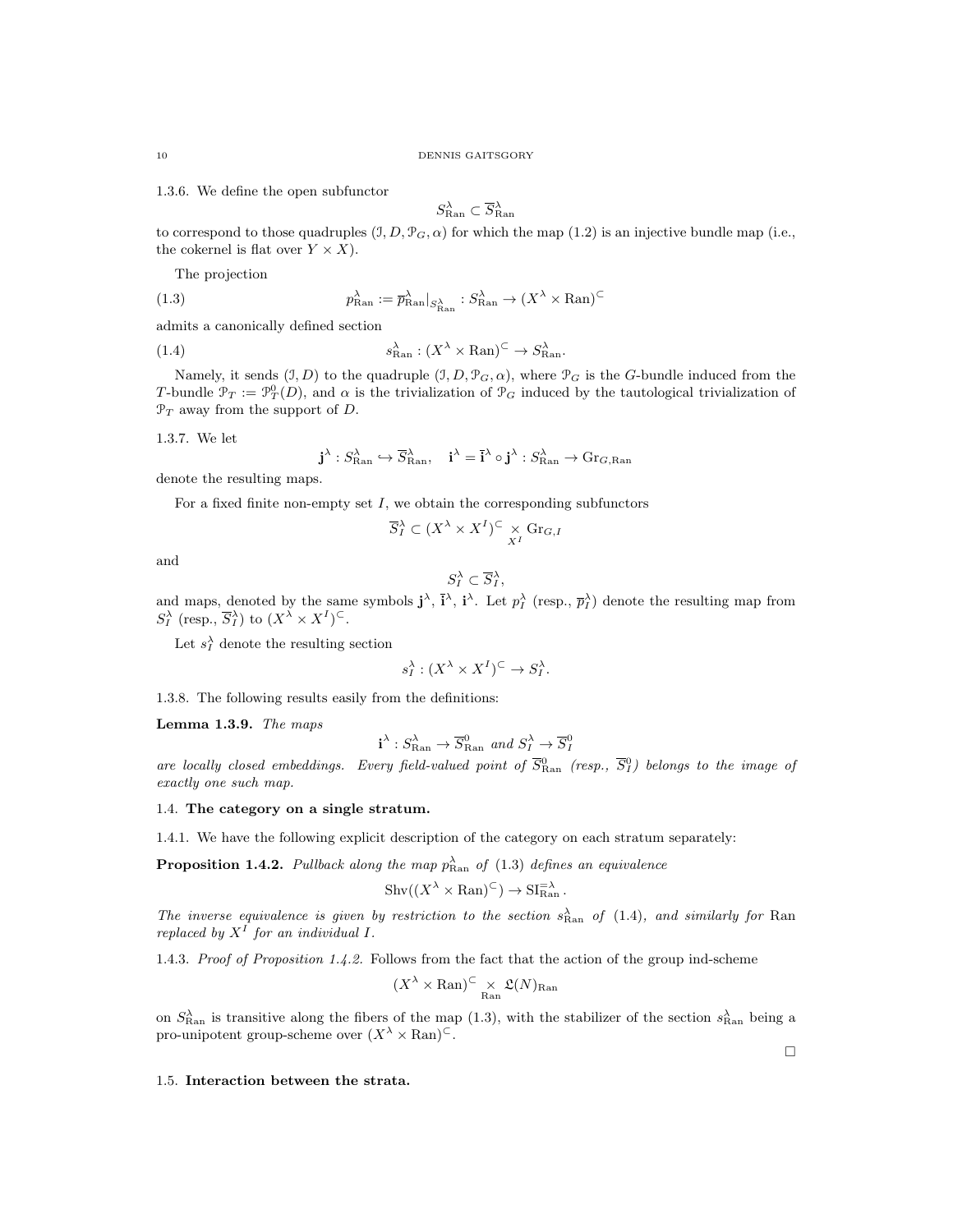1.3.6. We define the open subfunctor

$$S^\lambda_{\mathrm{Ran}} \subset \overline{S}^\lambda_{\mathrm{Ran}}$$

to correspond to those quadruples $(\mathcal{I}, D, \mathcal{P}_G, \alpha)$ for which the map (1.2) is an injective bundle map (i.e., the cokernel is flat over $Y \times X$).

The projection

$$p^\lambda_{\mathrm{Ran}} := \overline{p}^\lambda_{\mathrm{Ran}}|_{S^\lambda_{\mathrm{Ran}}} : S^\lambda_{\mathrm{Ran}} \to (X^\lambda \times \mathrm{Ran})^\subset \tag{1.3}$$

admits a canonically defined section

$$s^\lambda_{\mathrm{Ran}} : (X^\lambda \times \mathrm{Ran})^\subset \to S^\lambda_{\mathrm{Ran}}. \tag{1.4}$$

Namely, it sends $(\mathcal{I}, D)$ to the quadruple $(\mathcal{I}, D, \mathcal{P}_G, \alpha)$, where $\mathcal{P}_G$ is the $G$-bundle induced from the $T$-bundle $\mathcal{P}_T := \mathcal{P}^0_T(D)$, and $\alpha$ is the trivialization of $\mathcal{P}_G$ induced by the tautological trivialization of $\mathcal{P}_T$ away from the support of $D$.

1.3.7. We let

$$\mathbf{j}^\lambda : S^\lambda_{\mathrm{Ran}} \hookrightarrow \overline{S}^\lambda_{\mathrm{Ran}}, \quad \mathbf{i}^\lambda = \bar{\mathbf{i}}^\lambda \circ \mathbf{j}^\lambda : S^\lambda_{\mathrm{Ran}} \to \mathrm{Gr}_{G,\mathrm{Ran}}$$

denote the resulting maps.

For a fixed finite non-empty set $I$, we obtain the corresponding subfunctors

$$\overline{S}^\lambda_I \subset (X^\lambda \times X^I)^\subset \underset{X^I}{\times} \mathrm{Gr}_{G,I}$$

and

$$S^\lambda_I \subset \overline{S}^\lambda_I,$$

and maps, denoted by the same symbols $\mathbf{j}^\lambda$, $\bar{\mathbf{i}}^\lambda$, $\mathbf{i}^\lambda$. Let $p^\lambda_I$ (resp., $\overline{p}^\lambda_I$) denote the resulting map from $S^\lambda_I$ (resp., $\overline{S}^\lambda_I$) to $(X^\lambda \times X^I)^\subset$.

Let $s^\lambda_I$ denote the resulting section

$$s^\lambda_I : (X^\lambda \times X^I)^\subset \to S^\lambda_I.$$

1.3.8. The following results easily from the definitions:

**Lemma 1.3.9.** *The maps*

$$\mathbf{i}^\lambda : S^\lambda_{\mathrm{Ran}} \to \overline{S}^0_{\mathrm{Ran}} \text{ and } S^\lambda_I \to \overline{S}^0_I$$

*are locally closed embeddings. Every field-valued point of $\overline{S}^0_{\mathrm{Ran}}$ (resp., $\overline{S}^0_I$) belongs to the image of exactly one such map.*

## 1.4. The category on a single stratum.

1.4.1. We have the following explicit description of the category on each stratum separately:

**Proposition 1.4.2.** *Pullback along the map $p^\lambda_{\mathrm{Ran}}$ of (1.3) defines an equivalence*

$$\mathrm{Shv}((X^\lambda \times \mathrm{Ran})^\subset) \to \mathrm{SI}^{=\lambda}_{\mathrm{Ran}}.$$

*The inverse equivalence is given by restriction to the section $s^\lambda_{\mathrm{Ran}}$ of (1.4), and similarly for* Ran *replaced by $X^I$ for an individual $I$.*

1.4.3. *Proof of Proposition 1.4.2.* Follows from the fact that the action of the group ind-scheme

$$(X^\lambda \times \mathrm{Ran})^\subset \underset{\mathrm{Ran}}{\times} \mathfrak{L}(N)_{\mathrm{Ran}}$$

on $S^\lambda_{\mathrm{Ran}}$ is transitive along the fibers of the map (1.3), with the stabilizer of the section $s^\lambda_{\mathrm{Ran}}$ being a pro-unipotent group-scheme over $(X^\lambda \times \mathrm{Ran})^\subset$.

□

## 1.5. Interaction between the strata.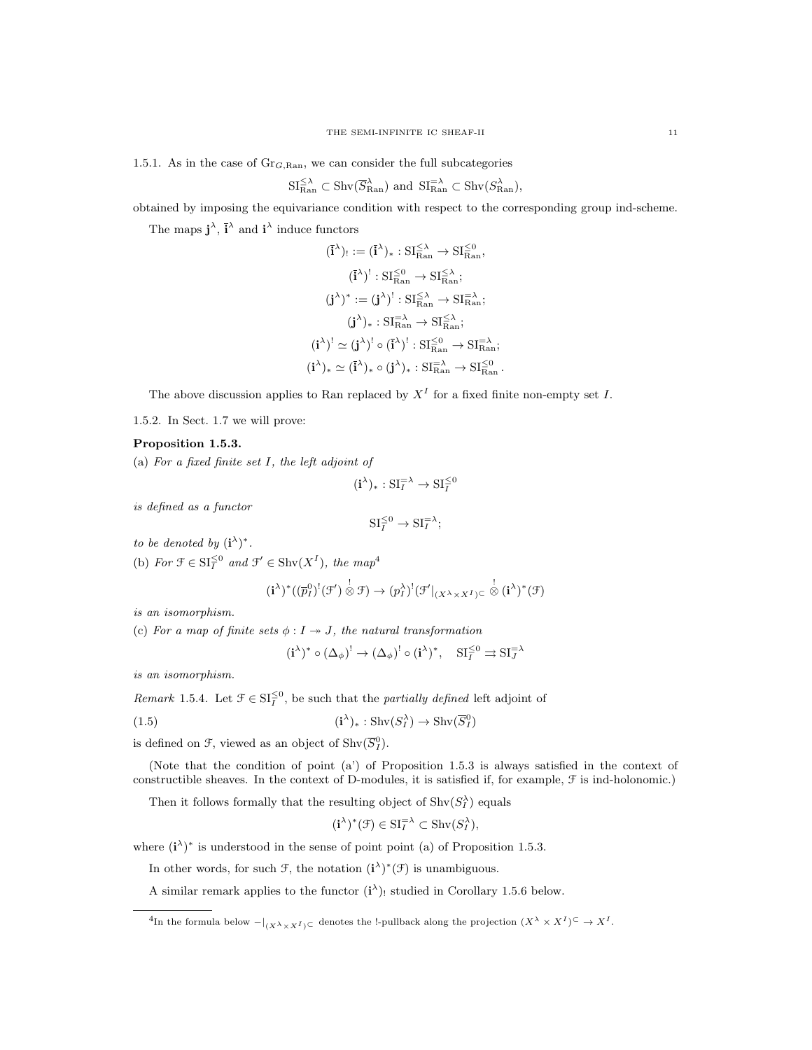1.5.1. As in the case of $\mathrm{Gr}_{G,\mathrm{Ran}}$, we can consider the full subcategories

$$\mathrm{SI}^{\leq\lambda}_{\mathrm{Ran}} \subset \mathrm{Shv}(\overline{S}^{\lambda}_{\mathrm{Ran}}) \text{ and } \mathrm{SI}^{=\lambda}_{\mathrm{Ran}} \subset \mathrm{Shv}(S^{\lambda}_{\mathrm{Ran}}),$$

obtained by imposing the equivariance condition with respect to the corresponding group ind-scheme.

The maps $\mathbf{j}^\lambda$, $\bar{\mathbf{i}}^\lambda$ and $\mathbf{i}^\lambda$ induce functors

$$(\bar{\mathbf{i}}^\lambda)_! := (\bar{\mathbf{i}}^\lambda)_* : \mathrm{SI}^{\leq\lambda}_{\mathrm{Ran}} \to \mathrm{SI}^{\leq 0}_{\mathrm{Ran}},$$

$$(\bar{\mathbf{i}}^\lambda)^! : \mathrm{SI}^{\leq 0}_{\mathrm{Ran}} \to \mathrm{SI}^{\leq\lambda}_{\mathrm{Ran}};$$

$$(\mathbf{j}^\lambda)^* := (\mathbf{j}^\lambda)^! : \mathrm{SI}^{\leq\lambda}_{\mathrm{Ran}} \to \mathrm{SI}^{=\lambda}_{\mathrm{Ran}};$$

$$(\mathbf{j}^\lambda)_* : \mathrm{SI}^{=\lambda}_{\mathrm{Ran}} \to \mathrm{SI}^{\leq\lambda}_{\mathrm{Ran}};$$

$$(\mathbf{i}^\lambda)^! \simeq (\mathbf{j}^\lambda)^! \circ (\bar{\mathbf{i}}^\lambda)^! : \mathrm{SI}^{\leq 0}_{\mathrm{Ran}} \to \mathrm{SI}^{=\lambda}_{\mathrm{Ran}};$$

$$(\mathbf{i}^\lambda)_* \simeq (\bar{\mathbf{i}}^\lambda)_* \circ (\mathbf{j}^\lambda)_* : \mathrm{SI}^{=\lambda}_{\mathrm{Ran}} \to \mathrm{SI}^{\leq 0}_{\mathrm{Ran}}.$$

The above discussion applies to Ran replaced by $X^I$ for a fixed finite non-empty set $I$.

1.5.2. In Sect. 1.7 we will prove:

**Proposition 1.5.3.**

(a) *For a fixed finite set $I$, the left adjoint of*

$$(\mathbf{i}^\lambda)_* : \mathrm{SI}^{=\lambda}_I \to \mathrm{SI}^{\leq 0}_I$$

*is defined as a functor*

$$\mathrm{SI}^{\leq 0}_I \to \mathrm{SI}^{=\lambda}_I;$$

*to be denoted by $(\mathbf{i}^\lambda)^*$.*

(b) *For $\mathcal{F} \in \mathrm{SI}^{\leq 0}_I$ and $\mathcal{F}' \in \mathrm{Shv}(X^I)$, the map*[4]

$$(\mathbf{i}^\lambda)^*((\overline{p}^0_I)^!(\mathcal{F}') \overset{!}{\otimes} \mathcal{F}) \to (p^\lambda_I)^!(\mathcal{F}'|_{(X^\lambda \times X^I)^\subset} \overset{!}{\otimes} (\mathbf{i}^\lambda)^*(\mathcal{F})$$

*is an isomorphism.*

(c) *For a map of finite sets $\phi : I \twoheadrightarrow J$, the natural transformation*

$$(\mathbf{i}^\lambda)^* \circ (\Delta_\phi)^! \to (\Delta_\phi)^! \circ (\mathbf{i}^\lambda)^*, \quad \mathrm{SI}^{\leq 0}_I \rightrightarrows \mathrm{SI}^{=\lambda}_J$$

*is an isomorphism.*

*Remark* 1.5.4. Let $\mathcal{F} \in \mathrm{SI}^{\leq 0}_I$, be such that the *partially defined* left adjoint of

$$(\mathbf{i}^\lambda)_* : \mathrm{Shv}(S^\lambda_I) \to \mathrm{Shv}(\overline{S}^0_I) \tag{1.5}$$

is defined on $\mathcal{F}$, viewed as an object of $\mathrm{Shv}(\overline{S}^0_I)$.

(Note that the condition of point (a') of Proposition 1.5.3 is always satisfied in the context of constructible sheaves. In the context of D-modules, it is satisfied if, for example, $\mathcal{F}$ is ind-holonomic.)

Then it follows formally that the resulting object of $\mathrm{Shv}(S^\lambda_I)$ equals

$$(\mathbf{i}^\lambda)^*(\mathcal{F}) \in \mathrm{SI}^{=\lambda}_I \subset \mathrm{Shv}(S^\lambda_I),$$

where $(\mathbf{i}^\lambda)^*$ is understood in the sense of point point (a) of Proposition 1.5.3.

In other words, for such $\mathcal{F}$, the notation $(\mathbf{i}^\lambda)^*(\mathcal{F})$ is unambiguous.

A similar remark applies to the functor $(\mathbf{i}^\lambda)_!$ studied in Corollary 1.5.6 below.

[4] In the formula below $-|_{(X^\lambda \times X^I)^\subset}$ denotes the !-pullback along the projection $(X^\lambda \times X^I)^\subset \to X^I$.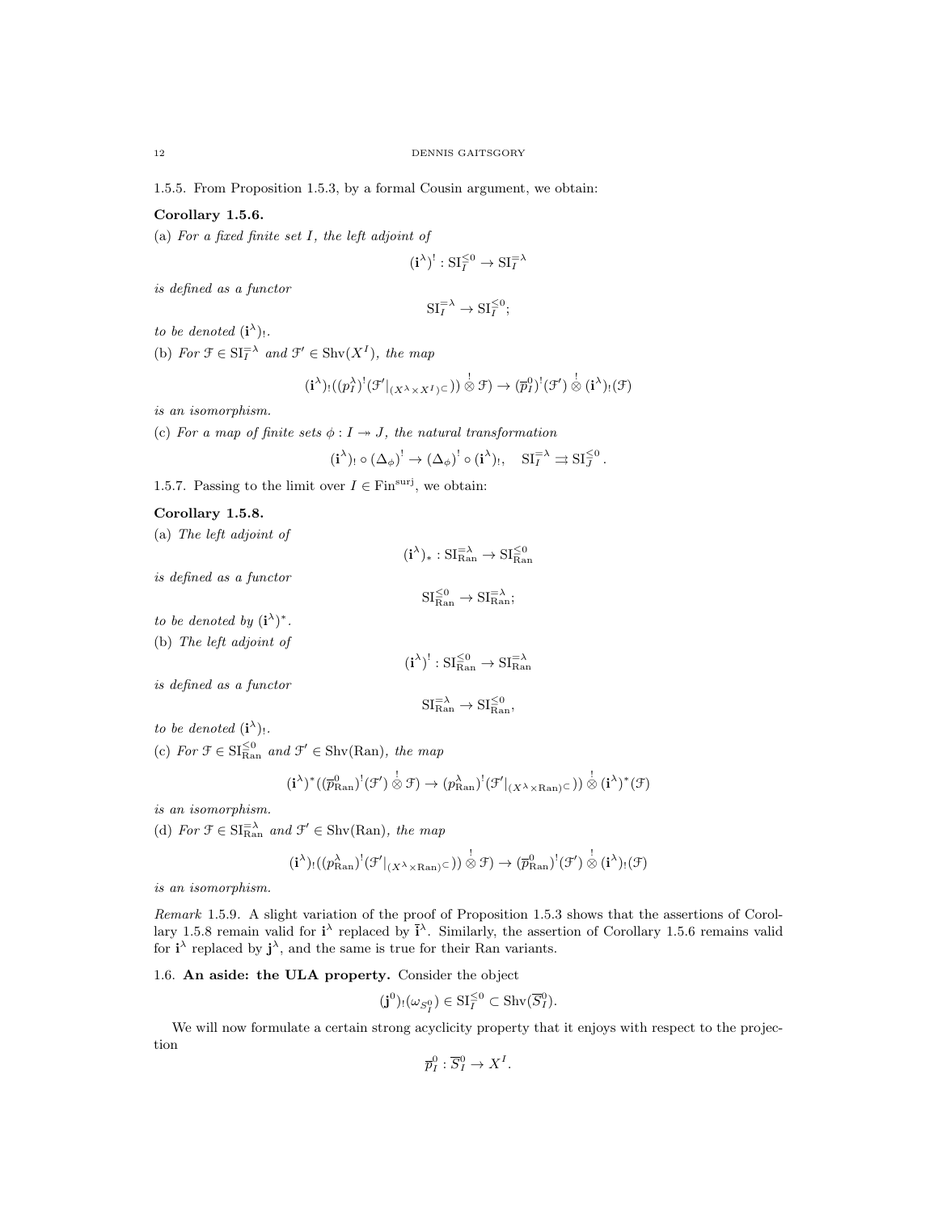1.5.5. From Proposition 1.5.3, by a formal Cousin argument, we obtain:

**Corollary 1.5.6.**

(a) *For a fixed finite set $I$, the left adjoint of*

$$(\mathbf{i}^\lambda)^! : \mathrm{SI}_I^{\leq 0} \to \mathrm{SI}_I^{=\lambda}$$

*is defined as a functor*

$$\mathrm{SI}_I^{=\lambda} \to \mathrm{SI}_I^{\leq 0};$$

*to be denoted $(\mathbf{i}^\lambda)_!$.*

(b) *For $\mathcal{F} \in \mathrm{SI}_I^{=\lambda}$ and $\mathcal{F}' \in \mathrm{Shv}(X^I)$, the map*

$$(\mathbf{i}^\lambda)_!((p_I^\lambda)^!(\mathcal{F}'|_{(X^\lambda \times X^I)^\subset}) \overset{!}{\otimes} \mathcal{F}) \to (\overline{p}_I^0)^!(\mathcal{F}') \overset{!}{\otimes} (\mathbf{i}^\lambda)_!(\mathcal{F})$$

*is an isomorphism.*

(c) *For a map of finite sets $\phi : I \twoheadrightarrow J$, the natural transformation*

$$(\mathbf{i}^\lambda)_! \circ (\Delta_\phi)^! \to (\Delta_\phi)^! \circ (\mathbf{i}^\lambda)_!, \quad \mathrm{SI}_I^{=\lambda} \rightrightarrows \mathrm{SI}_J^{\leq 0}.$$

1.5.7. Passing to the limit over $I \in \mathrm{Fin}^{\mathrm{surj}}$, we obtain:

**Corollary 1.5.8.**

(a) *The left adjoint of*

$$(\mathbf{i}^\lambda)_* : \mathrm{SI}_{\mathrm{Ran}}^{=\lambda} \to \mathrm{SI}_{\mathrm{Ran}}^{\leq 0}$$

*is defined as a functor*

$$\mathrm{SI}_{\mathrm{Ran}}^{\leq 0} \to \mathrm{SI}_{\mathrm{Ran}}^{=\lambda};$$

*to be denoted by $(\mathbf{i}^\lambda)^*$.*

(b) *The left adjoint of*

$$(\mathbf{i}^\lambda)^! : \mathrm{SI}_{\mathrm{Ran}}^{\leq 0} \to \mathrm{SI}_{\mathrm{Ran}}^{=\lambda}$$

*is defined as a functor*

$$\mathrm{SI}_{\mathrm{Ran}}^{=\lambda} \to \mathrm{SI}_{\mathrm{Ran}}^{\leq 0},$$

*to be denoted $(\mathbf{i}^\lambda)_!$.*

(c) *For $\mathcal{F} \in \mathrm{SI}_{\mathrm{Ran}}^{\leq 0}$ and $\mathcal{F}' \in \mathrm{Shv}(\mathrm{Ran})$, the map*

$$(\mathbf{i}^\lambda)^*((\overline{p}_{\mathrm{Ran}}^0)^!(\mathcal{F}') \overset{!}{\otimes} \mathcal{F}) \to (p_{\mathrm{Ran}}^\lambda)^!(\mathcal{F}'|_{(X^\lambda \times \mathrm{Ran})^\subset}) \overset{!}{\otimes} (\mathbf{i}^\lambda)^*(\mathcal{F})$$

*is an isomorphism.*

(d) *For $\mathcal{F} \in \mathrm{SI}_{\mathrm{Ran}}^{=\lambda}$ and $\mathcal{F}' \in \mathrm{Shv}(\mathrm{Ran})$, the map*

$$(\mathbf{i}^\lambda)_!((p_{\mathrm{Ran}}^\lambda)^!(\mathcal{F}'|_{(X^\lambda \times \mathrm{Ran})^\subset}) \overset{!}{\otimes} \mathcal{F}) \to (\overline{p}_{\mathrm{Ran}}^0)^!(\mathcal{F}') \overset{!}{\otimes} (\mathbf{i}^\lambda)_!(\mathcal{F})$$

*is an isomorphism.*

*Remark* 1.5.9. A slight variation of the proof of Proposition 1.5.3 shows that the assertions of Corollary 1.5.8 remain valid for $\mathbf{i}^\lambda$ replaced by $\bar{\mathbf{i}}^\lambda$. Similarly, the assertion of Corollary 1.5.6 remains valid for $\mathbf{i}^\lambda$ replaced by $\mathbf{j}^\lambda$, and the same is true for their Ran variants.

## 1.6. An aside: the ULA property.

Consider the object

$$(\mathbf{j}^0)_!(\omega_{S_I^0}) \in \mathrm{SI}_I^{\leq 0} \subset \mathrm{Shv}(\overline{S}_I^0).$$

We will now formulate a certain strong acyclicity property that it enjoys with respect to the projection

$$\overline{p}_I^0 : \overline{S}_I^0 \to X^I.$$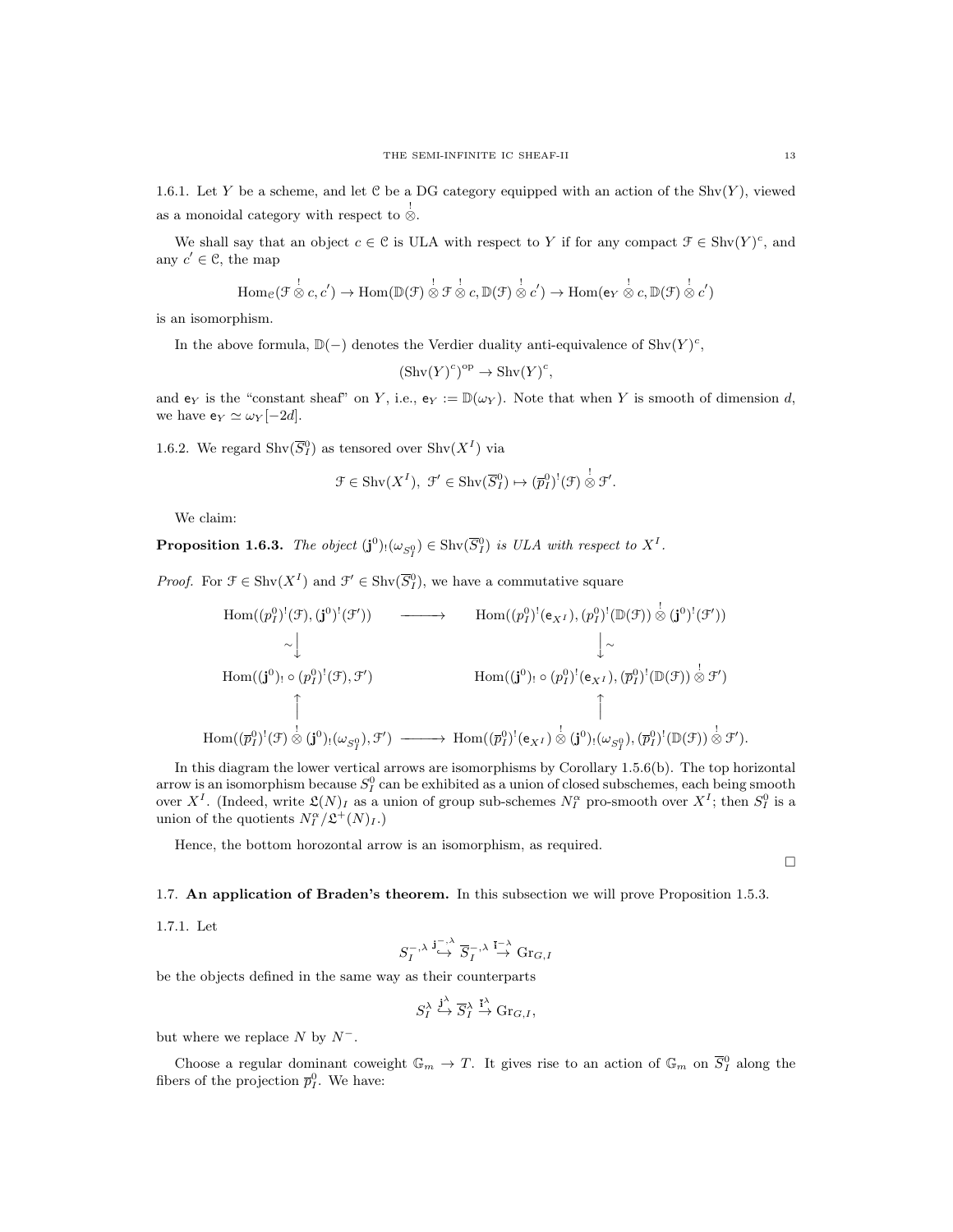1.6.1. Let $Y$ be a scheme, and let $\mathcal{C}$ be a DG category equipped with an action of the $\mathrm{Shv}(Y)$, viewed as a monoidal category with respect to $\overset{!}{\otimes}$.

We shall say that an object $c \in \mathcal{C}$ is ULA with respect to $Y$ if for any compact $\mathcal{F} \in \mathrm{Shv}(Y)^c$, and any $c' \in \mathcal{C}$, the map

$$\mathrm{Hom}_{\mathcal{C}}(\mathcal{F} \overset{!}{\otimes} c, c') \to \mathrm{Hom}(\mathbb{D}(\mathcal{F}) \overset{!}{\otimes} \mathcal{F} \overset{!}{\otimes} c, \mathbb{D}(\mathcal{F}) \overset{!}{\otimes} c') \to \mathrm{Hom}(\mathsf{e}_Y \overset{!}{\otimes} c, \mathbb{D}(\mathcal{F}) \overset{!}{\otimes} c')$$

is an isomorphism.

In the above formula, $\mathbb{D}(-)$ denotes the Verdier duality anti-equivalence of $\mathrm{Shv}(Y)^c$,

$$(\mathrm{Shv}(Y)^c)^{\mathrm{op}} \to \mathrm{Shv}(Y)^c,$$

and $\mathsf{e}_Y$ is the "constant sheaf" on $Y$, i.e., $\mathsf{e}_Y := \mathbb{D}(\omega_Y)$. Note that when $Y$ is smooth of dimension $d$, we have $\mathsf{e}_Y \simeq \omega_Y[-2d]$.

1.6.2. We regard $\mathrm{Shv}(\overline{S}^0_I)$ as tensored over $\mathrm{Shv}(X^I)$ via

$$\mathcal{F} \in \mathrm{Shv}(X^I),\ \mathcal{F}' \in \mathrm{Shv}(\overline{S}^0_I) \mapsto (\overline{p}^0_I)^!(\mathcal{F}) \overset{!}{\otimes} \mathcal{F}'.$$

We claim:

**Proposition 1.6.3.** *The object $(\mathbf{j}^0)_!(\omega_{S^0_I}) \in \mathrm{Shv}(\overline{S}^0_I)$ is ULA with respect to $X^I$.*

*Proof.* For $\mathcal{F} \in \mathrm{Shv}(X^I)$ and $\mathcal{F}' \in \mathrm{Shv}(\overline{S}^0_I)$, we have a commutative square

$$\begin{array}{ccc}
\mathrm{Hom}((p^0_I)^!(\mathcal{F}), (\mathbf{j}^0)^!(\mathcal{F}')) & \longrightarrow & \mathrm{Hom}((p^0_I)^!(\mathsf{e}_{X^I}), (p^0_I)^!(\mathbb{D}(\mathcal{F})) \overset{!}{\otimes} (\mathbf{j}^0)^!(\mathcal{F}')) \\
\sim\downarrow & & \downarrow\sim \\
\mathrm{Hom}((\mathbf{j}^0)_! \circ (p^0_I)^!(\mathcal{F}), \mathcal{F}') & & \mathrm{Hom}((\mathbf{j}^0)_! \circ (p^0_I)^!(\mathsf{e}_{X^I}), (\overline{p}^0_I)^!(\mathbb{D}(\mathcal{F})) \overset{!}{\otimes} \mathcal{F}') \\
\uparrow & & \uparrow \\
\mathrm{Hom}((\overline{p}^0_I)^!(\mathcal{F}) \overset{!}{\otimes} (\mathbf{j}^0)_!(\omega_{S^0_I}), \mathcal{F}') & \longrightarrow & \mathrm{Hom}((\overline{p}^0_I)^!(\mathsf{e}_{X^I}) \overset{!}{\otimes} (\mathbf{j}^0)_!(\omega_{S^0_I}), (\overline{p}^0_I)^!(\mathbb{D}(\mathcal{F})) \overset{!}{\otimes} \mathcal{F}').
\end{array}$$

In this diagram the lower vertical arrows are isomorphisms by Corollary 1.5.6(b). The top horizontal arrow is an isomorphism because $S^0_I$ can be exhibited as a union of closed subschemes, each being smooth over $X^I$. (Indeed, write $\mathfrak{L}(N)_I$ as a union of group sub-schemes $N^\alpha_I$ pro-smooth over $X^I$; then $S^0_I$ is a union of the quotients $N^\alpha_I/\mathfrak{L}^+(N)_I$.)

Hence, the bottom horozontal arrow is an isomorphism, as required.

□

## 1.7. An application of Braden's theorem.

In this subsection we will prove Proposition 1.5.3.

1.7.1. Let

$$S^{-,\lambda}_I \overset{\mathbf{j}^{-,\lambda}}{\hookrightarrow} \overline{S}^{-,\lambda}_I \overset{\mathbf{i}^{-,\lambda}}{\to} \mathrm{Gr}_{G,I}$$

be the objects defined in the same way as their counterparts

$$S^\lambda_I \overset{\mathbf{j}^\lambda}{\hookrightarrow} \overline{S}^\lambda_I \overset{\mathbf{i}^\lambda}{\to} \mathrm{Gr}_{G,I},$$

but where we replace $N$ by $N^-$.

Choose a regular dominant coweight $\mathbb{G}_m \to T$. It gives rise to an action of $\mathbb{G}_m$ on $\overline{S}^0_I$ along the fibers of the projection $\overline{p}^0_I$. We have: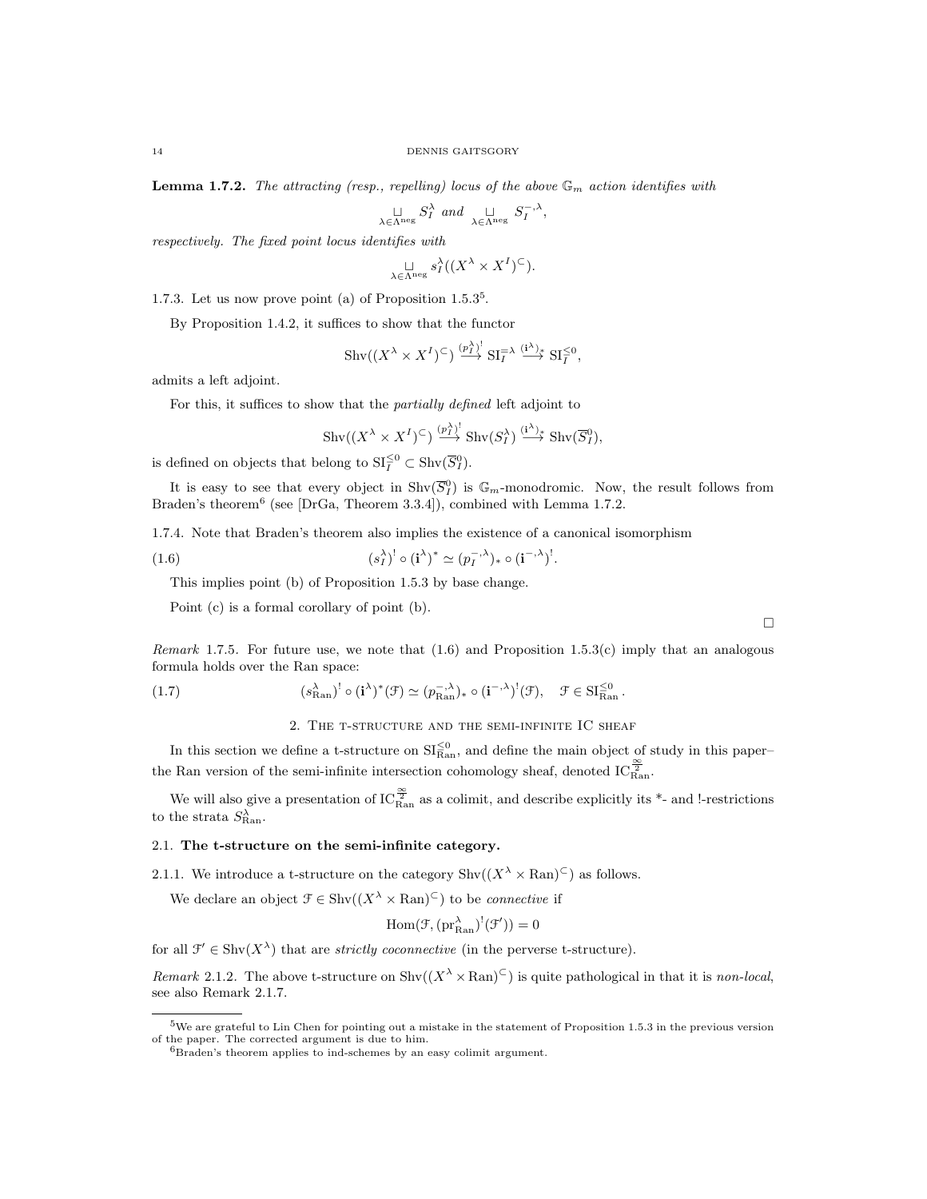**Lemma 1.7.2.** *The attracting (resp., repelling) locus of the above $\mathbb{G}_m$ action identifies with*

$$\underset{\lambda\in\Lambda^{\text{neg}}}{\sqcup} S_I^\lambda \text{ and } \underset{\lambda\in\Lambda^{\text{neg}}}{\sqcup} S_I^{-,\lambda},$$

*respectively. The fixed point locus identifies with*

$$\underset{\lambda\in\Lambda^{\text{neg}}}{\sqcup} s_I^\lambda((X^\lambda\times X^I)^\subset).$$

1.7.3. Let us now prove point (a) of Proposition 1.5.3[5].

By Proposition 1.4.2, it suffices to show that the functor

$$\text{Shv}((X^\lambda\times X^I)^\subset) \overset{(p_I^\lambda)^!}{\longrightarrow} \text{SI}_I^{=\lambda} \overset{(\mathbf{i}^\lambda)_*}{\longrightarrow} \text{SI}_I^{\leq 0},$$

admits a left adjoint.

For this, it suffices to show that the *partially defined* left adjoint to

$$\text{Shv}((X^\lambda\times X^I)^\subset) \overset{(p_I^\lambda)^!}{\longrightarrow} \text{Shv}(S_I^\lambda) \overset{(\mathbf{i}^\lambda)_*}{\longrightarrow} \text{Shv}(\overline{S}_I^0),$$

is defined on objects that belong to $\text{SI}_I^{\leq 0}\subset \text{Shv}(\overline{S}_I^0)$.

It is easy to see that every object in $\text{Shv}(\overline{S}_I^0)$ is $\mathbb{G}_m$-monodromic. Now, the result follows from Braden's theorem[6] (see [DrGa, Theorem 3.3.4]), combined with Lemma 1.7.2.

1.7.4. Note that Braden's theorem also implies the existence of a canonical isomorphism

$$(s_I^\lambda)^!\circ(\mathbf{i}^\lambda)^*\simeq (p_I^{-,\lambda})_*\circ(\mathbf{i}^{-,\lambda})^!. \tag{1.6}$$

This implies point (b) of Proposition 1.5.3 by base change.

Point (c) is a formal corollary of point (b).

□

*Remark* 1.7.5. For future use, we note that (1.6) and Proposition 1.5.3(c) imply that an analogous formula holds over the Ran space:

$$(s_{\text{Ran}}^\lambda)^!\circ(\mathbf{i}^\lambda)^*(\mathcal{F})\simeq (p_{\text{Ran}}^{-,\lambda})_*\circ(\mathbf{i}^{-,\lambda})^!(\mathcal{F}),\quad \mathcal{F}\in\text{SI}_{\text{Ran}}^{\leq 0}. \tag{1.7}$$

## 2. The t-structure and the semi-infinite IC sheaf

In this section we define a t-structure on $\text{SI}_{\text{Ran}}^{\leq 0}$, and define the main object of study in this paper– the Ran version of the semi-infinite intersection cohomology sheaf, denoted $\text{IC}_{\text{Ran}}^{\frac{\infty}{2}}$.

We will also give a presentation of $\text{IC}_{\text{Ran}}^{\frac{\infty}{2}}$ as a colimit, and describe explicitly its \*- and !-restrictions to the strata $S_{\text{Ran}}^\lambda$.

### 2.1. The t-structure on the semi-infinite category.

2.1.1. We introduce a t-structure on the category $\text{Shv}((X^\lambda\times\text{Ran})^\subset)$ as follows.

We declare an object $\mathcal{F}\in\text{Shv}((X^\lambda\times\text{Ran})^\subset)$ to be *connective* if

$$\text{Hom}(\mathcal{F},(\text{pr}_{\text{Ran}}^\lambda)^!(\mathcal{F}'))=0$$

for all $\mathcal{F}'\in\text{Shv}(X^\lambda)$ that are *strictly coconnective* (in the perverse t-structure).

*Remark* 2.1.2. The above t-structure on $\text{Shv}((X^\lambda\times\text{Ran})^\subset)$ is quite pathological in that it is *non-local*, see also Remark 2.1.7.

---

[5] We are grateful to Lin Chen for pointing out a mistake in the statement of Proposition 1.5.3 in the previous version of the paper. The corrected argument is due to him.

[6] Braden's theorem applies to ind-schemes by an easy colimit argument.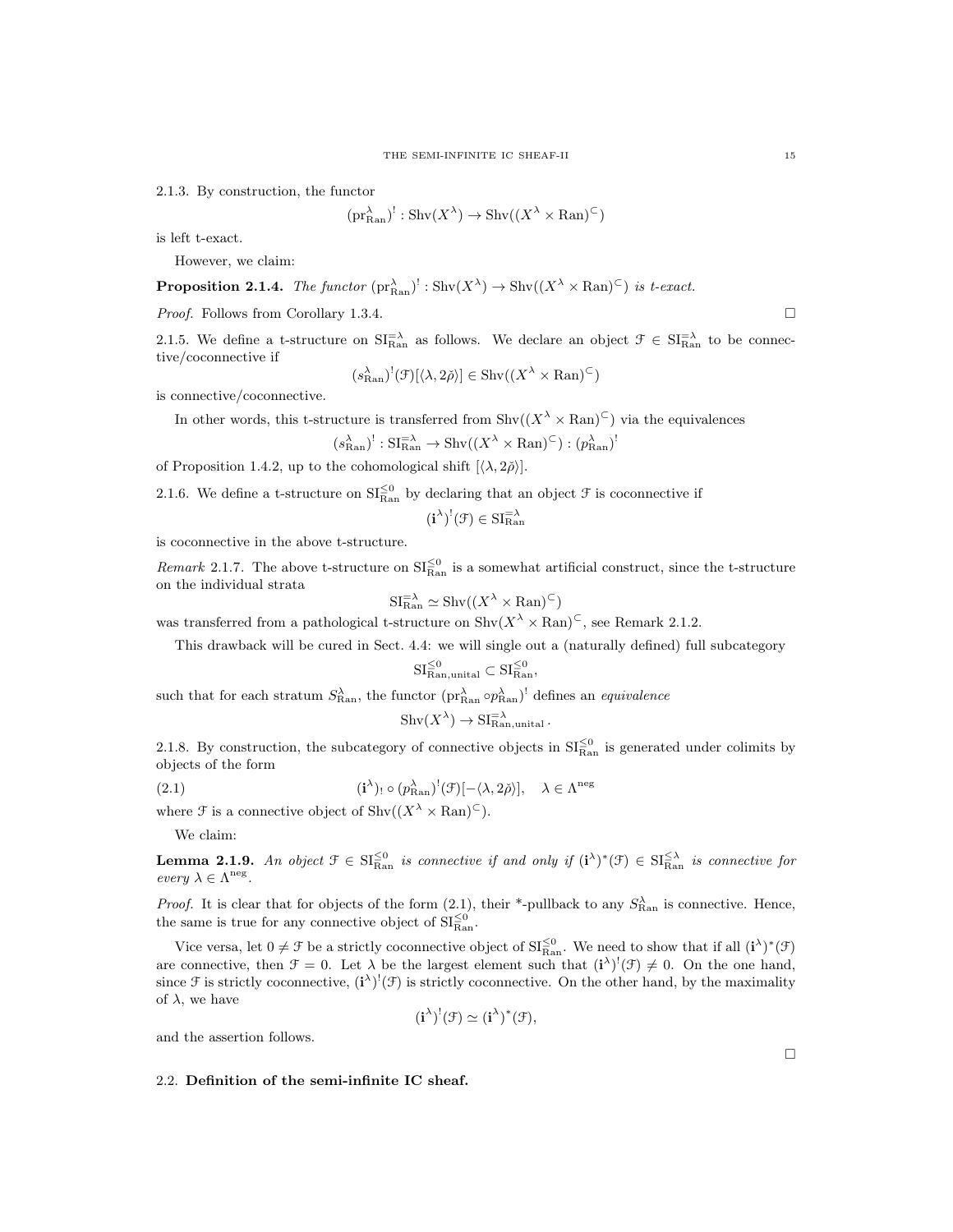2.1.3. By construction, the functor

$$(\mathrm{pr}^\lambda_{\mathrm{Ran}})^! : \mathrm{Shv}(X^\lambda) \to \mathrm{Shv}((X^\lambda \times \mathrm{Ran})^\subset)$$

is left t-exact.

However, we claim:

**Proposition 2.1.4.** *The functor $(\mathrm{pr}^\lambda_{\mathrm{Ran}})^! : \mathrm{Shv}(X^\lambda) \to \mathrm{Shv}((X^\lambda \times \mathrm{Ran})^\subset)$ is t-exact.*

*Proof.* Follows from Corollary 1.3.4. □

2.1.5. We define a t-structure on $\mathrm{SI}^{=\lambda}_{\mathrm{Ran}}$ as follows. We declare an object $\mathcal{F} \in \mathrm{SI}^{=\lambda}_{\mathrm{Ran}}$ to be connective/coconnective if

$$(s^\lambda_{\mathrm{Ran}})^!(\mathcal{F})[\langle \lambda, 2\check{\rho}\rangle] \in \mathrm{Shv}((X^\lambda \times \mathrm{Ran})^\subset)$$

is connective/coconnective.

In other words, this t-structure is transferred from $\mathrm{Shv}((X^\lambda \times \mathrm{Ran})^\subset)$ via the equivalences

$$(s^\lambda_{\mathrm{Ran}})^! : \mathrm{SI}^{=\lambda}_{\mathrm{Ran}} \to \mathrm{Shv}((X^\lambda \times \mathrm{Ran})^\subset) : (p^\lambda_{\mathrm{Ran}})^!$$

of Proposition 1.4.2, up to the cohomological shift $[\langle \lambda, 2\check{\rho}\rangle]$.

2.1.6. We define a t-structure on $\mathrm{SI}^{\leq 0}_{\mathrm{Ran}}$ by declaring that an object $\mathcal{F}$ is coconnective if

$$(\mathbf{i}^\lambda)^!(\mathcal{F}) \in \mathrm{SI}^{=\lambda}_{\mathrm{Ran}}$$

is coconnective in the above t-structure.

*Remark* 2.1.7. The above t-structure on $\mathrm{SI}^{\leq 0}_{\mathrm{Ran}}$ is a somewhat artificial construct, since the t-structure on the individual strata

$$\mathrm{SI}^{=\lambda}_{\mathrm{Ran}} \simeq \mathrm{Shv}((X^\lambda \times \mathrm{Ran})^\subset)$$

was transferred from a pathological t-structure on $\mathrm{Shv}(X^\lambda \times \mathrm{Ran})^\subset$, see Remark 2.1.2.

This drawback will be cured in Sect. 4.4: we will single out a (naturally defined) full subcategory

$$\mathrm{SI}^{\leq 0}_{\mathrm{Ran,unital}} \subset \mathrm{SI}^{\leq 0}_{\mathrm{Ran}},$$

such that for each stratum $S^\lambda_{\mathrm{Ran}}$, the functor $(\mathrm{pr}^\lambda_{\mathrm{Ran}} \circ p^\lambda_{\mathrm{Ran}})^!$ defines an *equivalence*

$$\mathrm{Shv}(X^\lambda) \to \mathrm{SI}^{=\lambda}_{\mathrm{Ran,unital}}.$$

2.1.8. By construction, the subcategory of connective objects in $\mathrm{SI}^{\leq 0}_{\mathrm{Ran}}$ is generated under colimits by objects of the form

$$(\mathbf{i}^\lambda)_! \circ (p^\lambda_{\mathrm{Ran}})^!(\mathcal{F})[-\langle \lambda, 2\check{\rho}\rangle], \quad \lambda \in \Lambda^{\mathrm{neg}} \tag{2.1}$$

where $\mathcal{F}$ is a connective object of $\mathrm{Shv}((X^\lambda \times \mathrm{Ran})^\subset)$.

We claim:

**Lemma 2.1.9.** *An object $\mathcal{F} \in \mathrm{SI}^{\leq 0}_{\mathrm{Ran}}$ is connective if and only if $(\mathbf{i}^\lambda)^*(\mathcal{F}) \in \mathrm{SI}^{\leq \lambda}_{\mathrm{Ran}}$ is connective for every $\lambda \in \Lambda^{\mathrm{neg}}$.*

*Proof.* It is clear that for objects of the form (2.1), their \*-pullback to any $S^\lambda_{\mathrm{Ran}}$ is connective. Hence, the same is true for any connective object of $\mathrm{SI}^{\leq 0}_{\mathrm{Ran}}$.

Vice versa, let $0 \neq \mathcal{F}$ be a strictly coconnective object of $\mathrm{SI}^{\leq 0}_{\mathrm{Ran}}$. We need to show that if all $(\mathbf{i}^\lambda)^*(\mathcal{F})$ are connective, then $\mathcal{F} = 0$. Let $\lambda$ be the largest element such that $(\mathbf{i}^\lambda)^!(\mathcal{F}) \neq 0$. On the one hand, since $\mathcal{F}$ is strictly coconnective, $(\mathbf{i}^\lambda)^!(\mathcal{F})$ is strictly coconnective. On the other hand, by the maximality of $\lambda$, we have

$$(\mathbf{i}^\lambda)^!(\mathcal{F}) \simeq (\mathbf{i}^\lambda)^*(\mathcal{F}),$$

and the assertion follows.

□

## 2.2. **Definition of the semi-infinite IC sheaf.**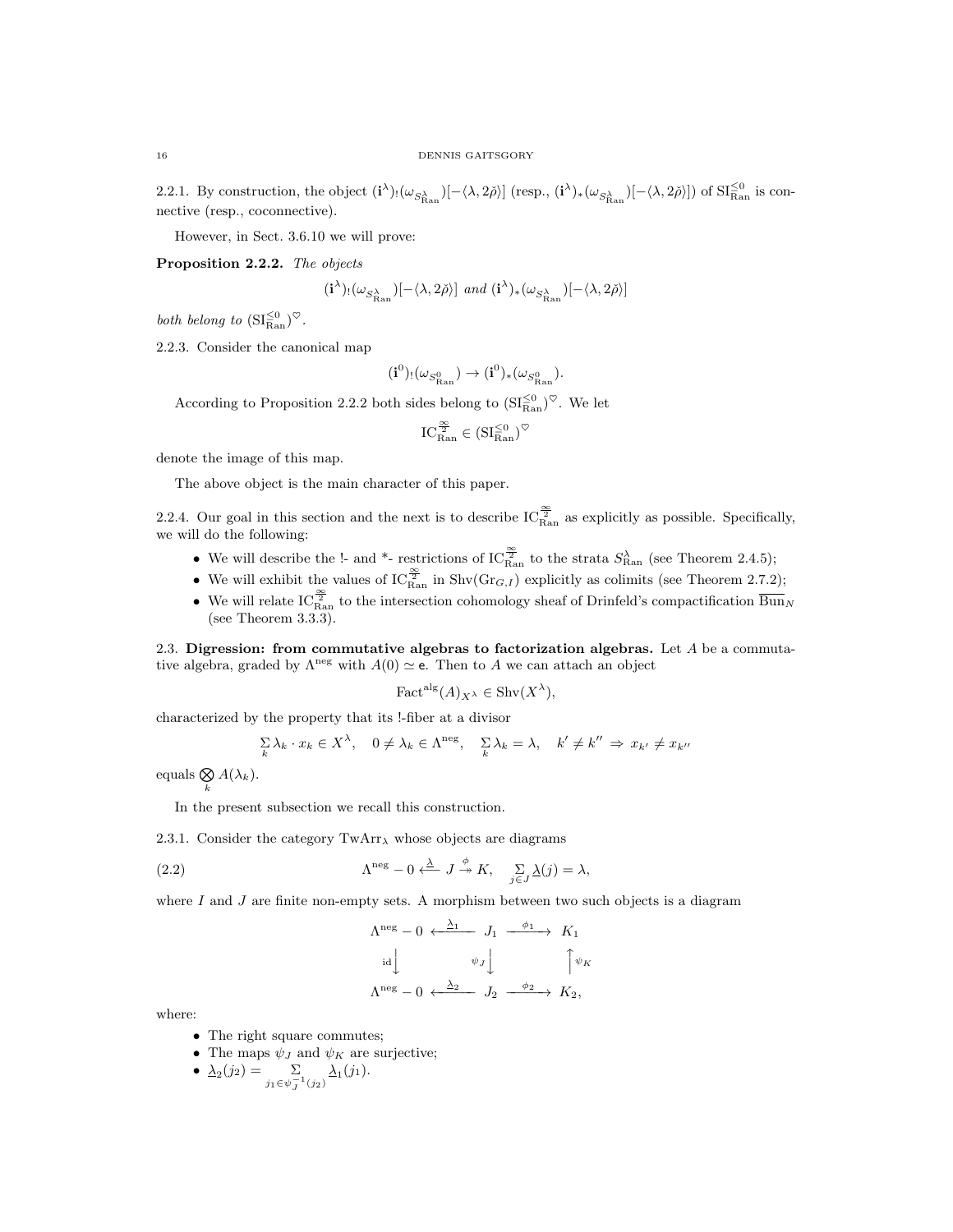2.2.1. By construction, the object $(\mathbf{i}^\lambda)_!(\omega_{S^\lambda_{\mathrm{Ran}}})[-\langle\lambda,2\check\rho\rangle]$ (resp., $(\mathbf{i}^\lambda)_*(\omega_{S^\lambda_{\mathrm{Ran}}})[-\langle\lambda,2\check\rho\rangle]$) of $\mathrm{SI}^{\leq 0}_{\mathrm{Ran}}$ is connective (resp., coconnective).

However, in Sect. 3.6.10 we will prove:

**Proposition 2.2.2.** *The objects*

$$(\mathbf{i}^\lambda)_!(\omega_{S^\lambda_{\mathrm{Ran}}})[-\langle\lambda,2\check\rho\rangle] \text{ and } (\mathbf{i}^\lambda)_*(\omega_{S^\lambda_{\mathrm{Ran}}})[-\langle\lambda,2\check\rho\rangle]$$

*both belong to* $(\mathrm{SI}^{\leq 0}_{\mathrm{Ran}})^\heartsuit$.

2.2.3. Consider the canonical map

$$(\mathbf{i}^0)_!(\omega_{S^0_{\mathrm{Ran}}}) \to (\mathbf{i}^0)_*(\omega_{S^0_{\mathrm{Ran}}}).$$

According to Proposition 2.2.2 both sides belong to $(\mathrm{SI}^{\leq 0}_{\mathrm{Ran}})^\heartsuit$. We let

$$\mathrm{IC}^{\frac{\infty}{2}}_{\mathrm{Ran}} \in (\mathrm{SI}^{\leq 0}_{\mathrm{Ran}})^\heartsuit$$

denote the image of this map.

The above object is the main character of this paper.

2.2.4. Our goal in this section and the next is to describe $\mathrm{IC}^{\frac{\infty}{2}}_{\mathrm{Ran}}$ as explicitly as possible. Specifically, we will do the following:

- We will describe the !- and *- restrictions of $\mathrm{IC}^{\frac{\infty}{2}}_{\mathrm{Ran}}$ to the strata $S^\lambda_{\mathrm{Ran}}$ (see Theorem 2.4.5);
- We will exhibit the values of $\mathrm{IC}^{\frac{\infty}{2}}_{\mathrm{Ran}}$ in $\mathrm{Shv}(\mathrm{Gr}_{G,I})$ explicitly as colimits (see Theorem 2.7.2);
- We will relate $\mathrm{IC}^{\frac{\infty}{2}}_{\mathrm{Ran}}$ to the intersection cohomology sheaf of Drinfeld's compactification $\overline{\mathrm{Bun}}_N$ (see Theorem 3.3.3).

## 2.3. Digression: from commutative algebras to factorization algebras.

Let $A$ be a commutative algebra, graded by $\Lambda^{\mathrm{neg}}$ with $A(0) \simeq \mathsf{e}$. Then to $A$ we can attach an object

$$\mathrm{Fact}^{\mathrm{alg}}(A)_{X^\lambda} \in \mathrm{Shv}(X^\lambda),$$

characterized by the property that its !-fiber at a divisor

$$\sum_k \lambda_k \cdot x_k \in X^\lambda, \quad 0 \neq \lambda_k \in \Lambda^{\mathrm{neg}}, \quad \sum_k \lambda_k = \lambda, \quad k' \neq k'' \Rightarrow x_{k'} \neq x_{k''}$$

equals $\underset{k}{\bigotimes} A(\lambda_k)$.

In the present subsection we recall this construction.

2.3.1. Consider the category $\mathrm{TwArr}_\lambda$ whose objects are diagrams

$$\Lambda^{\mathrm{neg}} - 0 \overset{\underline{\lambda}}{\longleftarrow} J \overset{\phi}{\twoheadrightarrow} K, \quad \sum_{j\in J} \underline{\lambda}(j) = \lambda, \tag{2.2}$$

where $I$ and $J$ are finite non-empty sets. A morphism between two such objects is a diagram

$$\begin{array}{ccccc}
\Lambda^{\mathrm{neg}} - 0 & \overset{\underline{\lambda}_1}{\longleftarrow} & J_1 & \overset{\phi_1}{\longrightarrow} & K_1 \\
\mathrm{id}\big\downarrow & & \psi_J\big\downarrow & & \big\uparrow\psi_K \\
\Lambda^{\mathrm{neg}} - 0 & \overset{\underline{\lambda}_2}{\longleftarrow} & J_2 & \overset{\phi_2}{\longrightarrow} & K_2,
\end{array}$$

where:

- The right square commutes;
- The maps $\psi_J$ and $\psi_K$ are surjective;
- $\underline{\lambda}_2(j_2) = \sum_{j_1 \in \psi_J^{-1}(j_2)} \underline{\lambda}_1(j_1)$.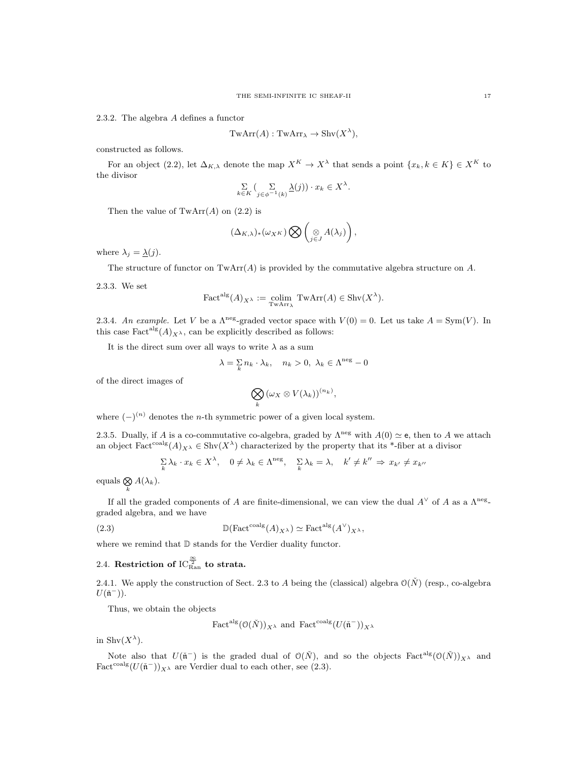2.3.2. The algebra $A$ defines a functor

$$\text{TwArr}(A) : \text{TwArr}_\lambda \to \text{Shv}(X^\lambda),$$

constructed as follows.

For an object (2.2), let $\Delta_{K,\lambda}$ denote the map $X^K \to X^\lambda$ that sends a point $\{x_k, k \in K\} \in X^K$ to the divisor

$$\underset{k\in K}{\Sigma} \big( \underset{j \in \phi^{-1}(k)}{\Sigma} \underline{\lambda}(j)\big) \cdot x_k \in X^\lambda.$$

Then the value of $\text{TwArr}(A)$ on (2.2) is

$$(\Delta_{K,\lambda})_*(\omega_{X^K}) \bigotimes \left( \underset{j\in J}{\otimes} A(\lambda_j) \right),$$

where $\lambda_j = \underline{\lambda}(j)$.

The structure of functor on $\text{TwArr}(A)$ is provided by the commutative algebra structure on $A$.

2.3.3. We set

$$\text{Fact}^{\text{alg}}(A)_{X^\lambda} := \underset{\text{TwArr}_\lambda}{\text{colim}}\ \text{TwArr}(A) \in \text{Shv}(X^\lambda).$$

2.3.4. *An example.* Let $V$ be a $\Lambda^{\text{neg}}$-graded vector space with $V(0) = 0$. Let us take $A = \text{Sym}(V)$. In this case $\text{Fact}^{\text{alg}}(A)_{X^\lambda}$, can be explicitly described as follows:

It is the direct sum over all ways to write $\lambda$ as a sum

$$\lambda = \underset{k}{\Sigma}\, n_k \cdot \lambda_k, \quad n_k > 0,\ \lambda_k \in \Lambda^{\text{neg}} - 0$$

of the direct images of

$$\bigotimes_k \left(\omega_X \otimes V(\lambda_k)\right)^{(n_k)},$$

where $(-)^{(n)}$ denotes the $n$-th symmetric power of a given local system.

2.3.5. Dually, if $A$ is a co-commutative co-algebra, graded by $\Lambda^{\text{neg}}$ with $A(0) \simeq \mathsf{e}$, then to $A$ we attach an object $\text{Fact}^{\text{coalg}}(A)_{X^\lambda} \in \text{Shv}(X^\lambda)$ characterized by the property that its \*-fiber at a divisor

$$\underset{k}{\Sigma}\, \lambda_k \cdot x_k \in X^\lambda, \quad 0 \neq \lambda_k \in \Lambda^{\text{neg}}, \quad \underset{k}{\Sigma}\, \lambda_k = \lambda, \quad k' \neq k'' \Rightarrow x_{k'} \neq x_{k''}$$

equals $\underset{k}{\bigotimes} A(\lambda_k)$.

If all the graded components of $A$ are finite-dimensional, we can view the dual $A^\vee$ of $A$ as a $\Lambda^{\text{neg}}$-graded algebra, and we have

$$\mathbb{D}(\text{Fact}^{\text{coalg}}(A)_{X^\lambda}) \simeq \text{Fact}^{\text{alg}}(A^\vee)_{X^\lambda}, \tag{2.3}$$

where we remind that $\mathbb{D}$ stands for the Verdier duality functor.

## 2.4. Restriction of $\text{IC}^{\frac{\infty}{2}}_{\text{Ran}}$ to strata.

2.4.1. We apply the construction of Sect. 2.3 to $A$ being the (classical) algebra $\mathcal{O}(\check{N})$ (resp., co-algebra $U(\check{\mathfrak{n}}^-)$).

Thus, we obtain the objects

$$\text{Fact}^{\text{alg}}(\mathcal{O}(\check{N}))_{X^\lambda} \text{ and } \text{Fact}^{\text{coalg}}(U(\check{\mathfrak{n}}^-))_{X^\lambda}$$

in $\text{Shv}(X^\lambda)$.

Note also that $U(\check{\mathfrak{n}}^-)$ is the graded dual of $\mathcal{O}(\check{N})$, and so the objects $\text{Fact}^{\text{alg}}(\mathcal{O}(\check{N}))_{X^\lambda}$ and $\text{Fact}^{\text{coalg}}(U(\check{\mathfrak{n}}^-))_{X^\lambda}$ are Verdier dual to each other, see (2.3).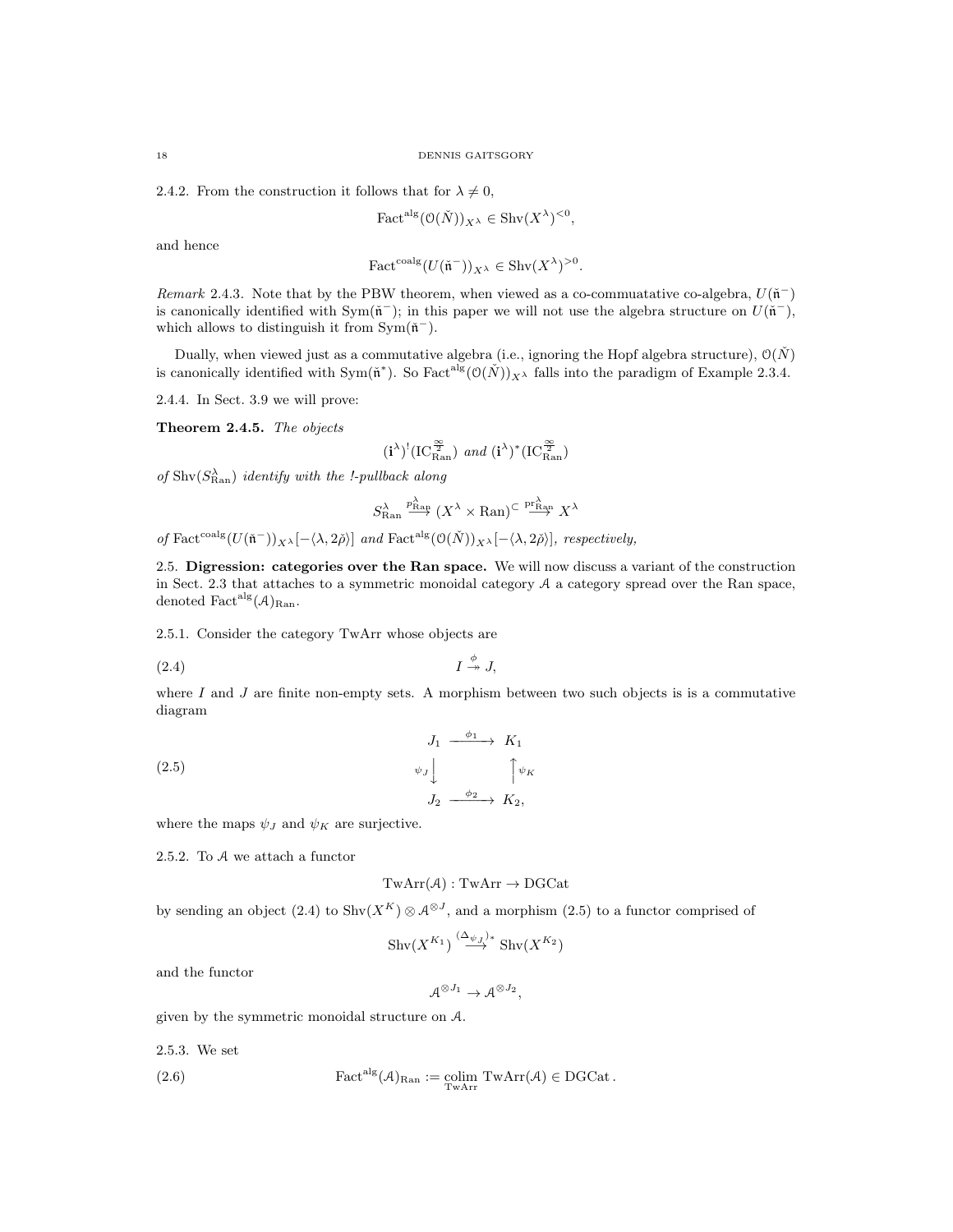2.4.2. From the construction it follows that for $\lambda \neq 0$,

$$\mathrm{Fact}^{\mathrm{alg}}(\mathcal{O}(\check{N}))_{X^\lambda} \in \mathrm{Shv}(X^\lambda)^{<0},$$

and hence

$$\mathrm{Fact}^{\mathrm{coalg}}(U(\check{\mathfrak{n}}^-))_{X^\lambda} \in \mathrm{Shv}(X^\lambda)^{>0}.$$

*Remark* 2.4.3. Note that by the PBW theorem, when viewed as a co-commuatative co-algebra, $U(\check{\mathfrak{n}}^-)$ is canonically identified with $\mathrm{Sym}(\check{\mathfrak{n}}^-)$; in this paper we will not use the algebra structure on $U(\check{\mathfrak{n}}^-)$, which allows to distinguish it from $\mathrm{Sym}(\check{\mathfrak{n}}^-)$.

Dually, when viewed just as a commutative algebra (i.e., ignoring the Hopf algebra structure), $\mathcal{O}(\check{N})$ is canonically identified with $\mathrm{Sym}(\check{\mathfrak{n}}^*)$. So $\mathrm{Fact}^{\mathrm{alg}}(\mathcal{O}(\check{N}))_{X^\lambda}$ falls into the paradigm of Example 2.3.4.

2.4.4. In Sect. 3.9 we will prove:

**Theorem 2.4.5.** *The objects*

$$(\mathbf{i}^\lambda)^!(\mathrm{IC}^{\frac{\infty}{2}}_{\mathrm{Ran}}) \text{ and } (\mathbf{i}^\lambda)^*(\mathrm{IC}^{\frac{\infty}{2}}_{\mathrm{Ran}})$$

*of* $\mathrm{Shv}(S^\lambda_{\mathrm{Ran}})$ *identify with the !-pullback along*

$$S^\lambda_{\mathrm{Ran}} \overset{p^\lambda_{\mathrm{Ran}}}{\longrightarrow} (X^\lambda \times \mathrm{Ran})^{\subset} \overset{\mathrm{pr}^\lambda_{\mathrm{Ran}}}{\longrightarrow} X^\lambda$$

*of* $\mathrm{Fact}^{\mathrm{coalg}}(U(\check{\mathfrak{n}}^-))_{X^\lambda}[-\langle\lambda,2\check{\rho}\rangle]$ *and* $\mathrm{Fact}^{\mathrm{alg}}(\mathcal{O}(\check{N}))_{X^\lambda}[-\langle\lambda,2\check{\rho}\rangle]$*, respectively,*

2.5. **Digression: categories over the Ran space.** We will now discuss a variant of the construction in Sect. 2.3 that attaches to a symmetric monoidal category $\mathcal{A}$ a category spread over the Ran space, denoted $\mathrm{Fact}^{\mathrm{alg}}(\mathcal{A})_{\mathrm{Ran}}$.

2.5.1. Consider the category TwArr whose objects are

$$I \overset{\phi}{\twoheadrightarrow} J, \tag{2.4}$$

where $I$ and $J$ are finite non-empty sets. A morphism between two such objects is is a commutative diagram

$$\begin{array}{ccc} J_1 & \xrightarrow{\phi_1} & K_1 \\ \psi_J \downarrow & & \uparrow \psi_K \\ J_2 & \xrightarrow{\phi_2} & K_2, \end{array} \tag{2.5}$$

where the maps $\psi_J$ and $\psi_K$ are surjective.

2.5.2. To $\mathcal{A}$ we attach a functor

$$\mathrm{TwArr}(\mathcal{A}) : \mathrm{TwArr} \to \mathrm{DGCat}$$

by sending an object (2.4) to $\mathrm{Shv}(X^K) \otimes \mathcal{A}^{\otimes J}$, and a morphism (2.5) to a functor comprised of

$$\mathrm{Shv}(X^{K_1}) \overset{(\Delta_{\psi_J})_*}{\longrightarrow} \mathrm{Shv}(X^{K_2})$$

and the functor

$$\mathcal{A}^{\otimes J_1} \to \mathcal{A}^{\otimes J_2},$$

given by the symmetric monoidal structure on $\mathcal{A}$.

2.5.3. We set

$$\mathrm{Fact}^{\mathrm{alg}}(\mathcal{A})_{\mathrm{Ran}} := \underset{\mathrm{TwArr}}{\mathrm{colim}}\ \mathrm{TwArr}(\mathcal{A}) \in \mathrm{DGCat}. \tag{2.6}$$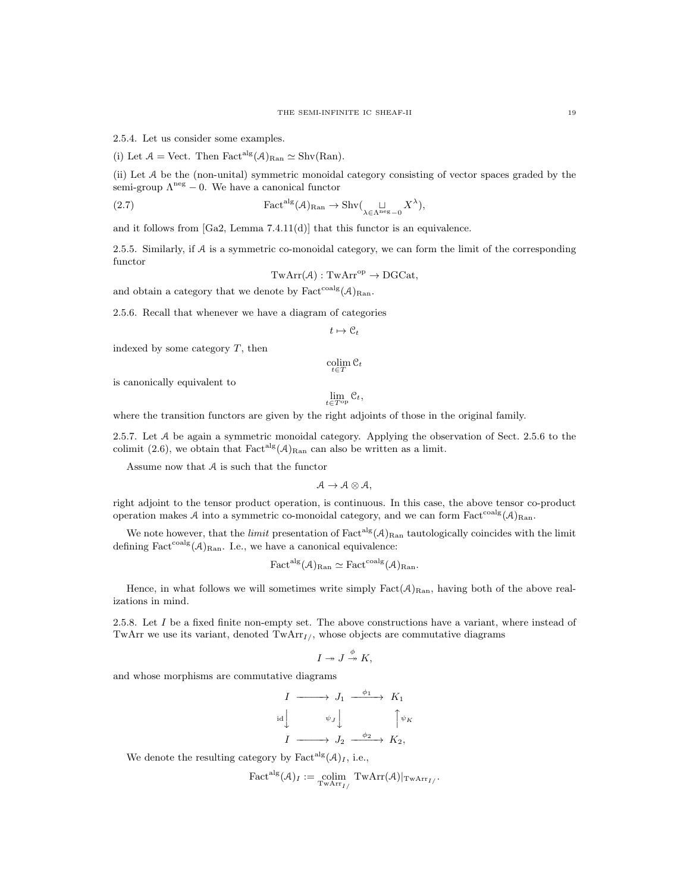2.5.4. Let us consider some examples.

(i) Let $\mathcal{A} = \text{Vect}$. Then $\text{Fact}^{\text{alg}}(\mathcal{A})_{\text{Ran}} \simeq \text{Shv}(\text{Ran})$.

(ii) Let $\mathcal{A}$ be the (non-unital) symmetric monoidal category consisting of vector spaces graded by the semi-group $\Lambda^{\text{neg}} - 0$. We have a canonical functor

$$\text{Fact}^{\text{alg}}(\mathcal{A})_{\text{Ran}} \to \text{Shv}(\underset{\lambda \in \Lambda^{\text{neg}}-0}{\sqcup} X^\lambda), \tag{2.7}$$

and it follows from [Ga2, Lemma 7.4.11(d)] that this functor is an equivalence.

2.5.5. Similarly, if $\mathcal{A}$ is a symmetric co-monoidal category, we can form the limit of the corresponding functor

$$\text{TwArr}(\mathcal{A}) : \text{TwArr}^{\text{op}} \to \text{DGCat},$$

and obtain a category that we denote by $\text{Fact}^{\text{coalg}}(\mathcal{A})_{\text{Ran}}$.

2.5.6. Recall that whenever we have a diagram of categories

$$t \mapsto \mathcal{C}_t$$

indexed by some category $T$, then

$$\underset{t \in T}{\text{colim}}\, \mathcal{C}_t$$

is canonically equivalent to

$$\underset{t \in T^{\text{op}}}{\lim}\, \mathcal{C}_t,$$

where the transition functors are given by the right adjoints of those in the original family.

2.5.7. Let $\mathcal{A}$ be again a symmetric monoidal category. Applying the observation of Sect. 2.5.6 to the colimit (2.6), we obtain that $\text{Fact}^{\text{alg}}(\mathcal{A})_{\text{Ran}}$ can also be written as a limit.

Assume now that $\mathcal{A}$ is such that the functor

$$\mathcal{A} \to \mathcal{A} \otimes \mathcal{A},$$

right adjoint to the tensor product operation, is continuous. In this case, the above tensor co-product operation makes $\mathcal{A}$ into a symmetric co-monoidal category, and we can form $\text{Fact}^{\text{coalg}}(\mathcal{A})_{\text{Ran}}$.

We note however, that the *limit* presentation of $\text{Fact}^{\text{alg}}(\mathcal{A})_{\text{Ran}}$ tautologically coincides with the limit defining $\text{Fact}^{\text{coalg}}(\mathcal{A})_{\text{Ran}}$. I.e., we have a canonical equivalence:

$$\text{Fact}^{\text{alg}}(\mathcal{A})_{\text{Ran}} \simeq \text{Fact}^{\text{coalg}}(\mathcal{A})_{\text{Ran}}.$$

Hence, in what follows we will sometimes write simply $\text{Fact}(\mathcal{A})_{\text{Ran}}$, having both of the above realizations in mind.

2.5.8. Let $I$ be a fixed finite non-empty set. The above constructions have a variant, where instead of TwArr we use its variant, denoted $\text{TwArr}_{I/}$, whose objects are commutative diagrams

$$I \twoheadrightarrow J \overset{\phi}{\twoheadrightarrow} K,$$

and whose morphisms are commutative diagrams

$$\begin{array}{ccccc} I & \longrightarrow & J_1 & \xrightarrow{\phi_1} & K_1 \\ {\scriptstyle \text{id}}\downarrow & & {\scriptstyle \psi_J}\downarrow & & \uparrow{\scriptstyle \psi_K} \\ I & \longrightarrow & J_2 & \xrightarrow{\phi_2} & K_2, \end{array}$$

We denote the resulting category by $\text{Fact}^{\text{alg}}(\mathcal{A})_I$, i.e.,

$$\text{Fact}^{\text{alg}}(\mathcal{A})_I := \underset{\text{TwArr}_{I/}}{\text{colim}}\, \text{TwArr}(\mathcal{A})|_{\text{TwArr}_{I/}}.$$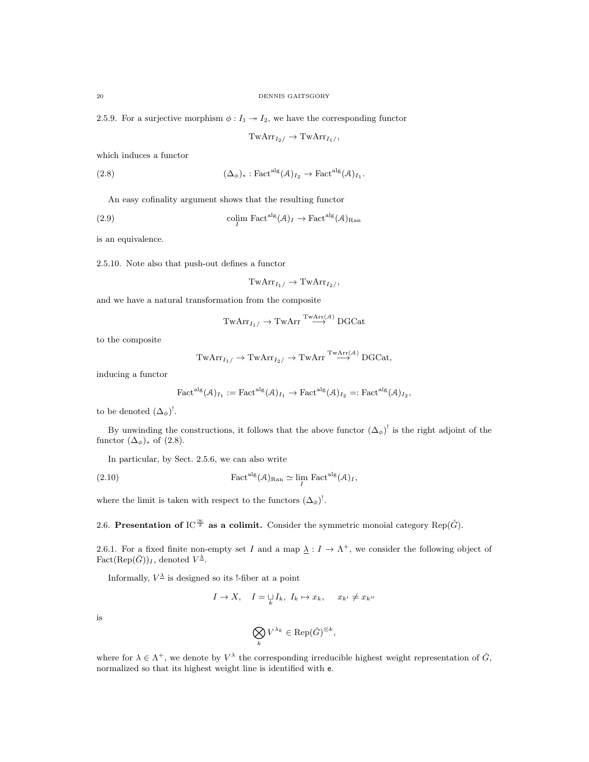2.5.9. For a surjective morphism $\phi : I_1 \twoheadrightarrow I_2$, we have the corresponding functor

$$\mathrm{TwArr}_{I_2/} \to \mathrm{TwArr}_{I_1/},$$

which induces a functor

$$(\Delta_\phi)_* : \mathrm{Fact}^{\mathrm{alg}}(\mathcal{A})_{I_2} \to \mathrm{Fact}^{\mathrm{alg}}(\mathcal{A})_{I_1}. \tag{2.8}$$

An easy cofinality argument shows that the resulting functor

$$\underset{I}{\mathrm{colim}}\ \mathrm{Fact}^{\mathrm{alg}}(\mathcal{A})_I \to \mathrm{Fact}^{\mathrm{alg}}(\mathcal{A})_{\mathrm{Ran}} \tag{2.9}$$

is an equivalence.

2.5.10. Note also that push-out defines a functor

$$\mathrm{TwArr}_{I_1/} \to \mathrm{TwArr}_{I_2/},$$

and we have a natural transformation from the composite

$$\mathrm{TwArr}_{I_1/} \to \mathrm{TwArr} \overset{\mathrm{TwArr}(\mathcal{A})}{\longrightarrow} \mathrm{DGCat}$$

to the composite

$$\mathrm{TwArr}_{I_1/} \to \mathrm{TwArr}_{I_2/} \to \mathrm{TwArr} \overset{\mathrm{TwArr}(\mathcal{A})}{\longrightarrow} \mathrm{DGCat},$$

inducing a functor

$$\mathrm{Fact}^{\mathrm{alg}}(\mathcal{A})_{I_1} := \mathrm{Fact}^{\mathrm{alg}}(\mathcal{A})_{I_1} \to \mathrm{Fact}^{\mathrm{alg}}(\mathcal{A})_{I_2} =: \mathrm{Fact}^{\mathrm{alg}}(\mathcal{A})_{I_2},$$

to be denoted $(\Delta_\phi)^!$.

By unwinding the constructions, it follows that the above functor $(\Delta_\phi)^!$ is the right adjoint of the functor $(\Delta_\phi)_*$ of (2.8).

In particular, by Sect. 2.5.6, we can also write

$$\mathrm{Fact}^{\mathrm{alg}}(\mathcal{A})_{\mathrm{Ran}} \simeq \lim_{I} \mathrm{Fact}^{\mathrm{alg}}(\mathcal{A})_I, \tag{2.10}$$

where the limit is taken with respect to the functors $(\Delta_\phi)^!$.

## 2.6. Presentation of $\mathrm{IC}^{\frac{\infty}{2}}$ as a colimit.

Consider the symmetric monoial category $\mathrm{Rep}(\check{G})$.

2.6.1. For a fixed finite non-empty set $I$ and a map $\underline{\lambda} : I \to \Lambda^+$, we consider the following object of $\mathrm{Fact}(\mathrm{Rep}(\check{G}))_I$, denoted $V^{\underline{\lambda}}$.

Informally, $V^{\underline{\lambda}}$ is designed so its !-fiber at a point

$$I \to X, \quad I = \bigsqcup_k I_k,\ I_k \mapsto x_k, \quad x_{k'} \neq x_{k''}$$

is

$$\bigotimes_k V^{\lambda_k} \in \mathrm{Rep}(\check{G})^{\otimes k},$$

where for $\lambda \in \Lambda^+$, we denote by $V^\lambda$ the corresponding irreducible highest weight representation of $\check{G}$, normalized so that its highest weight line is identified with $\mathsf{e}$.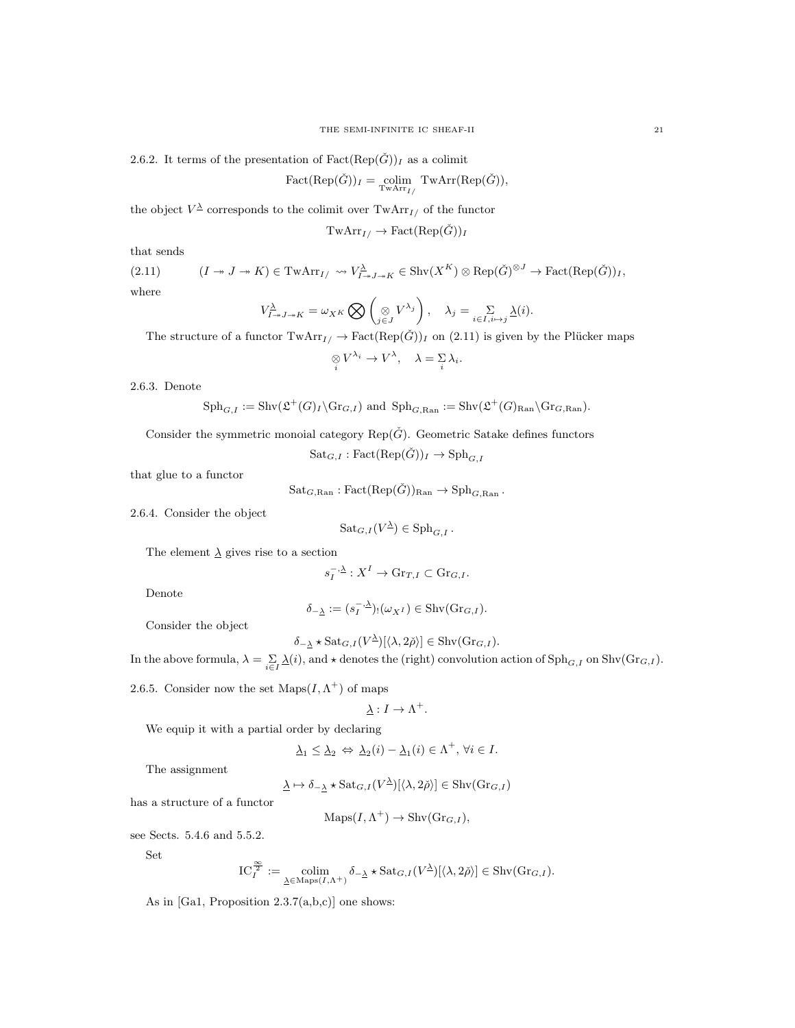2.6.2. It terms of the presentation of $\mathrm{Fact}(\mathrm{Rep}(\check{G}))_I$ as a colimit

$$\mathrm{Fact}(\mathrm{Rep}(\check{G}))_I = \underset{\mathrm{TwArr}_{I/}}{\mathrm{colim}}\ \mathrm{TwArr}(\mathrm{Rep}(\check{G})),$$

the object $V^{\underline{\lambda}}$ corresponds to the colimit over $\mathrm{TwArr}_{I/}$ of the functor

$$\mathrm{TwArr}_{I/} \to \mathrm{Fact}(\mathrm{Rep}(\check{G}))_I$$

that sends

$$(I \twoheadrightarrow J \twoheadrightarrow K) \in \mathrm{TwArr}_{I/} \rightsquigarrow V^{\underline{\lambda}}_{I \twoheadrightarrow J \twoheadrightarrow K} \in \mathrm{Shv}(X^K) \otimes \mathrm{Rep}(\check{G})^{\otimes J} \to \mathrm{Fact}(\mathrm{Rep}(\check{G}))_I, \tag{2.11}$$

where

$$V^{\underline{\lambda}}_{I \twoheadrightarrow J \twoheadrightarrow K} = \omega_{X^K} \bigotimes \left( \underset{j \in J}{\otimes} V^{\lambda_j} \right), \quad \lambda_j = \underset{i \in I, i \mapsto j}{\Sigma} \underline{\lambda}(i).$$

The structure of a functor $\mathrm{TwArr}_{I/} \to \mathrm{Fact}(\mathrm{Rep}(\check{G}))_I$ on (2.11) is given by the Plücker maps

$$\underset{i}{\otimes} V^{\lambda_i} \to V^{\lambda}, \quad \lambda = \underset{i}{\Sigma} \lambda_i.$$

2.6.3. Denote

$$\mathrm{Sph}_{G,I} := \mathrm{Shv}(\mathfrak{L}^+(G)_I \backslash \mathrm{Gr}_{G,I}) \text{ and } \mathrm{Sph}_{G,\mathrm{Ran}} := \mathrm{Shv}(\mathfrak{L}^+(G)_{\mathrm{Ran}} \backslash \mathrm{Gr}_{G,\mathrm{Ran}}).$$

Consider the symmetric monoial category $\mathrm{Rep}(\check{G})$. Geometric Satake defines functors

$$\mathrm{Sat}_{G,I} : \mathrm{Fact}(\mathrm{Rep}(\check{G}))_I \to \mathrm{Sph}_{G,I}$$

that glue to a functor

$$\mathrm{Sat}_{G,\mathrm{Ran}} : \mathrm{Fact}(\mathrm{Rep}(\check{G}))_{\mathrm{Ran}} \to \mathrm{Sph}_{G,\mathrm{Ran}}.$$

2.6.4. Consider the object

$$\mathrm{Sat}_{G,I}(V^{\underline{\lambda}}) \in \mathrm{Sph}_{G,I}.$$

The element $\underline{\lambda}$ gives rise to a section

$$s_I^{-,\underline{\lambda}} : X^I \to \mathrm{Gr}_{T,I} \subset \mathrm{Gr}_{G,I}.$$

Denote

$$\delta_{-\underline{\lambda}} := (s_I^{-,\underline{\lambda}})_!(\omega_{X^I}) \in \mathrm{Shv}(\mathrm{Gr}_{G,I}).$$

Consider the object

$$\delta_{-\underline{\lambda}} \star \mathrm{Sat}_{G,I}(V^{\underline{\lambda}})[\langle \lambda, 2\check{\rho} \rangle] \in \mathrm{Shv}(\mathrm{Gr}_{G,I}).$$

In the above formula, $\lambda = \underset{i \in I}{\Sigma} \underline{\lambda}(i)$, and $\star$ denotes the (right) convolution action of $\mathrm{Sph}_{G,I}$ on $\mathrm{Shv}(\mathrm{Gr}_{G,I})$.

2.6.5. Consider now the set $\mathrm{Maps}(I, \Lambda^+)$ of maps

$$\underline{\lambda} : I \to \Lambda^+.$$

We equip it with a partial order by declaring

$$\underline{\lambda}_1 \leq \underline{\lambda}_2 \Leftrightarrow \underline{\lambda}_2(i) - \underline{\lambda}_1(i) \in \Lambda^+, \ \forall i \in I.$$

The assignment

$$\underline{\lambda} \mapsto \delta_{-\underline{\lambda}} \star \mathrm{Sat}_{G,I}(V^{\underline{\lambda}})[\langle \lambda, 2\check{\rho} \rangle] \in \mathrm{Shv}(\mathrm{Gr}_{G,I})$$

has a structure of a functor

$$\mathrm{Maps}(I, \Lambda^+) \to \mathrm{Shv}(\mathrm{Gr}_{G,I}),$$

see Sects. 5.4.6 and 5.5.2.

Set

$$\mathrm{IC}_I^{\frac{\infty}{2}} := \underset{\underline{\lambda} \in \mathrm{Maps}(I,\Lambda^+)}{\mathrm{colim}} \delta_{-\underline{\lambda}} \star \mathrm{Sat}_{G,I}(V^{\underline{\lambda}})[\langle \lambda, 2\check{\rho} \rangle] \in \mathrm{Shv}(\mathrm{Gr}_{G,I}).$$

As in [Ga1, Proposition 2.3.7(a,b,c)] one shows: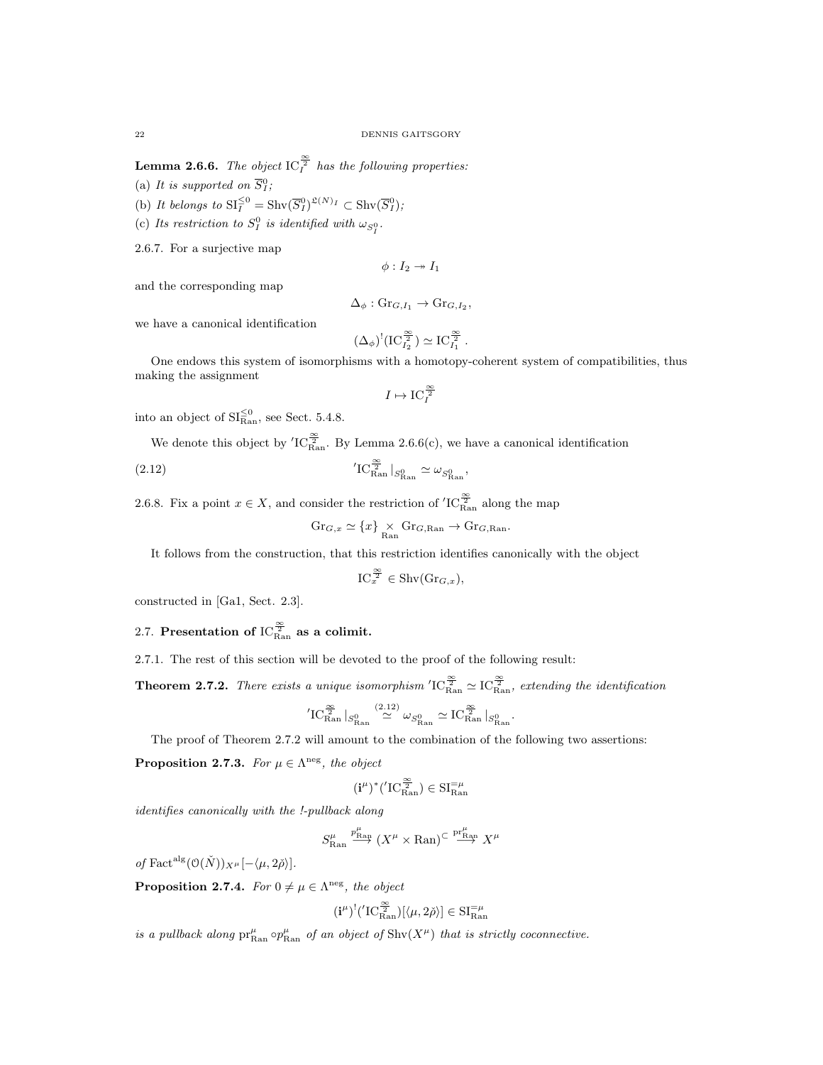**Lemma 2.6.6.** *The object* $\mathrm{IC}_I^{\frac{\infty}{2}}$ *has the following properties:*

(a) *It is supported on* $\overline{S}_I^0$;

(b) *It belongs to* $\mathrm{SI}_I^{\leq 0} = \mathrm{Shv}(\overline{S}_I^0)^{\mathfrak{L}(N)_I} \subset \mathrm{Shv}(\overline{S}_I^0)$;

(c) *Its restriction to* $S_I^0$ *is identified with* $\omega_{S_I^0}$.

2.6.7. For a surjective map

$$\phi : I_2 \twoheadrightarrow I_1$$

and the corresponding map

$$\Delta_\phi : \mathrm{Gr}_{G,I_1} \to \mathrm{Gr}_{G,I_2},$$

we have a canonical identification

$$(\Delta_\phi)^!(\mathrm{IC}_{I_2}^{\frac{\infty}{2}}) \simeq \mathrm{IC}_{I_1}^{\frac{\infty}{2}}.$$

One endows this system of isomorphisms with a homotopy-coherent system of compatibilities, thus making the assignment

$$I \mapsto \mathrm{IC}_I^{\frac{\infty}{2}}$$

into an object of $\mathrm{SI}_{\mathrm{Ran}}^{\leq 0}$, see Sect. 5.4.8.

We denote this object by ${}'\mathrm{IC}_{\mathrm{Ran}}^{\frac{\infty}{2}}$. By Lemma 2.6.6(c), we have a canonical identification

$$ {}'\mathrm{IC}_{\mathrm{Ran}}^{\frac{\infty}{2}}|_{S_{\mathrm{Ran}}^0} \simeq \omega_{S_{\mathrm{Ran}}^0}, \tag{2.12}$$

2.6.8. Fix a point $x \in X$, and consider the restriction of ${}'\mathrm{IC}_{\mathrm{Ran}}^{\frac{\infty}{2}}$ along the map

$$\mathrm{Gr}_{G,x} \simeq \{x\} \underset{\mathrm{Ran}}{\times} \mathrm{Gr}_{G,\mathrm{Ran}} \to \mathrm{Gr}_{G,\mathrm{Ran}}.$$

It follows from the construction, that this restriction identifies canonically with the object

$$\mathrm{IC}_x^{\frac{\infty}{2}} \in \mathrm{Shv}(\mathrm{Gr}_{G,x}),$$

constructed in [Ga1, Sect. 2.3].

## 2.7. Presentation of $\mathrm{IC}_{\mathrm{Ran}}^{\frac{\infty}{2}}$ as a colimit.

2.7.1. The rest of this section will be devoted to the proof of the following result:

**Theorem 2.7.2.** *There exists a unique isomorphism* ${}'\mathrm{IC}_{\mathrm{Ran}}^{\frac{\infty}{2}} \simeq \mathrm{IC}_{\mathrm{Ran}}^{\frac{\infty}{2}}$, *extending the identification*

$${}'\mathrm{IC}_{\mathrm{Ran}}^{\frac{\infty}{2}}|_{S_{\mathrm{Ran}}^0} \overset{(2.12)}{\simeq} \omega_{S_{\mathrm{Ran}}^0} \simeq \mathrm{IC}_{\mathrm{Ran}}^{\frac{\infty}{2}}|_{S_{\mathrm{Ran}}^0}.$$

The proof of Theorem 2.7.2 will amount to the combination of the following two assertions:

**Proposition 2.7.3.** *For* $\mu \in \Lambda^{\mathrm{neg}}$, *the object*

$$(\mathbf{i}^\mu)^*({}'\mathrm{IC}_{\mathrm{Ran}}^{\frac{\infty}{2}}) \in \mathrm{SI}_{\mathrm{Ran}}^{=\mu}$$

*identifies canonically with the !-pullback along*

$$S_{\mathrm{Ran}}^\mu \overset{p_{\mathrm{Ran}}^\mu}{\longrightarrow} (X^\mu \times \mathrm{Ran})^{\subset} \overset{\mathrm{pr}_{\mathrm{Ran}}^\mu}{\longrightarrow} X^\mu$$

*of* $\mathrm{Fact}^{\mathrm{alg}}(\mathcal{O}(\check{N}))_{X^\mu}[-\langle \mu, 2\check{\rho}\rangle]$.

**Proposition 2.7.4.** *For* $0 \neq \mu \in \Lambda^{\mathrm{neg}}$, *the object*

$$(\mathbf{i}^\mu)^!({}'\mathrm{IC}_{\mathrm{Ran}}^{\frac{\infty}{2}})[\langle \mu, 2\check{\rho}\rangle] \in \mathrm{SI}_{\mathrm{Ran}}^{=\mu}$$

*is a pullback along* $\mathrm{pr}_{\mathrm{Ran}}^\mu \circ p_{\mathrm{Ran}}^\mu$ *of an object of* $\mathrm{Shv}(X^\mu)$ *that is strictly coconnective.*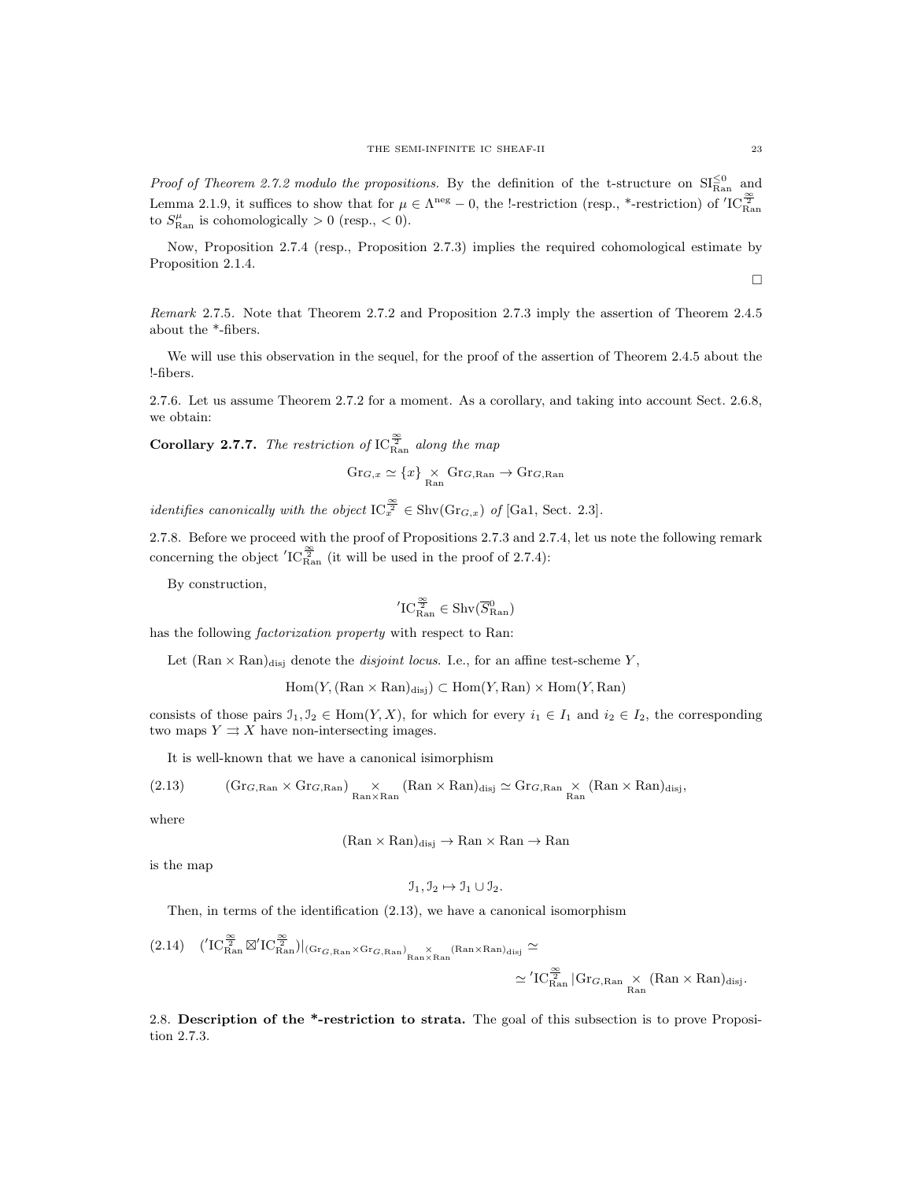*Proof of Theorem 2.7.2 modulo the propositions.* By the definition of the t-structure on $\mathrm{SI}^{\leq 0}_{\mathrm{Ran}}$ and Lemma 2.1.9, it suffices to show that for $\mu \in \Lambda^{\mathrm{neg}} - 0$, the !-restriction (resp., \*-restriction) of $'\mathrm{IC}^{\frac{\infty}{2}}_{\mathrm{Ran}}$ to $S^{\mu}_{\mathrm{Ran}}$ is cohomologically $> 0$ (resp., $< 0$).

Now, Proposition 2.7.4 (resp., Proposition 2.7.3) implies the required cohomological estimate by Proposition 2.1.4.

□

*Remark* 2.7.5. Note that Theorem 2.7.2 and Proposition 2.7.3 imply the assertion of Theorem 2.4.5 about the \*-fibers.

We will use this observation in the sequel, for the proof of the assertion of Theorem 2.4.5 about the !-fibers.

2.7.6. Let us assume Theorem 2.7.2 for a moment. As a corollary, and taking into account Sect. 2.6.8, we obtain:

**Corollary 2.7.7.** *The restriction of* $\mathrm{IC}^{\frac{\infty}{2}}_{\mathrm{Ran}}$ *along the map*

$$\mathrm{Gr}_{G,x} \simeq \{x\} \underset{\mathrm{Ran}}{\times} \mathrm{Gr}_{G,\mathrm{Ran}} \to \mathrm{Gr}_{G,\mathrm{Ran}}$$

*identifies canonically with the object* $\mathrm{IC}^{\frac{\infty}{2}}_{x} \in \mathrm{Shv}(\mathrm{Gr}_{G,x})$ *of* [Ga1, Sect. 2.3].

2.7.8. Before we proceed with the proof of Propositions 2.7.3 and 2.7.4, let us note the following remark concerning the object $'\mathrm{IC}^{\frac{\infty}{2}}_{\mathrm{Ran}}$ (it will be used in the proof of 2.7.4):

By construction,

$$'\mathrm{IC}^{\frac{\infty}{2}}_{\mathrm{Ran}} \in \mathrm{Shv}(\overline{S}^{0}_{\mathrm{Ran}})$$

has the following *factorization property* with respect to Ran:

Let $(\mathrm{Ran} \times \mathrm{Ran})_{\mathrm{disj}}$ denote the *disjoint locus*. I.e., for an affine test-scheme $Y$,

$$\mathrm{Hom}(Y, (\mathrm{Ran} \times \mathrm{Ran})_{\mathrm{disj}}) \subset \mathrm{Hom}(Y, \mathrm{Ran}) \times \mathrm{Hom}(Y, \mathrm{Ran})$$

consists of those pairs $\mathcal{I}_1, \mathcal{I}_2 \in \mathrm{Hom}(Y, X)$, for which for every $i_1 \in I_1$ and $i_2 \in I_2$, the corresponding two maps $Y \rightrightarrows X$ have non-intersecting images.

It is well-known that we have a canonical isimorphism

$$(\mathrm{Gr}_{G,\mathrm{Ran}} \times \mathrm{Gr}_{G,\mathrm{Ran}}) \underset{\mathrm{Ran} \times \mathrm{Ran}}{\times} (\mathrm{Ran} \times \mathrm{Ran})_{\mathrm{disj}} \simeq \mathrm{Gr}_{G,\mathrm{Ran}} \underset{\mathrm{Ran}}{\times} (\mathrm{Ran} \times \mathrm{Ran})_{\mathrm{disj}}, \tag{2.13}$$

where

$$(\mathrm{Ran} \times \mathrm{Ran})_{\mathrm{disj}} \to \mathrm{Ran} \times \mathrm{Ran} \to \mathrm{Ran}$$

is the map

$$\mathcal{I}_1, \mathcal{I}_2 \mapsto \mathcal{I}_1 \cup \mathcal{I}_2.$$

Then, in terms of the identification (2.13), we have a canonical isomorphism

$$('\mathrm{IC}^{\frac{\infty}{2}}_{\mathrm{Ran}} \boxtimes {'\mathrm{IC}^{\frac{\infty}{2}}_{\mathrm{Ran}}})|_{(\mathrm{Gr}_{G,\mathrm{Ran}} \times \mathrm{Gr}_{G,\mathrm{Ran}}) \underset{\mathrm{Ran} \times \mathrm{Ran}}{\times} (\mathrm{Ran} \times \mathrm{Ran})_{\mathrm{disj}}} \simeq \\ \simeq {'\mathrm{IC}^{\frac{\infty}{2}}_{\mathrm{Ran}}} |\mathrm{Gr}_{G,\mathrm{Ran}} \underset{\mathrm{Ran}}{\times} (\mathrm{Ran} \times \mathrm{Ran})_{\mathrm{disj}}. \tag{2.14}$$

2.8. **Description of the \*-restriction to strata.** The goal of this subsection is to prove Proposition 2.7.3.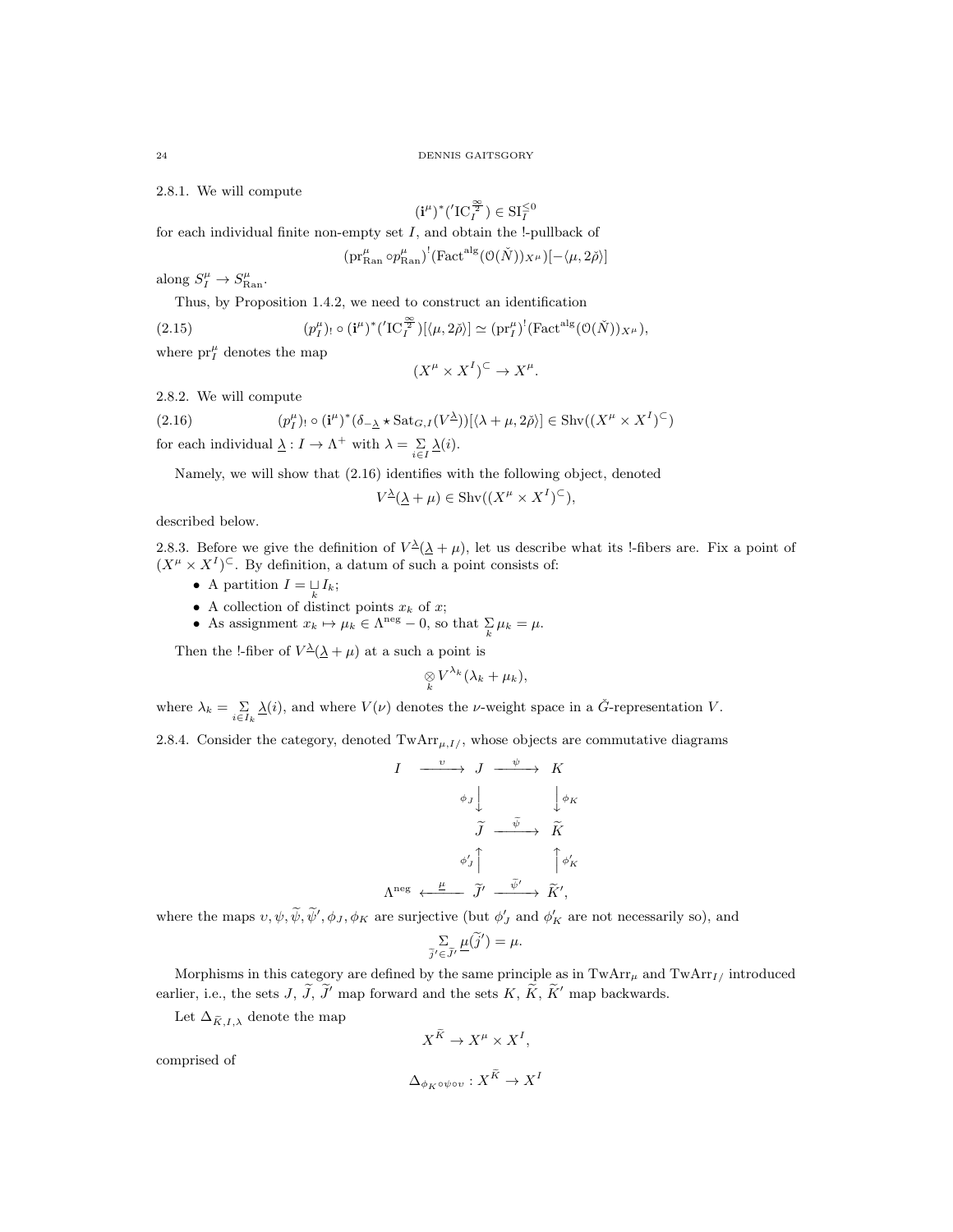2.8.1. We will compute

$$(\mathbf{i}^\mu)^*({}'\mathrm{IC}^{\frac{\infty}{2}}_I) \in \mathrm{SI}^{\leq 0}_I$$

for each individual finite non-empty set $I$, and obtain the !-pullback of

$$(\mathrm{pr}^\mu_{\mathrm{Ran}} \circ p^\mu_{\mathrm{Ran}})^!(\mathrm{Fact}^{\mathrm{alg}}(\mathcal{O}(\check{N}))_{X^\mu})[-\langle \mu, 2\check{\rho}\rangle]$$

along $S^\mu_I \to S^\mu_{\mathrm{Ran}}$.

Thus, by Proposition 1.4.2, we need to construct an identification

$$(p^\mu_I)_! \circ (\mathbf{i}^\mu)^*({}'\mathrm{IC}^{\frac{\infty}{2}}_I)[\langle \mu, 2\check{\rho}\rangle] \simeq (\mathrm{pr}^\mu_I)^!(\mathrm{Fact}^{\mathrm{alg}}(\mathcal{O}(\check{N}))_{X^\mu}), \tag{2.15}$$

where $\mathrm{pr}^\mu_I$ denotes the map

$$(X^\mu \times X^I)^{\subset} \to X^\mu.$$

2.8.2. We will compute

$$(p^\mu_I)_! \circ (\mathbf{i}^\mu)^*(\delta_{-\underline{\lambda}} \star \mathrm{Sat}_{G,I}(V^{\underline{\lambda}}))[\langle \lambda + \mu, 2\check{\rho}\rangle] \in \mathrm{Shv}((X^\mu \times X^I)^{\subset}) \tag{2.16}$$

for each individual $\underline{\lambda} : I \to \Lambda^+$ with $\lambda = \sum\limits_{i\in I} \underline{\lambda}(i)$.

Namely, we will show that (2.16) identifies with the following object, denoted

$$V^{\underline{\lambda}}(\underline{\lambda} + \mu) \in \mathrm{Shv}((X^\mu \times X^I)^{\subset}),$$

described below.

2.8.3. Before we give the definition of $V^{\underline{\lambda}}(\underline{\lambda} + \mu)$, let us describe what its !-fibers are. Fix a point of $(X^\mu \times X^I)^{\subset}$. By definition, a datum of such a point consists of:

- A partition $I = \bigsqcup\limits_k I_k$;
- A collection of distinct points $x_k$ of $x$;
- As assignment $x_k \mapsto \mu_k \in \Lambda^{\mathrm{neg}} - 0$, so that $\sum\limits_k \mu_k = \mu$.

Then the !-fiber of $V^{\underline{\lambda}}(\underline{\lambda} + \mu)$ at a such a point is

$$\bigotimes_k V^{\lambda_k}(\lambda_k + \mu_k),$$

where $\lambda_k = \sum\limits_{i\in I_k} \underline{\lambda}(i)$, and where $V(\nu)$ denotes the $\nu$-weight space in a $\check{G}$-representation $V$.

2.8.4. Consider the category, denoted $\mathrm{TwArr}_{\mu, I/}$, whose objects are commutative diagrams

$$\begin{array}{ccccc}
I & \xrightarrow{\upsilon} & J & \xrightarrow{\psi} & K \\
 & & \phi_J \downarrow & & \downarrow \phi_K \\
 & & \widetilde{J} & \xrightarrow{\widetilde{\psi}} & \widetilde{K} \\
 & & \phi'_J \uparrow & & \uparrow \phi'_K \\
\Lambda^{\mathrm{neg}} & \xleftarrow{\underline{\mu}} & \widetilde{J}' & \xrightarrow{\widetilde{\psi}'} & \widetilde{K}',
\end{array}$$

where the maps $\upsilon, \psi, \widetilde{\psi}, \widetilde{\psi}', \phi_J, \phi_K$ are surjective (but $\phi'_J$ and $\phi'_K$ are not necessarily so), and

$$\sum_{\widetilde{j}' \in \widetilde{J}'} \underline{\mu}(\widetilde{j}') = \mu.$$

Morphisms in this category are defined by the same principle as in $\mathrm{TwArr}_\mu$ and $\mathrm{TwArr}_{I/}$ introduced earlier, i.e., the sets $J$, $\widetilde{J}$, $\widetilde{J}'$ map forward and the sets $K$, $\widetilde{K}$, $\widetilde{K}'$ map backwards.

Let $\Delta_{\widetilde{K}, I, \lambda}$ denote the map

$$X^{\widetilde{K}} \to X^\mu \times X^I,$$

comprised of

$$\Delta_{\phi_K \circ \psi \circ \upsilon} : X^{\widetilde{K}} \to X^I$$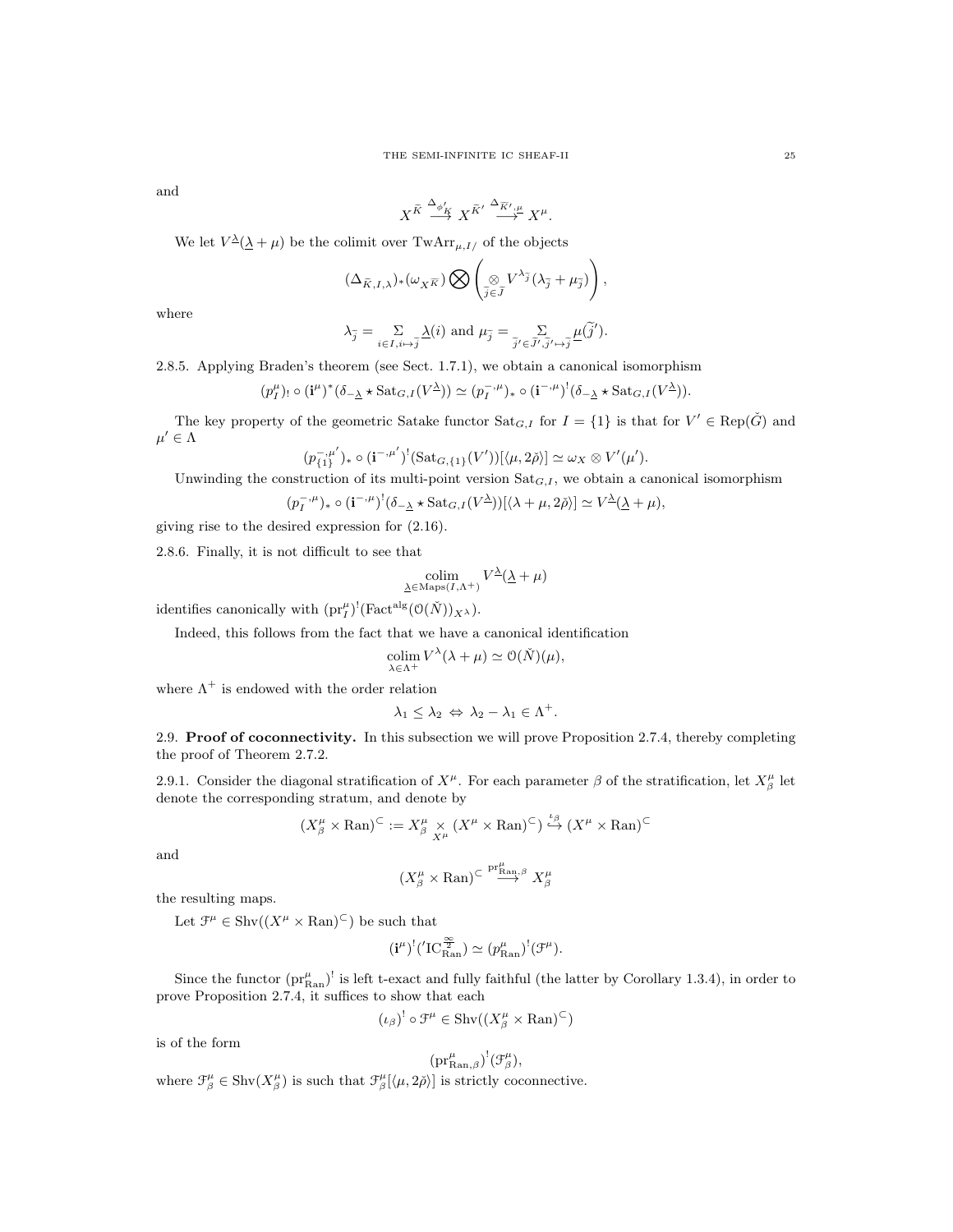and

$$X^{\bar{K}} \overset{\Delta_{\phi'_K}}{\longrightarrow} X^{\bar{K}'} \overset{\Delta_{\bar{K}',\mu}}{\longrightarrow} X^{\mu}.$$

We let $V^{\underline{\lambda}}(\underline{\lambda}+\mu)$ be the colimit over $\mathrm{TwArr}_{\mu,I/}$ of the objects

$$(\Delta_{\bar{K},I,\lambda})_*(\omega_{X^{\bar{K}}}) \bigotimes \left( \underset{\bar{j}\in\bar{J}}{\otimes} V^{\lambda_{\bar{j}}}(\lambda_{\bar{j}}+\mu_{\bar{j}}) \right),$$

where

$$\lambda_{\bar{j}} = \underset{i\in I, i\mapsto \bar{j}}{\Sigma} \underline{\lambda}(i) \text{ and } \mu_{\bar{j}} = \underset{\bar{j}'\in \bar{J}', \bar{j}'\mapsto \bar{j}}{\Sigma} \underline{\mu}(\widetilde{j}').$$

2.8.5. Applying Braden's theorem (see Sect. 1.7.1), we obtain a canonical isomorphism

$$(p^{\mu}_I)_! \circ (\mathbf{i}^{\mu})^*(\delta_{-\underline{\lambda}} \star \mathrm{Sat}_{G,I}(V^{\underline{\lambda}})) \simeq (p^{-,\mu}_I)_* \circ (\mathbf{i}^{-,\mu})^!(\delta_{-\underline{\lambda}} \star \mathrm{Sat}_{G,I}(V^{\underline{\lambda}})).$$

The key property of the geometric Satake functor $\mathrm{Sat}_{G,I}$ for $I=\{1\}$ is that for $V'\in \mathrm{Rep}(\check{G})$ and $\mu'\in\Lambda$

$$(p^{-,\mu'}_{\{1\}})_* \circ (\mathbf{i}^{-,\mu'})^!(\mathrm{Sat}_{G,\{1\}}(V'))[\langle \mu, 2\check{\rho}\rangle] \simeq \omega_X \otimes V'(\mu').$$

Unwinding the construction of its multi-point version $\mathrm{Sat}_{G,I}$, we obtain a canonical isomorphism

$$(p^{-,\mu}_I)_* \circ (\mathbf{i}^{-,\mu})^!(\delta_{-\underline{\lambda}} \star \mathrm{Sat}_{G,I}(V^{\underline{\lambda}}))[\langle \lambda+\mu, 2\check{\rho}\rangle] \simeq V^{\underline{\lambda}}(\underline{\lambda}+\mu),$$

giving rise to the desired expression for (2.16).

2.8.6. Finally, it is not difficult to see that

$$\underset{\underline{\lambda}\in \mathrm{Maps}(I,\Lambda^+)}{\mathrm{colim}}\; V^{\underline{\lambda}}(\underline{\lambda}+\mu)$$

identifies canonically with $(\mathrm{pr}^{\mu}_I)^!(\mathrm{Fact}^{\mathrm{alg}}(\mathcal{O}(\check{N}))_{X^{\lambda}})$.

Indeed, this follows from the fact that we have a canonical identification

$$\underset{\lambda\in\Lambda^+}{\mathrm{colim}}\, V^{\lambda}(\lambda+\mu) \simeq \mathcal{O}(\check{N})(\mu),$$

where $\Lambda^+$ is endowed with the order relation

$$\lambda_1 \leq \lambda_2 \Leftrightarrow \lambda_2-\lambda_1 \in \Lambda^+.$$

## 2.9. Proof of coconnectivity.

In this subsection we will prove Proposition 2.7.4, thereby completing the proof of Theorem 2.7.2.

2.9.1. Consider the diagonal stratification of $X^{\mu}$. For each parameter $\beta$ of the stratification, let $X^{\mu}_{\beta}$ let denote the corresponding stratum, and denote by

$$(X^{\mu}_{\beta}\times \mathrm{Ran})^{\subset} := X^{\mu}_{\beta} \underset{X^{\mu}}{\times} (X^{\mu}\times\mathrm{Ran})^{\subset}) \overset{\iota_{\beta}}{\hookrightarrow} (X^{\mu}\times\mathrm{Ran})^{\subset}$$

and

$$(X^{\mu}_{\beta}\times \mathrm{Ran})^{\subset} \overset{\mathrm{pr}^{\mu}_{\mathrm{Ran},\beta}}{\longrightarrow} X^{\mu}_{\beta}$$

the resulting maps.

Let $\mathcal{F}^{\mu}\in \mathrm{Shv}((X^{\mu}\times\mathrm{Ran})^{\subset})$ be such that

$$(\mathbf{i}^{\mu})^!({}'\mathrm{IC}^{\frac{\infty}{2}}_{\mathrm{Ran}}) \simeq (p^{\mu}_{\mathrm{Ran}})^!(\mathcal{F}^{\mu}).$$

Since the functor $(\mathrm{pr}^{\mu}_{\mathrm{Ran}})^!$ is left t-exact and fully faithful (the latter by Corollary 1.3.4), in order to prove Proposition 2.7.4, it suffices to show that each

$$(\iota_{\beta})^! \circ \mathcal{F}^{\mu} \in \mathrm{Shv}((X^{\mu}_{\beta}\times\mathrm{Ran})^{\subset})$$

is of the form

$$(\mathrm{pr}^{\mu}_{\mathrm{Ran},\beta})^!(\mathcal{F}^{\mu}_{\beta}),$$

where $\mathcal{F}^{\mu}_{\beta}\in\mathrm{Shv}(X^{\mu}_{\beta})$ is such that $\mathcal{F}^{\mu}_{\beta}[\langle\mu,2\check{\rho}\rangle]$ is strictly coconnective.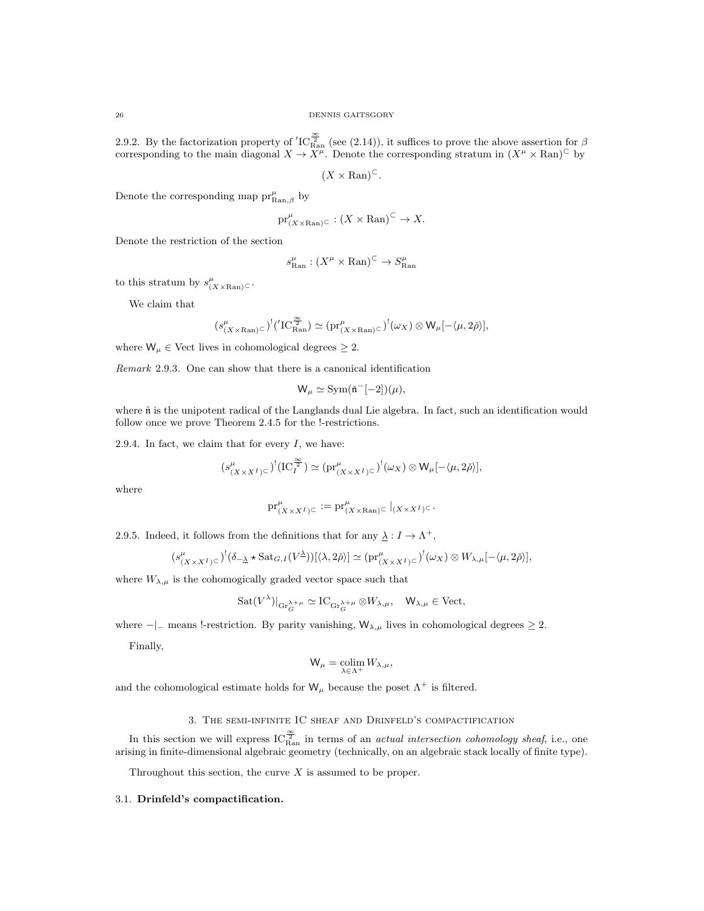2.9.2. By the factorization property of $'\mathrm{IC}^{\frac{\infty}{2}}_{\mathrm{Ran}}$ (see (2.14)), it suffices to prove the above assertion for $\beta$ corresponding to the main diagonal $X \to X^\mu$. Denote the corresponding stratum in $(X^\mu \times \mathrm{Ran})^{\subset}$ by

$$(X \times \mathrm{Ran})^{\subset}.$$

Denote the corresponding map $\mathrm{pr}^\mu_{\mathrm{Ran},\beta}$ by

$$\mathrm{pr}^\mu_{(X\times \mathrm{Ran})^{\subset}} : (X \times \mathrm{Ran})^{\subset} \to X.$$

Denote the restriction of the section

$$s^\mu_{\mathrm{Ran}} : (X^\mu \times \mathrm{Ran})^{\subset} \to S^\mu_{\mathrm{Ran}}$$

to this stratum by $s^\mu_{(X\times \mathrm{Ran})^{\subset}}$.

We claim that

$$(s^\mu_{(X\times \mathrm{Ran})^{\subset}})^!('\mathrm{IC}^{\frac{\infty}{2}}_{\mathrm{Ran}}) \simeq (\mathrm{pr}^\mu_{(X\times \mathrm{Ran})^{\subset}})^!(\omega_X) \otimes \mathsf{W}_\mu[-\langle \mu, 2\check{\rho}\rangle],$$

where $\mathsf{W}_\mu \in \mathrm{Vect}$ lives in cohomological degrees $\geq 2$.

*Remark* 2.9.3. One can show that there is a canonical identification

$$\mathsf{W}_\mu \simeq \mathrm{Sym}(\check{\mathfrak{n}}^-[-2])(\mu),$$

where $\check{\mathfrak{n}}$ is the unipotent radical of the Langlands dual Lie algebra. In fact, such an identification would follow once we prove Theorem 2.4.5 for the !-restrictions.

2.9.4. In fact, we claim that for every $I$, we have:

$$(s^\mu_{(X\times X^I)^{\subset}})^!(\mathrm{IC}^{\frac{\infty}{2}}_I) \simeq (\mathrm{pr}^\mu_{(X\times X^I)^{\subset}})^!(\omega_X) \otimes \mathsf{W}_\mu[-\langle \mu, 2\check{\rho}\rangle],$$

where

$$\mathrm{pr}^\mu_{(X\times X^I)^{\subset}} := \mathrm{pr}^\mu_{(X\times \mathrm{Ran})^{\subset}}|_{(X\times X^I)^{\subset}}.$$

2.9.5. Indeed, it follows from the definitions that for any $\underline{\lambda} : I \to \Lambda^+$,

$$(s^\mu_{(X\times X^I)^{\subset}})^!(\delta_{-\underline{\lambda}} \star \mathrm{Sat}_{G,I}(V^{\underline{\lambda}}))[\langle \lambda, 2\check{\rho}\rangle] \simeq (\mathrm{pr}^\mu_{(X\times X^I)^{\subset}})^!(\omega_X) \otimes W_{\lambda,\mu}[-\langle \mu, 2\check{\rho}\rangle],$$

where $W_{\lambda,\mu}$ is the cohomologically graded vector space such that

$$\mathrm{Sat}(V^\lambda)|_{\mathrm{Gr}^{\lambda+\mu}_G} \simeq \mathrm{IC}_{\mathrm{Gr}^{\lambda+\mu}_G} \otimes W_{\lambda,\mu}, \quad \mathsf{W}_{\lambda,\mu} \in \mathrm{Vect},$$

where $-|_-$ means !-restriction. By parity vanishing, $\mathsf{W}_{\lambda,\mu}$ lives in cohomological degrees $\geq 2$.

Finally,

$$\mathsf{W}_\mu = \underset{\lambda\in\Lambda^+}{\mathrm{colim}}\, W_{\lambda,\mu},$$

and the cohomological estimate holds for $\mathsf{W}_\mu$ because the poset $\Lambda^+$ is filtered.

## 3. The semi-infinite IC sheaf and Drinfeld's compactification

In this section we will express $\mathrm{IC}^{\frac{\infty}{2}}_{\mathrm{Ran}}$ in terms of an *actual intersection cohomology sheaf*, i.e., one arising in finite-dimensional algebraic geometry (technically, on an algebraic stack locally of finite type).

Throughout this section, the curve $X$ is assumed to be proper.

### 3.1. Drinfeld's compactification.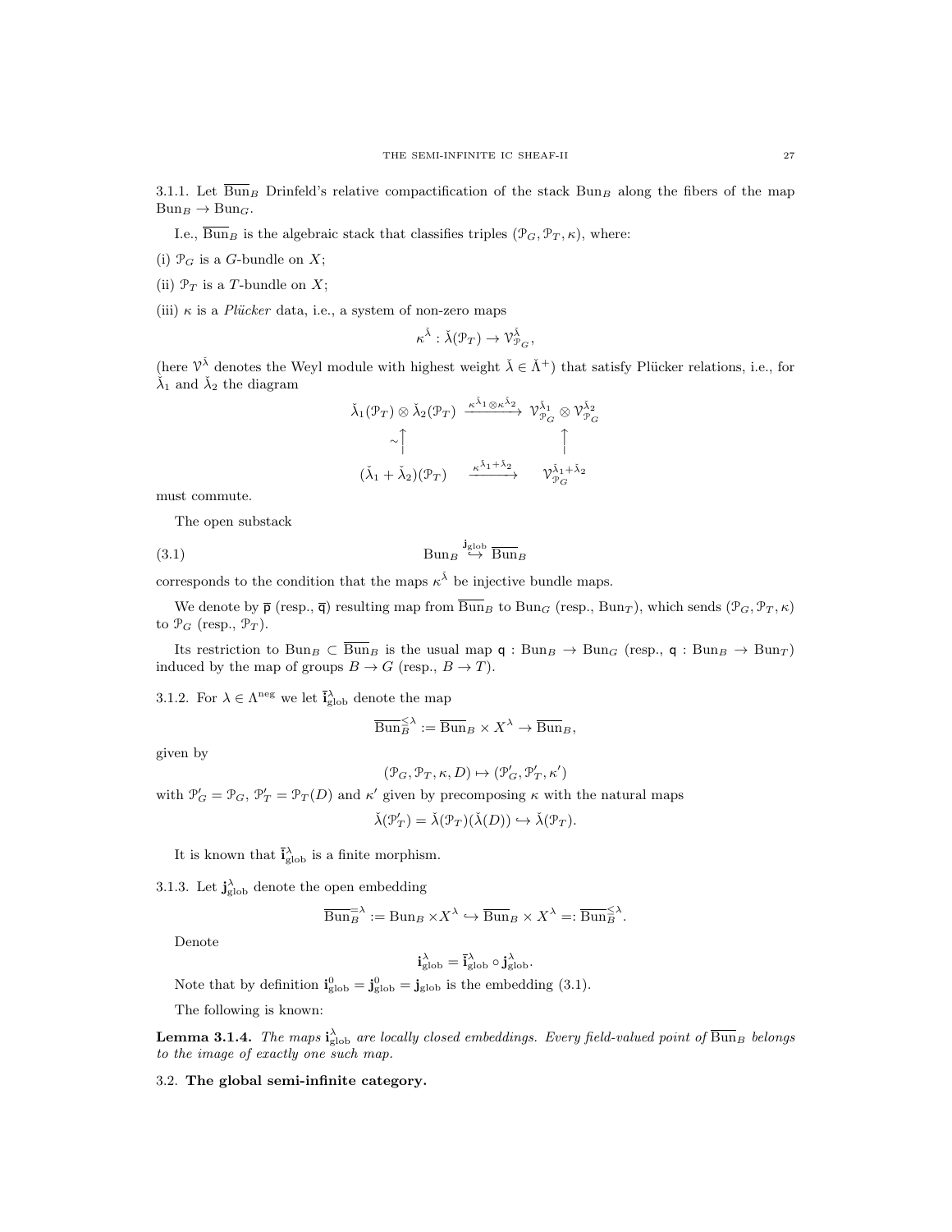3.1.1. Let $\overline{\mathrm{Bun}}_B$ Drinfeld's relative compactification of the stack $\mathrm{Bun}_B$ along the fibers of the map $\mathrm{Bun}_B \to \mathrm{Bun}_G$.

I.e., $\overline{\mathrm{Bun}}_B$ is the algebraic stack that classifies triples $(\mathcal{P}_G, \mathcal{P}_T, \kappa)$, where:

(i) $\mathcal{P}_G$ is a $G$-bundle on $X$;

(ii) $\mathcal{P}_T$ is a $T$-bundle on $X$;

(iii) $\kappa$ is a *Plücker* data, i.e., a system of non-zero maps

$$\kappa^{\check{\lambda}} : \check{\lambda}(\mathcal{P}_T) \to \mathcal{V}^{\check{\lambda}}_{\mathcal{P}_G},$$

(here $\mathcal{V}^{\check{\lambda}}$ denotes the Weyl module with highest weight $\check{\lambda} \in \check{\Lambda}^+$) that satisfy Plücker relations, i.e., for $\check{\lambda}_1$ and $\check{\lambda}_2$ the diagram

$$\begin{array}{ccc}
\check{\lambda}_1(\mathcal{P}_T) \otimes \check{\lambda}_2(\mathcal{P}_T) & \xrightarrow{\kappa^{\check{\lambda}_1} \otimes \kappa^{\check{\lambda}_2}} & \mathcal{V}^{\check{\lambda}_1}_{\mathcal{P}_G} \otimes \mathcal{V}^{\check{\lambda}_2}_{\mathcal{P}_G} \\
\sim\uparrow & & \uparrow \\
(\check{\lambda}_1 + \check{\lambda}_2)(\mathcal{P}_T) & \xrightarrow{\kappa^{\check{\lambda}_1 + \check{\lambda}_2}} & \mathcal{V}^{\check{\lambda}_1 + \check{\lambda}_2}_{\mathcal{P}_G}
\end{array}$$

must commute.

The open substack

$$\mathrm{Bun}_B \overset{\mathbf{j}_{\mathrm{glob}}}{\hookrightarrow} \overline{\mathrm{Bun}}_B \tag{3.1}$$

corresponds to the condition that the maps $\kappa^{\check{\lambda}}$ be injective bundle maps.

We denote by $\overline{\mathsf{p}}$ (resp., $\overline{\mathsf{q}}$) resulting map from $\overline{\mathrm{Bun}}_B$ to $\mathrm{Bun}_G$ (resp., $\mathrm{Bun}_T$), which sends $(\mathcal{P}_G, \mathcal{P}_T, \kappa)$ to $\mathcal{P}_G$ (resp., $\mathcal{P}_T$).

Its restriction to $\mathrm{Bun}_B \subset \overline{\mathrm{Bun}}_B$ is the usual map $\mathsf{q} : \mathrm{Bun}_B \to \mathrm{Bun}_G$ (resp., $\mathsf{q} : \mathrm{Bun}_B \to \mathrm{Bun}_T$) induced by the map of groups $B \to G$ (resp., $B \to T$).

3.1.2. For $\lambda \in \Lambda^{\mathrm{neg}}$ we let $\bar{\mathbf{i}}^{\lambda}_{\mathrm{glob}}$ denote the map

$$\overline{\mathrm{Bun}}_B^{\leq \lambda} := \overline{\mathrm{Bun}}_B \times X^{\lambda} \to \overline{\mathrm{Bun}}_B,$$

given by

$$(\mathcal{P}_G, \mathcal{P}_T, \kappa, D) \mapsto (\mathcal{P}'_G, \mathcal{P}'_T, \kappa')$$

with $\mathcal{P}'_G = \mathcal{P}_G$, $\mathcal{P}'_T = \mathcal{P}_T(D)$ and $\kappa'$ given by precomposing $\kappa$ with the natural maps

$$\check{\lambda}(\mathcal{P}'_T) = \check{\lambda}(\mathcal{P}_T)(\check{\lambda}(D)) \hookrightarrow \check{\lambda}(\mathcal{P}_T).$$

It is known that $\bar{\mathbf{i}}^{\lambda}_{\mathrm{glob}}$ is a finite morphism.

3.1.3. Let $\mathbf{j}^{\lambda}_{\mathrm{glob}}$ denote the open embedding

$$\overline{\mathrm{Bun}}_B^{=\lambda} := \mathrm{Bun}_B \times X^{\lambda} \hookrightarrow \overline{\mathrm{Bun}}_B \times X^{\lambda} =: \overline{\mathrm{Bun}}_B^{\leq \lambda}.$$

Denote

$$\mathbf{i}^{\lambda}_{\mathrm{glob}} = \bar{\mathbf{i}}^{\lambda}_{\mathrm{glob}} \circ \mathbf{j}^{\lambda}_{\mathrm{glob}}.$$

Note that by definition $\mathbf{i}^0_{\mathrm{glob}} = \mathbf{j}^0_{\mathrm{glob}} = \mathbf{j}_{\mathrm{glob}}$ is the embedding (3.1).

The following is known:

**Lemma 3.1.4.** *The maps $\mathbf{i}^{\lambda}_{\mathrm{glob}}$ are locally closed embeddings. Every field-valued point of $\overline{\mathrm{Bun}}_B$ belongs to the image of exactly one such map.*

3.2. **The global semi-infinite category.**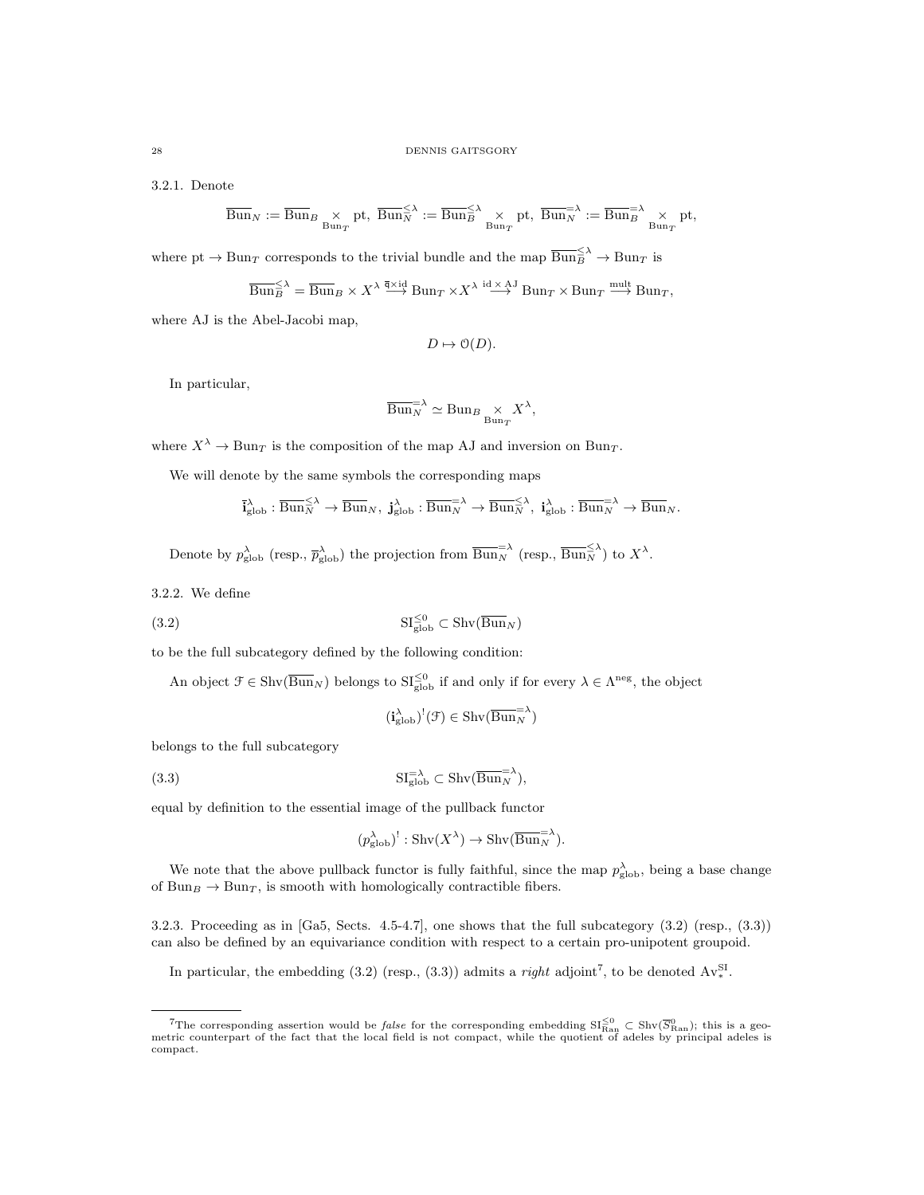3.2.1. Denote

$$\overline{\mathrm{Bun}}_N := \overline{\mathrm{Bun}}_B \underset{\mathrm{Bun}_T}{\times} \mathrm{pt},\ \overline{\mathrm{Bun}}_N^{\leq\lambda} := \overline{\mathrm{Bun}}_B^{\leq\lambda} \underset{\mathrm{Bun}_T}{\times} \mathrm{pt},\ \overline{\mathrm{Bun}}_N^{=\lambda} := \overline{\mathrm{Bun}}_B^{=\lambda} \underset{\mathrm{Bun}_T}{\times} \mathrm{pt},$$

where $\mathrm{pt} \to \mathrm{Bun}_T$ corresponds to the trivial bundle and the map $\overline{\mathrm{Bun}}_B^{\leq\lambda} \to \mathrm{Bun}_T$ is

$$\overline{\mathrm{Bun}}_B^{\leq\lambda} = \overline{\mathrm{Bun}}_B \times X^\lambda \overset{\overline{\mathfrak{q}}\times\mathrm{id}}{\longrightarrow} \mathrm{Bun}_T \times X^\lambda \overset{\mathrm{id}\times\mathrm{AJ}}{\longrightarrow} \mathrm{Bun}_T \times \mathrm{Bun}_T \overset{\mathrm{mult}}{\longrightarrow} \mathrm{Bun}_T,$$

where AJ is the Abel-Jacobi map,

$$D \mapsto \mathcal{O}(D).$$

In particular,

$$\overline{\mathrm{Bun}}_N^{=\lambda} \simeq \mathrm{Bun}_B \underset{\mathrm{Bun}_T}{\times} X^\lambda,$$

where $X^\lambda \to \mathrm{Bun}_T$ is the composition of the map AJ and inversion on $\mathrm{Bun}_T$.

We will denote by the same symbols the corresponding maps

$$\overline{\mathbf{i}}^\lambda_{\mathrm{glob}} : \overline{\mathrm{Bun}}_N^{\leq\lambda} \to \overline{\mathrm{Bun}}_N,\ \mathbf{j}^\lambda_{\mathrm{glob}} : \overline{\mathrm{Bun}}_N^{=\lambda} \to \overline{\mathrm{Bun}}_N^{\leq\lambda},\ \mathbf{i}^\lambda_{\mathrm{glob}} : \overline{\mathrm{Bun}}_N^{=\lambda} \to \overline{\mathrm{Bun}}_N.$$

Denote by $p^\lambda_{\mathrm{glob}}$ (resp., $\overline{p}^\lambda_{\mathrm{glob}}$) the projection from $\overline{\mathrm{Bun}}_N^{=\lambda}$ (resp., $\overline{\mathrm{Bun}}_N^{\leq\lambda}$) to $X^\lambda$.

3.2.2. We define

$$\mathrm{SI}^{\leq 0}_{\mathrm{glob}} \subset \mathrm{Shv}(\overline{\mathrm{Bun}}_N) \tag{3.2}$$

to be the full subcategory defined by the following condition:

An object $\mathcal{F} \in \mathrm{Shv}(\overline{\mathrm{Bun}}_N)$ belongs to $\mathrm{SI}^{\leq 0}_{\mathrm{glob}}$ if and only if for every $\lambda \in \Lambda^{\mathrm{neg}}$, the object

$$(\mathbf{i}^\lambda_{\mathrm{glob}})^!(\mathcal{F}) \in \mathrm{Shv}(\overline{\mathrm{Bun}}_N^{=\lambda})$$

belongs to the full subcategory

$$\mathrm{SI}^{=\lambda}_{\mathrm{glob}} \subset \mathrm{Shv}(\overline{\mathrm{Bun}}_N^{=\lambda}), \tag{3.3}$$

equal by definition to the essential image of the pullback functor

$$(p^\lambda_{\mathrm{glob}})^! : \mathrm{Shv}(X^\lambda) \to \mathrm{Shv}(\overline{\mathrm{Bun}}_N^{=\lambda}).$$

We note that the above pullback functor is fully faithful, since the map $p^\lambda_{\mathrm{glob}}$, being a base change of $\mathrm{Bun}_B \to \mathrm{Bun}_T$, is smooth with homologically contractible fibers.

3.2.3. Proceeding as in [Ga5, Sects. 4.5-4.7], one shows that the full subcategory (3.2) (resp., (3.3)) can also be defined by an equivariance condition with respect to a certain pro-unipotent groupoid.

In particular, the embedding (3.2) (resp., (3.3)) admits a *right* adjoint[7], to be denoted $\mathrm{Av}^{\mathrm{SI}}_*$.

[7] The corresponding assertion would be *false* for the corresponding embedding $\mathrm{SI}^{\leq 0}_{\mathrm{Ran}} \subset \mathrm{Shv}(\overline{S}^0_{\mathrm{Ran}})$; this is a geometric counterpart of the fact that the local field is not compact, while the quotient of adeles by principal adeles is compact.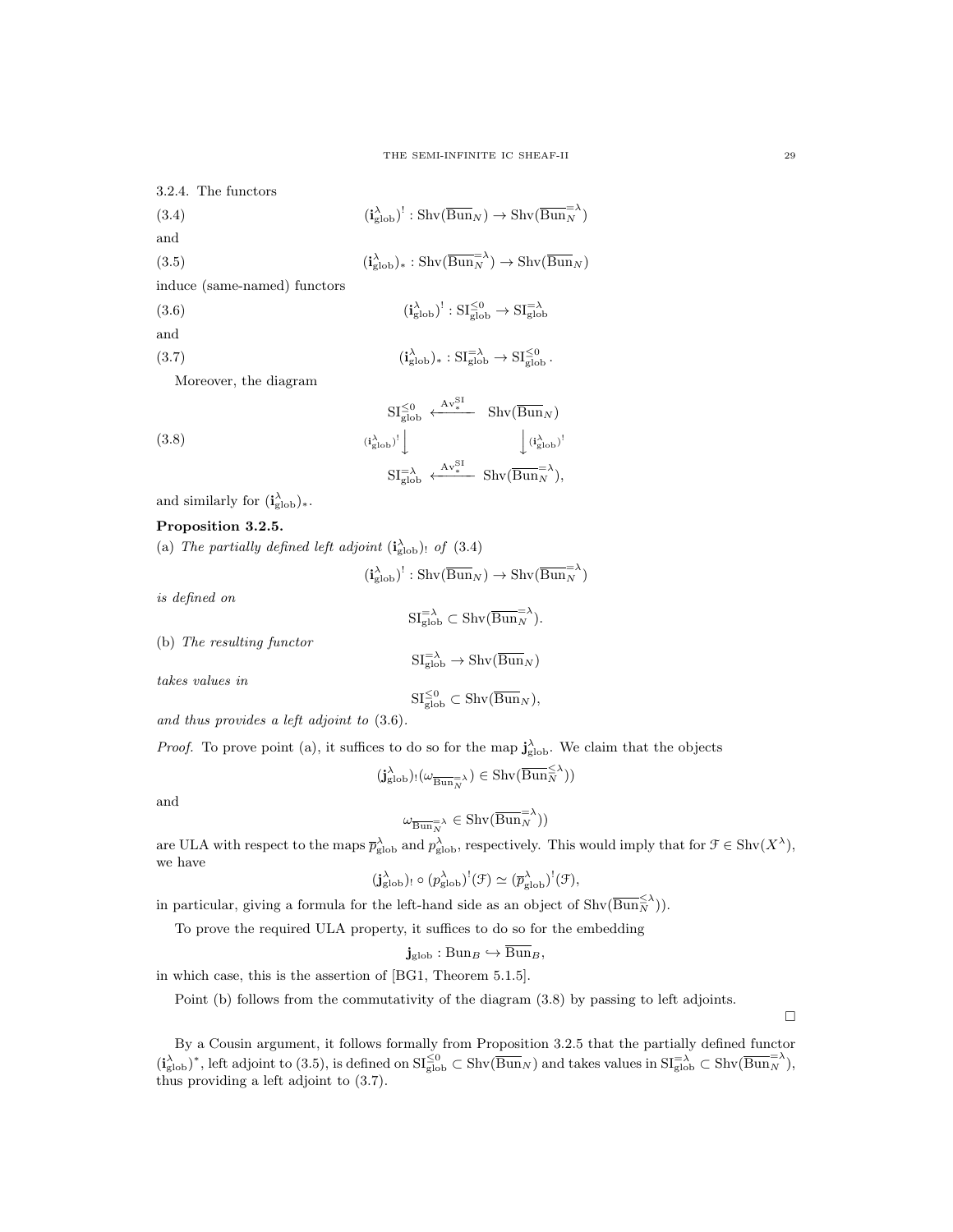3.2.4. The functors

$$(\mathbf{i}^\lambda_{\mathrm{glob}})^! : \mathrm{Shv}(\overline{\mathrm{Bun}}_N) \to \mathrm{Shv}(\overline{\mathrm{Bun}}_N^{=\lambda}) \tag{3.4}$$

and

$$(\mathbf{i}^\lambda_{\mathrm{glob}})_* : \mathrm{Shv}(\overline{\mathrm{Bun}}_N^{=\lambda}) \to \mathrm{Shv}(\overline{\mathrm{Bun}}_N) \tag{3.5}$$

induce (same-named) functors

$$(\mathbf{i}^\lambda_{\mathrm{glob}})^! : \mathrm{SI}^{\leq 0}_{\mathrm{glob}} \to \mathrm{SI}^{=\lambda}_{\mathrm{glob}} \tag{3.6}$$

and

$$(\mathbf{i}^\lambda_{\mathrm{glob}})_* : \mathrm{SI}^{=\lambda}_{\mathrm{glob}} \to \mathrm{SI}^{\leq 0}_{\mathrm{glob}}. \tag{3.7}$$

Moreover, the diagram

$$\begin{array}{ccc} \mathrm{SI}^{\leq 0}_{\mathrm{glob}} & \xleftarrow{\mathrm{Av}^{\mathrm{SI}}_*} & \mathrm{Shv}(\overline{\mathrm{Bun}}_N) \\ {\scriptstyle (\mathbf{i}^\lambda_{\mathrm{glob}})^!}\downarrow & & \downarrow{\scriptstyle (\mathbf{i}^\lambda_{\mathrm{glob}})^!} \\ \mathrm{SI}^{=\lambda}_{\mathrm{glob}} & \xleftarrow{\mathrm{Av}^{\mathrm{SI}}_*} & \mathrm{Shv}(\overline{\mathrm{Bun}}_N^{=\lambda}), \end{array} \tag{3.8}$$

and similarly for $(\mathbf{i}^\lambda_{\mathrm{glob}})_*$.

**Proposition 3.2.5.**

(a) *The partially defined left adjoint $(\mathbf{i}^\lambda_{\mathrm{glob}})_!$ of* (3.4)

$$(\mathbf{i}^\lambda_{\mathrm{glob}})^! : \mathrm{Shv}(\overline{\mathrm{Bun}}_N) \to \mathrm{Shv}(\overline{\mathrm{Bun}}_N^{=\lambda})$$

*is defined on*

$$\mathrm{SI}^{=\lambda}_{\mathrm{glob}} \subset \mathrm{Shv}(\overline{\mathrm{Bun}}_N^{=\lambda}).$$

(b) *The resulting functor*

$$\mathrm{SI}^{=\lambda}_{\mathrm{glob}} \to \mathrm{Shv}(\overline{\mathrm{Bun}}_N)$$

*takes values in*

$$\mathrm{SI}^{\leq 0}_{\mathrm{glob}} \subset \mathrm{Shv}(\overline{\mathrm{Bun}}_N),$$

*and thus provides a left adjoint to* (3.6).

*Proof.* To prove point (a), it suffices to do so for the map $\mathbf{j}^\lambda_{\mathrm{glob}}$. We claim that the objects

$$(\mathbf{j}^\lambda_{\mathrm{glob}})_!(\omega_{\overline{\mathrm{Bun}}_N^{=\lambda}}) \in \mathrm{Shv}(\overline{\mathrm{Bun}}_N^{\leq \lambda}))$$

and

$$\omega_{\overline{\mathrm{Bun}}_N^{=\lambda}} \in \mathrm{Shv}(\overline{\mathrm{Bun}}_N^{=\lambda}))$$

are ULA with respect to the maps $\overline{p}^\lambda_{\mathrm{glob}}$ and $p^\lambda_{\mathrm{glob}}$, respectively. This would imply that for $\mathcal{F} \in \mathrm{Shv}(X^\lambda)$, we have

$$(\mathbf{j}^\lambda_{\mathrm{glob}})_! \circ (p^\lambda_{\mathrm{glob}})^!(\mathcal{F}) \simeq (\overline{p}^\lambda_{\mathrm{glob}})^!(\mathcal{F}),$$

in particular, giving a formula for the left-hand side as an object of $\mathrm{Shv}(\overline{\mathrm{Bun}}_N^{\leq \lambda}))$.

To prove the required ULA property, it suffices to do so for the embedding

$$\mathbf{j}_{\mathrm{glob}} : \mathrm{Bun}_B \hookrightarrow \overline{\mathrm{Bun}}_B,$$

in which case, this is the assertion of [BG1, Theorem 5.1.5].

Point (b) follows from the commutativity of the diagram (3.8) by passing to left adjoints.

□

By a Cousin argument, it follows formally from Proposition 3.2.5 that the partially defined functor $(\mathbf{i}^\lambda_{\mathrm{glob}})^*$, left adjoint to (3.5), is defined on $\mathrm{SI}^{\leq 0}_{\mathrm{glob}} \subset \mathrm{Shv}(\overline{\mathrm{Bun}}_N)$ and takes values in $\mathrm{SI}^{=\lambda}_{\mathrm{glob}} \subset \mathrm{Shv}(\overline{\mathrm{Bun}}_N^{=\lambda})$, thus providing a left adjoint to (3.7).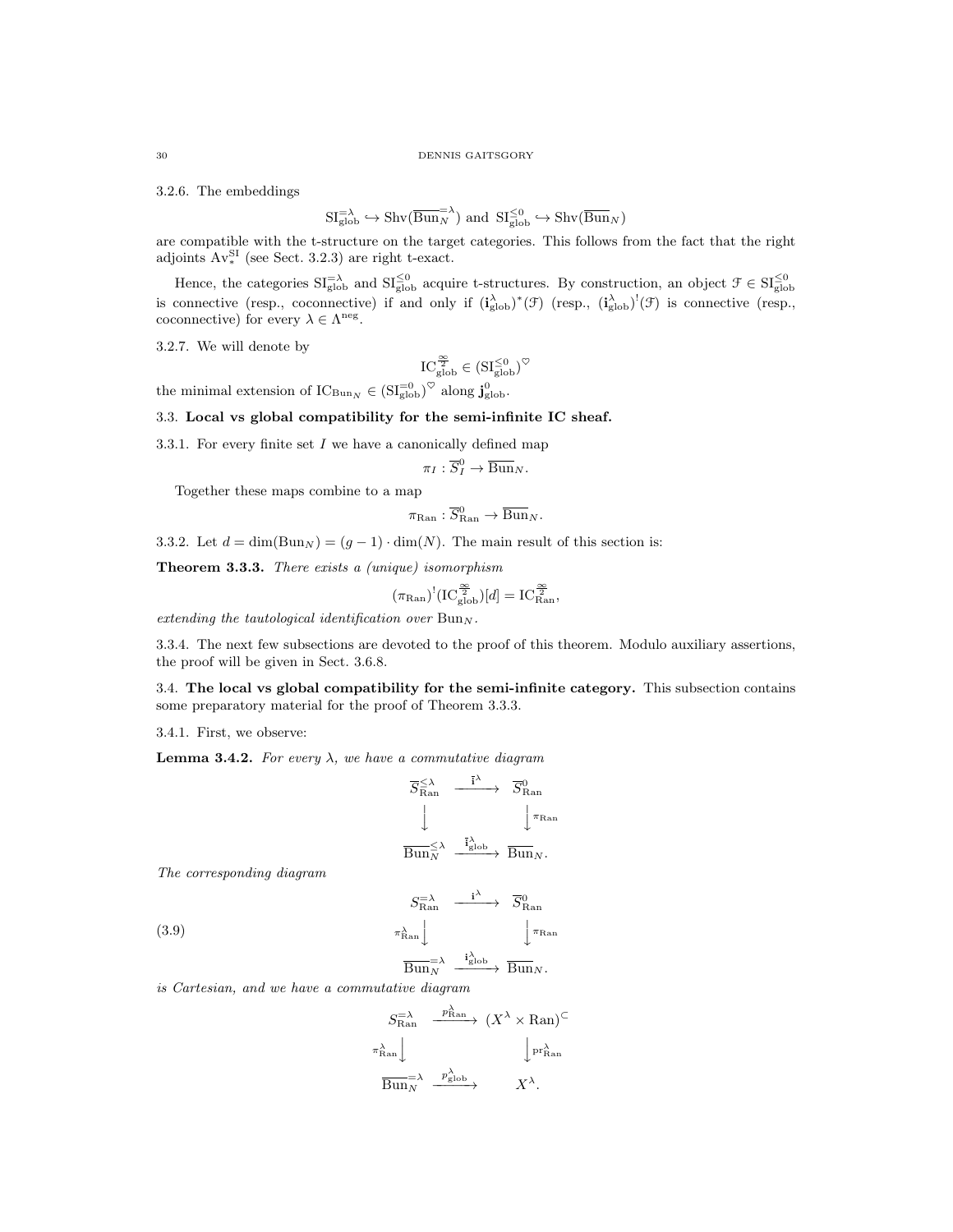3.2.6. The embeddings

$$\mathrm{SI}^{=\lambda}_{\mathrm{glob}} \hookrightarrow \mathrm{Shv}(\overline{\mathrm{Bun}}^{=\lambda}_N) \text{ and } \mathrm{SI}^{\leq 0}_{\mathrm{glob}} \hookrightarrow \mathrm{Shv}(\overline{\mathrm{Bun}}_N)$$

are compatible with the t-structure on the target categories. This follows from the fact that the right adjoints $\mathrm{Av}^{\mathrm{SI}}_*$ (see Sect. 3.2.3) are right t-exact.

Hence, the categories $\mathrm{SI}^{=\lambda}_{\mathrm{glob}}$ and $\mathrm{SI}^{\leq 0}_{\mathrm{glob}}$ acquire t-structures. By construction, an object $\mathcal{F} \in \mathrm{SI}^{\leq 0}_{\mathrm{glob}}$ is connective (resp., coconnective) if and only if $(\mathbf{i}^\lambda_{\mathrm{glob}})^*(\mathcal{F})$ (resp., $(\mathbf{i}^\lambda_{\mathrm{glob}})^!(\mathcal{F})$ is connective (resp., coconnective) for every $\lambda \in \Lambda^{\mathrm{neg}}$.

3.2.7. We will denote by

$$\mathrm{IC}^{\frac{\infty}{2}}_{\mathrm{glob}} \in (\mathrm{SI}^{\leq 0}_{\mathrm{glob}})^\heartsuit$$

the minimal extension of $\mathrm{IC}_{\mathrm{Bun}_N} \in (\mathrm{SI}^{=0}_{\mathrm{glob}})^\heartsuit$ along $\mathbf{j}^0_{\mathrm{glob}}$.

## 3.3. Local vs global compatibility for the semi-infinite IC sheaf.

3.3.1. For every finite set $I$ we have a canonically defined map

$$\pi_I : \overline{S}^0_I \to \overline{\mathrm{Bun}}_N.$$

Together these maps combine to a map

$$\pi_{\mathrm{Ran}} : \overline{S}^0_{\mathrm{Ran}} \to \overline{\mathrm{Bun}}_N.$$

3.3.2. Let $d = \dim(\mathrm{Bun}_N) = (g-1) \cdot \dim(N)$. The main result of this section is:

**Theorem 3.3.3.** *There exists a (unique) isomorphism*

$$(\pi_{\mathrm{Ran}})^!(\mathrm{IC}^{\frac{\infty}{2}}_{\mathrm{glob}})[d] = \mathrm{IC}^{\frac{\infty}{2}}_{\mathrm{Ran}},$$

*extending the tautological identification over* $\mathrm{Bun}_N$.

3.3.4. The next few subsections are devoted to the proof of this theorem. Modulo auxiliary assertions, the proof will be given in Sect. 3.6.8.

## 3.4. The local vs global compatibility for the semi-infinite category.

This subsection contains some preparatory material for the proof of Theorem 3.3.3.

3.4.1. First, we observe:

**Lemma 3.4.2.** *For every $\lambda$, we have a commutative diagram*

$$\begin{array}{ccc}
\overline{S}^{\leq\lambda}_{\mathrm{Ran}} & \xrightarrow{\bar{\mathbf{i}}^\lambda} & \overline{S}^0_{\mathrm{Ran}} \\
\downarrow & & \downarrow \pi_{\mathrm{Ran}} \\
\overline{\mathrm{Bun}}^{\leq\lambda}_N & \xrightarrow{\bar{\mathbf{i}}^\lambda_{\mathrm{glob}}} & \overline{\mathrm{Bun}}_N.
\end{array}$$

*The corresponding diagram*

$$\begin{array}{ccc}
S^{=\lambda}_{\mathrm{Ran}} & \xrightarrow{\mathbf{i}^\lambda} & \overline{S}^0_{\mathrm{Ran}} \\
\pi^\lambda_{\mathrm{Ran}} \downarrow & & \downarrow \pi_{\mathrm{Ran}} \\
\overline{\mathrm{Bun}}^{=\lambda}_N & \xrightarrow{\mathbf{i}^\lambda_{\mathrm{glob}}} & \overline{\mathrm{Bun}}_N.
\end{array} \tag{3.9}$$

*is Cartesian, and we have a commutative diagram*

$$\begin{array}{ccc}
S^{=\lambda}_{\mathrm{Ran}} & \xrightarrow{p^\lambda_{\mathrm{Ran}}} & (X^\lambda \times \mathrm{Ran})^{\subset} \\
\pi^\lambda_{\mathrm{Ran}} \downarrow & & \downarrow \mathrm{pr}^\lambda_{\mathrm{Ran}} \\
\overline{\mathrm{Bun}}^{=\lambda}_N & \xrightarrow{p^\lambda_{\mathrm{glob}}} & X^\lambda.
\end{array}$$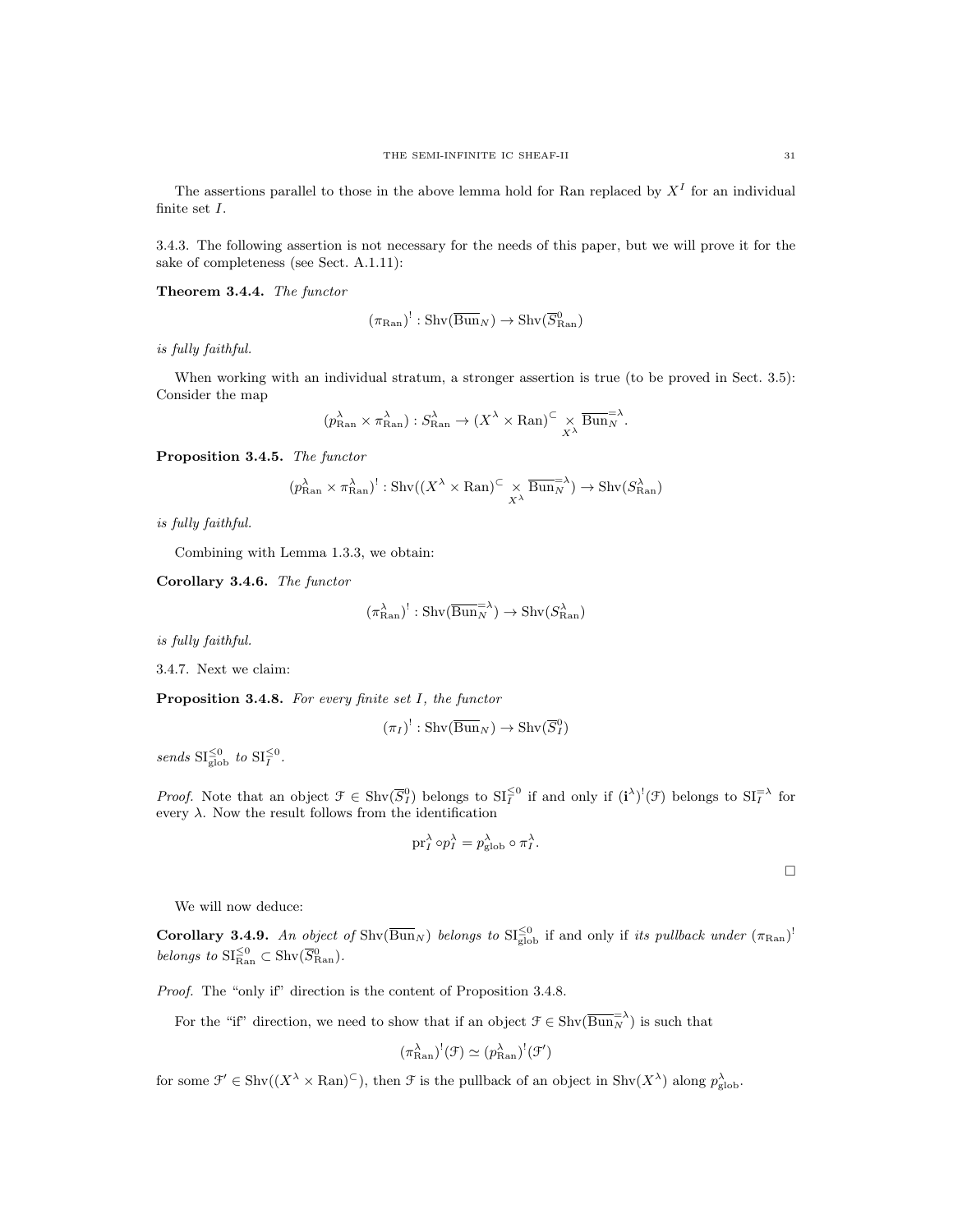The assertions parallel to those in the above lemma hold for Ran replaced by $X^I$ for an individual finite set $I$.

3.4.3. The following assertion is not necessary for the needs of this paper, but we will prove it for the sake of completeness (see Sect. A.1.11):

**Theorem 3.4.4.** *The functor*

$$(\pi_{\mathrm{Ran}})^! : \mathrm{Shv}(\overline{\mathrm{Bun}}_N) \to \mathrm{Shv}(\overline{S}^0_{\mathrm{Ran}})$$

*is fully faithful.*

When working with an individual stratum, a stronger assertion is true (to be proved in Sect. 3.5): Consider the map

$$(p^\lambda_{\mathrm{Ran}} \times \pi^\lambda_{\mathrm{Ran}}) : S^\lambda_{\mathrm{Ran}} \to (X^\lambda \times \mathrm{Ran})^{\subset} \underset{X^\lambda}{\times} \overline{\mathrm{Bun}}_N^{=\lambda}.$$

**Proposition 3.4.5.** *The functor*

$$(p^\lambda_{\mathrm{Ran}} \times \pi^\lambda_{\mathrm{Ran}})^! : \mathrm{Shv}((X^\lambda \times \mathrm{Ran})^{\subset} \underset{X^\lambda}{\times} \overline{\mathrm{Bun}}_N^{=\lambda}) \to \mathrm{Shv}(S^\lambda_{\mathrm{Ran}})$$

*is fully faithful.*

Combining with Lemma 1.3.3, we obtain:

**Corollary 3.4.6.** *The functor*

$$(\pi^\lambda_{\mathrm{Ran}})^! : \mathrm{Shv}(\overline{\mathrm{Bun}}_N^{=\lambda}) \to \mathrm{Shv}(S^\lambda_{\mathrm{Ran}})$$

*is fully faithful.*

3.4.7. Next we claim:

**Proposition 3.4.8.** *For every finite set $I$, the functor*

$$(\pi_I)^! : \mathrm{Shv}(\overline{\mathrm{Bun}}_N) \to \mathrm{Shv}(\overline{S}^0_I)$$

*sends $\mathrm{SI}^{\leq 0}_{\mathrm{glob}}$ to $\mathrm{SI}^{\leq 0}_I$.*

*Proof.* Note that an object $\mathcal{F} \in \mathrm{Shv}(\overline{S}^0_I)$ belongs to $\mathrm{SI}^{\leq 0}_I$ if and only if $(\mathbf{i}^\lambda)^!(\mathcal{F})$ belongs to $\mathrm{SI}^{=\lambda}_I$ for every $\lambda$. Now the result follows from the identification

$$\mathrm{pr}^\lambda_I \circ p^\lambda_I = p^\lambda_{\mathrm{glob}} \circ \pi^\lambda_I.$$

□

We will now deduce:

**Corollary 3.4.9.** *An object of* $\mathrm{Shv}(\overline{\mathrm{Bun}}_N)$ *belongs to* $\mathrm{SI}^{\leq 0}_{\mathrm{glob}}$ if and only if *its pullback under* $(\pi_{\mathrm{Ran}})^!$ *belongs to* $\mathrm{SI}^{\leq 0}_{\mathrm{Ran}} \subset \mathrm{Shv}(\overline{S}^0_{\mathrm{Ran}})$.

*Proof.* The "only if" direction is the content of Proposition 3.4.8.

For the "if" direction, we need to show that if an object $\mathcal{F} \in \mathrm{Shv}(\overline{\mathrm{Bun}}_N^{=\lambda})$ is such that

$$(\pi^\lambda_{\mathrm{Ran}})^!(\mathcal{F}) \simeq (p^\lambda_{\mathrm{Ran}})^!(\mathcal{F}')$$

for some $\mathcal{F}' \in \mathrm{Shv}((X^\lambda \times \mathrm{Ran})^{\subset})$, then $\mathcal{F}$ is the pullback of an object in $\mathrm{Shv}(X^\lambda)$ along $p^\lambda_{\mathrm{glob}}$.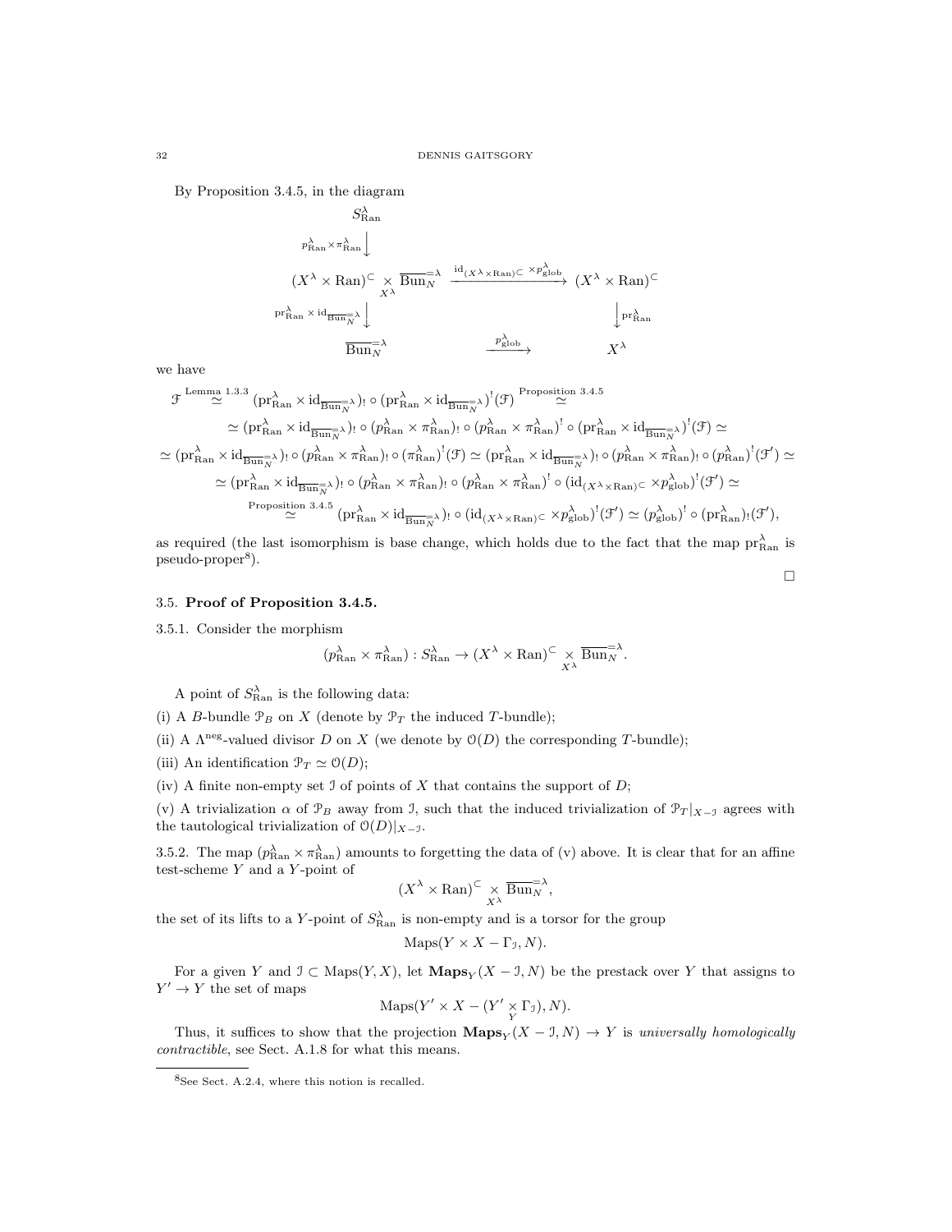By Proposition 3.4.5, in the diagram

$$
\begin{array}{ccc}
S^\lambda_{\mathrm{Ran}} & & \\
\Big\downarrow{\scriptstyle p^\lambda_{\mathrm{Ran}}\times\pi^\lambda_{\mathrm{Ran}}} & & \\
(X^\lambda\times\mathrm{Ran})^{\subset}\underset{X^\lambda}{\times}\overline{\mathrm{Bun}}_N^{=\lambda} & \xrightarrow{\mathrm{id}_{(X^\lambda\times\mathrm{Ran})^{\subset}}\times p^\lambda_{\mathrm{glob}}} & (X^\lambda\times\mathrm{Ran})^{\subset} \\
\Big\downarrow{\scriptstyle \mathrm{pr}^\lambda_{\mathrm{Ran}}\times\mathrm{id}_{\overline{\mathrm{Bun}}_N^{=\lambda}}} & & \Big\downarrow{\scriptstyle \mathrm{pr}^\lambda_{\mathrm{Ran}}} \\
\overline{\mathrm{Bun}}_N^{=\lambda} & \xrightarrow{p^\lambda_{\mathrm{glob}}} & X^\lambda
\end{array}
$$

we have

$$
\mathcal{F} \overset{\text{Lemma 1.3.3}}{\simeq} (\mathrm{pr}^\lambda_{\mathrm{Ran}}\times\mathrm{id}_{\overline{\mathrm{Bun}}_N^{=\lambda}})_!\circ(\mathrm{pr}^\lambda_{\mathrm{Ran}}\times\mathrm{id}_{\overline{\mathrm{Bun}}_N^{=\lambda}})^!(\mathcal{F}) \overset{\text{Proposition 3.4.5}}{\simeq}
$$

$$
\simeq (\mathrm{pr}^\lambda_{\mathrm{Ran}}\times\mathrm{id}_{\overline{\mathrm{Bun}}_N^{=\lambda}})_!\circ(p^\lambda_{\mathrm{Ran}}\times\pi^\lambda_{\mathrm{Ran}})_!\circ(p^\lambda_{\mathrm{Ran}}\times\pi^\lambda_{\mathrm{Ran}})^!\circ(\mathrm{pr}^\lambda_{\mathrm{Ran}}\times\mathrm{id}_{\overline{\mathrm{Bun}}_N^{=\lambda}})^!(\mathcal{F})\simeq
$$

$$
\simeq (\mathrm{pr}^\lambda_{\mathrm{Ran}}\times\mathrm{id}_{\overline{\mathrm{Bun}}_N^{=\lambda}})_!\circ(p^\lambda_{\mathrm{Ran}}\times\pi^\lambda_{\mathrm{Ran}})_!\circ(\pi^\lambda_{\mathrm{Ran}})^!(\mathcal{F})\simeq(\mathrm{pr}^\lambda_{\mathrm{Ran}}\times\mathrm{id}_{\overline{\mathrm{Bun}}_N^{=\lambda}})_!\circ(p^\lambda_{\mathrm{Ran}}\times\pi^\lambda_{\mathrm{Ran}})_!\circ(p^\lambda_{\mathrm{Ran}})^!(\mathcal{F}')\simeq
$$

$$
\simeq (\mathrm{pr}^\lambda_{\mathrm{Ran}}\times\mathrm{id}_{\overline{\mathrm{Bun}}_N^{=\lambda}})_!\circ(p^\lambda_{\mathrm{Ran}}\times\pi^\lambda_{\mathrm{Ran}})_!\circ(p^\lambda_{\mathrm{Ran}}\times\pi^\lambda_{\mathrm{Ran}})^!\circ(\mathrm{id}_{(X^\lambda\times\mathrm{Ran})^{\subset}}\times p^\lambda_{\mathrm{glob}})^!(\mathcal{F}')\simeq
$$

$$
\overset{\text{Proposition 3.4.5}}{\simeq} (\mathrm{pr}^\lambda_{\mathrm{Ran}}\times\mathrm{id}_{\overline{\mathrm{Bun}}_N^{=\lambda}})_!\circ(\mathrm{id}_{(X^\lambda\times\mathrm{Ran})^{\subset}}\times p^\lambda_{\mathrm{glob}})^!(\mathcal{F}')\simeq(p^\lambda_{\mathrm{glob}})^!\circ(\mathrm{pr}^\lambda_{\mathrm{Ran}})_!(\mathcal{F}'),
$$

as required (the last isomorphism is base change, which holds due to the fact that the map $\mathrm{pr}^\lambda_{\mathrm{Ran}}$ is pseudo-proper[8]).

□

### 3.5. **Proof of Proposition 3.4.5.**

3.5.1. Consider the morphism

$$
(p^\lambda_{\mathrm{Ran}}\times\pi^\lambda_{\mathrm{Ran}}):S^\lambda_{\mathrm{Ran}}\to(X^\lambda\times\mathrm{Ran})^{\subset}\underset{X^\lambda}{\times}\overline{\mathrm{Bun}}_N^{=\lambda}.
$$

A point of $S^\lambda_{\mathrm{Ran}}$ is the following data:

(i) A $B$-bundle $\mathcal{P}_B$ on $X$ (denote by $\mathcal{P}_T$ the induced $T$-bundle);

(ii) A $\Lambda^{\mathrm{neg}}$-valued divisor $D$ on $X$ (we denote by $\mathcal{O}(D)$ the corresponding $T$-bundle);

(iii) An identification $\mathcal{P}_T\simeq\mathcal{O}(D)$;

(iv) A finite non-empty set $\mathcal{I}$ of points of $X$ that contains the support of $D$;

(v) A trivialization $\alpha$ of $\mathcal{P}_B$ away from $\mathcal{I}$, such that the induced trivialization of $\mathcal{P}_T|_{X-\mathcal{I}}$ agrees with the tautological trivialization of $\mathcal{O}(D)|_{X-\mathcal{I}}$.

3.5.2. The map $(p^\lambda_{\mathrm{Ran}}\times\pi^\lambda_{\mathrm{Ran}})$ amounts to forgetting the data of (v) above. It is clear that for an affine test-scheme $Y$ and a $Y$-point of

$$
(X^\lambda\times\mathrm{Ran})^{\subset}\underset{X^\lambda}{\times}\overline{\mathrm{Bun}}_N^{=\lambda},
$$

the set of its lifts to a $Y$-point of $S^\lambda_{\mathrm{Ran}}$ is non-empty and is a torsor for the group

$$
\mathrm{Maps}(Y\times X-\Gamma_{\mathcal{I}},N).
$$

For a given $Y$ and $\mathcal{I}\subset\mathrm{Maps}(Y,X)$, let $\mathbf{Maps}_Y(X-\mathcal{I},N)$ be the prestack over $Y$ that assigns to $Y'\to Y$ the set of maps

$$
\mathrm{Maps}(Y'\times X-(Y'\underset{Y}{\times}\Gamma_{\mathcal{I}}),N).
$$

Thus, it suffices to show that the projection $\mathbf{Maps}_Y(X-\mathcal{I},N)\to Y$ is *universally homologically contractible*, see Sect. A.1.8 for what this means.

[8] See Sect. A.2.4, where this notion is recalled.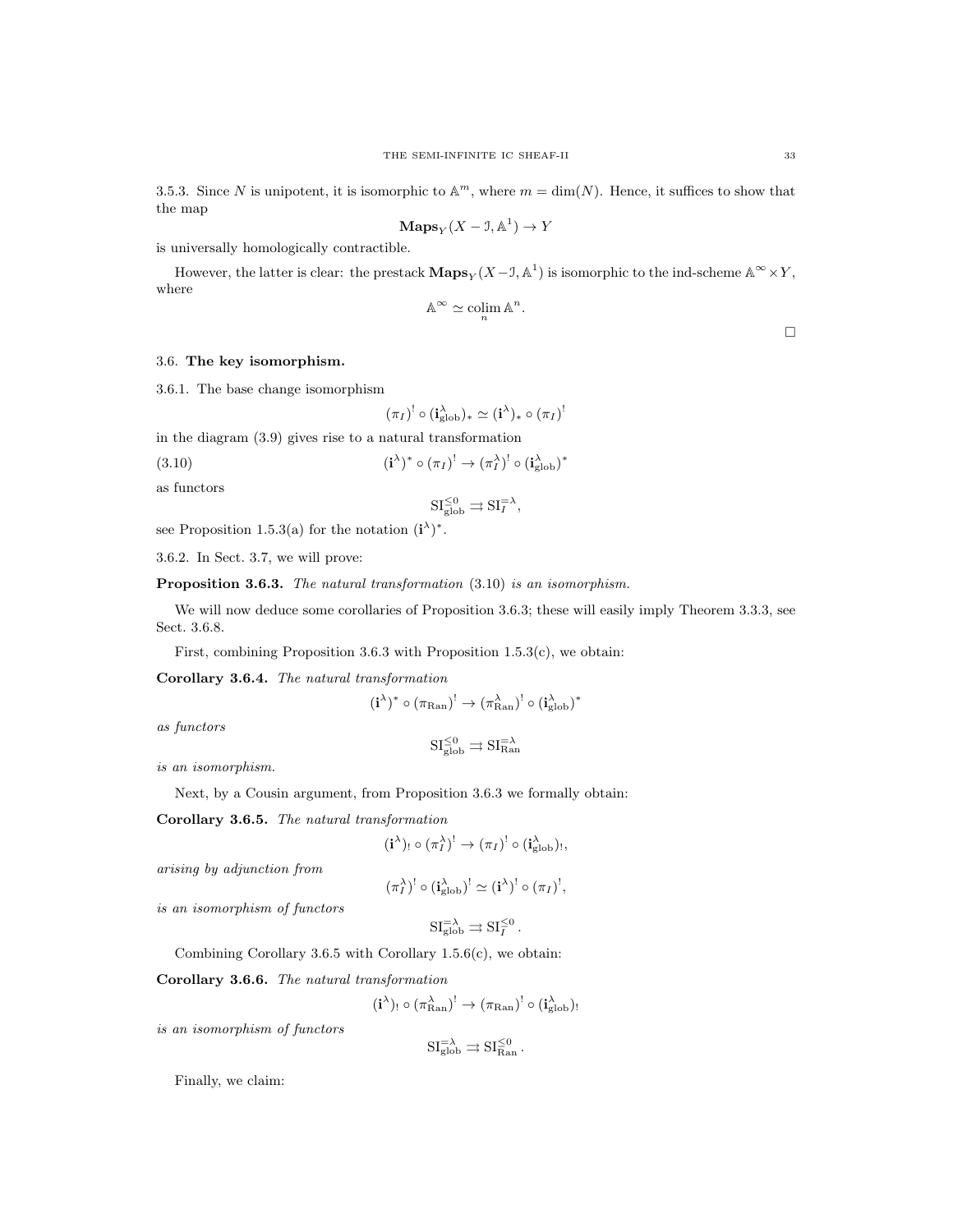3.5.3. Since $N$ is unipotent, it is isomorphic to $\mathbb{A}^m$, where $m = \dim(N)$. Hence, it suffices to show that the map

$$\mathbf{Maps}_Y(X - \mathcal{I}, \mathbb{A}^1) \to Y$$

is universally homologically contractible.

However, the latter is clear: the prestack $\mathbf{Maps}_Y(X - \mathcal{I}, \mathbb{A}^1)$ is isomorphic to the ind-scheme $\mathbb{A}^\infty \times Y$, where

$$\mathbb{A}^\infty \simeq \underset{n}{\operatorname{colim}}\, \mathbb{A}^n.$$

□

### 3.6. The key isomorphism.

3.6.1. The base change isomorphism

$$(\pi_I)^! \circ (\mathbf{i}^\lambda_{\mathrm{glob}})_* \simeq (\mathbf{i}^\lambda)_* \circ (\pi_I)^!$$

in the diagram (3.9) gives rise to a natural transformation

$$(\mathbf{i}^\lambda)^* \circ (\pi_I)^! \to (\pi_I^\lambda)^! \circ (\mathbf{i}^\lambda_{\mathrm{glob}})^* \tag{3.10}$$

as functors

$$\mathrm{SI}^{\leq 0}_{\mathrm{glob}} \rightrightarrows \mathrm{SI}^{=\lambda}_I,$$

see Proposition 1.5.3(a) for the notation $(\mathbf{i}^\lambda)^*$.

3.6.2. In Sect. 3.7, we will prove:

**Proposition 3.6.3.** *The natural transformation* (3.10) *is an isomorphism.*

We will now deduce some corollaries of Proposition 3.6.3; these will easily imply Theorem 3.3.3, see Sect. 3.6.8.

First, combining Proposition 3.6.3 with Proposition 1.5.3(c), we obtain:

**Corollary 3.6.4.** *The natural transformation*

$$(\mathbf{i}^\lambda)^* \circ (\pi_{\mathrm{Ran}})^! \to (\pi^\lambda_{\mathrm{Ran}})^! \circ (\mathbf{i}^\lambda_{\mathrm{glob}})^*$$

*as functors*

$$\mathrm{SI}^{\leq 0}_{\mathrm{glob}} \rightrightarrows \mathrm{SI}^{=\lambda}_{\mathrm{Ran}}$$

*is an isomorphism.*

Next, by a Cousin argument, from Proposition 3.6.3 we formally obtain:

**Corollary 3.6.5.** *The natural transformation*

$$(\mathbf{i}^\lambda)_! \circ (\pi_I^\lambda)^! \to (\pi_I)^! \circ (\mathbf{i}^\lambda_{\mathrm{glob}})_!,$$

*arising by adjunction from*

$$(\pi_I^\lambda)^! \circ (\mathbf{i}^\lambda_{\mathrm{glob}})^! \simeq (\mathbf{i}^\lambda)^! \circ (\pi_I)^!,$$

*is an isomorphism of functors*

$$\mathrm{SI}^{=\lambda}_{\mathrm{glob}} \rightrightarrows \mathrm{SI}^{\leq 0}_I.$$

Combining Corollary 3.6.5 with Corollary 1.5.6(c), we obtain:

**Corollary 3.6.6.** *The natural transformation*

$$(\mathbf{i}^\lambda)_! \circ (\pi^\lambda_{\mathrm{Ran}})^! \to (\pi_{\mathrm{Ran}})^! \circ (\mathbf{i}^\lambda_{\mathrm{glob}})_!$$

*is an isomorphism of functors*

$$\mathrm{SI}^{=\lambda}_{\mathrm{glob}} \rightrightarrows \mathrm{SI}^{\leq 0}_{\mathrm{Ran}}.$$

Finally, we claim: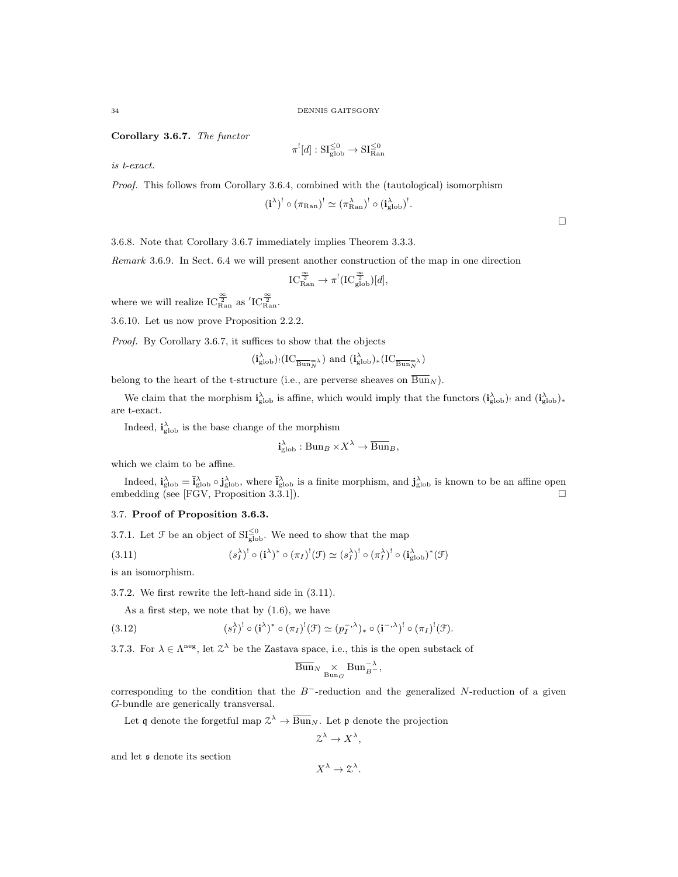**Corollary 3.6.7.** *The functor*

$$\pi^![d] : \mathrm{SI}^{\leq 0}_{\mathrm{glob}} \to \mathrm{SI}^{\leq 0}_{\mathrm{Ran}}$$

*is t-exact.*

*Proof.* This follows from Corollary 3.6.4, combined with the (tautological) isomorphism

$$(\mathbf{i}^\lambda)^! \circ (\pi_{\mathrm{Ran}})^! \simeq (\pi^\lambda_{\mathrm{Ran}})^! \circ (\mathbf{i}^\lambda_{\mathrm{glob}})^!.$$

□

3.6.8. Note that Corollary 3.6.7 immediately implies Theorem 3.3.3.

*Remark* 3.6.9. In Sect. 6.4 we will present another construction of the map in one direction

$$\mathrm{IC}^{\frac{\infty}{2}}_{\mathrm{Ran}} \to \pi^!(\mathrm{IC}^{\frac{\infty}{2}}_{\mathrm{glob}})[d],$$

where we will realize $\mathrm{IC}^{\frac{\infty}{2}}_{\mathrm{Ran}}$ as ${}'\mathrm{IC}^{\frac{\infty}{2}}_{\mathrm{Ran}}$.

3.6.10. Let us now prove Proposition 2.2.2.

*Proof.* By Corollary 3.6.7, it suffices to show that the objects

$$(\mathbf{i}^\lambda_{\mathrm{glob}})_!(\mathrm{IC}_{\overline{\mathrm{Bun}}_N^{=\lambda}}) \text{ and } (\mathbf{i}^\lambda_{\mathrm{glob}})_*(\mathrm{IC}_{\overline{\mathrm{Bun}}_N^{=\lambda}})$$

belong to the heart of the t-structure (i.e., are perverse sheaves on $\overline{\mathrm{Bun}}_N$).

We claim that the morphism $\mathbf{i}^\lambda_{\mathrm{glob}}$ is affine, which would imply that the functors $(\mathbf{i}^\lambda_{\mathrm{glob}})_!$ and $(\mathbf{i}^\lambda_{\mathrm{glob}})_*$ are t-exact.

Indeed, $\mathbf{i}^\lambda_{\mathrm{glob}}$ is the base change of the morphism

$$\mathbf{i}^\lambda_{\mathrm{glob}} : \mathrm{Bun}_B \times X^\lambda \to \overline{\mathrm{Bun}}_B,$$

which we claim to be affine.

Indeed, $\mathbf{i}^\lambda_{\mathrm{glob}} = \bar{\mathbf{i}}^\lambda_{\mathrm{glob}} \circ \mathbf{j}^\lambda_{\mathrm{glob}}$, where $\bar{\mathbf{i}}^\lambda_{\mathrm{glob}}$ is a finite morphism, and $\mathbf{j}^\lambda_{\mathrm{glob}}$ is known to be an affine open embedding (see [FGV, Proposition 3.3.1]). □

### 3.7. Proof of Proposition 3.6.3.

3.7.1. Let $\mathcal{F}$ be an object of $\mathrm{SI}^{\leq 0}_{\mathrm{glob}}$. We need to show that the map

$$(s^\lambda_I)^! \circ (\mathbf{i}^\lambda)^* \circ (\pi_I)^!(\mathcal{F}) \simeq (s^\lambda_I)^! \circ (\pi^\lambda_I)^! \circ (\mathbf{i}^\lambda_{\mathrm{glob}})^*(\mathcal{F}) \tag{3.11}$$

is an isomorphism.

3.7.2. We first rewrite the left-hand side in (3.11).

As a first step, we note that by (1.6), we have

$$(s^\lambda_I)^! \circ (\mathbf{i}^\lambda)^* \circ (\pi_I)^!(\mathcal{F}) \simeq (p^{-,\lambda}_I)_* \circ (\mathbf{i}^{-,\lambda})^! \circ (\pi_I)^!(\mathcal{F}). \tag{3.12}$$

3.7.3. For $\lambda \in \Lambda^{\mathrm{neg}}$, let $\mathcal{Z}^\lambda$ be the Zastava space, i.e., this is the open substack of

$$\overline{\mathrm{Bun}}_N \underset{\mathrm{Bun}_G}{\times} \mathrm{Bun}^{-\lambda}_{B^-},$$

corresponding to the condition that the $B^-$-reduction and the generalized $N$-reduction of a given $G$-bundle are generically transversal.

Let $\mathfrak{q}$ denote the forgetful map $\mathcal{Z}^\lambda \to \overline{\mathrm{Bun}}_N$. Let $\mathfrak{p}$ denote the projection

$$\mathcal{Z}^\lambda \to X^\lambda,$$

and let $\mathfrak{s}$ denote its section

$$X^\lambda \to \mathcal{Z}^\lambda.$$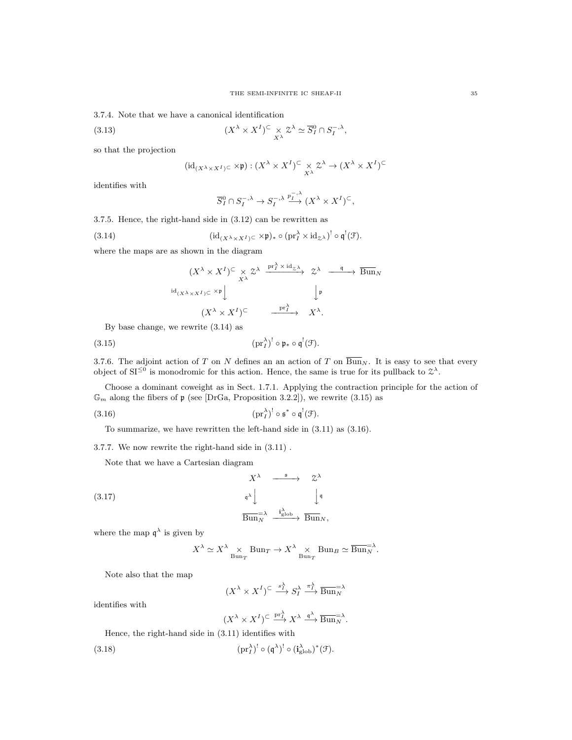3.7.4. Note that we have a canonical identification

$$(X^\lambda \times X^I)^{\subset} \underset{X^\lambda}{\times} \mathcal{Z}^\lambda \simeq \overline{S}^0_I \cap S^{-,\lambda}_I, \tag{3.13}$$

so that the projection

$$(\mathrm{id}_{(X^\lambda \times X^I)^{\subset}} \times \mathfrak{p}) : (X^\lambda \times X^I)^{\subset} \underset{X^\lambda}{\times} \mathcal{Z}^\lambda \to (X^\lambda \times X^I)^{\subset}$$

identifies with

$$\overline{S}^0_I \cap S^{-,\lambda}_I \to S^{-,\lambda}_I \xrightarrow{p^{-,\lambda}_I} (X^\lambda \times X^I)^{\subset},$$

3.7.5. Hence, the right-hand side in (3.12) can be rewritten as

$$(\mathrm{id}_{(X^\lambda \times X^I)^{\subset}} \times \mathfrak{p})_* \circ (\mathrm{pr}^\lambda_I \times \mathrm{id}_{\mathcal{Z}^\lambda})^! \circ \mathfrak{q}^!(\mathcal{F}). \tag{3.14}$$

where the maps are as shown in the diagram

$$\begin{array}{ccccc}
(X^\lambda \times X^I)^{\subset} \underset{X^\lambda}{\times} \mathcal{Z}^\lambda & \xrightarrow{\mathrm{pr}^\lambda_I \times \mathrm{id}_{\mathcal{Z}^\lambda}} & \mathcal{Z}^\lambda & \xrightarrow{\mathfrak{q}} & \overline{\mathrm{Bun}}_N \\
\Big\downarrow {\scriptstyle \mathrm{id}_{(X^\lambda \times X^I)^{\subset}} \times \mathfrak{p}} & & \Big\downarrow {\scriptstyle \mathfrak{p}} & & \\
(X^\lambda \times X^I)^{\subset} & \xrightarrow{\mathrm{pr}^\lambda_I} & X^\lambda. & &
\end{array}$$

By base change, we rewrite (3.14) as

$$(\mathrm{pr}^\lambda_I)^! \circ \mathfrak{p}_* \circ \mathfrak{q}^!(\mathcal{F}). \tag{3.15}$$

3.7.6. The adjoint action of $T$ on $N$ defines an an action of $T$ on $\overline{\mathrm{Bun}}_N$. It is easy to see that every object of $\mathrm{SI}^{\leq 0}$ is monodromic for this action. Hence, the same is true for its pullback to $\mathcal{Z}^\lambda$.

Choose a dominant coweight as in Sect. 1.7.1. Applying the contraction principle for the action of $\mathbb{G}_m$ along the fibers of $\mathfrak{p}$ (see [DrGa, Proposition 3.2.2]), we rewrite (3.15) as

$$(\mathrm{pr}^\lambda_I)^! \circ \mathfrak{s}^* \circ \mathfrak{q}^!(\mathcal{F}). \tag{3.16}$$

To summarize, we have rewritten the left-hand side in (3.11) as (3.16).

3.7.7. We now rewrite the right-hand side in (3.11) .

Note that we have a Cartesian diagram

$$\begin{array}{ccc}
X^\lambda & \xrightarrow{\mathfrak{s}} & \mathcal{Z}^\lambda \\
\Big\downarrow {\scriptstyle \mathfrak{q}^\lambda} & & \Big\downarrow {\scriptstyle \mathfrak{q}} \\
\overline{\mathrm{Bun}}_N^{=\lambda} & \xrightarrow{\mathbf{i}^\lambda_{\mathrm{glob}}} & \overline{\mathrm{Bun}}_N,
\end{array} \tag{3.17}$$

where the map $\mathfrak{q}^\lambda$ is given by

$$X^\lambda \simeq X^\lambda \underset{\mathrm{Bun}_T}{\times} \mathrm{Bun}_T \to X^\lambda \underset{\mathrm{Bun}_T}{\times} \mathrm{Bun}_B \simeq \overline{\mathrm{Bun}}_N^{=\lambda}.$$

Note also that the map

$$(X^\lambda \times X^I)^{\subset} \xrightarrow{s^\lambda_I} S^\lambda_I \xrightarrow{\pi^\lambda_I} \overline{\mathrm{Bun}}_N^{=\lambda}$$

identifies with

$$(X^\lambda \times X^I)^{\subset} \xrightarrow{\mathrm{pr}^\lambda_I} X^\lambda \xrightarrow{\mathfrak{q}^\lambda} \overline{\mathrm{Bun}}_N^{=\lambda}.$$

Hence, the right-hand side in (3.11) identifies with

$$(\mathrm{pr}^\lambda_I)^! \circ (\mathfrak{q}^\lambda)^! \circ (\mathbf{i}^\lambda_{\mathrm{glob}})^*(\mathcal{F}). \tag{3.18}$$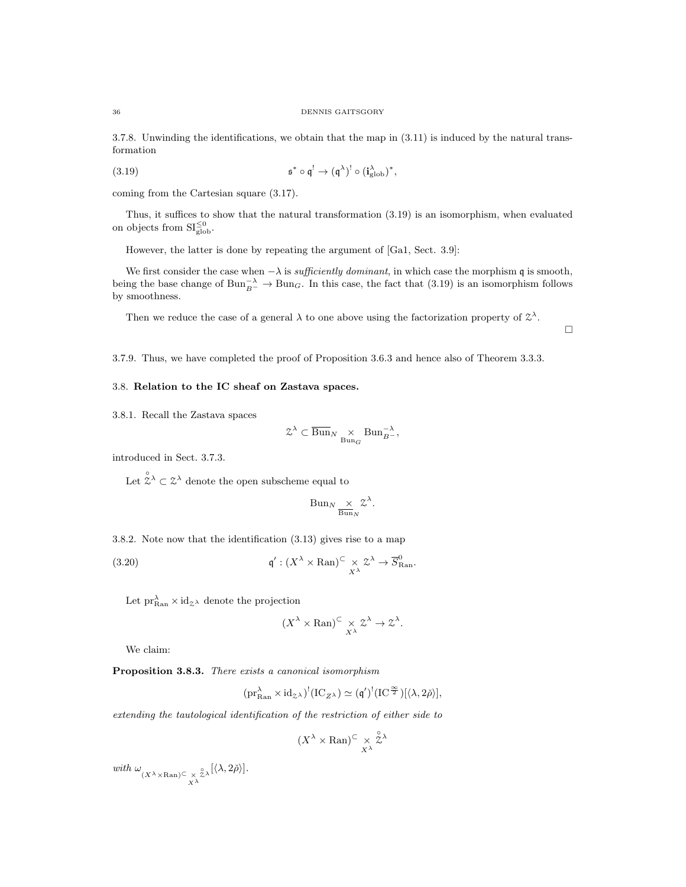3.7.8. Unwinding the identifications, we obtain that the map in (3.11) is induced by the natural transformation

$$\mathfrak{s}^* \circ \mathfrak{q}^! \to (\mathfrak{q}^\lambda)^! \circ (\mathbf{i}^\lambda_{\mathrm{glob}})^*, \tag{3.19}$$

coming from the Cartesian square (3.17).

Thus, it suffices to show that the natural transformation (3.19) is an isomorphism, when evaluated on objects from $\mathrm{SI}^{\leq 0}_{\mathrm{glob}}$.

However, the latter is done by repeating the argument of [Ga1, Sect. 3.9]:

We first consider the case when $-\lambda$ is *sufficiently dominant*, in which case the morphism $\mathfrak{q}$ is smooth, being the base change of $\mathrm{Bun}^{-\lambda}_{B^-} \to \mathrm{Bun}_G$. In this case, the fact that (3.19) is an isomorphism follows by smoothness.

Then we reduce the case of a general $\lambda$ to one above using the factorization property of $\mathcal{Z}^\lambda$.

□

3.7.9. Thus, we have completed the proof of Proposition 3.6.3 and hence also of Theorem 3.3.3.

## 3.8. Relation to the IC sheaf on Zastava spaces.

3.8.1. Recall the Zastava spaces

$$\mathcal{Z}^\lambda \subset \overline{\mathrm{Bun}}_N \underset{\mathrm{Bun}_G}{\times} \mathrm{Bun}^{-\lambda}_{B^-},$$

introduced in Sect. 3.7.3.

Let $\overset{\circ}{\mathcal{Z}}{}^\lambda \subset \mathcal{Z}^\lambda$ denote the open subscheme equal to

$$\mathrm{Bun}_N \underset{\overline{\mathrm{Bun}}_N}{\times} \mathcal{Z}^\lambda.$$

3.8.2. Note now that the identification (3.13) gives rise to a map

$$\mathfrak{q}' : (X^\lambda \times \mathrm{Ran})^\subset \underset{X^\lambda}{\times} \mathcal{Z}^\lambda \to \overline{S}^0_{\mathrm{Ran}}. \tag{3.20}$$

Let $\mathrm{pr}^\lambda_{\mathrm{Ran}} \times \mathrm{id}_{\mathcal{Z}^\lambda}$ denote the projection

$$(X^\lambda \times \mathrm{Ran})^\subset \underset{X^\lambda}{\times} \mathcal{Z}^\lambda \to \mathcal{Z}^\lambda.$$

We claim:

**Proposition 3.8.3.** *There exists a canonical isomorphism*

$$(\mathrm{pr}^\lambda_{\mathrm{Ran}} \times \mathrm{id}_{\mathcal{Z}^\lambda})^!(\mathrm{IC}_{Z^\lambda}) \simeq (\mathfrak{q}')^!(\mathrm{IC}^{\frac{\infty}{2}})[\langle \lambda, 2\check{\rho}\rangle],$$

*extending the tautological identification of the restriction of either side to*

$$(X^\lambda \times \mathrm{Ran})^\subset \underset{X^\lambda}{\times} \overset{\circ}{\mathcal{Z}}{}^\lambda$$

*with* $\omega_{(X^\lambda \times \mathrm{Ran})^\subset \underset{X^\lambda}{\times} \overset{\circ}{\mathcal{Z}}{}^\lambda}[\langle \lambda, 2\check{\rho}\rangle]$.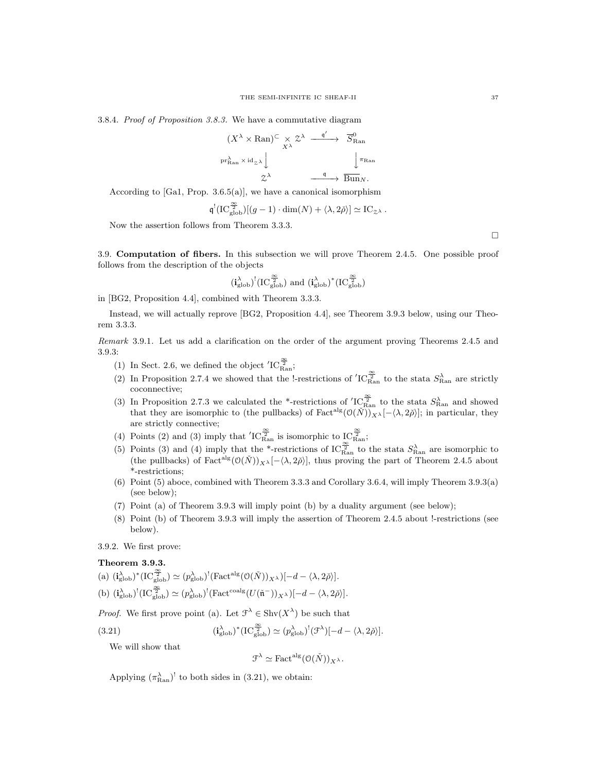3.8.4. *Proof of Proposition 3.8.3.* We have a commutative diagram

$$\begin{array}{ccc}
(X^\lambda \times \operatorname{Ran})^{\subset} \underset{X^\lambda}{\times} \mathcal{Z}^\lambda & \xrightarrow{\mathfrak{q}'} & \overline{S}^0_{\operatorname{Ran}} \\
\Big\downarrow {\scriptstyle \operatorname{pr}^\lambda_{\operatorname{Ran}} \times \operatorname{id}_{\mathcal{Z}^\lambda}} & & \Big\downarrow {\scriptstyle \pi_{\operatorname{Ran}}} \\
\mathcal{Z}^\lambda & \xrightarrow{\mathfrak{q}} & \overline{\operatorname{Bun}}_N.
\end{array}$$

According to [Ga1, Prop. 3.6.5(a)], we have a canonical isomorphism

$$\mathfrak{q}^!(\operatorname{IC}^{\frac{\infty}{2}}_{\operatorname{glob}})[(g-1)\cdot \dim(N) + \langle \lambda, 2\check{\rho}\rangle] \simeq \operatorname{IC}_{\mathcal{Z}^\lambda}.$$

Now the assertion follows from Theorem 3.3.3.

□

3.9. **Computation of fibers.** In this subsection we will prove Theorem 2.4.5. One possible proof follows from the description of the objects

$$(\mathbf{i}^\lambda_{\operatorname{glob}})^!(\operatorname{IC}^{\frac{\infty}{2}}_{\operatorname{glob}}) \text{ and } (\mathbf{i}^\lambda_{\operatorname{glob}})^*(\operatorname{IC}^{\frac{\infty}{2}}_{\operatorname{glob}})$$

in [BG2, Proposition 4.4], combined with Theorem 3.3.3.

Instead, we will actually reprove [BG2, Proposition 4.4], see Theorem 3.9.3 below, using our Theorem 3.3.3.

*Remark* 3.9.1. Let us add a clarification on the order of the argument proving Theorems 2.4.5 and 3.9.3:

1. In Sect. 2.6, we defined the object ${}'\operatorname{IC}^{\frac{\infty}{2}}_{\operatorname{Ran}}$;
2. In Proposition 2.7.4 we showed that the !-restrictions of ${}'\operatorname{IC}^{\frac{\infty}{2}}_{\operatorname{Ran}}$ to the stata $S^\lambda_{\operatorname{Ran}}$ are strictly coconnective;
3. In Proposition 2.7.3 we calculated the \*-restrictions of ${}'\operatorname{IC}^{\frac{\infty}{2}}_{\operatorname{Ran}}$ to the stata $S^\lambda_{\operatorname{Ran}}$ and showed that they are isomorphic to (the pullbacks) of $\operatorname{Fact}^{\operatorname{alg}}(\mathcal{O}(\check{N}))_{X^\lambda}[-\langle \lambda, 2\check{\rho}\rangle]$; in particular, they are strictly connective;
4. Points (2) and (3) imply that ${}'\operatorname{IC}^{\frac{\infty}{2}}_{\operatorname{Ran}}$ is isomorphic to $\operatorname{IC}^{\frac{\infty}{2}}_{\operatorname{Ran}}$;
5. Points (3) and (4) imply that the \*-restrictions of $\operatorname{IC}^{\frac{\infty}{2}}_{\operatorname{Ran}}$ to the stata $S^\lambda_{\operatorname{Ran}}$ are isomorphic to (the pullbacks) of $\operatorname{Fact}^{\operatorname{alg}}(\mathcal{O}(\check{N}))_{X^\lambda}[-\langle \lambda, 2\check{\rho}\rangle]$, thus proving the part of Theorem 2.4.5 about \*-restrictions;
6. Point (5) aboce, combined with Theorem 3.3.3 and Corollary 3.6.4, will imply Theorem 3.9.3(a) (see below);
7. Point (a) of Theorem 3.9.3 will imply point (b) by a duality argument (see below);
8. Point (b) of Theorem 3.9.3 will imply the assertion of Theorem 2.4.5 about !-restrictions (see below).

3.9.2. We first prove:

**Theorem 3.9.3.**
(a) $(\mathbf{i}^\lambda_{\operatorname{glob}})^*(\operatorname{IC}^{\frac{\infty}{2}}_{\operatorname{glob}}) \simeq (p^\lambda_{\operatorname{glob}})^!(\operatorname{Fact}^{\operatorname{alg}}(\mathcal{O}(\check{N}))_{X^\lambda})[-d - \langle \lambda, 2\check{\rho}\rangle]$.
(b) $(\mathbf{i}^\lambda_{\operatorname{glob}})^!(\operatorname{IC}^{\frac{\infty}{2}}_{\operatorname{glob}}) \simeq (p^\lambda_{\operatorname{glob}})^!(\operatorname{Fact}^{\operatorname{coalg}}(U(\check{\mathfrak{n}}^-))_{X^\lambda})[-d - \langle \lambda, 2\check{\rho}\rangle]$.

*Proof.* We first prove point (a). Let $\mathcal{F}^\lambda \in \operatorname{Shv}(X^\lambda)$ be such that

$$(\mathbf{i}^\lambda_{\operatorname{glob}})^*(\operatorname{IC}^{\frac{\infty}{2}}_{\operatorname{glob}}) \simeq (p^\lambda_{\operatorname{glob}})^!(\mathcal{F}^\lambda)[-d - \langle \lambda, 2\check{\rho}\rangle]. \tag{3.21}$$

We will show that

$$\mathcal{F}^\lambda \simeq \operatorname{Fact}^{\operatorname{alg}}(\mathcal{O}(\check{N}))_{X^\lambda}.$$

Applying $(\pi^\lambda_{\operatorname{Ran}})^!$ to both sides in (3.21), we obtain: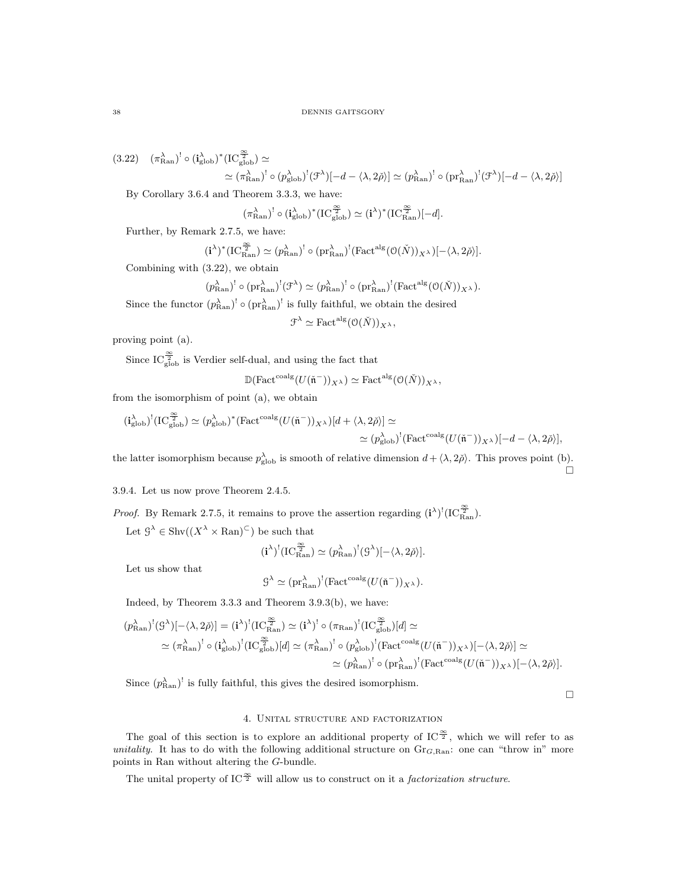$$(3.22)\quad (\pi^\lambda_{\mathrm{Ran}})^! \circ (\mathbf{i}^\lambda_{\mathrm{glob}})^*(\mathrm{IC}^{\frac{\infty}{2}}_{\mathrm{glob}}) \simeq$$
$$\simeq (\pi^\lambda_{\mathrm{Ran}})^! \circ (p^\lambda_{\mathrm{glob}})^!(\mathcal{F}^\lambda)[-d-\langle\lambda, 2\check{\rho}\rangle] \simeq (p^\lambda_{\mathrm{Ran}})^! \circ (\mathrm{pr}^\lambda_{\mathrm{Ran}})^!(\mathcal{F}^\lambda)[-d-\langle\lambda, 2\check{\rho}\rangle]$$

By Corollary 3.6.4 and Theorem 3.3.3, we have:

$$(\pi^\lambda_{\mathrm{Ran}})^! \circ (\mathbf{i}^\lambda_{\mathrm{glob}})^*(\mathrm{IC}^{\frac{\infty}{2}}_{\mathrm{glob}}) \simeq (\mathbf{i}^\lambda)^*(\mathrm{IC}^{\frac{\infty}{2}}_{\mathrm{Ran}})[-d].$$

Further, by Remark 2.7.5, we have:

$$(\mathbf{i}^\lambda)^*(\mathrm{IC}^{\frac{\infty}{2}}_{\mathrm{Ran}}) \simeq (p^\lambda_{\mathrm{Ran}})^! \circ (\mathrm{pr}^\lambda_{\mathrm{Ran}})^!(\mathrm{Fact}^{\mathrm{alg}}(\mathcal{O}(\check{N}))_{X^\lambda})[-\langle\lambda, 2\check{\rho}\rangle].$$

Combining with (3.22), we obtain

$$(p^\lambda_{\mathrm{Ran}})^! \circ (\mathrm{pr}^\lambda_{\mathrm{Ran}})^!(\mathcal{F}^\lambda) \simeq (p^\lambda_{\mathrm{Ran}})^! \circ (\mathrm{pr}^\lambda_{\mathrm{Ran}})^!(\mathrm{Fact}^{\mathrm{alg}}(\mathcal{O}(\check{N}))_{X^\lambda}).$$

Since the functor $(p^\lambda_{\mathrm{Ran}})^! \circ (\mathrm{pr}^\lambda_{\mathrm{Ran}})^!$ is fully faithful, we obtain the desired

$$\mathcal{F}^\lambda \simeq \mathrm{Fact}^{\mathrm{alg}}(\mathcal{O}(\check{N}))_{X^\lambda},$$

proving point (a).

Since $\mathrm{IC}^{\frac{\infty}{2}}_{\mathrm{glob}}$ is Verdier self-dual, and using the fact that

$$\mathbb{D}(\mathrm{Fact}^{\mathrm{coalg}}(U(\check{\mathfrak{n}}^-))_{X^\lambda}) \simeq \mathrm{Fact}^{\mathrm{alg}}(\mathcal{O}(\check{N}))_{X^\lambda},$$

from the isomorphism of point (a), we obtain

$$(\mathbf{i}^\lambda_{\mathrm{glob}})^!(\mathrm{IC}^{\frac{\infty}{2}}_{\mathrm{glob}}) \simeq (p^\lambda_{\mathrm{glob}})^*(\mathrm{Fact}^{\mathrm{coalg}}(U(\check{\mathfrak{n}}^-))_{X^\lambda})[d+\langle\lambda, 2\check{\rho}\rangle] \simeq$$
$$\simeq (p^\lambda_{\mathrm{glob}})^!(\mathrm{Fact}^{\mathrm{coalg}}(U(\check{\mathfrak{n}}^-))_{X^\lambda})[-d-\langle\lambda, 2\check{\rho}\rangle],$$

the latter isomorphism because $p^\lambda_{\mathrm{glob}}$ is smooth of relative dimension $d+\langle\lambda, 2\check{\rho}\rangle$. This proves point (b). □

3.9.4. Let us now prove Theorem 2.4.5.

*Proof.* By Remark 2.7.5, it remains to prove the assertion regarding $(\mathbf{i}^\lambda)^!(\mathrm{IC}^{\frac{\infty}{2}}_{\mathrm{Ran}})$.

Let $\mathcal{G}^\lambda \in \mathrm{Shv}((X^\lambda \times \mathrm{Ran})^{\subset})$ be such that

$$(\mathbf{i}^\lambda)^!(\mathrm{IC}^{\frac{\infty}{2}}_{\mathrm{Ran}}) \simeq (p^\lambda_{\mathrm{Ran}})^!(\mathcal{G}^\lambda)[-\langle\lambda, 2\check{\rho}\rangle].$$

Let us show that

$$\mathcal{G}^\lambda \simeq (\mathrm{pr}^\lambda_{\mathrm{Ran}})^!(\mathrm{Fact}^{\mathrm{coalg}}(U(\check{\mathfrak{n}}^-))_{X^\lambda}).$$

Indeed, by Theorem 3.3.3 and Theorem 3.9.3(b), we have:

$$(p^\lambda_{\mathrm{Ran}})^!(\mathcal{G}^\lambda)[-\langle\lambda, 2\check{\rho}\rangle] = (\mathbf{i}^\lambda)^!(\mathrm{IC}^{\frac{\infty}{2}}_{\mathrm{Ran}}) \simeq (\mathbf{i}^\lambda)^! \circ (\pi_{\mathrm{Ran}})^!(\mathrm{IC}^{\frac{\infty}{2}}_{\mathrm{glob}})[d] \simeq$$
$$\simeq (\pi^\lambda_{\mathrm{Ran}})^! \circ (\mathbf{i}^\lambda_{\mathrm{glob}})^!(\mathrm{IC}^{\frac{\infty}{2}}_{\mathrm{glob}})[d] \simeq (\pi^\lambda_{\mathrm{Ran}})^! \circ (p^\lambda_{\mathrm{glob}})^!(\mathrm{Fact}^{\mathrm{coalg}}(U(\check{\mathfrak{n}}^-))_{X^\lambda})[-\langle\lambda, 2\check{\rho}\rangle] \simeq$$
$$\simeq (p^\lambda_{\mathrm{Ran}})^! \circ (\mathrm{pr}^\lambda_{\mathrm{Ran}})^!(\mathrm{Fact}^{\mathrm{coalg}}(U(\check{\mathfrak{n}}^-))_{X^\lambda})[-\langle\lambda, 2\check{\rho}\rangle].$$

Since $(p^\lambda_{\mathrm{Ran}})^!$ is fully faithful, this gives the desired isomorphism.

□

## 4. Unital structure and factorization

The goal of this section is to explore an additional property of $\mathrm{IC}^{\frac{\infty}{2}}$, which we will refer to as *unitality*. It has to do with the following additional structure on $\mathrm{Gr}_{G,\mathrm{Ran}}$: one can "throw in" more points in Ran without altering the $G$-bundle.

The unital property of $\mathrm{IC}^{\frac{\infty}{2}}$ will allow us to construct on it a *factorization structure*.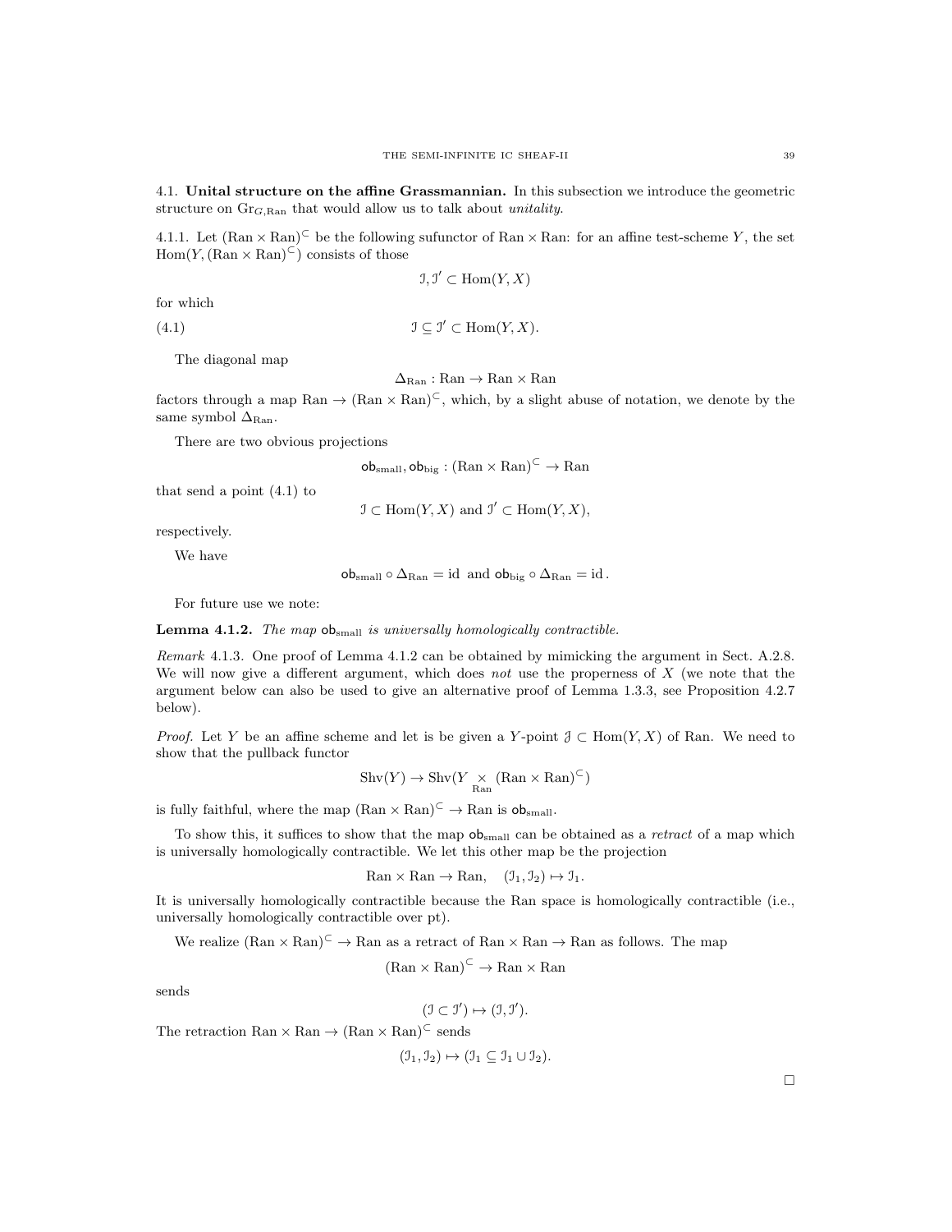### 4.1. Unital structure on the affine Grassmannian.

In this subsection we introduce the geometric structure on $\mathrm{Gr}_{G,\mathrm{Ran}}$ that would allow us to talk about *unitality*.

4.1.1. Let $(\mathrm{Ran} \times \mathrm{Ran})^{\subset}$ be the following sufunctor of $\mathrm{Ran} \times \mathrm{Ran}$: for an affine test-scheme $Y$, the set $\mathrm{Hom}(Y, (\mathrm{Ran} \times \mathrm{Ran})^{\subset})$ consists of those

$$\mathcal{I}, \mathcal{I}' \subset \mathrm{Hom}(Y, X)$$

for which

$$\mathcal{I} \subseteq \mathcal{I}' \subset \mathrm{Hom}(Y, X). \tag{4.1}$$

The diagonal map

$$\Delta_{\mathrm{Ran}} : \mathrm{Ran} \to \mathrm{Ran} \times \mathrm{Ran}$$

factors through a map $\mathrm{Ran} \to (\mathrm{Ran} \times \mathrm{Ran})^{\subset}$, which, by a slight abuse of notation, we denote by the same symbol $\Delta_{\mathrm{Ran}}$.

There are two obvious projections

$$\mathsf{ob}_{\mathrm{small}}, \mathsf{ob}_{\mathrm{big}} : (\mathrm{Ran} \times \mathrm{Ran})^{\subset} \to \mathrm{Ran}$$

that send a point (4.1) to

$$\mathcal{I} \subset \mathrm{Hom}(Y, X) \text{ and } \mathcal{I}' \subset \mathrm{Hom}(Y, X),$$

respectively.

We have

$$\mathsf{ob}_{\mathrm{small}} \circ \Delta_{\mathrm{Ran}} = \mathrm{id} \text{ and } \mathsf{ob}_{\mathrm{big}} \circ \Delta_{\mathrm{Ran}} = \mathrm{id}\,.$$

For future use we note:

**Lemma 4.1.2.** *The map $\mathsf{ob}_{\mathrm{small}}$ is universally homologically contractible.*

*Remark* 4.1.3. One proof of Lemma 4.1.2 can be obtained by mimicking the argument in Sect. A.2.8. We will now give a different argument, which does *not* use the properness of $X$ (we note that the argument below can also be used to give an alternative proof of Lemma 1.3.3, see Proposition 4.2.7 below).

*Proof.* Let $Y$ be an affine scheme and let is be given a $Y$-point $\mathcal{J} \subset \mathrm{Hom}(Y, X)$ of Ran. We need to show that the pullback functor

$$\mathrm{Shv}(Y) \to \mathrm{Shv}(Y \underset{\mathrm{Ran}}{\times} (\mathrm{Ran} \times \mathrm{Ran})^{\subset})$$

is fully faithful, where the map $(\mathrm{Ran} \times \mathrm{Ran})^{\subset} \to \mathrm{Ran}$ is $\mathsf{ob}_{\mathrm{small}}$.

To show this, it suffices to show that the map $\mathsf{ob}_{\mathrm{small}}$ can be obtained as a *retract* of a map which is universally homologically contractible. We let this other map be the projection

$$\mathrm{Ran} \times \mathrm{Ran} \to \mathrm{Ran}, \quad (\mathcal{I}_1, \mathcal{I}_2) \mapsto \mathcal{I}_1.$$

It is universally homologically contractible because the Ran space is homologically contractible (i.e., universally homologically contractible over pt).

We realize $(\mathrm{Ran} \times \mathrm{Ran})^{\subset} \to \mathrm{Ran}$ as a retract of $\mathrm{Ran} \times \mathrm{Ran} \to \mathrm{Ran}$ as follows. The map

$$(\mathrm{Ran} \times \mathrm{Ran})^{\subset} \to \mathrm{Ran} \times \mathrm{Ran}$$

sends

$$(\mathcal{I} \subset \mathcal{I}') \mapsto (\mathcal{I}, \mathcal{I}').$$

The retraction $\mathrm{Ran} \times \mathrm{Ran} \to (\mathrm{Ran} \times \mathrm{Ran})^{\subset}$ sends

$$(\mathcal{I}_1, \mathcal{I}_2) \mapsto (\mathcal{I}_1 \subseteq \mathcal{I}_1 \cup \mathcal{I}_2).$$

$\square$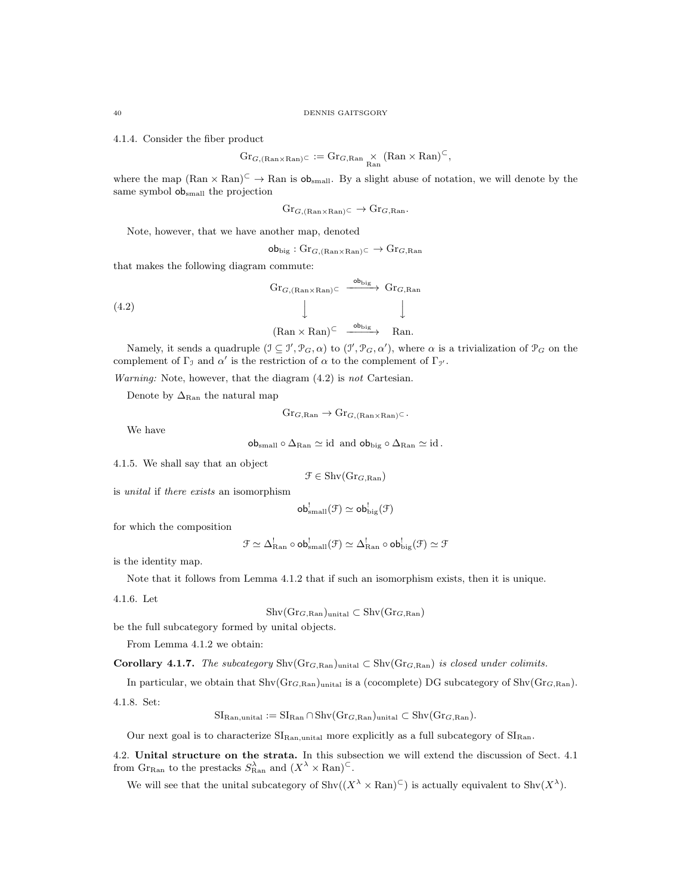4.1.4. Consider the fiber product

$$\mathrm{Gr}_{G,(\mathrm{Ran}\times\mathrm{Ran})^{\subset}} := \mathrm{Gr}_{G,\mathrm{Ran}} \underset{\mathrm{Ran}}{\times} (\mathrm{Ran}\times\mathrm{Ran})^{\subset},$$

where the map $(\mathrm{Ran}\times\mathrm{Ran})^{\subset} \to \mathrm{Ran}$ is $\mathsf{ob}_{\mathrm{small}}$. By a slight abuse of notation, we will denote by the same symbol $\mathsf{ob}_{\mathrm{small}}$ the projection

$$\mathrm{Gr}_{G,(\mathrm{Ran}\times\mathrm{Ran})^{\subset}} \to \mathrm{Gr}_{G,\mathrm{Ran}}.$$

Note, however, that we have another map, denoted

$$\mathsf{ob}_{\mathrm{big}} : \mathrm{Gr}_{G,(\mathrm{Ran}\times\mathrm{Ran})^{\subset}} \to \mathrm{Gr}_{G,\mathrm{Ran}}$$

that makes the following diagram commute:

$$\begin{array}{ccc} \mathrm{Gr}_{G,(\mathrm{Ran}\times\mathrm{Ran})^{\subset}} & \xrightarrow{\mathsf{ob}_{\mathrm{big}}} & \mathrm{Gr}_{G,\mathrm{Ran}} \\ \downarrow & & \downarrow \\ (\mathrm{Ran}\times\mathrm{Ran})^{\subset} & \xrightarrow{\mathsf{ob}_{\mathrm{big}}} & \mathrm{Ran}. \end{array} \tag{4.2}$$

Namely, it sends a quadruple $(\mathcal{I}\subseteq\mathcal{I}',\mathcal{P}_G,\alpha)$ to $(\mathcal{I}',\mathcal{P}_G,\alpha')$, where $\alpha$ is a trivialization of $\mathcal{P}_G$ on the complement of $\Gamma_{\mathcal{I}}$ and $\alpha'$ is the restriction of $\alpha$ to the complement of $\Gamma_{\mathcal{I}'}$.

*Warning:* Note, however, that the diagram (4.2) is *not* Cartesian.

Denote by $\Delta_{\mathrm{Ran}}$ the natural map

$$\mathrm{Gr}_{G,\mathrm{Ran}} \to \mathrm{Gr}_{G,(\mathrm{Ran}\times\mathrm{Ran})^{\subset}}.$$

We have

$$\mathsf{ob}_{\mathrm{small}}\circ\Delta_{\mathrm{Ran}} \simeq \mathrm{id} \text{ and } \mathsf{ob}_{\mathrm{big}}\circ\Delta_{\mathrm{Ran}} \simeq \mathrm{id}.$$

4.1.5. We shall say that an object

$$\mathcal{F}\in\mathrm{Shv}(\mathrm{Gr}_{G,\mathrm{Ran}})$$

is *unital* if *there exists* an isomorphism

$$\mathsf{ob}^!_{\mathrm{small}}(\mathcal{F}) \simeq \mathsf{ob}^!_{\mathrm{big}}(\mathcal{F})$$

for which the composition

$$\mathcal{F}\simeq\Delta^!_{\mathrm{Ran}}\circ\mathsf{ob}^!_{\mathrm{small}}(\mathcal{F})\simeq\Delta^!_{\mathrm{Ran}}\circ\mathsf{ob}^!_{\mathrm{big}}(\mathcal{F})\simeq\mathcal{F}$$

is the identity map.

Note that it follows from Lemma 4.1.2 that if such an isomorphism exists, then it is unique.

4.1.6. Let

$$\mathrm{Shv}(\mathrm{Gr}_{G,\mathrm{Ran}})_{\mathrm{unital}} \subset \mathrm{Shv}(\mathrm{Gr}_{G,\mathrm{Ran}})$$

be the full subcategory formed by unital objects.

From Lemma 4.1.2 we obtain:

**Corollary 4.1.7.** *The subcategory* $\mathrm{Shv}(\mathrm{Gr}_{G,\mathrm{Ran}})_{\mathrm{unital}} \subset \mathrm{Shv}(\mathrm{Gr}_{G,\mathrm{Ran}})$ *is closed under colimits.*

In particular, we obtain that $\mathrm{Shv}(\mathrm{Gr}_{G,\mathrm{Ran}})_{\mathrm{unital}}$ is a (cocomplete) DG subcategory of $\mathrm{Shv}(\mathrm{Gr}_{G,\mathrm{Ran}})$.

4.1.8. Set:

$$\mathrm{SI}_{\mathrm{Ran},\mathrm{unital}} := \mathrm{SI}_{\mathrm{Ran}} \cap \mathrm{Shv}(\mathrm{Gr}_{G,\mathrm{Ran}})_{\mathrm{unital}} \subset \mathrm{Shv}(\mathrm{Gr}_{G,\mathrm{Ran}}).$$

Our next goal is to characterize $\mathrm{SI}_{\mathrm{Ran},\mathrm{unital}}$ more explicitly as a full subcategory of $\mathrm{SI}_{\mathrm{Ran}}$.

**4.2. Unital structure on the strata.** In this subsection we will extend the discussion of Sect. 4.1 from $\mathrm{Gr}_{\mathrm{Ran}}$ to the prestacks $S^{\lambda}_{\mathrm{Ran}}$ and $(X^{\lambda}\times\mathrm{Ran})^{\subset}$.

We will see that the unital subcategory of $\mathrm{Shv}((X^{\lambda}\times\mathrm{Ran})^{\subset})$ is actually equivalent to $\mathrm{Shv}(X^{\lambda})$.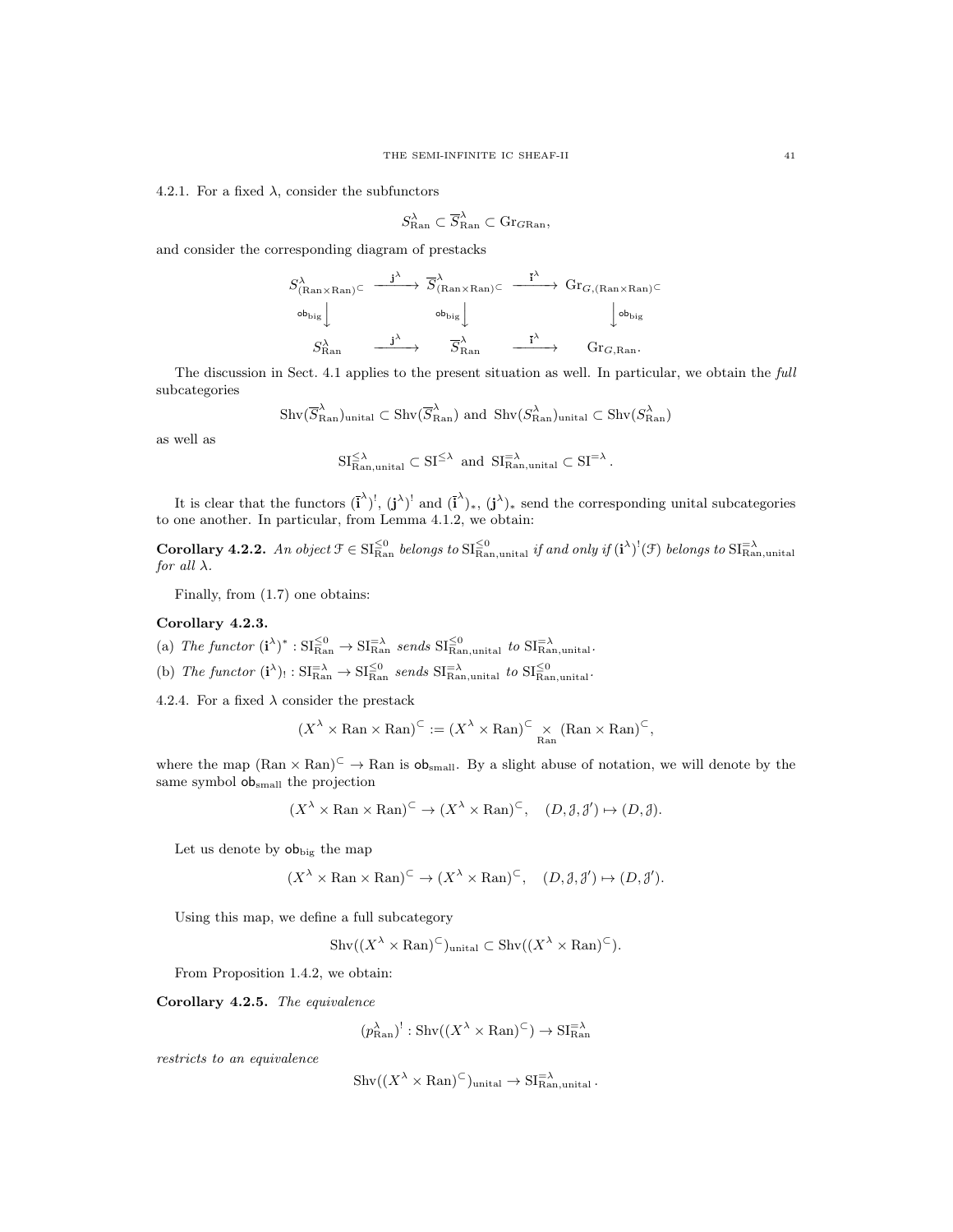4.2.1. For a fixed $\lambda$, consider the subfunctors

$$S^\lambda_{\mathrm{Ran}} \subset \overline{S}^\lambda_{\mathrm{Ran}} \subset \mathrm{Gr}_{G\mathrm{Ran}},$$

and consider the corresponding diagram of prestacks

$$\begin{array}{ccccc} S^\lambda_{(\mathrm{Ran}\times\mathrm{Ran})^\subset} & \xrightarrow{\mathbf{j}^\lambda} & \overline{S}^\lambda_{(\mathrm{Ran}\times\mathrm{Ran})^\subset} & \xrightarrow{\bar{\mathbf{i}}^\lambda} & \mathrm{Gr}_{G,(\mathrm{Ran}\times\mathrm{Ran})^\subset} \\ {\scriptstyle \mathsf{ob}_{\mathrm{big}}}\downarrow & & {\scriptstyle \mathsf{ob}_{\mathrm{big}}}\downarrow & & \downarrow{\scriptstyle \mathsf{ob}_{\mathrm{big}}} \\ S^\lambda_{\mathrm{Ran}} & \xrightarrow{\mathbf{j}^\lambda} & \overline{S}^\lambda_{\mathrm{Ran}} & \xrightarrow{\bar{\mathbf{i}}^\lambda} & \mathrm{Gr}_{G,\mathrm{Ran}}. \end{array}$$

The discussion in Sect. 4.1 applies to the present situation as well. In particular, we obtain the *full* subcategories

$$\mathrm{Shv}(\overline{S}^\lambda_{\mathrm{Ran}})_{\mathrm{unital}} \subset \mathrm{Shv}(\overline{S}^\lambda_{\mathrm{Ran}}) \text{ and } \mathrm{Shv}(S^\lambda_{\mathrm{Ran}})_{\mathrm{unital}} \subset \mathrm{Shv}(S^\lambda_{\mathrm{Ran}})$$

as well as

$$\mathrm{SI}^{\leq\lambda}_{\mathrm{Ran},\mathrm{unital}} \subset \mathrm{SI}^{\leq\lambda} \text{ and } \mathrm{SI}^{=\lambda}_{\mathrm{Ran},\mathrm{unital}} \subset \mathrm{SI}^{=\lambda}.$$

It is clear that the functors $(\bar{\mathbf{i}}^\lambda)^!$, $(\mathbf{j}^\lambda)^!$ and $(\bar{\mathbf{i}}^\lambda)_*$, $(\mathbf{j}^\lambda)_*$ send the corresponding unital subcategories to one another. In particular, from Lemma 4.1.2, we obtain:

**Corollary 4.2.2.** *An object $\mathcal{F} \in \mathrm{SI}^{\leq 0}_{\mathrm{Ran}}$ belongs to $\mathrm{SI}^{\leq 0}_{\mathrm{Ran},\mathrm{unital}}$ if and only if $(\mathbf{i}^\lambda)^!(\mathcal{F})$ belongs to $\mathrm{SI}^{=\lambda}_{\mathrm{Ran},\mathrm{unital}}$ for all $\lambda$.*

Finally, from (1.7) one obtains:

**Corollary 4.2.3.**

(a) *The functor $(\mathbf{i}^\lambda)^* : \mathrm{SI}^{\leq 0}_{\mathrm{Ran}} \to \mathrm{SI}^{=\lambda}_{\mathrm{Ran}}$ sends $\mathrm{SI}^{\leq 0}_{\mathrm{Ran},\mathrm{unital}}$ to $\mathrm{SI}^{=\lambda}_{\mathrm{Ran},\mathrm{unital}}$.*

(b) *The functor $(\mathbf{i}^\lambda)_! : \mathrm{SI}^{=\lambda}_{\mathrm{Ran}} \to \mathrm{SI}^{\leq 0}_{\mathrm{Ran}}$ sends $\mathrm{SI}^{=\lambda}_{\mathrm{Ran},\mathrm{unital}}$ to $\mathrm{SI}^{\leq 0}_{\mathrm{Ran},\mathrm{unital}}$.*

4.2.4. For a fixed $\lambda$ consider the prestack

$$(X^\lambda \times \mathrm{Ran} \times \mathrm{Ran})^\subset := (X^\lambda \times \mathrm{Ran})^\subset \underset{\mathrm{Ran}}{\times} (\mathrm{Ran} \times \mathrm{Ran})^\subset,$$

where the map $(\mathrm{Ran} \times \mathrm{Ran})^\subset \to \mathrm{Ran}$ is $\mathsf{ob}_{\mathrm{small}}$. By a slight abuse of notation, we will denote by the same symbol $\mathsf{ob}_{\mathrm{small}}$ the projection

$$(X^\lambda \times \mathrm{Ran} \times \mathrm{Ran})^\subset \to (X^\lambda \times \mathrm{Ran})^\subset, \quad (D, \mathcal{J}, \mathcal{J}') \mapsto (D, \mathcal{J}).$$

Let us denote by $\mathsf{ob}_{\mathrm{big}}$ the map

$$(X^\lambda \times \mathrm{Ran} \times \mathrm{Ran})^\subset \to (X^\lambda \times \mathrm{Ran})^\subset, \quad (D, \mathcal{J}, \mathcal{J}') \mapsto (D, \mathcal{J}').$$

Using this map, we define a full subcategory

$$\mathrm{Shv}((X^\lambda \times \mathrm{Ran})^\subset)_{\mathrm{unital}} \subset \mathrm{Shv}((X^\lambda \times \mathrm{Ran})^\subset).$$

From Proposition 1.4.2, we obtain:

**Corollary 4.2.5.** *The equivalence*

$$(p^\lambda_{\mathrm{Ran}})^! : \mathrm{Shv}((X^\lambda \times \mathrm{Ran})^\subset) \to \mathrm{SI}^{=\lambda}_{\mathrm{Ran}}$$

*restricts to an equivalence*

$$\mathrm{Shv}((X^\lambda \times \mathrm{Ran})^\subset)_{\mathrm{unital}} \to \mathrm{SI}^{=\lambda}_{\mathrm{Ran},\mathrm{unital}}.$$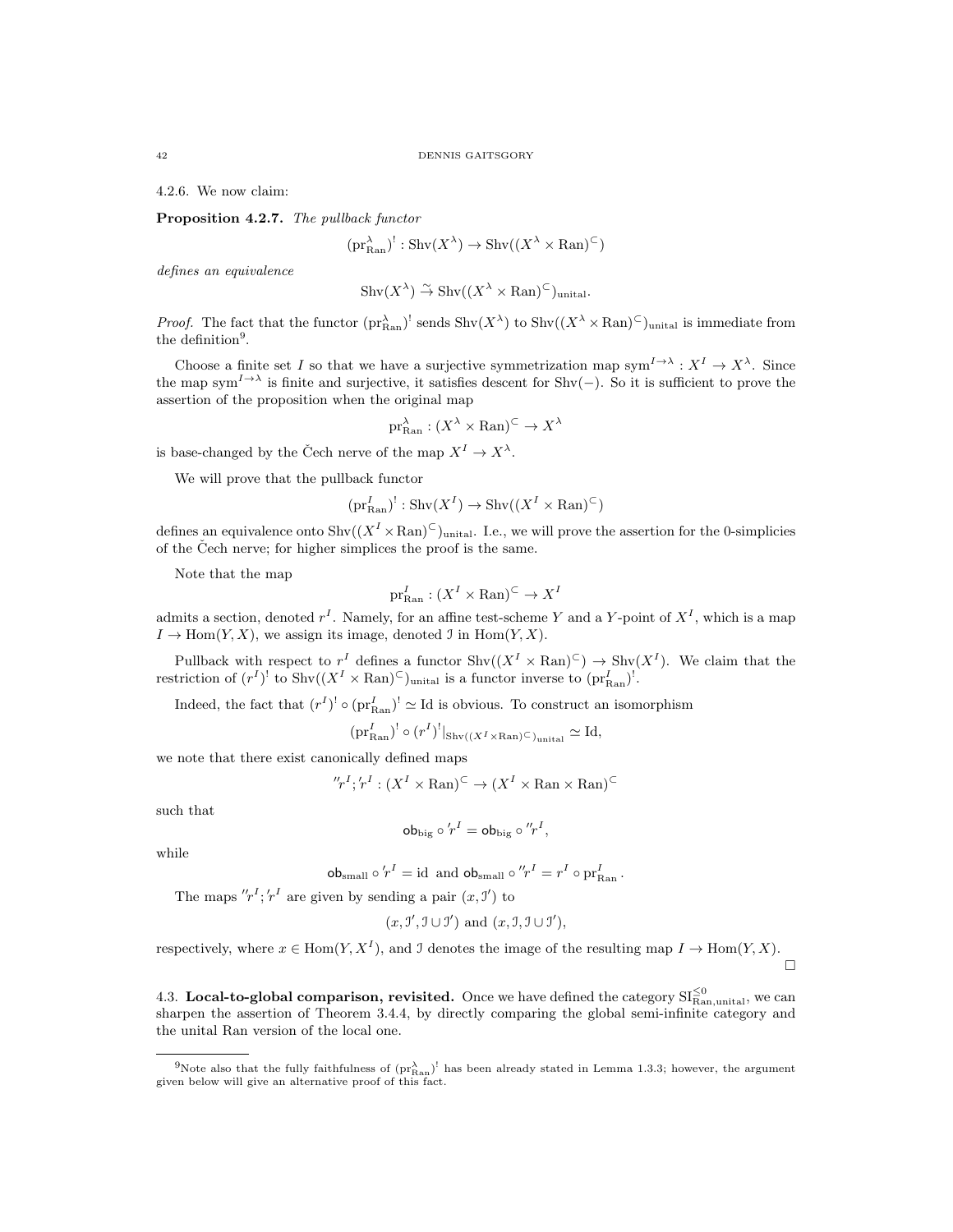4.2.6. We now claim:

**Proposition 4.2.7.** *The pullback functor*

$$(\mathrm{pr}^{\lambda}_{\mathrm{Ran}})^! : \mathrm{Shv}(X^\lambda) \to \mathrm{Shv}((X^\lambda \times \mathrm{Ran})^{\subset})$$

*defines an equivalence*

$$\mathrm{Shv}(X^\lambda) \overset{\sim}{\to} \mathrm{Shv}((X^\lambda \times \mathrm{Ran})^{\subset})_{\mathrm{unital}}.$$

*Proof.* The fact that the functor $(\mathrm{pr}^{\lambda}_{\mathrm{Ran}})^!$ sends $\mathrm{Shv}(X^\lambda)$ to $\mathrm{Shv}((X^\lambda \times \mathrm{Ran})^{\subset})_{\mathrm{unital}}$ is immediate from the definition[9].

Choose a finite set $I$ so that we have a surjective symmetrization map $\mathrm{sym}^{I\to\lambda} : X^I \to X^\lambda$. Since the map $\mathrm{sym}^{I\to\lambda}$ is finite and surjective, it satisfies descent for $\mathrm{Shv}(-)$. So it is sufficient to prove the assertion of the proposition when the original map

$$\mathrm{pr}^{\lambda}_{\mathrm{Ran}} : (X^\lambda \times \mathrm{Ran})^{\subset} \to X^\lambda$$

is base-changed by the Čech nerve of the map $X^I \to X^\lambda$.

We will prove that the pullback functor

$$(\mathrm{pr}^{I}_{\mathrm{Ran}})^! : \mathrm{Shv}(X^I) \to \mathrm{Shv}((X^I \times \mathrm{Ran})^{\subset})$$

defines an equivalence onto $\mathrm{Shv}((X^I \times \mathrm{Ran})^{\subset})_{\mathrm{unital}}$. I.e., we will prove the assertion for the 0-simplicies of the Čech nerve; for higher simplices the proof is the same.

Note that the map

$$\mathrm{pr}^{I}_{\mathrm{Ran}} : (X^I \times \mathrm{Ran})^{\subset} \to X^I$$

admits a section, denoted $r^I$. Namely, for an affine test-scheme $Y$ and a $Y$-point of $X^I$, which is a map $I \to \mathrm{Hom}(Y, X)$, we assign its image, denoted $\mathcal{I}$ in $\mathrm{Hom}(Y, X)$.

Pullback with respect to $r^I$ defines a functor $\mathrm{Shv}((X^I \times \mathrm{Ran})^{\subset}) \to \mathrm{Shv}(X^I)$. We claim that the restriction of $(r^I)^!$ to $\mathrm{Shv}((X^I \times \mathrm{Ran})^{\subset})_{\mathrm{unital}}$ is a functor inverse to $(\mathrm{pr}^{I}_{\mathrm{Ran}})^!$.

Indeed, the fact that $(r^I)^! \circ (\mathrm{pr}^{I}_{\mathrm{Ran}})^! \simeq \mathrm{Id}$ is obvious. To construct an isomorphism

$$(\mathrm{pr}^{I}_{\mathrm{Ran}})^! \circ (r^I)^!|_{\mathrm{Shv}((X^I \times \mathrm{Ran})^{\subset})_{\mathrm{unital}}} \simeq \mathrm{Id},$$

we note that there exist canonically defined maps

$$''r^I ; 'r^I : (X^I \times \mathrm{Ran})^{\subset} \to (X^I \times \mathrm{Ran} \times \mathrm{Ran})^{\subset}$$

such that

$$\mathsf{ob}_{\mathrm{big}} \circ 'r^I = \mathsf{ob}_{\mathrm{big}} \circ ''r^I,$$

while

$$\mathsf{ob}_{\mathrm{small}} \circ 'r^I = \mathrm{id} \text{ and } \mathsf{ob}_{\mathrm{small}} \circ ''r^I = r^I \circ \mathrm{pr}^{I}_{\mathrm{Ran}}.$$

The maps $''r^I ; 'r^I$ are given by sending a pair $(x, \mathcal{I}')$ to

$$(x, \mathcal{I}', \mathcal{I} \cup \mathcal{I}') \text{ and } (x, \mathcal{I}, \mathcal{I} \cup \mathcal{I}'),$$

respectively, where $x \in \mathrm{Hom}(Y, X^I)$, and $\mathcal{I}$ denotes the image of the resulting map $I \to \mathrm{Hom}(Y, X)$. □

4.3. **Local-to-global comparison, revisited.** Once we have defined the category $\mathrm{SI}^{\leq 0}_{\mathrm{Ran},\mathrm{unital}}$, we can sharpen the assertion of Theorem 3.4.4, by directly comparing the global semi-infinite category and the unital Ran version of the local one.

[9] Note also that the fully faithfulness of $(\mathrm{pr}^{\lambda}_{\mathrm{Ran}})^!$ has been already stated in Lemma 1.3.3; however, the argument given below will give an alternative proof of this fact.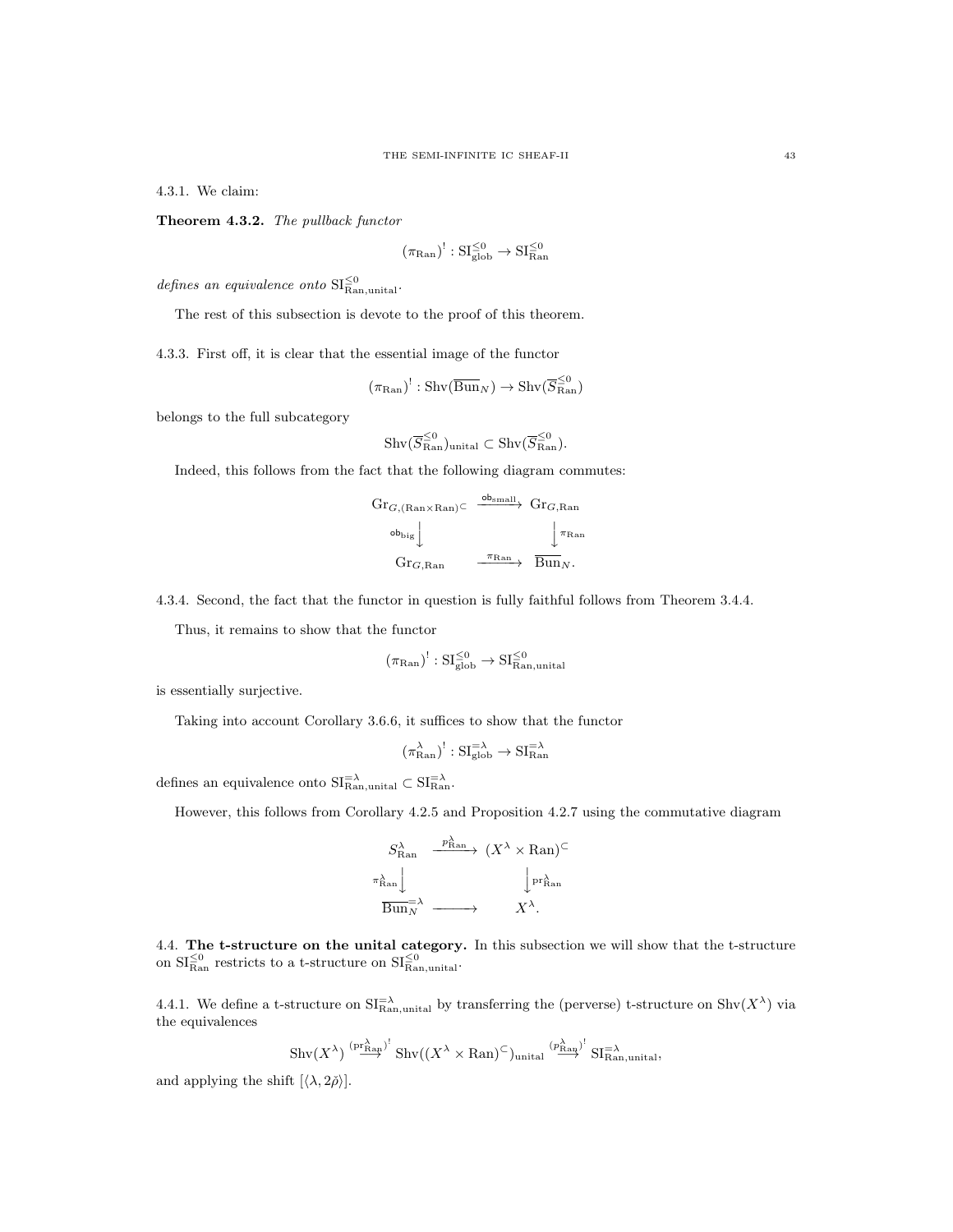4.3.1. We claim:

**Theorem 4.3.2.** *The pullback functor*

$$(\pi_{\mathrm{Ran}})^! : \mathrm{SI}^{\leq 0}_{\mathrm{glob}} \to \mathrm{SI}^{\leq 0}_{\mathrm{Ran}}$$

*defines an equivalence onto* $\mathrm{SI}^{\leq 0}_{\mathrm{Ran,unital}}$.

The rest of this subsection is devote to the proof of this theorem.

4.3.3. First off, it is clear that the essential image of the functor

$$(\pi_{\mathrm{Ran}})^! : \mathrm{Shv}(\overline{\mathrm{Bun}}_N) \to \mathrm{Shv}(\overline{S}^{\leq 0}_{\mathrm{Ran}})$$

belongs to the full subcategory

$$\mathrm{Shv}(\overline{S}^{\leq 0}_{\mathrm{Ran}})_{\mathrm{unital}} \subset \mathrm{Shv}(\overline{S}^{\leq 0}_{\mathrm{Ran}}).$$

Indeed, this follows from the fact that the following diagram commutes:

$$\begin{array}{ccc}
\mathrm{Gr}_{G,(\mathrm{Ran}\times\mathrm{Ran})^{\subset}} & \xrightarrow{\mathsf{ob}_{\mathrm{small}}} & \mathrm{Gr}_{G,\mathrm{Ran}} \\
{\scriptstyle \mathsf{ob}_{\mathrm{big}}}\big\downarrow & & \big\downarrow{\scriptstyle \pi_{\mathrm{Ran}}} \\
\mathrm{Gr}_{G,\mathrm{Ran}} & \xrightarrow{\pi_{\mathrm{Ran}}} & \overline{\mathrm{Bun}}_N.
\end{array}$$

4.3.4. Second, the fact that the functor in question is fully faithful follows from Theorem 3.4.4.

Thus, it remains to show that the functor

$$(\pi_{\mathrm{Ran}})^! : \mathrm{SI}^{\leq 0}_{\mathrm{glob}} \to \mathrm{SI}^{\leq 0}_{\mathrm{Ran,unital}}$$

is essentially surjective.

Taking into account Corollary 3.6.6, it suffices to show that the functor

$$(\pi^{\lambda}_{\mathrm{Ran}})^! : \mathrm{SI}^{=\lambda}_{\mathrm{glob}} \to \mathrm{SI}^{=\lambda}_{\mathrm{Ran}}$$

defines an equivalence onto $\mathrm{SI}^{=\lambda}_{\mathrm{Ran,unital}} \subset \mathrm{SI}^{=\lambda}_{\mathrm{Ran}}$.

However, this follows from Corollary 4.2.5 and Proposition 4.2.7 using the commutative diagram

$$\begin{array}{ccc}
S^{\lambda}_{\mathrm{Ran}} & \xrightarrow{p^{\lambda}_{\mathrm{Ran}}} & (X^{\lambda}\times\mathrm{Ran})^{\subset} \\
{\scriptstyle \pi^{\lambda}_{\mathrm{Ran}}}\big\downarrow & & \big\downarrow{\scriptstyle \mathrm{pr}^{\lambda}_{\mathrm{Ran}}} \\
\overline{\mathrm{Bun}}^{=\lambda}_N & \longrightarrow & X^{\lambda}.
\end{array}$$

## 4.4. The t-structure on the unital category.

In this subsection we will show that the t-structure on $\mathrm{SI}^{\leq 0}_{\mathrm{Ran}}$ restricts to a t-structure on $\mathrm{SI}^{\leq 0}_{\mathrm{Ran,unital}}$.

4.4.1. We define a t-structure on $\mathrm{SI}^{=\lambda}_{\mathrm{Ran,unital}}$ by transferring the (perverse) t-structure on $\mathrm{Shv}(X^{\lambda})$ via the equivalences

$$\mathrm{Shv}(X^{\lambda}) \overset{(\mathrm{pr}^{\lambda}_{\mathrm{Ran}})^!}{\longrightarrow} \mathrm{Shv}((X^{\lambda}\times\mathrm{Ran})^{\subset})_{\mathrm{unital}} \overset{(p^{\lambda}_{\mathrm{Ran}})^!}{\longrightarrow} \mathrm{SI}^{=\lambda}_{\mathrm{Ran,unital}},$$

and applying the shift $[\langle\lambda, 2\check{\rho}\rangle]$.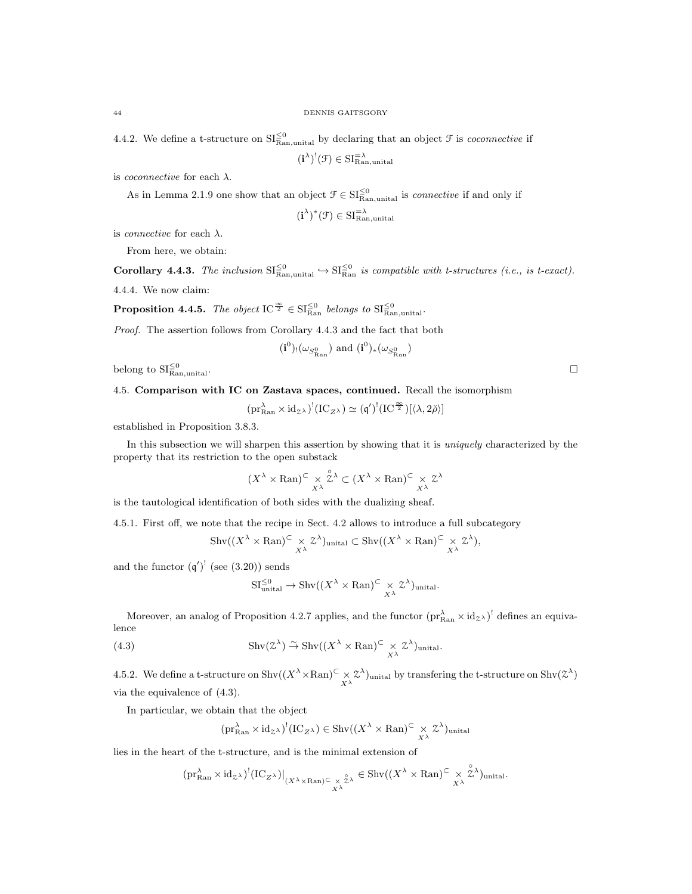4.4.2. We define a t-structure on $\mathrm{SI}^{\leq 0}_{\mathrm{Ran,unital}}$ by declaring that an object $\mathcal{F}$ is *coconnective* if

$$(\mathbf{i}^\lambda)^!(\mathcal{F}) \in \mathrm{SI}^{=\lambda}_{\mathrm{Ran,unital}}$$

is *coconnective* for each $\lambda$.

As in Lemma 2.1.9 one show that an object $\mathcal{F} \in \mathrm{SI}^{\leq 0}_{\mathrm{Ran,unital}}$ is *connective* if and only if

$$(\mathbf{i}^\lambda)^*(\mathcal{F}) \in \mathrm{SI}^{=\lambda}_{\mathrm{Ran,unital}}$$

is *connective* for each $\lambda$.

From here, we obtain:

**Corollary 4.4.3.** *The inclusion $\mathrm{SI}^{\leq 0}_{\mathrm{Ran,unital}} \hookrightarrow \mathrm{SI}^{\leq 0}_{\mathrm{Ran}}$ is compatible with t-structures (i.e., is t-exact).*

4.4.4. We now claim:

**Proposition 4.4.5.** *The object $\mathrm{IC}^{\frac{\infty}{2}} \in \mathrm{SI}^{\leq 0}_{\mathrm{Ran}}$ belongs to $\mathrm{SI}^{\leq 0}_{\mathrm{Ran,unital}}$.*

*Proof.* The assertion follows from Corollary 4.4.3 and the fact that both

$$(\mathbf{i}^0)_!(\omega_{S^0_{\mathrm{Ran}}}) \text{ and } (\mathbf{i}^0)_*(\omega_{S^0_{\mathrm{Ran}}})$$

belong to $\mathrm{SI}^{\leq 0}_{\mathrm{Ran,unital}}$. □

4.5. **Comparison with IC on Zastava spaces, continued.** Recall the isomorphism

$$(\mathrm{pr}^\lambda_{\mathrm{Ran}} \times \mathrm{id}_{\mathcal{Z}^\lambda})^!(\mathrm{IC}_{Z^\lambda}) \simeq (\mathfrak{q}')^!(\mathrm{IC}^{\frac{\infty}{2}})[\langle \lambda, 2\check{\rho}\rangle]$$

established in Proposition 3.8.3.

In this subsection we will sharpen this assertion by showing that it is *uniquely* characterized by the property that its restriction to the open substack

$$(X^\lambda \times \mathrm{Ran})^{\subset} \underset{X^\lambda}{\times} \overset{\circ}{\mathcal{Z}}{}^\lambda \subset (X^\lambda \times \mathrm{Ran})^{\subset} \underset{X^\lambda}{\times} \mathcal{Z}^\lambda$$

is the tautological identification of both sides with the dualizing sheaf.

4.5.1. First off, we note that the recipe in Sect. 4.2 allows to introduce a full subcategory

$$\mathrm{Shv}((X^\lambda \times \mathrm{Ran})^{\subset} \underset{X^\lambda}{\times} \mathcal{Z}^\lambda)_{\mathrm{unital}} \subset \mathrm{Shv}((X^\lambda \times \mathrm{Ran})^{\subset} \underset{X^\lambda}{\times} \mathcal{Z}^\lambda),$$

and the functor $(\mathfrak{q}')^!$ (see (3.20)) sends

$$\mathrm{SI}^{\leq 0}_{\mathrm{unital}} \to \mathrm{Shv}((X^\lambda \times \mathrm{Ran})^{\subset} \underset{X^\lambda}{\times} \mathcal{Z}^\lambda)_{\mathrm{unital}}.$$

Moreover, an analog of Proposition 4.2.7 applies, and the functor $(\mathrm{pr}^\lambda_{\mathrm{Ran}} \times \mathrm{id}_{\mathcal{Z}^\lambda})^!$ defines an equivalence

$$\mathrm{Shv}(\mathcal{Z}^\lambda) \xrightarrow{\sim} \mathrm{Shv}((X^\lambda \times \mathrm{Ran})^{\subset} \underset{X^\lambda}{\times} \mathcal{Z}^\lambda)_{\mathrm{unital}}. \tag{4.3}$$

4.5.2. We define a t-structure on $\mathrm{Shv}((X^\lambda \times \mathrm{Ran})^{\subset} \underset{X^\lambda}{\times} \mathcal{Z}^\lambda)_{\mathrm{unital}}$ by transfering the t-structure on $\mathrm{Shv}(\mathcal{Z}^\lambda)$ via the equivalence of (4.3).

In particular, we obtain that the object

$$(\mathrm{pr}^\lambda_{\mathrm{Ran}} \times \mathrm{id}_{\mathcal{Z}^\lambda})^!(\mathrm{IC}_{Z^\lambda}) \in \mathrm{Shv}((X^\lambda \times \mathrm{Ran})^{\subset} \underset{X^\lambda}{\times} \mathcal{Z}^\lambda)_{\mathrm{unital}}$$

lies in the heart of the t-structure, and is the minimal extension of

$$(\mathrm{pr}^\lambda_{\mathrm{Ran}} \times \mathrm{id}_{\mathcal{Z}^\lambda})^!(\mathrm{IC}_{Z^\lambda})|_{(X^\lambda \times \mathrm{Ran})^{\subset} \underset{X^\lambda}{\times} \overset{\circ}{\mathcal{Z}}{}^\lambda} \in \mathrm{Shv}((X^\lambda \times \mathrm{Ran})^{\subset} \underset{X^\lambda}{\times} \overset{\circ}{\mathcal{Z}}{}^\lambda)_{\mathrm{unital}}.$$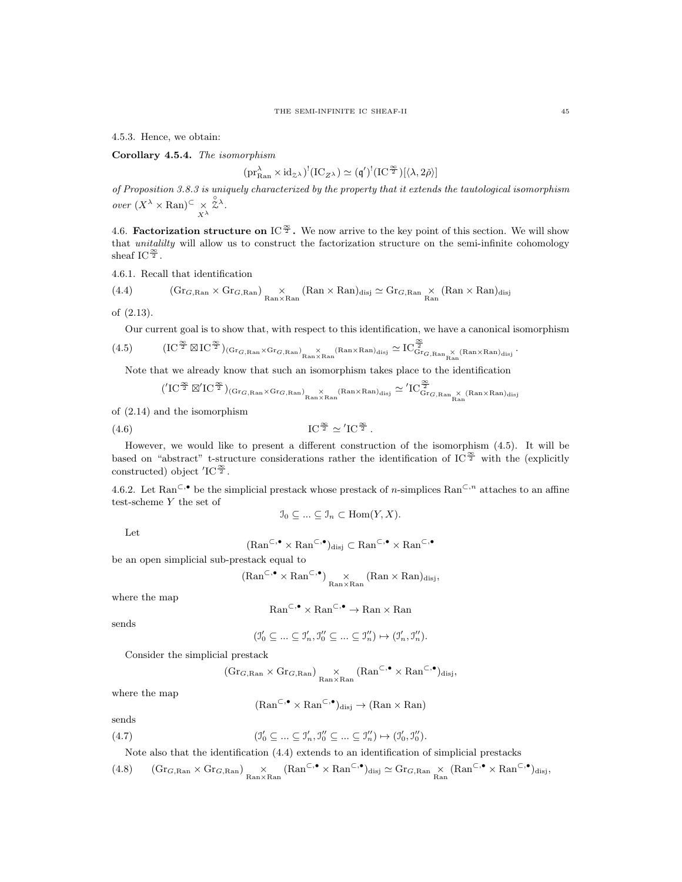4.5.3. Hence, we obtain:

**Corollary 4.5.4.** *The isomorphism*

$$(\mathrm{pr}^\lambda_{\mathrm{Ran}} \times \mathrm{id}_{\mathcal{Z}^\lambda})^!(\mathrm{IC}_{Z^\lambda}) \simeq (\mathfrak{q}')^!(\mathrm{IC}^{\frac{\infty}{2}})[\langle \lambda, 2\check{\rho}\rangle]$$

*of Proposition 3.8.3 is uniquely characterized by the property that it extends the tautological isomorphism over* $(X^\lambda \times \mathrm{Ran})^{\subset} \underset{X^\lambda}{\times} \overset{\circ}{\mathcal{Z}}{}^\lambda$.

## 4.6. Factorization structure on $\mathrm{IC}^{\frac{\infty}{2}}$.

We now arrive to the key point of this section. We will show that *unitalilty* will allow us to construct the factorization structure on the semi-infinite cohomology sheaf $\mathrm{IC}^{\frac{\infty}{2}}$.

4.6.1. Recall that identification

$$(\mathrm{Gr}_{G,\mathrm{Ran}} \times \mathrm{Gr}_{G,\mathrm{Ran}}) \underset{\mathrm{Ran}\times\mathrm{Ran}}{\times} (\mathrm{Ran} \times \mathrm{Ran})_{\mathrm{disj}} \simeq \mathrm{Gr}_{G,\mathrm{Ran}} \underset{\mathrm{Ran}}{\times} (\mathrm{Ran} \times \mathrm{Ran})_{\mathrm{disj}} \tag{4.4}$$

of (2.13).

Our current goal is to show that, with respect to this identification, we have a canonical isomorphism

$$(\mathrm{IC}^{\frac{\infty}{2}} \boxtimes \mathrm{IC}^{\frac{\infty}{2}})_{(\mathrm{Gr}_{G,\mathrm{Ran}} \times \mathrm{Gr}_{G,\mathrm{Ran}}) \underset{\mathrm{Ran}\times\mathrm{Ran}}{\times} (\mathrm{Ran}\times\mathrm{Ran})_{\mathrm{disj}}} \simeq \mathrm{IC}^{\frac{\infty}{2}}_{\mathrm{Gr}_{G,\mathrm{Ran}} \underset{\mathrm{Ran}}{\times} (\mathrm{Ran}\times\mathrm{Ran})_{\mathrm{disj}}}. \tag{4.5}$$

Note that we already know that such an isomorphism takes place to the identification

$$('\mathrm{IC}^{\frac{\infty}{2}} \boxtimes {}'\mathrm{IC}^{\frac{\infty}{2}})_{(\mathrm{Gr}_{G,\mathrm{Ran}} \times \mathrm{Gr}_{G,\mathrm{Ran}}) \underset{\mathrm{Ran}\times\mathrm{Ran}}{\times} (\mathrm{Ran}\times\mathrm{Ran})_{\mathrm{disj}}} \simeq {}'\mathrm{IC}^{\frac{\infty}{2}}_{\mathrm{Gr}_{G,\mathrm{Ran}} \underset{\mathrm{Ran}}{\times} (\mathrm{Ran}\times\mathrm{Ran})_{\mathrm{disj}}}$$

of (2.14) and the isomorphism

$$\mathrm{IC}^{\frac{\infty}{2}} \simeq {}'\mathrm{IC}^{\frac{\infty}{2}}. \tag{4.6}$$

However, we would like to present a different construction of the isomorphism (4.5). It will be based on "abstract" t-structure considerations rather the identification of $\mathrm{IC}^{\frac{\infty}{2}}$ with the (explicitly constructed) object ${}'\mathrm{IC}^{\frac{\infty}{2}}$.

4.6.2. Let $\mathrm{Ran}^{\subset,\bullet}$ be the simplicial prestack whose prestack of $n$-simplices $\mathrm{Ran}^{\subset,n}$ attaches to an affine test-scheme $Y$ the set of

$$\mathcal{I}_0 \subseteq ... \subseteq \mathcal{I}_n \subset \mathrm{Hom}(Y, X).$$

Let

$$(\mathrm{Ran}^{\subset,\bullet} \times \mathrm{Ran}^{\subset,\bullet})_{\mathrm{disj}} \subset \mathrm{Ran}^{\subset,\bullet} \times \mathrm{Ran}^{\subset,\bullet}$$

be an open simplicial sub-prestack equal to

$$(\mathrm{Ran}^{\subset,\bullet} \times \mathrm{Ran}^{\subset,\bullet}) \underset{\mathrm{Ran}\times\mathrm{Ran}}{\times} (\mathrm{Ran} \times \mathrm{Ran})_{\mathrm{disj}},$$

where the map

$$\mathrm{Ran}^{\subset,\bullet} \times \mathrm{Ran}^{\subset,\bullet} \to \mathrm{Ran} \times \mathrm{Ran}$$

sends

$$(\mathcal{I}'_0 \subseteq ... \subseteq \mathcal{I}'_n, \mathcal{I}''_0 \subseteq ... \subseteq \mathcal{I}''_n) \mapsto (\mathcal{I}'_n, \mathcal{I}''_n).$$

Consider the simplicial prestack

$$(\mathrm{Gr}_{G,\mathrm{Ran}} \times \mathrm{Gr}_{G,\mathrm{Ran}}) \underset{\mathrm{Ran}\times\mathrm{Ran}}{\times} (\mathrm{Ran}^{\subset,\bullet} \times \mathrm{Ran}^{\subset,\bullet})_{\mathrm{disj}},$$

where the map

$$(\mathrm{Ran}^{\subset,\bullet} \times \mathrm{Ran}^{\subset,\bullet})_{\mathrm{disj}} \to (\mathrm{Ran} \times \mathrm{Ran})$$

sends

$$(\mathcal{I}'_0 \subseteq ... \subseteq \mathcal{I}'_n, \mathcal{I}''_0 \subseteq ... \subseteq \mathcal{I}''_n) \mapsto (\mathcal{I}'_0, \mathcal{I}''_0). \tag{4.7}$$

Note also that the identification (4.4) extends to an identification of simplicial prestacks

$$(\mathrm{Gr}_{G,\mathrm{Ran}} \times \mathrm{Gr}_{G,\mathrm{Ran}}) \underset{\mathrm{Ran}\times\mathrm{Ran}}{\times} (\mathrm{Ran}^{\subset,\bullet} \times \mathrm{Ran}^{\subset,\bullet})_{\mathrm{disj}} \simeq \mathrm{Gr}_{G,\mathrm{Ran}} \underset{\mathrm{Ran}}{\times} (\mathrm{Ran}^{\subset,\bullet} \times \mathrm{Ran}^{\subset,\bullet})_{\mathrm{disj}}, \tag{4.8}$$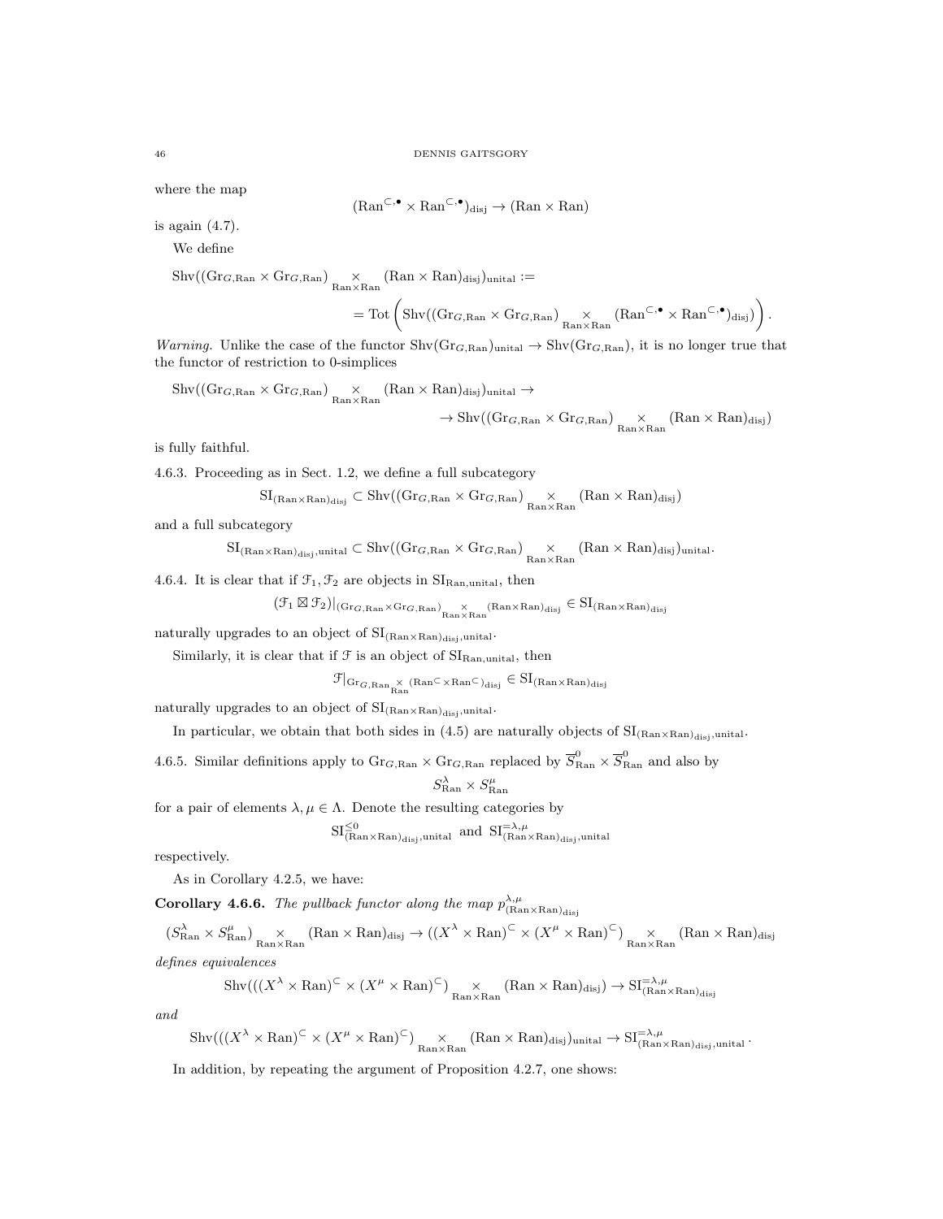where the map

$$(\mathrm{Ran}^{\subset,\bullet} \times \mathrm{Ran}^{\subset,\bullet})_{\mathrm{disj}} \to (\mathrm{Ran} \times \mathrm{Ran})$$

is again (4.7).

We define

$$\mathrm{Shv}((\mathrm{Gr}_{G,\mathrm{Ran}} \times \mathrm{Gr}_{G,\mathrm{Ran}}) \underset{\mathrm{Ran}\times\mathrm{Ran}}{\times} (\mathrm{Ran} \times \mathrm{Ran})_{\mathrm{disj}})_{\mathrm{unital}} :=$$

$$= \mathrm{Tot}\left(\mathrm{Shv}((\mathrm{Gr}_{G,\mathrm{Ran}} \times \mathrm{Gr}_{G,\mathrm{Ran}}) \underset{\mathrm{Ran}\times\mathrm{Ran}}{\times} (\mathrm{Ran}^{\subset,\bullet} \times \mathrm{Ran}^{\subset,\bullet})_{\mathrm{disj}})\right).$$

*Warning.* Unlike the case of the functor $\mathrm{Shv}(\mathrm{Gr}_{G,\mathrm{Ran}})_{\mathrm{unital}} \to \mathrm{Shv}(\mathrm{Gr}_{G,\mathrm{Ran}})$, it is no longer true that the functor of restriction to 0-simplices

$$\mathrm{Shv}((\mathrm{Gr}_{G,\mathrm{Ran}} \times \mathrm{Gr}_{G,\mathrm{Ran}}) \underset{\mathrm{Ran}\times\mathrm{Ran}}{\times} (\mathrm{Ran} \times \mathrm{Ran})_{\mathrm{disj}})_{\mathrm{unital}} \to$$

$$\to \mathrm{Shv}((\mathrm{Gr}_{G,\mathrm{Ran}} \times \mathrm{Gr}_{G,\mathrm{Ran}}) \underset{\mathrm{Ran}\times\mathrm{Ran}}{\times} (\mathrm{Ran} \times \mathrm{Ran})_{\mathrm{disj}})$$

is fully faithful.

4.6.3. Proceeding as in Sect. 1.2, we define a full subcategory

$$\mathrm{SI}_{(\mathrm{Ran}\times\mathrm{Ran})_{\mathrm{disj}}} \subset \mathrm{Shv}((\mathrm{Gr}_{G,\mathrm{Ran}} \times \mathrm{Gr}_{G,\mathrm{Ran}}) \underset{\mathrm{Ran}\times\mathrm{Ran}}{\times} (\mathrm{Ran} \times \mathrm{Ran})_{\mathrm{disj}})$$

and a full subcategory

$$\mathrm{SI}_{(\mathrm{Ran}\times\mathrm{Ran})_{\mathrm{disj}},\mathrm{unital}} \subset \mathrm{Shv}((\mathrm{Gr}_{G,\mathrm{Ran}} \times \mathrm{Gr}_{G,\mathrm{Ran}}) \underset{\mathrm{Ran}\times\mathrm{Ran}}{\times} (\mathrm{Ran} \times \mathrm{Ran})_{\mathrm{disj}})_{\mathrm{unital}}.$$

4.6.4. It is clear that if $\mathcal{F}_1, \mathcal{F}_2$ are objects in $\mathrm{SI}_{\mathrm{Ran},\mathrm{unital}}$, then

$$(\mathcal{F}_1 \boxtimes \mathcal{F}_2)|_{(\mathrm{Gr}_{G,\mathrm{Ran}} \times \mathrm{Gr}_{G,\mathrm{Ran}}) \underset{\mathrm{Ran}\times\mathrm{Ran}}{\times} (\mathrm{Ran}\times\mathrm{Ran})_{\mathrm{disj}}} \in \mathrm{SI}_{(\mathrm{Ran}\times\mathrm{Ran})_{\mathrm{disj}}}$$

naturally upgrades to an object of $\mathrm{SI}_{(\mathrm{Ran}\times\mathrm{Ran})_{\mathrm{disj}},\mathrm{unital}}$.

Similarly, it is clear that if $\mathcal{F}$ is an object of $\mathrm{SI}_{\mathrm{Ran},\mathrm{unital}}$, then

$$\mathcal{F}|_{\mathrm{Gr}_{G,\mathrm{Ran}} \underset{\mathrm{Ran}}{\times} (\mathrm{Ran}^{\subset}\times\mathrm{Ran}^{\subset})_{\mathrm{disj}}} \in \mathrm{SI}_{(\mathrm{Ran}\times\mathrm{Ran})_{\mathrm{disj}}}$$

naturally upgrades to an object of $\mathrm{SI}_{(\mathrm{Ran}\times\mathrm{Ran})_{\mathrm{disj}},\mathrm{unital}}$.

In particular, we obtain that both sides in (4.5) are naturally objects of $\mathrm{SI}_{(\mathrm{Ran}\times\mathrm{Ran})_{\mathrm{disj}},\mathrm{unital}}$.

4.6.5. Similar definitions apply to $\mathrm{Gr}_{G,\mathrm{Ran}} \times \mathrm{Gr}_{G,\mathrm{Ran}}$ replaced by $\overline{S}^0_{\mathrm{Ran}} \times \overline{S}^0_{\mathrm{Ran}}$ and also by

$$S^{\lambda}_{\mathrm{Ran}} \times S^{\mu}_{\mathrm{Ran}}$$

for a pair of elements $\lambda, \mu \in \Lambda$. Denote the resulting categories by

$$\mathrm{SI}^{\leq 0}_{(\mathrm{Ran}\times\mathrm{Ran})_{\mathrm{disj}},\mathrm{unital}} \text{ and } \mathrm{SI}^{=\lambda,\mu}_{(\mathrm{Ran}\times\mathrm{Ran})_{\mathrm{disj}},\mathrm{unital}}$$

respectively.

As in Corollary 4.2.5, we have:

**Corollary 4.6.6.** *The pullback functor along the map* $p^{\lambda,\mu}_{(\mathrm{Ran}\times\mathrm{Ran})_{\mathrm{disj}}}$

$$(S^{\lambda}_{\mathrm{Ran}} \times S^{\mu}_{\mathrm{Ran}}) \underset{\mathrm{Ran}\times\mathrm{Ran}}{\times} (\mathrm{Ran}\times\mathrm{Ran})_{\mathrm{disj}} \to ((X^{\lambda}\times\mathrm{Ran})^{\subset} \times (X^{\mu}\times\mathrm{Ran})^{\subset}) \underset{\mathrm{Ran}\times\mathrm{Ran}}{\times} (\mathrm{Ran}\times\mathrm{Ran})_{\mathrm{disj}}$$

*defines equivalences*

$$\mathrm{Shv}(((X^{\lambda}\times\mathrm{Ran})^{\subset} \times (X^{\mu}\times\mathrm{Ran})^{\subset}) \underset{\mathrm{Ran}\times\mathrm{Ran}}{\times} (\mathrm{Ran}\times\mathrm{Ran})_{\mathrm{disj}}) \to \mathrm{SI}^{=\lambda,\mu}_{(\mathrm{Ran}\times\mathrm{Ran})_{\mathrm{disj}}}$$

*and*

$$\mathrm{Shv}(((X^{\lambda}\times\mathrm{Ran})^{\subset} \times (X^{\mu}\times\mathrm{Ran})^{\subset}) \underset{\mathrm{Ran}\times\mathrm{Ran}}{\times} (\mathrm{Ran}\times\mathrm{Ran})_{\mathrm{disj}})_{\mathrm{unital}} \to \mathrm{SI}^{=\lambda,\mu}_{(\mathrm{Ran}\times\mathrm{Ran})_{\mathrm{disj}},\mathrm{unital}}.$$

In addition, by repeating the argument of Proposition 4.2.7, one shows: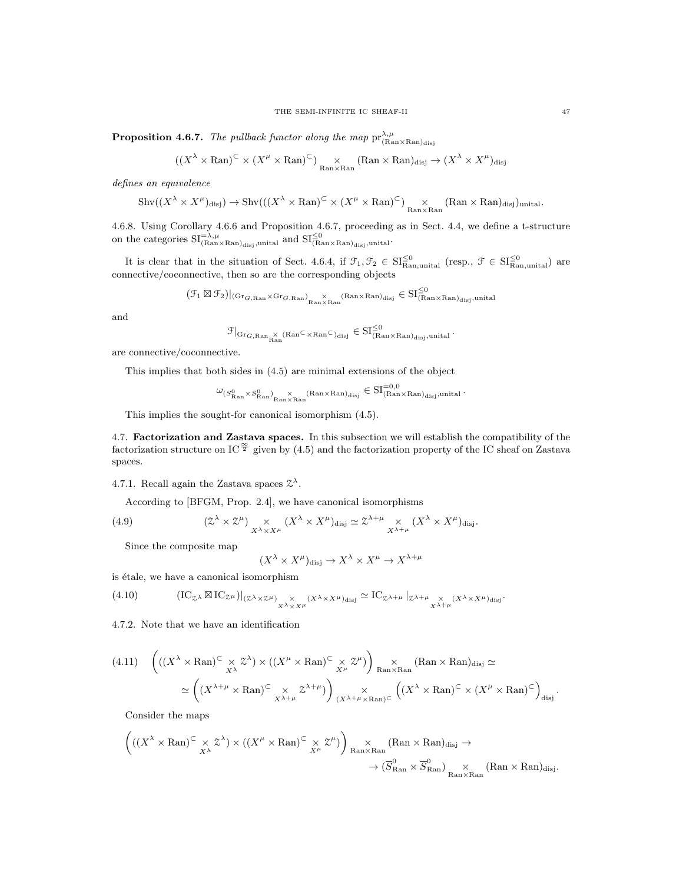**Proposition 4.6.7.** *The pullback functor along the map* $\mathrm{pr}^{\lambda,\mu}_{(\mathrm{Ran}\times\mathrm{Ran})_{\mathrm{disj}}}$

$$((X^\lambda \times \mathrm{Ran})^{\subset} \times (X^\mu \times \mathrm{Ran})^{\subset}) \underset{\mathrm{Ran}\times\mathrm{Ran}}{\times} (\mathrm{Ran}\times\mathrm{Ran})_{\mathrm{disj}} \to (X^\lambda \times X^\mu)_{\mathrm{disj}}$$

*defines an equivalence*

$$\mathrm{Shv}((X^\lambda \times X^\mu)_{\mathrm{disj}}) \to \mathrm{Shv}(((X^\lambda \times \mathrm{Ran})^{\subset} \times (X^\mu \times \mathrm{Ran})^{\subset}) \underset{\mathrm{Ran}\times\mathrm{Ran}}{\times} (\mathrm{Ran}\times\mathrm{Ran})_{\mathrm{disj}})_{\mathrm{unital}}.$$

4.6.8. Using Corollary 4.6.6 and Proposition 4.6.7, proceeding as in Sect. 4.4, we define a t-structure on the categories $\mathrm{SI}^{=\lambda,\mu}_{(\mathrm{Ran}\times\mathrm{Ran})_{\mathrm{disj}},\mathrm{unital}}$ and $\mathrm{SI}^{\leq 0}_{(\mathrm{Ran}\times\mathrm{Ran})_{\mathrm{disj}},\mathrm{unital}}$.

It is clear that in the situation of Sect. 4.6.4, if $\mathcal{F}_1, \mathcal{F}_2 \in \mathrm{SI}^{\leq 0}_{\mathrm{Ran},\mathrm{unital}}$ (resp., $\mathcal{F} \in \mathrm{SI}^{\leq 0}_{\mathrm{Ran},\mathrm{unital}}$) are connective/coconnective, then so are the corresponding objects

$$(\mathcal{F}_1 \boxtimes \mathcal{F}_2)|_{(\mathrm{Gr}_{G,\mathrm{Ran}}\times \mathrm{Gr}_{G,\mathrm{Ran}})\underset{\mathrm{Ran}\times\mathrm{Ran}}{\times}(\mathrm{Ran}\times\mathrm{Ran})_{\mathrm{disj}}} \in \mathrm{SI}^{\leq 0}_{(\mathrm{Ran}\times\mathrm{Ran})_{\mathrm{disj}},\mathrm{unital}}$$

and

$$\mathcal{F}|_{\mathrm{Gr}_{G,\mathrm{Ran}}\underset{\mathrm{Ran}}{\times}(\mathrm{Ran}^{\subset}\times \mathrm{Ran}^{\subset})_{\mathrm{disj}}} \in \mathrm{SI}^{\leq 0}_{(\mathrm{Ran}\times\mathrm{Ran})_{\mathrm{disj}},\mathrm{unital}}.$$

are connective/coconnective.

This implies that both sides in (4.5) are minimal extensions of the object

$$\omega_{(S^0_{\mathrm{Ran}}\times S^0_{\mathrm{Ran}})\underset{\mathrm{Ran}\times\mathrm{Ran}}{\times}(\mathrm{Ran}\times\mathrm{Ran})_{\mathrm{disj}}} \in \mathrm{SI}^{=0,0}_{(\mathrm{Ran}\times\mathrm{Ran})_{\mathrm{disj}},\mathrm{unital}}.$$

This implies the sought-for canonical isomorphism (4.5).

4.7. **Factorization and Zastava spaces.** In this subsection we will establish the compatibility of the factorization structure on $\mathrm{IC}^{\frac{\infty}{2}}$ given by (4.5) and the factorization property of the IC sheaf on Zastava spaces.

4.7.1. Recall again the Zastava spaces $\mathcal{Z}^\lambda$.

According to [BFGM, Prop. 2.4], we have canonical isomorphisms

$$(\mathcal{Z}^\lambda \times \mathcal{Z}^\mu) \underset{X^\lambda\times X^\mu}{\times} (X^\lambda \times X^\mu)_{\mathrm{disj}} \simeq \mathcal{Z}^{\lambda+\mu} \underset{X^{\lambda+\mu}}{\times} (X^\lambda \times X^\mu)_{\mathrm{disj}}. \tag{4.9}$$

Since the composite map

$$(X^\lambda \times X^\mu)_{\mathrm{disj}} \to X^\lambda \times X^\mu \to X^{\lambda+\mu}$$

is étale, we have a canonical isomorphism

$$(\mathrm{IC}_{\mathcal{Z}^\lambda} \boxtimes \mathrm{IC}_{\mathcal{Z}^\mu})|_{(\mathcal{Z}^\lambda\times\mathcal{Z}^\mu)\underset{X^\lambda\times X^\mu}{\times}(X^\lambda\times X^\mu)_{\mathrm{disj}}} \simeq \mathrm{IC}_{\mathcal{Z}^{\lambda+\mu}}|_{\mathcal{Z}^{\lambda+\mu}\underset{X^{\lambda+\mu}}{\times}(X^\lambda\times X^\mu)_{\mathrm{disj}}}. \tag{4.10}$$

4.7.2. Note that we have an identification

$$\begin{aligned}(4.11)\quad &\left(((X^\lambda \times \mathrm{Ran})^{\subset} \underset{X^\lambda}{\times} \mathcal{Z}^\lambda) \times ((X^\mu \times \mathrm{Ran})^{\subset} \underset{X^\mu}{\times} \mathcal{Z}^\mu)\right) \underset{\mathrm{Ran}\times\mathrm{Ran}}{\times} (\mathrm{Ran}\times\mathrm{Ran})_{\mathrm{disj}} \simeq \\ &\simeq \left((X^{\lambda+\mu}\times \mathrm{Ran})^{\subset} \underset{X^{\lambda+\mu}}{\times} \mathcal{Z}^{\lambda+\mu}\right) \underset{(X^{\lambda+\mu}\times\mathrm{Ran})^{\subset}}{\times} \left((X^\lambda \times \mathrm{Ran})^{\subset} \times (X^\mu\times\mathrm{Ran})^{\subset}\right)_{\mathrm{disj}}.\end{aligned}$$

Consider the maps

$$\begin{aligned}&\left(((X^\lambda \times \mathrm{Ran})^{\subset} \underset{X^\lambda}{\times} \mathcal{Z}^\lambda) \times ((X^\mu \times \mathrm{Ran})^{\subset} \underset{X^\mu}{\times} \mathcal{Z}^\mu)\right) \underset{\mathrm{Ran}\times\mathrm{Ran}}{\times} (\mathrm{Ran}\times\mathrm{Ran})_{\mathrm{disj}} \to \\ &\qquad\to (\overline{S}^0_{\mathrm{Ran}} \times \overline{S}^0_{\mathrm{Ran}}) \underset{\mathrm{Ran}\times\mathrm{Ran}}{\times} (\mathrm{Ran}\times\mathrm{Ran})_{\mathrm{disj}}.\end{aligned}$$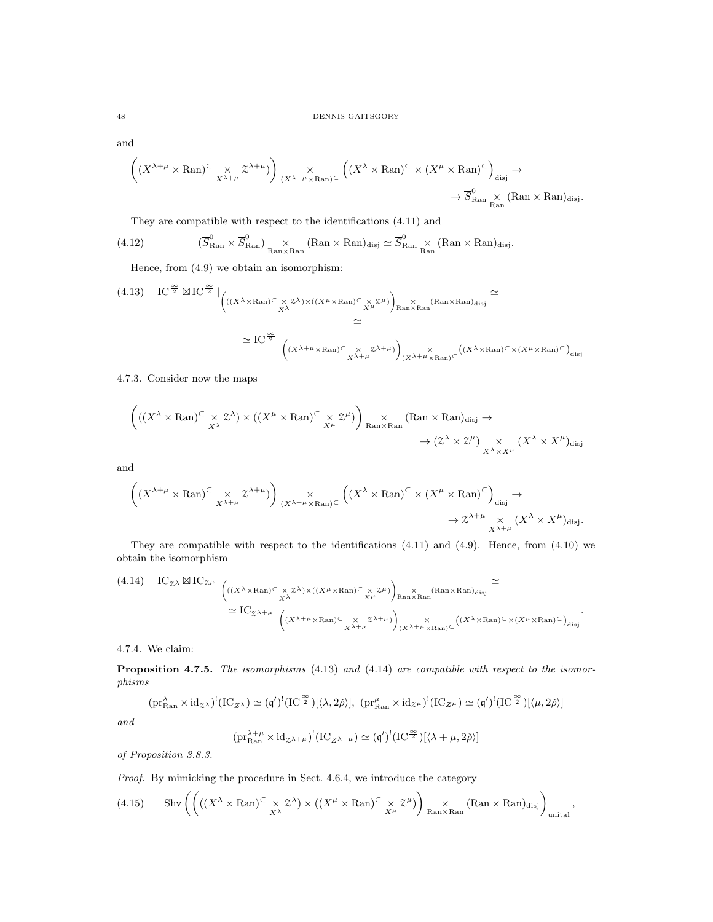and

$$\left((X^{\lambda+\mu}\times \operatorname{Ran})^{\subset} \underset{X^{\lambda+\mu}}{\times} \mathcal{Z}^{\lambda+\mu})\right) \underset{(X^{\lambda+\mu}\times \operatorname{Ran})^{\subset}}{\times} \left((X^{\lambda}\times \operatorname{Ran})^{\subset}\times (X^{\mu}\times \operatorname{Ran})^{\subset}\right)_{\operatorname{disj}} \to$$
$$\to \overline{S}^0_{\operatorname{Ran}} \underset{\operatorname{Ran}}{\times} (\operatorname{Ran}\times\operatorname{Ran})_{\operatorname{disj}}.$$

They are compatible with respect to the identifications (4.11) and

$$(4.12)\qquad (\overline{S}^0_{\operatorname{Ran}}\times \overline{S}^0_{\operatorname{Ran}}) \underset{\operatorname{Ran}\times\operatorname{Ran}}{\times} (\operatorname{Ran}\times\operatorname{Ran})_{\operatorname{disj}} \simeq \overline{S}^0_{\operatorname{Ran}} \underset{\operatorname{Ran}}{\times} (\operatorname{Ran}\times\operatorname{Ran})_{\operatorname{disj}}.$$

Hence, from (4.9) we obtain an isomorphism:

$$(4.13)\qquad \operatorname{IC}^{\frac{\infty}{2}}\boxtimes \operatorname{IC}^{\frac{\infty}{2}}|_{\left(((X^{\lambda}\times\operatorname{Ran})^{\subset}\underset{X^{\lambda}}{\times}\mathcal{Z}^{\lambda})\times((X^{\mu}\times\operatorname{Ran})^{\subset}\underset{X^{\mu}}{\times}\mathcal{Z}^{\mu})\right)\underset{\operatorname{Ran}\times\operatorname{Ran}}{\times}(\operatorname{Ran}\times\operatorname{Ran})_{\operatorname{disj}}} \simeq$$
$$\simeq \operatorname{IC}^{\frac{\infty}{2}}|_{\left((X^{\lambda+\mu}\times\operatorname{Ran})^{\subset}\underset{X^{\lambda+\mu}}{\times}\mathcal{Z}^{\lambda+\mu})\right)\underset{(X^{\lambda+\mu}\times\operatorname{Ran})^{\subset}}{\times}\left((X^{\lambda}\times\operatorname{Ran})^{\subset}\times(X^{\mu}\times\operatorname{Ran})^{\subset}\right)_{\operatorname{disj}}}$$

4.7.3. Consider now the maps

$$\left(((X^{\lambda}\times \operatorname{Ran})^{\subset} \underset{X^{\lambda}}{\times} \mathcal{Z}^{\lambda})\times((X^{\mu}\times \operatorname{Ran})^{\subset} \underset{X^{\mu}}{\times} \mathcal{Z}^{\mu})\right) \underset{\operatorname{Ran}\times\operatorname{Ran}}{\times} (\operatorname{Ran}\times\operatorname{Ran})_{\operatorname{disj}} \to$$
$$\to (\mathcal{Z}^{\lambda}\times\mathcal{Z}^{\mu}) \underset{X^{\lambda}\times X^{\mu}}{\times} (X^{\lambda}\times X^{\mu})_{\operatorname{disj}}$$

and

$$\left((X^{\lambda+\mu}\times \operatorname{Ran})^{\subset} \underset{X^{\lambda+\mu}}{\times} \mathcal{Z}^{\lambda+\mu})\right) \underset{(X^{\lambda+\mu}\times \operatorname{Ran})^{\subset}}{\times} \left((X^{\lambda}\times \operatorname{Ran})^{\subset}\times (X^{\mu}\times \operatorname{Ran})^{\subset}\right)_{\operatorname{disj}} \to$$
$$\to \mathcal{Z}^{\lambda+\mu} \underset{X^{\lambda+\mu}}{\times} (X^{\lambda}\times X^{\mu})_{\operatorname{disj}}.$$

They are compatible with respect to the identifications (4.11) and (4.9). Hence, from (4.10) we obtain the isomorphism

$$(4.14)\qquad \operatorname{IC}_{\mathcal{Z}^{\lambda}}\boxtimes \operatorname{IC}_{\mathcal{Z}^{\mu}}|_{\left(((X^{\lambda}\times\operatorname{Ran})^{\subset}\underset{X^{\lambda}}{\times}\mathcal{Z}^{\lambda})\times((X^{\mu}\times\operatorname{Ran})^{\subset}\underset{X^{\mu}}{\times}\mathcal{Z}^{\mu})\right)\underset{\operatorname{Ran}\times\operatorname{Ran}}{\times}(\operatorname{Ran}\times\operatorname{Ran})_{\operatorname{disj}}} \simeq$$
$$\simeq \operatorname{IC}_{\mathcal{Z}^{\lambda+\mu}}|_{\left((X^{\lambda+\mu}\times\operatorname{Ran})^{\subset}\underset{X^{\lambda+\mu}}{\times}\mathcal{Z}^{\lambda+\mu})\right)\underset{(X^{\lambda+\mu}\times\operatorname{Ran})^{\subset}}{\times}\left((X^{\lambda}\times\operatorname{Ran})^{\subset}\times(X^{\mu}\times\operatorname{Ran})^{\subset}\right)_{\operatorname{disj}}}.$$

4.7.4. We claim:

**Proposition 4.7.5.** *The isomorphisms* (4.13) *and* (4.14) *are compatible with respect to the isomorphisms*

$$(\operatorname{pr}^{\lambda}_{\operatorname{Ran}}\times\operatorname{id}_{\mathcal{Z}^{\lambda}})^!(\operatorname{IC}_{Z^{\lambda}}) \simeq (\mathfrak{q}')^!(\operatorname{IC}^{\frac{\infty}{2}})[\langle\lambda,2\check{\rho}\rangle],\ (\operatorname{pr}^{\mu}_{\operatorname{Ran}}\times\operatorname{id}_{\mathcal{Z}^{\mu}})^!(\operatorname{IC}_{Z^{\mu}}) \simeq (\mathfrak{q}')^!(\operatorname{IC}^{\frac{\infty}{2}})[\langle\mu,2\check{\rho}\rangle]$$

*and*

$$(\operatorname{pr}^{\lambda+\mu}_{\operatorname{Ran}}\times\operatorname{id}_{\mathcal{Z}^{\lambda+\mu}})^!(\operatorname{IC}_{Z^{\lambda+\mu}}) \simeq (\mathfrak{q}')^!(\operatorname{IC}^{\frac{\infty}{2}})[\langle\lambda+\mu,2\check{\rho}\rangle]$$

*of Proposition 3.8.3.*

*Proof.* By mimicking the procedure in Sect. 4.6.4, we introduce the category

$$(4.15)\qquad \operatorname{Shv}\left(\left(((X^{\lambda}\times\operatorname{Ran})^{\subset}\underset{X^{\lambda}}{\times}\mathcal{Z}^{\lambda})\times((X^{\mu}\times\operatorname{Ran})^{\subset}\underset{X^{\mu}}{\times}\mathcal{Z}^{\mu})\right)\underset{\operatorname{Ran}\times\operatorname{Ran}}{\times}(\operatorname{Ran}\times\operatorname{Ran})_{\operatorname{disj}}\right)_{\operatorname{unital}},$$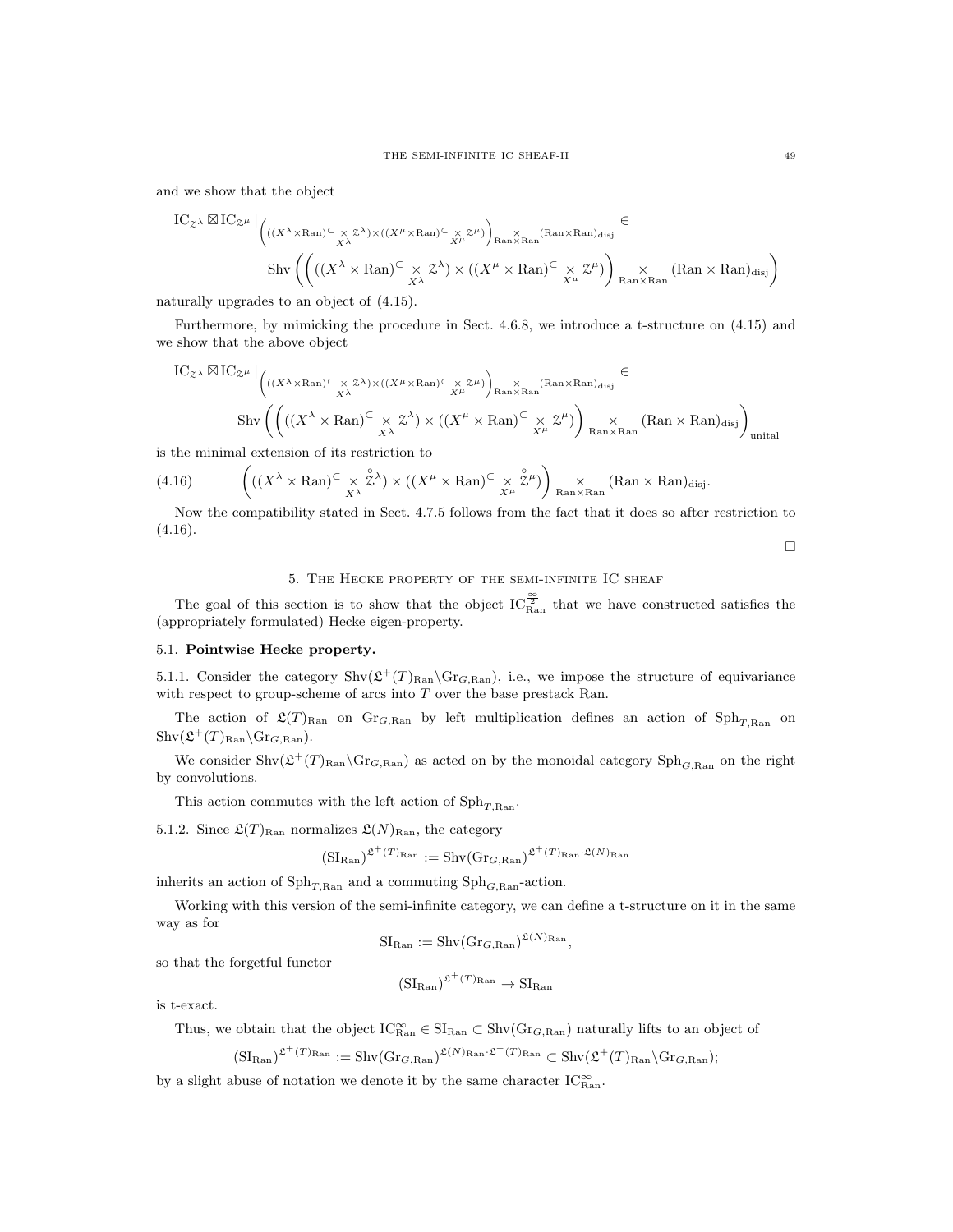and we show that the object

$$\mathrm{IC}_{\mathcal{Z}^\lambda} \boxtimes \mathrm{IC}_{\mathcal{Z}^\mu}|_{\left(((X^\lambda\times \mathrm{Ran})^{\subset} \underset{X^\lambda}{\times} \mathcal{Z}^\lambda)\times ((X^\mu\times \mathrm{Ran})^{\subset} \underset{X^\mu}{\times} \mathcal{Z}^\mu)\right) \underset{\mathrm{Ran}\times\mathrm{Ran}}{\times} (\mathrm{Ran}\times\mathrm{Ran})_{\mathrm{disj}}} \in$$
$$\mathrm{Shv}\left(\left(((X^\lambda\times \mathrm{Ran})^{\subset} \underset{X^\lambda}{\times} \mathcal{Z}^\lambda)\times ((X^\mu\times \mathrm{Ran})^{\subset} \underset{X^\mu}{\times} \mathcal{Z}^\mu)\right) \underset{\mathrm{Ran}\times\mathrm{Ran}}{\times} (\mathrm{Ran}\times\mathrm{Ran})_{\mathrm{disj}}\right)$$

naturally upgrades to an object of (4.15).

Furthermore, by mimicking the procedure in Sect. 4.6.8, we introduce a t-structure on (4.15) and we show that the above object

$$\mathrm{IC}_{\mathcal{Z}^\lambda} \boxtimes \mathrm{IC}_{\mathcal{Z}^\mu}|_{\left(((X^\lambda\times \mathrm{Ran})^{\subset} \underset{X^\lambda}{\times} \mathcal{Z}^\lambda)\times ((X^\mu\times \mathrm{Ran})^{\subset} \underset{X^\mu}{\times} \mathcal{Z}^\mu)\right) \underset{\mathrm{Ran}\times\mathrm{Ran}}{\times} (\mathrm{Ran}\times\mathrm{Ran})_{\mathrm{disj}}} \in$$
$$\mathrm{Shv}\left(\left(((X^\lambda\times \mathrm{Ran})^{\subset} \underset{X^\lambda}{\times} \mathcal{Z}^\lambda)\times ((X^\mu\times \mathrm{Ran})^{\subset} \underset{X^\mu}{\times} \mathcal{Z}^\mu)\right) \underset{\mathrm{Ran}\times\mathrm{Ran}}{\times} (\mathrm{Ran}\times\mathrm{Ran})_{\mathrm{disj}}\right)_{\mathrm{unital}}$$

is the minimal extension of its restriction to

$$\left(((X^\lambda\times \mathrm{Ran})^{\subset} \underset{X^\lambda}{\times} \overset{\circ}{\mathcal{Z}}{}^\lambda)\times ((X^\mu\times \mathrm{Ran})^{\subset} \underset{X^\mu}{\times} \overset{\circ}{\mathcal{Z}}{}^\mu)\right) \underset{\mathrm{Ran}\times\mathrm{Ran}}{\times} (\mathrm{Ran}\times\mathrm{Ran})_{\mathrm{disj}}. \tag{4.16}$$

Now the compatibility stated in Sect. 4.7.5 follows from the fact that it does so after restriction to (4.16).

□

## 5. The Hecke property of the semi-infinite IC sheaf

The goal of this section is to show that the object $\mathrm{IC}^{\frac{\infty}{2}}_{\mathrm{Ran}}$ that we have constructed satisfies the (appropriately formulated) Hecke eigen-property.

### 5.1. **Pointwise Hecke property.**

5.1.1. Consider the category $\mathrm{Shv}(\mathfrak{L}^+(T)_{\mathrm{Ran}}\backslash \mathrm{Gr}_{G,\mathrm{Ran}})$, i.e., we impose the structure of equivariance with respect to group-scheme of arcs into $T$ over the base prestack Ran.

The action of $\mathfrak{L}(T)_{\mathrm{Ran}}$ on $\mathrm{Gr}_{G,\mathrm{Ran}}$ by left multiplication defines an action of $\mathrm{Sph}_{T,\mathrm{Ran}}$ on $\mathrm{Shv}(\mathfrak{L}^+(T)_{\mathrm{Ran}}\backslash \mathrm{Gr}_{G,\mathrm{Ran}})$.

We consider $\mathrm{Shv}(\mathfrak{L}^+(T)_{\mathrm{Ran}}\backslash \mathrm{Gr}_{G,\mathrm{Ran}})$ as acted on by the monoidal category $\mathrm{Sph}_{G,\mathrm{Ran}}$ on the right by convolutions.

This action commutes with the left action of $\mathrm{Sph}_{T,\mathrm{Ran}}$.

5.1.2. Since $\mathfrak{L}(T)_{\mathrm{Ran}}$ normalizes $\mathfrak{L}(N)_{\mathrm{Ran}}$, the category

$$(\mathrm{SI}_{\mathrm{Ran}})^{\mathfrak{L}^+(T)_{\mathrm{Ran}}} := \mathrm{Shv}(\mathrm{Gr}_{G,\mathrm{Ran}})^{\mathfrak{L}^+(T)_{\mathrm{Ran}}\cdot \mathfrak{L}(N)_{\mathrm{Ran}}}$$

inherits an action of $\mathrm{Sph}_{T,\mathrm{Ran}}$ and a commuting $\mathrm{Sph}_{G,\mathrm{Ran}}$-action.

Working with this version of the semi-infinite category, we can define a t-structure on it in the same way as for

$$\mathrm{SI}_{\mathrm{Ran}} := \mathrm{Shv}(\mathrm{Gr}_{G,\mathrm{Ran}})^{\mathfrak{L}(N)_{\mathrm{Ran}}},$$

so that the forgetful functor

$$(\mathrm{SI}_{\mathrm{Ran}})^{\mathfrak{L}^+(T)_{\mathrm{Ran}}} \to \mathrm{SI}_{\mathrm{Ran}}$$

is t-exact.

Thus, we obtain that the object $\mathrm{IC}^{\infty}_{\mathrm{Ran}} \in \mathrm{SI}_{\mathrm{Ran}} \subset \mathrm{Shv}(\mathrm{Gr}_{G,\mathrm{Ran}})$ naturally lifts to an object of

$$(\mathrm{SI}_{\mathrm{Ran}})^{\mathfrak{L}^+(T)_{\mathrm{Ran}}} := \mathrm{Shv}(\mathrm{Gr}_{G,\mathrm{Ran}})^{\mathfrak{L}(N)_{\mathrm{Ran}}\cdot \mathfrak{L}^+(T)_{\mathrm{Ran}}} \subset \mathrm{Shv}(\mathfrak{L}^+(T)_{\mathrm{Ran}}\backslash \mathrm{Gr}_{G,\mathrm{Ran}});$$

by a slight abuse of notation we denote it by the same character $\mathrm{IC}^{\infty}_{\mathrm{Ran}}$.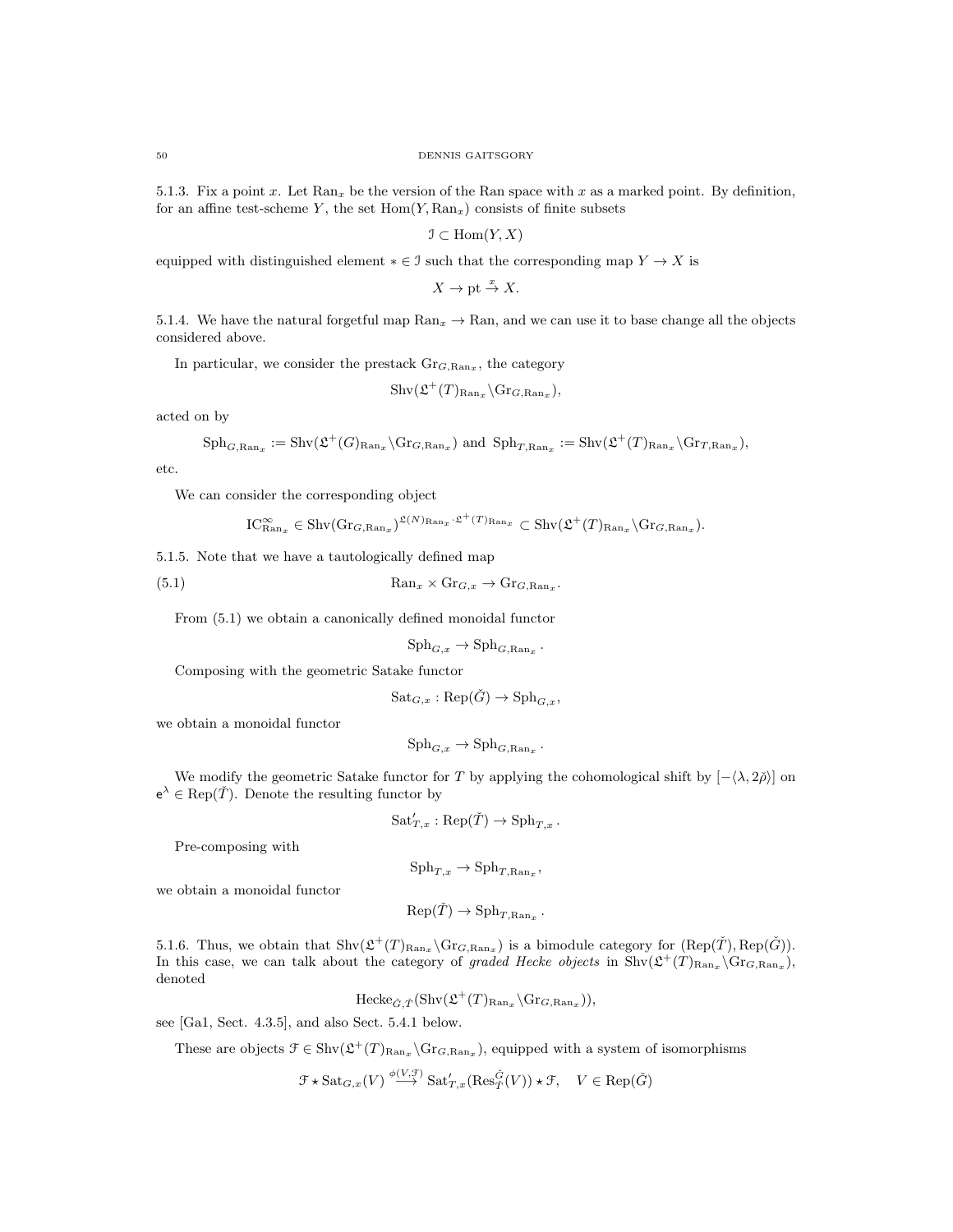5.1.3. Fix a point $x$. Let $\operatorname{Ran}_x$ be the version of the Ran space with $x$ as a marked point. By definition, for an affine test-scheme $Y$, the set $\operatorname{Hom}(Y, \operatorname{Ran}_x)$ consists of finite subsets

$$\mathcal{I} \subset \operatorname{Hom}(Y, X)$$

equipped with distinguished element $* \in \mathcal{I}$ such that the corresponding map $Y \to X$ is

$$X \to \operatorname{pt} \xrightarrow{x} X.$$

5.1.4. We have the natural forgetful map $\operatorname{Ran}_x \to \operatorname{Ran}$, and we can use it to base change all the objects considered above.

In particular, we consider the prestack $\operatorname{Gr}_{G,\operatorname{Ran}_x}$, the category

$$\operatorname{Shv}(\mathfrak{L}^+(T)_{\operatorname{Ran}_x} \backslash \operatorname{Gr}_{G,\operatorname{Ran}_x}),$$

acted on by

$$\operatorname{Sph}_{G,\operatorname{Ran}_x} := \operatorname{Shv}(\mathfrak{L}^+(G)_{\operatorname{Ran}_x} \backslash \operatorname{Gr}_{G,\operatorname{Ran}_x}) \text{ and } \operatorname{Sph}_{T,\operatorname{Ran}_x} := \operatorname{Shv}(\mathfrak{L}^+(T)_{\operatorname{Ran}_x} \backslash \operatorname{Gr}_{T,\operatorname{Ran}_x}),$$

etc.

We can consider the corresponding object

$$\operatorname{IC}^{\infty}_{\operatorname{Ran}_x} \in \operatorname{Shv}(\operatorname{Gr}_{G,\operatorname{Ran}_x})^{\mathfrak{L}(N)_{\operatorname{Ran}_x} \cdot \mathfrak{L}^+(T)_{\operatorname{Ran}_x}} \subset \operatorname{Shv}(\mathfrak{L}^+(T)_{\operatorname{Ran}_x} \backslash \operatorname{Gr}_{G,\operatorname{Ran}_x}).$$

5.1.5. Note that we have a tautologically defined map

$$\operatorname{Ran}_x \times \operatorname{Gr}_{G,x} \to \operatorname{Gr}_{G,\operatorname{Ran}_x}. \tag{5.1}$$

From (5.1) we obtain a canonically defined monoidal functor

$$\operatorname{Sph}_{G,x} \to \operatorname{Sph}_{G,\operatorname{Ran}_x}.$$

Composing with the geometric Satake functor

$$\operatorname{Sat}_{G,x} : \operatorname{Rep}(\check{G}) \to \operatorname{Sph}_{G,x},$$

we obtain a monoidal functor

$$\operatorname{Sph}_{G,x} \to \operatorname{Sph}_{G,\operatorname{Ran}_x}.$$

We modify the geometric Satake functor for $T$ by applying the cohomological shift by $[-\langle \lambda, 2\check{\rho} \rangle]$ on $\mathsf{e}^{\lambda} \in \operatorname{Rep}(\check{T})$. Denote the resulting functor by

$$\operatorname{Sat}'_{T,x} : \operatorname{Rep}(\check{T}) \to \operatorname{Sph}_{T,x}.$$

Pre-composing with

$$\operatorname{Sph}_{T,x} \to \operatorname{Sph}_{T,\operatorname{Ran}_x},$$

we obtain a monoidal functor

$$\operatorname{Rep}(\check{T}) \to \operatorname{Sph}_{T,\operatorname{Ran}_x}.$$

5.1.6. Thus, we obtain that $\operatorname{Shv}(\mathfrak{L}^+(T)_{\operatorname{Ran}_x} \backslash \operatorname{Gr}_{G,\operatorname{Ran}_x})$ is a bimodule category for $(\operatorname{Rep}(\check{T}), \operatorname{Rep}(\check{G}))$. In this case, we can talk about the category of *graded Hecke objects* in $\operatorname{Shv}(\mathfrak{L}^+(T)_{\operatorname{Ran}_x} \backslash \operatorname{Gr}_{G,\operatorname{Ran}_x})$, denoted

$$\operatorname{Hecke}_{\check{G},\check{T}}(\operatorname{Shv}(\mathfrak{L}^+(T)_{\operatorname{Ran}_x} \backslash \operatorname{Gr}_{G,\operatorname{Ran}_x})),$$

see [Ga1, Sect. 4.3.5], and also Sect. 5.4.1 below.

These are objects $\mathcal{F} \in \operatorname{Shv}(\mathfrak{L}^+(T)_{\operatorname{Ran}_x} \backslash \operatorname{Gr}_{G,\operatorname{Ran}_x})$, equipped with a system of isomorphisms

$$\mathcal{F} \star \operatorname{Sat}_{G,x}(V) \xrightarrow{\phi(V,\mathcal{F})} \operatorname{Sat}'_{T,x}(\operatorname{Res}^{\check{G}}_{\check{T}}(V)) \star \mathcal{F}, \quad V \in \operatorname{Rep}(\check{G})$$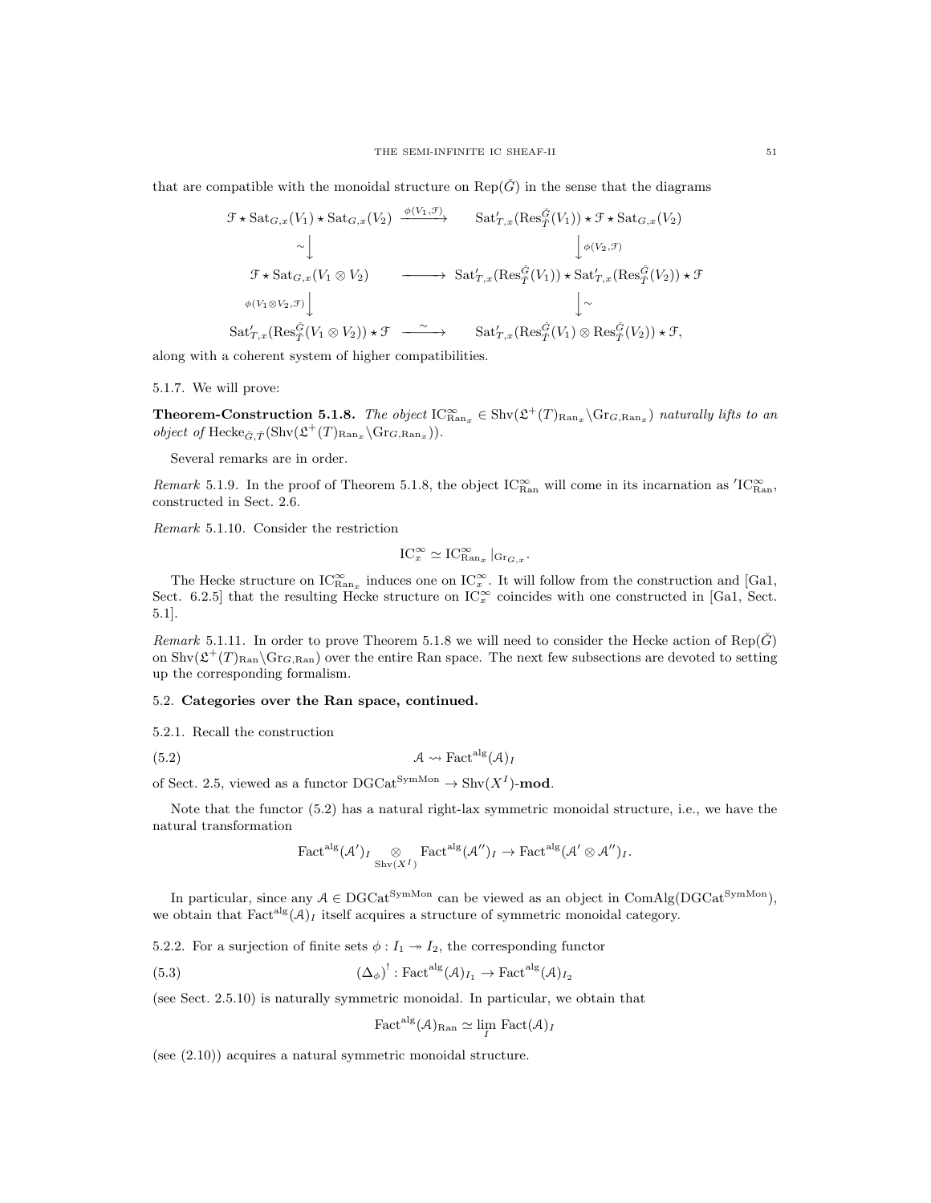that are compatible with the monoidal structure on $\operatorname{Rep}(\check{G})$ in the sense that the diagrams

$$
\begin{array}{ccc}
\mathcal{F} \star \operatorname{Sat}_{G,x}(V_1) \star \operatorname{Sat}_{G,x}(V_2) & \xrightarrow{\phi(V_1,\mathcal{F})} & \operatorname{Sat}'_{T,x}(\operatorname{Res}^{\check{G}}_{\check{T}}(V_1)) \star \mathcal{F} \star \operatorname{Sat}_{G,x}(V_2) \\
\sim \big\downarrow & & \big\downarrow \phi(V_2,\mathcal{F}) \\
\mathcal{F} \star \operatorname{Sat}_{G,x}(V_1 \otimes V_2) & \longrightarrow & \operatorname{Sat}'_{T,x}(\operatorname{Res}^{\check{G}}_{\check{T}}(V_1)) \star \operatorname{Sat}'_{T,x}(\operatorname{Res}^{\check{G}}_{\check{T}}(V_2)) \star \mathcal{F} \\
\phi(V_1\otimes V_2,\mathcal{F}) \big\downarrow & & \big\downarrow \sim \\
\operatorname{Sat}'_{T,x}(\operatorname{Res}^{\check{G}}_{\check{T}}(V_1 \otimes V_2)) \star \mathcal{F} & \xrightarrow{\sim} & \operatorname{Sat}'_{T,x}(\operatorname{Res}^{\check{G}}_{\check{T}}(V_1) \otimes \operatorname{Res}^{\check{G}}_{\check{T}}(V_2)) \star \mathcal{F},
\end{array}
$$

along with a coherent system of higher compatibilities.

5.1.7. We will prove:

**Theorem-Construction 5.1.8.** *The object $\mathrm{IC}^{\frac{\infty}{2}}_{\mathrm{Ran}_x} \in \operatorname{Shv}(\mathfrak{L}^+(T)_{\mathrm{Ran}_x}\backslash \mathrm{Gr}_{G,\mathrm{Ran}_x})$ naturally lifts to an object of $\operatorname{Hecke}_{\check{G},\check{T}}(\operatorname{Shv}(\mathfrak{L}^+(T)_{\mathrm{Ran}_x}\backslash \mathrm{Gr}_{G,\mathrm{Ran}_x}))$.*

Several remarks are in order.

*Remark* 5.1.9. In the proof of Theorem 5.1.8, the object $\mathrm{IC}^{\frac{\infty}{2}}_{\mathrm{Ran}}$ will come in its incarnation as ${}'\mathrm{IC}^{\frac{\infty}{2}}_{\mathrm{Ran}}$, constructed in Sect. 2.6.

*Remark* 5.1.10. Consider the restriction

$$\mathrm{IC}^{\frac{\infty}{2}}_x \simeq \mathrm{IC}^{\frac{\infty}{2}}_{\mathrm{Ran}_x}|_{\mathrm{Gr}_{G,x}}.$$

The Hecke structure on $\mathrm{IC}^{\frac{\infty}{2}}_{\mathrm{Ran}_x}$ induces one on $\mathrm{IC}^{\frac{\infty}{2}}_x$. It will follow from the construction and [Ga1, Sect. 6.2.5] that the resulting Hecke structure on $\mathrm{IC}^{\frac{\infty}{2}}_x$ coincides with one constructed in [Ga1, Sect. 5.1].

*Remark* 5.1.11. In order to prove Theorem 5.1.8 we will need to consider the Hecke action of $\operatorname{Rep}(\check{G})$ on $\operatorname{Shv}(\mathfrak{L}^+(T)_{\mathrm{Ran}}\backslash \mathrm{Gr}_{G,\mathrm{Ran}})$ over the entire Ran space. The next few subsections are devoted to setting up the corresponding formalism.

## 5.2. Categories over the Ran space, continued.

5.2.1. Recall the construction

$$\mathcal{A} \rightsquigarrow \operatorname{Fact}^{\mathrm{alg}}(\mathcal{A})_I \tag{5.2}$$

of Sect. 2.5, viewed as a functor $\mathrm{DGCat}^{\mathrm{SymMon}} \to \operatorname{Shv}(X^I)\textbf{-mod}$.

Note that the functor (5.2) has a natural right-lax symmetric monoidal structure, i.e., we have the natural transformation

$$\operatorname{Fact}^{\mathrm{alg}}(\mathcal{A}')_I \underset{\operatorname{Shv}(X^I)}{\otimes} \operatorname{Fact}^{\mathrm{alg}}(\mathcal{A}'')_I \to \operatorname{Fact}^{\mathrm{alg}}(\mathcal{A}' \otimes \mathcal{A}'')_I.$$

In particular, since any $\mathcal{A} \in \mathrm{DGCat}^{\mathrm{SymMon}}$ can be viewed as an object in $\operatorname{ComAlg}(\mathrm{DGCat}^{\mathrm{SymMon}})$, we obtain that $\operatorname{Fact}^{\mathrm{alg}}(\mathcal{A})_I$ itself acquires a structure of symmetric monoidal category.

5.2.2. For a surjection of finite sets $\phi : I_1 \twoheadrightarrow I_2$, the corresponding functor

$$(\Delta_\phi)^! : \operatorname{Fact}^{\mathrm{alg}}(\mathcal{A})_{I_1} \to \operatorname{Fact}^{\mathrm{alg}}(\mathcal{A})_{I_2} \tag{5.3}$$

(see Sect. 2.5.10) is naturally symmetric monoidal. In particular, we obtain that

$$\operatorname{Fact}^{\mathrm{alg}}(\mathcal{A})_{\mathrm{Ran}} \simeq \lim_{I} \operatorname{Fact}(\mathcal{A})_I$$

(see (2.10)) acquires a natural symmetric monoidal structure.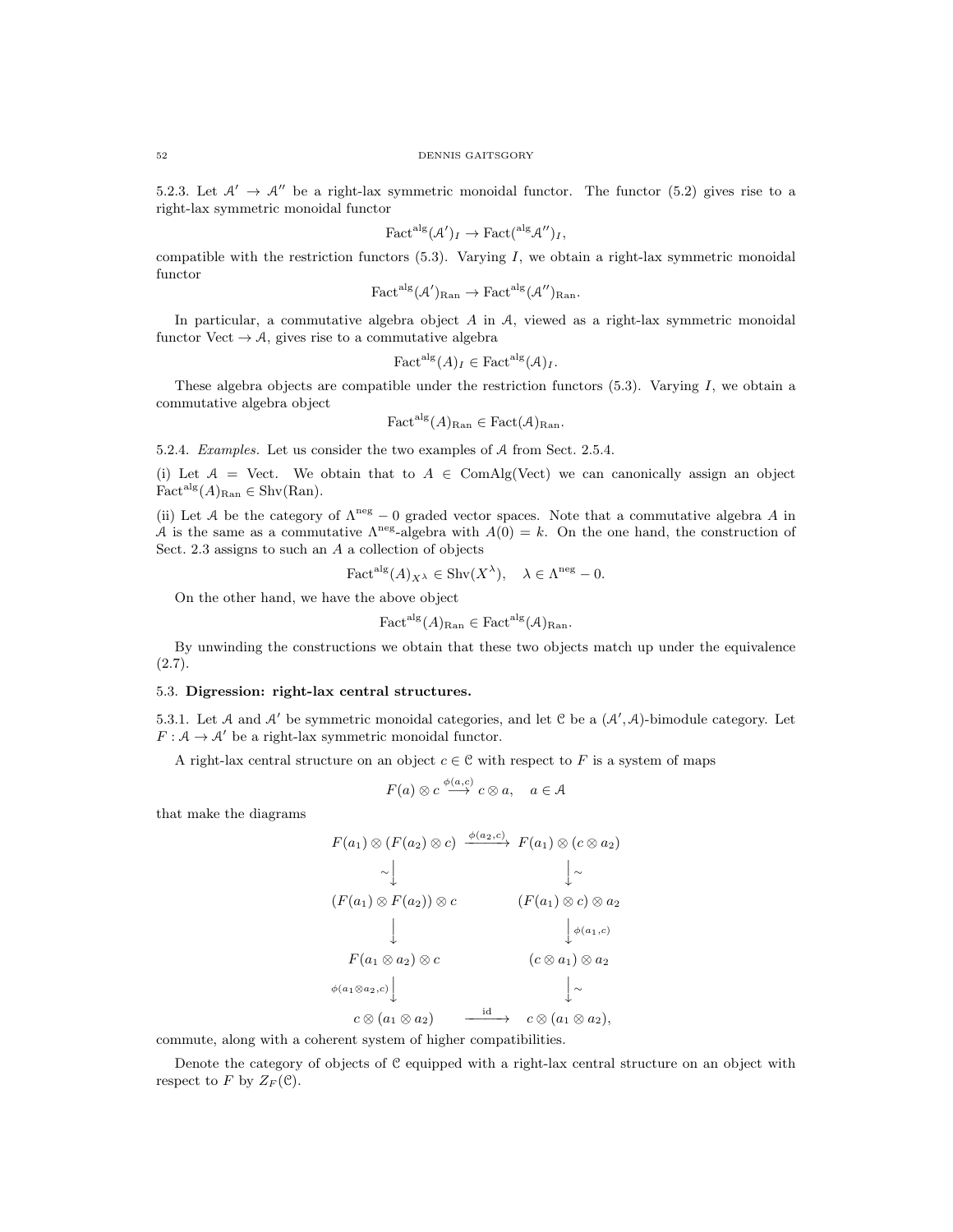5.2.3. Let $\mathcal{A}' \to \mathcal{A}''$ be a right-lax symmetric monoidal functor. The functor (5.2) gives rise to a right-lax symmetric monoidal functor

$$\mathrm{Fact}^{\mathrm{alg}}(\mathcal{A}')_I \to \mathrm{Fact}(^{\mathrm{alg}}\mathcal{A}'')_I,$$

compatible with the restriction functors (5.3). Varying $I$, we obtain a right-lax symmetric monoidal functor

$$\mathrm{Fact}^{\mathrm{alg}}(\mathcal{A}')_{\mathrm{Ran}} \to \mathrm{Fact}^{\mathrm{alg}}(\mathcal{A}'')_{\mathrm{Ran}}.$$

In particular, a commutative algebra object $A$ in $\mathcal{A}$, viewed as a right-lax symmetric monoidal functor $\mathrm{Vect} \to \mathcal{A}$, gives rise to a commutative algebra

$$\mathrm{Fact}^{\mathrm{alg}}(A)_I \in \mathrm{Fact}^{\mathrm{alg}}(\mathcal{A})_I.$$

These algebra objects are compatible under the restriction functors (5.3). Varying $I$, we obtain a commutative algebra object

$$\mathrm{Fact}^{\mathrm{alg}}(A)_{\mathrm{Ran}} \in \mathrm{Fact}(\mathcal{A})_{\mathrm{Ran}}.$$

5.2.4. *Examples.* Let us consider the two examples of $\mathcal{A}$ from Sect. 2.5.4.

(i) Let $\mathcal{A} = \mathrm{Vect}$. We obtain that to $A \in \mathrm{ComAlg}(\mathrm{Vect})$ we can canonically assign an object $\mathrm{Fact}^{\mathrm{alg}}(A)_{\mathrm{Ran}} \in \mathrm{Shv}(\mathrm{Ran})$.

(ii) Let $\mathcal{A}$ be the category of $\Lambda^{\mathrm{neg}} - 0$ graded vector spaces. Note that a commutative algebra $A$ in $\mathcal{A}$ is the same as a commutative $\Lambda^{\mathrm{neg}}$-algebra with $A(0) = k$. On the one hand, the construction of Sect. 2.3 assigns to such an $A$ a collection of objects

$$\mathrm{Fact}^{\mathrm{alg}}(A)_{X^\lambda} \in \mathrm{Shv}(X^\lambda), \quad \lambda \in \Lambda^{\mathrm{neg}} - 0.$$

On the other hand, we have the above object

$$\mathrm{Fact}^{\mathrm{alg}}(A)_{\mathrm{Ran}} \in \mathrm{Fact}^{\mathrm{alg}}(\mathcal{A})_{\mathrm{Ran}}.$$

By unwinding the constructions we obtain that these two objects match up under the equivalence (2.7).

## 5.3. Digression: right-lax central structures.

5.3.1. Let $\mathcal{A}$ and $\mathcal{A}'$ be symmetric monoidal categories, and let $\mathcal{C}$ be a $(\mathcal{A}', \mathcal{A})$-bimodule category. Let $F : \mathcal{A} \to \mathcal{A}'$ be a right-lax symmetric monoidal functor.

A right-lax central structure on an object $c \in \mathcal{C}$ with respect to $F$ is a system of maps

$$F(a) \otimes c \overset{\phi(a,c)}{\longrightarrow} c \otimes a, \quad a \in \mathcal{A}$$

that make the diagrams

$$\begin{array}{ccc}
F(a_1) \otimes (F(a_2) \otimes c) & \xrightarrow{\phi(a_2,c)} & F(a_1) \otimes (c \otimes a_2) \\
\sim\big\downarrow & & \big\downarrow\sim \\
(F(a_1) \otimes F(a_2)) \otimes c & & (F(a_1) \otimes c) \otimes a_2 \\
\big\downarrow & & \big\downarrow \phi(a_1,c) \\
F(a_1 \otimes a_2) \otimes c & & (c \otimes a_1) \otimes a_2 \\
\phi(a_1 \otimes a_2, c)\big\downarrow & & \big\downarrow\sim \\
c \otimes (a_1 \otimes a_2) & \xrightarrow{\mathrm{id}} & c \otimes (a_1 \otimes a_2),
\end{array}$$

commute, along with a coherent system of higher compatibilities.

Denote the category of objects of $\mathcal{C}$ equipped with a right-lax central structure on an object with respect to $F$ by $Z_F(\mathcal{C})$.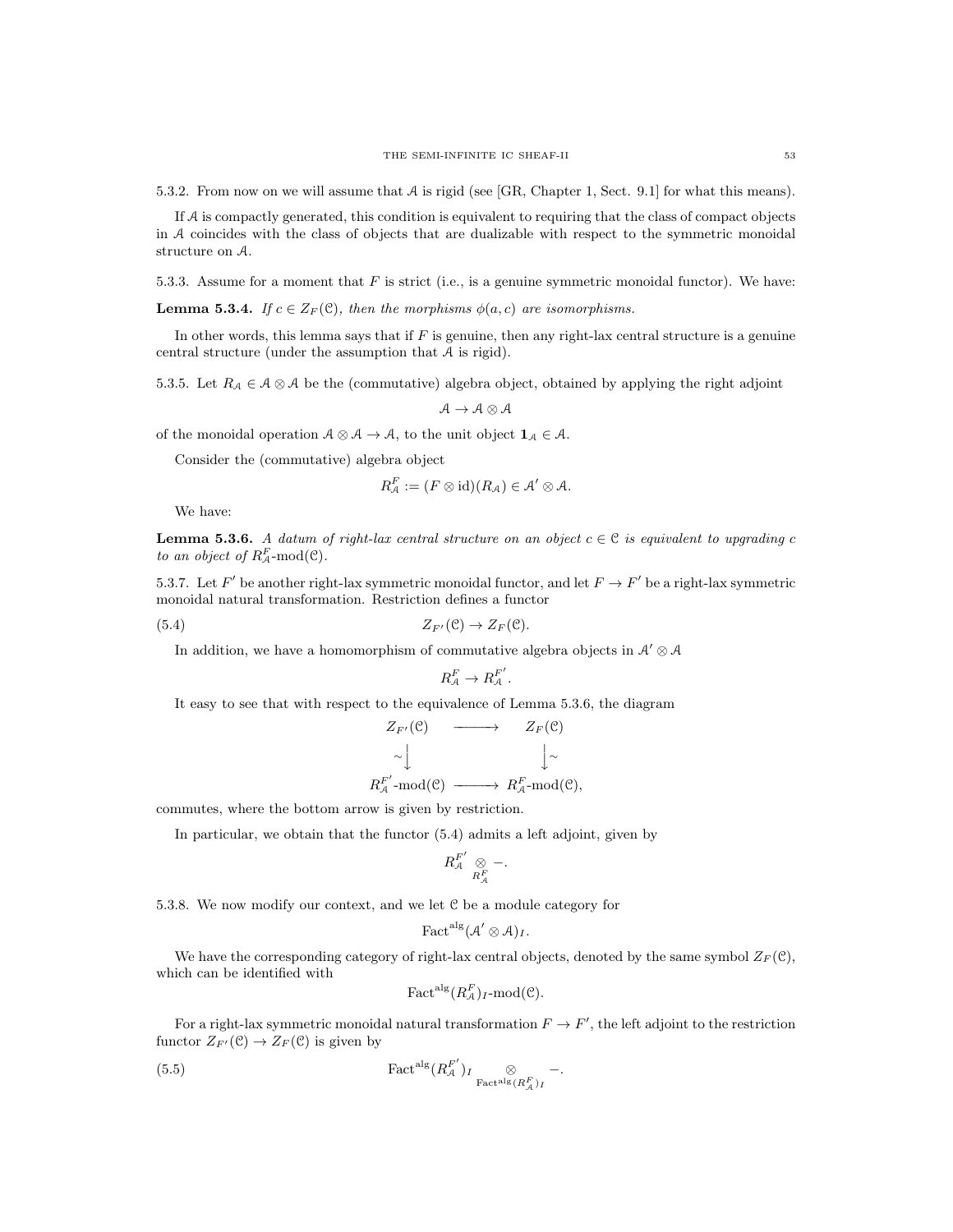5.3.2. From now on we will assume that $\mathcal{A}$ is rigid (see [GR, Chapter 1, Sect. 9.1] for what this means).

If $\mathcal{A}$ is compactly generated, this condition is equivalent to requiring that the class of compact objects in $\mathcal{A}$ coincides with the class of objects that are dualizable with respect to the symmetric monoidal structure on $\mathcal{A}$.

5.3.3. Assume for a moment that $F$ is strict (i.e., is a genuine symmetric monoidal functor). We have:

**Lemma 5.3.4.** *If $c \in Z_F(\mathcal{C})$, then the morphisms $\phi(a, c)$ are isomorphisms.*

In other words, this lemma says that if $F$ is genuine, then any right-lax central structure is a genuine central structure (under the assumption that $\mathcal{A}$ is rigid).

5.3.5. Let $R_{\mathcal{A}} \in \mathcal{A} \otimes \mathcal{A}$ be the (commutative) algebra object, obtained by applying the right adjoint

$$\mathcal{A} \to \mathcal{A} \otimes \mathcal{A}$$

of the monoidal operation $\mathcal{A} \otimes \mathcal{A} \to \mathcal{A}$, to the unit object $\mathbf{1}_{\mathcal{A}} \in \mathcal{A}$.

Consider the (commutative) algebra object

$$R^F_{\mathcal{A}} := (F \otimes \mathrm{id})(R_{\mathcal{A}}) \in \mathcal{A}' \otimes \mathcal{A}.$$

We have:

**Lemma 5.3.6.** *A datum of right-lax central structure on an object $c \in \mathcal{C}$ is equivalent to upgrading $c$ to an object of $R^F_{\mathcal{A}}\text{-mod}(\mathcal{C})$.*

5.3.7. Let $F'$ be another right-lax symmetric monoidal functor, and let $F \to F'$ be a right-lax symmetric monoidal natural transformation. Restriction defines a functor

$$Z_{F'}(\mathcal{C}) \to Z_F(\mathcal{C}). \tag{5.4}$$

In addition, we have a homomorphism of commutative algebra objects in $\mathcal{A}' \otimes \mathcal{A}$

$$R^F_{\mathcal{A}} \to R^{F'}_{\mathcal{A}}.$$

It easy to see that with respect to the equivalence of Lemma 5.3.6, the diagram

$$\begin{array}{ccc}
Z_{F'}(\mathcal{C}) & \longrightarrow & Z_F(\mathcal{C}) \\
\sim\downarrow & & \downarrow\sim \\
R^{F'}_{\mathcal{A}}\text{-mod}(\mathcal{C}) & \longrightarrow & R^F_{\mathcal{A}}\text{-mod}(\mathcal{C}),
\end{array}$$

commutes, where the bottom arrow is given by restriction.

In particular, we obtain that the functor (5.4) admits a left adjoint, given by

$$R^{F'}_{\mathcal{A}} \underset{R^F_{\mathcal{A}}}{\otimes} -.$$

5.3.8. We now modify our context, and we let $\mathcal{C}$ be a module category for

$$\mathrm{Fact}^{\mathrm{alg}}(\mathcal{A}' \otimes \mathcal{A})_I.$$

We have the corresponding category of right-lax central objects, denoted by the same symbol $Z_F(\mathcal{C})$, which can be identified with

$$\mathrm{Fact}^{\mathrm{alg}}(R^F_{\mathcal{A}})_I\text{-mod}(\mathcal{C}).$$

For a right-lax symmetric monoidal natural transformation $F \to F'$, the left adjoint to the restriction functor $Z_{F'}(\mathcal{C}) \to Z_F(\mathcal{C})$ is given by

$$\mathrm{Fact}^{\mathrm{alg}}(R^{F'}_{\mathcal{A}})_I \underset{\mathrm{Fact}^{\mathrm{alg}}(R^F_{\mathcal{A}})_I}{\otimes} -. \tag{5.5}$$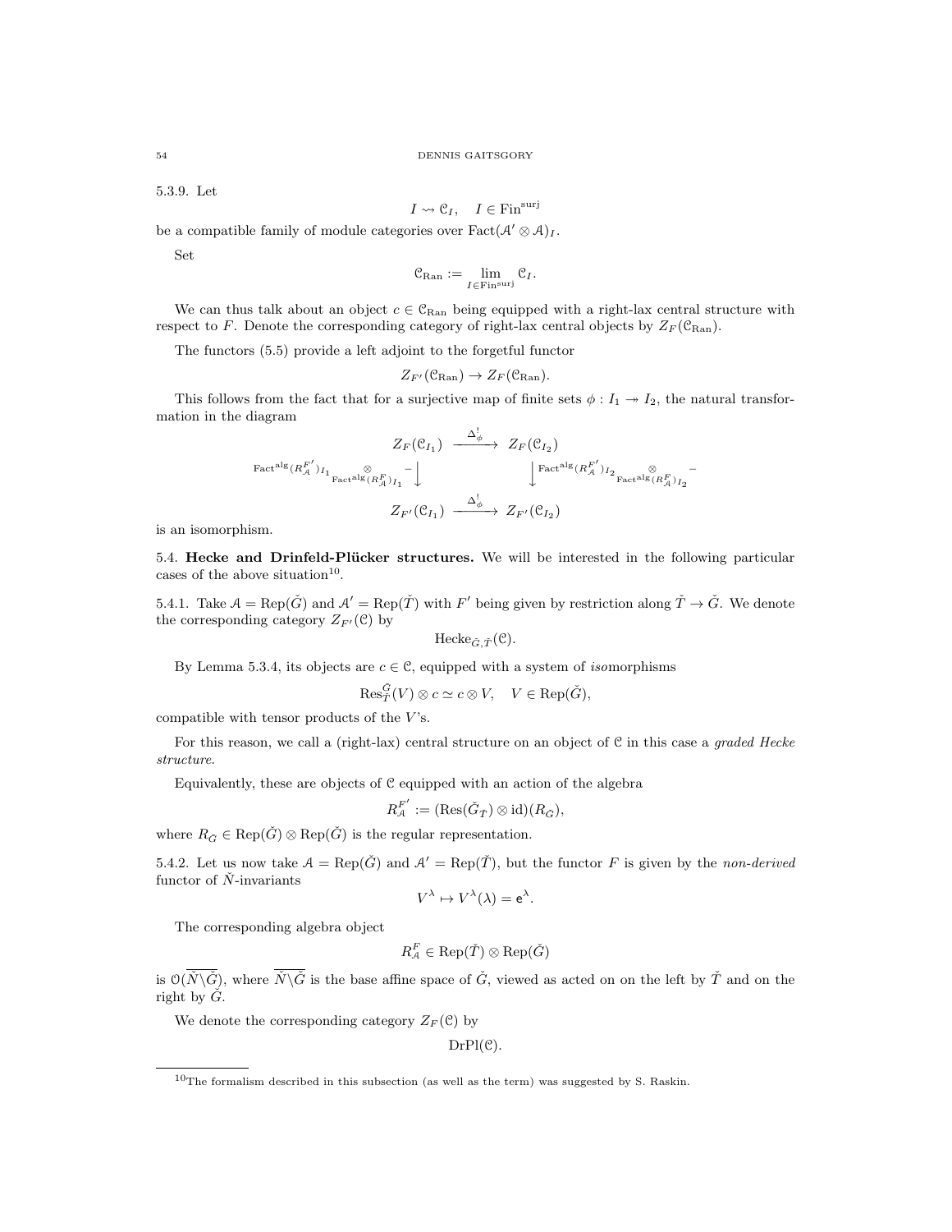5.3.9. Let

$$I \rightsquigarrow \mathcal{C}_I, \quad I \in \mathrm{Fin}^{\mathrm{surj}}$$

be a compatible family of module categories over $\mathrm{Fact}(\mathcal{A}' \otimes \mathcal{A})_I$.

Set

$$\mathcal{C}_{\mathrm{Ran}} := \lim_{I \in \mathrm{Fin}^{\mathrm{surj}}} \mathcal{C}_I.$$

We can thus talk about an object $c \in \mathcal{C}_{\mathrm{Ran}}$ being equipped with a right-lax central structure with respect to $F$. Denote the corresponding category of right-lax central objects by $Z_F(\mathcal{C}_{\mathrm{Ran}})$.

The functors (5.5) provide a left adjoint to the forgetful functor

$$Z_{F'}(\mathcal{C}_{\mathrm{Ran}}) \to Z_F(\mathcal{C}_{\mathrm{Ran}}).$$

This follows from the fact that for a surjective map of finite sets $\phi : I_1 \twoheadrightarrow I_2$, the natural transformation in the diagram

$$\begin{array}{ccc}
Z_F(\mathcal{C}_{I_1}) & \xrightarrow{\Delta^!_\phi} & Z_F(\mathcal{C}_{I_2}) \\
{\scriptstyle \mathrm{Fact}^{\mathrm{alg}}(R^{F'}_{\mathcal{A}})_{I_1} \underset{\mathrm{Fact}^{\mathrm{alg}}(R^F_{\mathcal{A}})_{I_1}}{\otimes} -} \Big\downarrow & & \Big\downarrow {\scriptstyle \mathrm{Fact}^{\mathrm{alg}}(R^{F'}_{\mathcal{A}})_{I_2} \underset{\mathrm{Fact}^{\mathrm{alg}}(R^F_{\mathcal{A}})_{I_2}}{\otimes} -} \\
Z_{F'}(\mathcal{C}_{I_1}) & \xrightarrow{\Delta^!_\phi} & Z_{F'}(\mathcal{C}_{I_2})
\end{array}$$

is an isomorphism.

## 5.4. Hecke and Drinfeld-Plücker structures.

We will be interested in the following particular cases of the above situation[10].

5.4.1. Take $\mathcal{A} = \mathrm{Rep}(\check{G})$ and $\mathcal{A}' = \mathrm{Rep}(\check{T})$ with $F'$ being given by restriction along $\check{T} \to \check{G}$. We denote the corresponding category $Z_{F'}(\mathcal{C})$ by

$$\mathrm{Hecke}_{\check{G},\check{T}}(\mathcal{C}).$$

By Lemma 5.3.4, its objects are $c \in \mathcal{C}$, equipped with a system of *iso*morphisms

$$\mathrm{Res}^{\check{G}}_{\check{T}}(V) \otimes c \simeq c \otimes V, \quad V \in \mathrm{Rep}(\check{G}),$$

compatible with tensor products of the $V$'s.

For this reason, we call a (right-lax) central structure on an object of $\mathcal{C}$ in this case a *graded Hecke structure*.

Equivalently, these are objects of $\mathcal{C}$ equipped with an action of the algebra

$$R^{F'}_{\mathcal{A}} := (\mathrm{Res}(\check{G}_{\check{T}}) \otimes \mathrm{id})(R_{\check{G}}),$$

where $R_{\check{G}} \in \mathrm{Rep}(\check{G}) \otimes \mathrm{Rep}(\check{G})$ is the regular representation.

5.4.2. Let us now take $\mathcal{A} = \mathrm{Rep}(\check{G})$ and $\mathcal{A}' = \mathrm{Rep}(\check{T})$, but the functor $F$ is given by the *non-derived* functor of $\check{N}$-invariants

$$V^\lambda \mapsto V^\lambda(\lambda) = \mathsf{e}^\lambda.$$

The corresponding algebra object

$$R^F_{\mathcal{A}} \in \mathrm{Rep}(\check{T}) \otimes \mathrm{Rep}(\check{G})$$

is $\mathcal{O}(\overline{\check{N}\backslash\check{G}})$, where $\overline{\check{N}\backslash\check{G}}$ is the base affine space of $\check{G}$, viewed as acted on on the left by $\check{T}$ and on the right by $\check{G}$.

We denote the corresponding category $Z_F(\mathcal{C})$ by

$$\mathrm{DrPl}(\mathcal{C}).$$

[10] The formalism described in this subsection (as well as the term) was suggested by S. Raskin.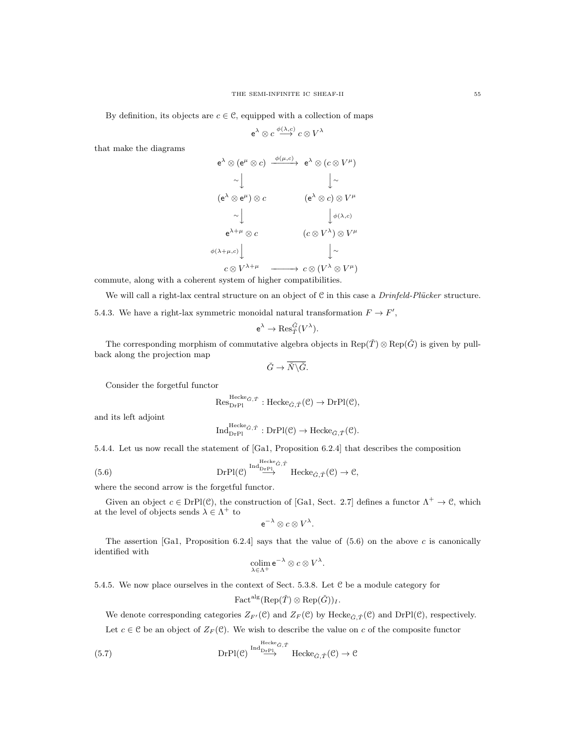By definition, its objects are $c \in \mathcal{C}$, equipped with a collection of maps

$$\mathsf{e}^\lambda \otimes c \overset{\phi(\lambda,c)}{\longrightarrow} c \otimes V^\lambda$$

that make the diagrams

$$\begin{array}{ccc}
\mathsf{e}^\lambda \otimes (\mathsf{e}^\mu \otimes c) & \xrightarrow{\phi(\mu,c)} & \mathsf{e}^\lambda \otimes (c \otimes V^\mu) \\
\sim \downarrow & & \downarrow \sim \\
(\mathsf{e}^\lambda \otimes \mathsf{e}^\mu) \otimes c & & (\mathsf{e}^\lambda \otimes c) \otimes V^\mu \\
\sim \downarrow & & \downarrow \phi(\lambda,c) \\
\mathsf{e}^{\lambda+\mu} \otimes c & & (c \otimes V^\lambda) \otimes V^\mu \\
\phi(\lambda+\mu,c) \downarrow & & \downarrow \sim \\
c \otimes V^{\lambda+\mu} & \longrightarrow & c \otimes (V^\lambda \otimes V^\mu)
\end{array}$$

commute, along with a coherent system of higher compatibilities.

We will call a right-lax central structure on an object of $\mathcal{C}$ in this case a *Drinfeld-Plücker* structure.

5.4.3. We have a right-lax symmetric monoidal natural transformation $F \to F'$,

$$\mathsf{e}^\lambda \to \operatorname{Res}^{\check{G}}_{\check{T}}(V^\lambda).$$

The corresponding morphism of commutative algebra objects in $\operatorname{Rep}(\check{T}) \otimes \operatorname{Rep}(\check{G})$ is given by pullback along the projection map

$$\check{G} \to \overline{\check{N}\backslash\check{G}}.$$

Consider the forgetful functor

$$\operatorname{Res}^{\operatorname{Hecke}_{\check{G},\check{T}}}_{\operatorname{DrPl}} : \operatorname{Hecke}_{\check{G},\check{T}}(\mathcal{C}) \to \operatorname{DrPl}(\mathcal{C}),$$

and its left adjoint

$$\operatorname{Ind}^{\operatorname{Hecke}_{\check{G},\check{T}}}_{\operatorname{DrPl}} : \operatorname{DrPl}(\mathcal{C}) \to \operatorname{Hecke}_{\check{G},\check{T}}(\mathcal{C}).$$

5.4.4. Let us now recall the statement of [Ga1, Proposition 6.2.4] that describes the composition

$$\operatorname{DrPl}(\mathcal{C}) \overset{\operatorname{Ind}^{\operatorname{Hecke}_{\check{G},\check{T}}}_{\operatorname{DrPl}}}{\longrightarrow} \operatorname{Hecke}_{\check{G},\check{T}}(\mathcal{C}) \to \mathcal{C}, \tag{5.6}$$

where the second arrow is the forgetful functor.

Given an object $c \in \operatorname{DrPl}(\mathcal{C})$, the construction of [Ga1, Sect. 2.7] defines a functor $\Lambda^+ \to \mathcal{C}$, which at the level of objects sends $\lambda \in \Lambda^+$ to

$$\mathsf{e}^{-\lambda} \otimes c \otimes V^\lambda.$$

The assertion [Ga1, Proposition 6.2.4] says that the value of (5.6) on the above $c$ is canonically identified with

$$\underset{\lambda \in \Lambda^+}{\operatorname{colim}}\, \mathsf{e}^{-\lambda} \otimes c \otimes V^\lambda.$$

5.4.5. We now place ourselves in the context of Sect. 5.3.8. Let $\mathcal{C}$ be a module category for

$$\operatorname{Fact}^{\operatorname{alg}}(\operatorname{Rep}(\check{T}) \otimes \operatorname{Rep}(\check{G}))_I.$$

We denote corresponding categories $Z_{F'}(\mathcal{C})$ and $Z_F(\mathcal{C})$ by $\operatorname{Hecke}_{\check{G},\check{T}}(\mathcal{C})$ and $\operatorname{DrPl}(\mathcal{C})$, respectively.

Let $c \in \mathcal{C}$ be an object of $Z_F(\mathcal{C})$. We wish to describe the value on $c$ of the composite functor

$$\operatorname{DrPl}(\mathcal{C}) \overset{\operatorname{Ind}^{\operatorname{Hecke}_{\check{G},\check{T}}}_{\operatorname{DrPl}}}{\longrightarrow} \operatorname{Hecke}_{\check{G},\check{T}}(\mathcal{C}) \to \mathcal{C} \tag{5.7}$$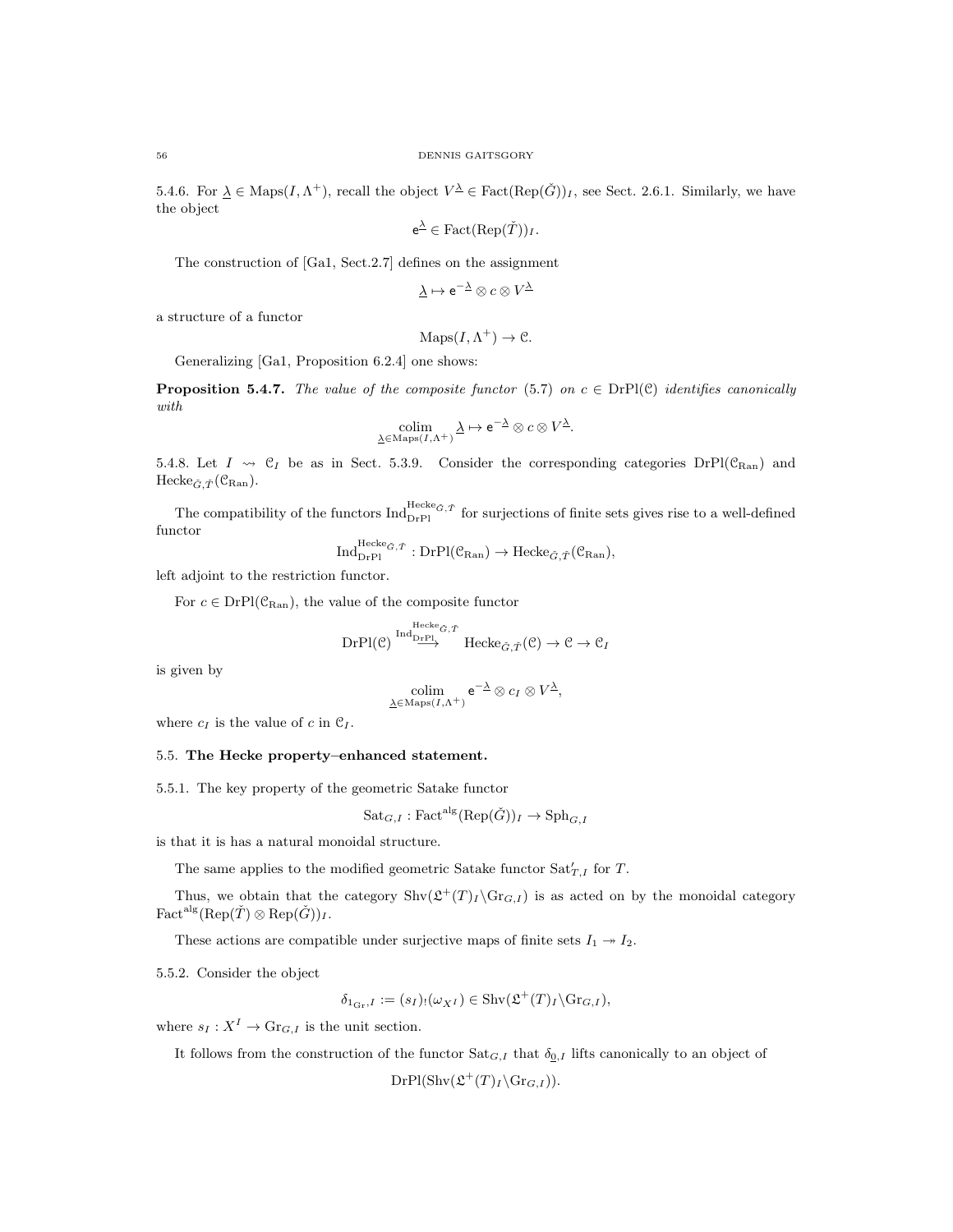5.4.6. For $\underline{\lambda} \in \mathrm{Maps}(I, \Lambda^+)$, recall the object $V^{\underline{\lambda}} \in \mathrm{Fact}(\mathrm{Rep}(\check{G}))_I$, see Sect. 2.6.1. Similarly, we have the object

$$\mathsf{e}^{\underline{\lambda}} \in \mathrm{Fact}(\mathrm{Rep}(\check{T}))_I.$$

The construction of [Ga1, Sect.2.7] defines on the assignment

$$\underline{\lambda} \mapsto \mathsf{e}^{-\underline{\lambda}} \otimes c \otimes V^{\underline{\lambda}}$$

a structure of a functor

$$\mathrm{Maps}(I, \Lambda^+) \to \mathcal{C}.$$

Generalizing [Ga1, Proposition 6.2.4] one shows:

**Proposition 5.4.7.** *The value of the composite functor* (5.7) *on* $c \in \mathrm{DrPl}(\mathcal{C})$ *identifies canonically with*

$$\underset{\underline{\lambda} \in \mathrm{Maps}(I,\Lambda^+)}{\mathrm{colim}}\ \underline{\lambda} \mapsto \mathsf{e}^{-\underline{\lambda}} \otimes c \otimes V^{\underline{\lambda}}.$$

5.4.8. Let $I \rightsquigarrow \mathcal{C}_I$ be as in Sect. 5.3.9. Consider the corresponding categories $\mathrm{DrPl}(\mathcal{C}_{\mathrm{Ran}})$ and $\mathrm{Hecke}_{\check{G},\check{T}}(\mathcal{C}_{\mathrm{Ran}})$.

The compatibility of the functors $\mathrm{Ind}_{\mathrm{DrPl}}^{\mathrm{Hecke}_{\check{G},\check{T}}}$ for surjections of finite sets gives rise to a well-defined functor

$$\mathrm{Ind}_{\mathrm{DrPl}}^{\mathrm{Hecke}_{\check{G},\check{T}}} : \mathrm{DrPl}(\mathcal{C}_{\mathrm{Ran}}) \to \mathrm{Hecke}_{\check{G},\check{T}}(\mathcal{C}_{\mathrm{Ran}}),$$

left adjoint to the restriction functor.

For $c \in \mathrm{DrPl}(\mathcal{C}_{\mathrm{Ran}})$, the value of the composite functor

$$\mathrm{DrPl}(\mathcal{C}) \overset{\mathrm{Ind}_{\mathrm{DrPl}}^{\mathrm{Hecke}_{\check{G},\check{T}}}}{\longrightarrow} \mathrm{Hecke}_{\check{G},\check{T}}(\mathcal{C}) \to \mathcal{C} \to \mathcal{C}_I$$

is given by

$$\underset{\underline{\lambda} \in \mathrm{Maps}(I,\Lambda^+)}{\mathrm{colim}}\ \mathsf{e}^{-\underline{\lambda}} \otimes c_I \otimes V^{\underline{\lambda}},$$

where $c_I$ is the value of $c$ in $\mathcal{C}_I$.

## 5.5. The Hecke property–enhanced statement.

5.5.1. The key property of the geometric Satake functor

$$\mathrm{Sat}_{G,I} : \mathrm{Fact}^{\mathrm{alg}}(\mathrm{Rep}(\check{G}))_I \to \mathrm{Sph}_{G,I}$$

is that it is has a natural monoidal structure.

The same applies to the modified geometric Satake functor $\mathrm{Sat}'_{T,I}$ for $T$.

Thus, we obtain that the category $\mathrm{Shv}(\mathfrak{L}^+(T)_I\backslash \mathrm{Gr}_{G,I})$ is as acted on by the monoidal category $\mathrm{Fact}^{\mathrm{alg}}(\mathrm{Rep}(\check{T}) \otimes \mathrm{Rep}(\check{G}))_I$.

These actions are compatible under surjective maps of finite sets $I_1 \twoheadrightarrow I_2$.

5.5.2. Consider the object

$$\delta_{1_{\mathrm{Gr}},I} := (s_I)_!(\omega_{X^I}) \in \mathrm{Shv}(\mathfrak{L}^+(T)_I\backslash \mathrm{Gr}_{G,I}),$$

where $s_I : X^I \to \mathrm{Gr}_{G,I}$ is the unit section.

It follows from the construction of the functor $\mathrm{Sat}_{G,I}$ that $\delta_{\underline{0},I}$ lifts canonically to an object of

$$\mathrm{DrPl}(\mathrm{Shv}(\mathfrak{L}^+(T)_I\backslash \mathrm{Gr}_{G,I})).$$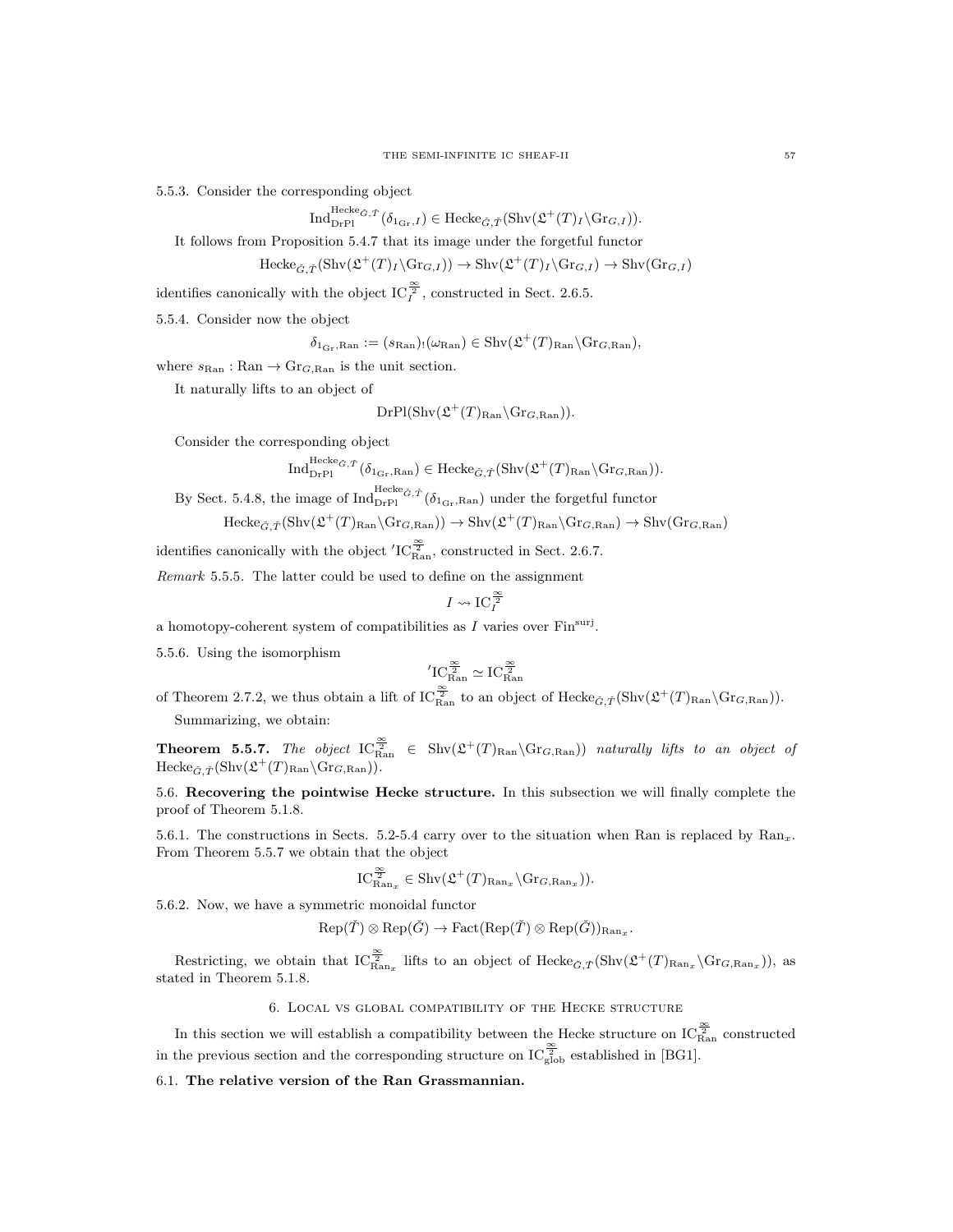5.5.3. Consider the corresponding object

$$\mathrm{Ind}_{\mathrm{DrPl}}^{\mathrm{Hecke}_{\check{G},\check{T}}}(\delta_{1_{\mathrm{Gr}},I}) \in \mathrm{Hecke}_{\check{G},\check{T}}(\mathrm{Shv}(\mathfrak{L}^+(T)_I\backslash \mathrm{Gr}_{G,I})).$$

It follows from Proposition 5.4.7 that its image under the forgetful functor

$$\mathrm{Hecke}_{\check{G},\check{T}}(\mathrm{Shv}(\mathfrak{L}^+(T)_I\backslash \mathrm{Gr}_{G,I})) \to \mathrm{Shv}(\mathfrak{L}^+(T)_I\backslash \mathrm{Gr}_{G,I}) \to \mathrm{Shv}(\mathrm{Gr}_{G,I})$$

identifies canonically with the object $\mathrm{IC}_I^{\frac{\infty}{2}}$, constructed in Sect. 2.6.5.

5.5.4. Consider now the object

$$\delta_{1_{\mathrm{Gr}},\mathrm{Ran}} := (s_{\mathrm{Ran}})_!(\omega_{\mathrm{Ran}}) \in \mathrm{Shv}(\mathfrak{L}^+(T)_{\mathrm{Ran}}\backslash \mathrm{Gr}_{G,\mathrm{Ran}}),$$

where $s_{\mathrm{Ran}} : \mathrm{Ran} \to \mathrm{Gr}_{G,\mathrm{Ran}}$ is the unit section.

It naturally lifts to an object of

$$\mathrm{DrPl}(\mathrm{Shv}(\mathfrak{L}^+(T)_{\mathrm{Ran}}\backslash \mathrm{Gr}_{G,\mathrm{Ran}})).$$

Consider the corresponding object

$$\mathrm{Ind}_{\mathrm{DrPl}}^{\mathrm{Hecke}_{\check{G},\check{T}}}(\delta_{1_{\mathrm{Gr}},\mathrm{Ran}}) \in \mathrm{Hecke}_{\check{G},\check{T}}(\mathrm{Shv}(\mathfrak{L}^+(T)_{\mathrm{Ran}}\backslash \mathrm{Gr}_{G,\mathrm{Ran}})).$$

By Sect. 5.4.8, the image of $\mathrm{Ind}_{\mathrm{DrPl}}^{\mathrm{Hecke}_{\check{G},\check{T}}}(\delta_{1_{\mathrm{Gr}},\mathrm{Ran}})$ under the forgetful functor

$$\mathrm{Hecke}_{\check{G},\check{T}}(\mathrm{Shv}(\mathfrak{L}^+(T)_{\mathrm{Ran}}\backslash \mathrm{Gr}_{G,\mathrm{Ran}})) \to \mathrm{Shv}(\mathfrak{L}^+(T)_{\mathrm{Ran}}\backslash \mathrm{Gr}_{G,\mathrm{Ran}}) \to \mathrm{Shv}(\mathrm{Gr}_{G,\mathrm{Ran}})$$

identifies canonically with the object ${}'\mathrm{IC}_{\mathrm{Ran}}^{\frac{\infty}{2}}$, constructed in Sect. 2.6.7.

*Remark* 5.5.5. The latter could be used to define on the assignment

$$I \rightsquigarrow \mathrm{IC}_I^{\frac{\infty}{2}}$$

a homotopy-coherent system of compatibilities as $I$ varies over $\mathrm{Fin}^{\mathrm{surj}}$.

5.5.6. Using the isomorphism

$${}'\mathrm{IC}_{\mathrm{Ran}}^{\frac{\infty}{2}} \simeq \mathrm{IC}_{\mathrm{Ran}}^{\frac{\infty}{2}}$$

of Theorem 2.7.2, we thus obtain a lift of $\mathrm{IC}_{\mathrm{Ran}}^{\frac{\infty}{2}}$ to an object of $\mathrm{Hecke}_{\check{G},\check{T}}(\mathrm{Shv}(\mathfrak{L}^+(T)_{\mathrm{Ran}}\backslash \mathrm{Gr}_{G,\mathrm{Ran}}))$.

Summarizing, we obtain:

**Theorem 5.5.7.** *The object* $\mathrm{IC}_{\mathrm{Ran}}^{\frac{\infty}{2}} \in \mathrm{Shv}(\mathfrak{L}^+(T)_{\mathrm{Ran}}\backslash \mathrm{Gr}_{G,\mathrm{Ran}}))$ *naturally lifts to an object of* $\mathrm{Hecke}_{\check{G},\check{T}}(\mathrm{Shv}(\mathfrak{L}^+(T)_{\mathrm{Ran}}\backslash \mathrm{Gr}_{G,\mathrm{Ran}}))$.

5.6. **Recovering the pointwise Hecke structure.** In this subsection we will finally complete the proof of Theorem 5.1.8.

5.6.1. The constructions in Sects. 5.2-5.4 carry over to the situation when Ran is replaced by $\mathrm{Ran}_x$. From Theorem 5.5.7 we obtain that the object

$$\mathrm{IC}_{\mathrm{Ran}_x}^{\frac{\infty}{2}} \in \mathrm{Shv}(\mathfrak{L}^+(T)_{\mathrm{Ran}_x}\backslash \mathrm{Gr}_{G,\mathrm{Ran}_x})).$$

5.6.2. Now, we have a symmetric monoidal functor

$$\mathrm{Rep}(\check{T}) \otimes \mathrm{Rep}(\check{G}) \to \mathrm{Fact}(\mathrm{Rep}(\check{T}) \otimes \mathrm{Rep}(\check{G}))_{\mathrm{Ran}_x}.$$

Restricting, we obtain that $\mathrm{IC}_{\mathrm{Ran}_x}^{\frac{\infty}{2}}$ lifts to an object of $\mathrm{Hecke}_{\check{G},\check{T}}(\mathrm{Shv}(\mathfrak{L}^+(T)_{\mathrm{Ran}_x}\backslash \mathrm{Gr}_{G,\mathrm{Ran}_x}))$, as stated in Theorem 5.1.8.

## 6. Local vs global compatibility of the Hecke structure

In this section we will establish a compatibility between the Hecke structure on $\mathrm{IC}_{\mathrm{Ran}}^{\frac{\infty}{2}}$ constructed in the previous section and the corresponding structure on $\mathrm{IC}_{\mathrm{glob}}^{\frac{\infty}{2}}$ established in [BG1].

6.1. **The relative version of the Ran Grassmannian.**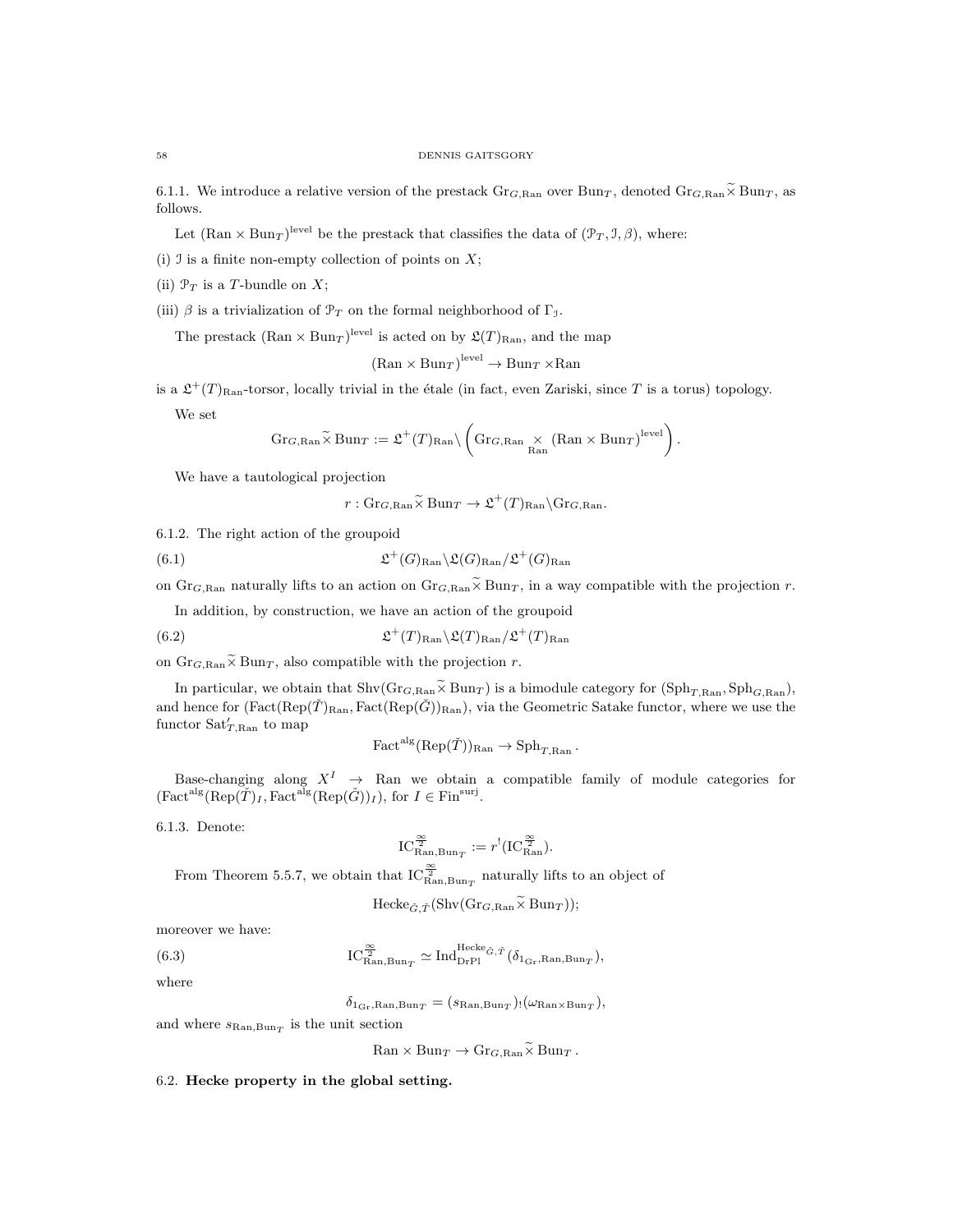6.1.1. We introduce a relative version of the prestack $\mathrm{Gr}_{G,\mathrm{Ran}}$ over $\mathrm{Bun}_T$, denoted $\mathrm{Gr}_{G,\mathrm{Ran}} \widetilde{\times} \mathrm{Bun}_T$, as follows.

Let $(\mathrm{Ran} \times \mathrm{Bun}_T)^{\mathrm{level}}$ be the prestack that classifies the data of $(\mathcal{P}_T, \mathcal{I}, \beta)$, where:

(i) $\mathcal{I}$ is a finite non-empty collection of points on $X$;

(ii) $\mathcal{P}_T$ is a $T$-bundle on $X$;

(iii) $\beta$ is a trivialization of $\mathcal{P}_T$ on the formal neighborhood of $\Gamma_{\mathcal{I}}$.

The prestack $(\mathrm{Ran} \times \mathrm{Bun}_T)^{\mathrm{level}}$ is acted on by $\mathfrak{L}(T)_{\mathrm{Ran}}$, and the map

$$(\mathrm{Ran} \times \mathrm{Bun}_T)^{\mathrm{level}} \to \mathrm{Bun}_T \times \mathrm{Ran}$$

is a $\mathfrak{L}^+(T)_{\mathrm{Ran}}$-torsor, locally trivial in the étale (in fact, even Zariski, since $T$ is a torus) topology.

We set

$$\mathrm{Gr}_{G,\mathrm{Ran}} \widetilde{\times} \mathrm{Bun}_T := \mathfrak{L}^+(T)_{\mathrm{Ran}} \backslash \left( \mathrm{Gr}_{G,\mathrm{Ran}} \underset{\mathrm{Ran}}{\times} (\mathrm{Ran} \times \mathrm{Bun}_T)^{\mathrm{level}} \right).$$

We have a tautological projection

$$r : \mathrm{Gr}_{G,\mathrm{Ran}} \widetilde{\times} \mathrm{Bun}_T \to \mathfrak{L}^+(T)_{\mathrm{Ran}} \backslash \mathrm{Gr}_{G,\mathrm{Ran}}.$$

6.1.2. The right action of the groupoid

$$\mathfrak{L}^+(G)_{\mathrm{Ran}} \backslash \mathfrak{L}(G)_{\mathrm{Ran}} / \mathfrak{L}^+(G)_{\mathrm{Ran}} \tag{6.1}$$

on $\mathrm{Gr}_{G,\mathrm{Ran}}$ naturally lifts to an action on $\mathrm{Gr}_{G,\mathrm{Ran}} \widetilde{\times} \mathrm{Bun}_T$, in a way compatible with the projection $r$.

In addition, by construction, we have an action of the groupoid

$$\mathfrak{L}^+(T)_{\mathrm{Ran}} \backslash \mathfrak{L}(T)_{\mathrm{Ran}} / \mathfrak{L}^+(T)_{\mathrm{Ran}} \tag{6.2}$$

on $\mathrm{Gr}_{G,\mathrm{Ran}} \widetilde{\times} \mathrm{Bun}_T$, also compatible with the projection $r$.

In particular, we obtain that $\mathrm{Shv}(\mathrm{Gr}_{G,\mathrm{Ran}} \widetilde{\times} \mathrm{Bun}_T)$ is a bimodule category for $(\mathrm{Sph}_{T,\mathrm{Ran}}, \mathrm{Sph}_{G,\mathrm{Ran}})$, and hence for $(\mathrm{Fact}(\mathrm{Rep}(\check{T})_{\mathrm{Ran}}, \mathrm{Fact}(\mathrm{Rep}(\check{G}))_{\mathrm{Ran}})$, via the Geometric Satake functor, where we use the functor $\mathrm{Sat}'_{T,\mathrm{Ran}}$ to map

$$\mathrm{Fact}^{\mathrm{alg}}(\mathrm{Rep}(\check{T}))_{\mathrm{Ran}} \to \mathrm{Sph}_{T,\mathrm{Ran}}.$$

Base-changing along $X^I \to \mathrm{Ran}$ we obtain a compatible family of module categories for $(\mathrm{Fact}^{\mathrm{alg}}(\mathrm{Rep}(\check{T})_I, \mathrm{Fact}^{\mathrm{alg}}(\mathrm{Rep}(\check{G}))_I)$, for $I \in \mathrm{Fin}^{\mathrm{surj}}$.

6.1.3. Denote:

$$\mathrm{IC}^{\frac{\infty}{2}}_{\mathrm{Ran},\mathrm{Bun}_T} := r^!(\mathrm{IC}^{\frac{\infty}{2}}_{\mathrm{Ran}}).$$

From Theorem 5.5.7, we obtain that $\mathrm{IC}^{\frac{\infty}{2}}_{\mathrm{Ran},\mathrm{Bun}_T}$ naturally lifts to an object of

$$\mathrm{Hecke}_{\check{G},\check{T}}(\mathrm{Shv}(\mathrm{Gr}_{G,\mathrm{Ran}} \widetilde{\times} \mathrm{Bun}_T));$$

moreover we have:

$$\mathrm{IC}^{\frac{\infty}{2}}_{\mathrm{Ran},\mathrm{Bun}_T} \simeq \mathrm{Ind}^{\mathrm{Hecke}_{\check{G},\check{T}}}_{\mathrm{DrPl}}(\delta_{1_{\mathrm{Gr}},\mathrm{Ran},\mathrm{Bun}_T}), \tag{6.3}$$

where

$$\delta_{1_{\mathrm{Gr}},\mathrm{Ran},\mathrm{Bun}_T} = (s_{\mathrm{Ran},\mathrm{Bun}_T})_!(\omega_{\mathrm{Ran} \times \mathrm{Bun}_T}),$$

and where $s_{\mathrm{Ran},\mathrm{Bun}_T}$ is the unit section

$$\mathrm{Ran} \times \mathrm{Bun}_T \to \mathrm{Gr}_{G,\mathrm{Ran}} \widetilde{\times} \mathrm{Bun}_T.$$

## 6.2. Hecke property in the global setting.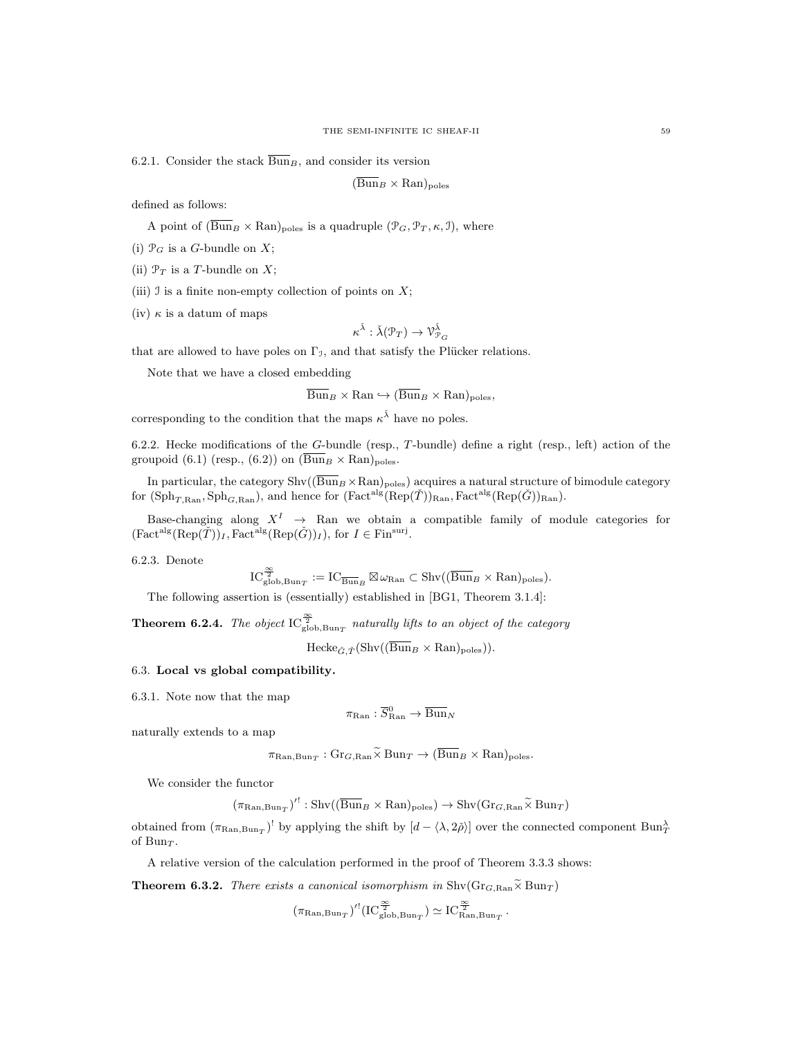6.2.1. Consider the stack $\overline{\mathrm{Bun}}_B$, and consider its version

$$(\overline{\mathrm{Bun}}_B \times \mathrm{Ran})_{\mathrm{poles}}$$

defined as follows:

A point of $(\overline{\mathrm{Bun}}_B \times \mathrm{Ran})_{\mathrm{poles}}$ is a quadruple $(\mathcal{P}_G, \mathcal{P}_T, \kappa, \mathcal{I})$, where

(i) $\mathcal{P}_G$ is a $G$-bundle on $X$;

(ii) $\mathcal{P}_T$ is a $T$-bundle on $X$;

(iii) $\mathcal{I}$ is a finite non-empty collection of points on $X$;

(iv) $\kappa$ is a datum of maps

$$\kappa^{\check{\lambda}} : \check{\lambda}(\mathcal{P}_T) \to \mathcal{V}^{\check{\lambda}}_{\mathcal{P}_G}$$

that are allowed to have poles on $\Gamma_{\mathcal{I}}$, and that satisfy the Plücker relations.

Note that we have a closed embedding

$$\overline{\mathrm{Bun}}_B \times \mathrm{Ran} \hookrightarrow (\overline{\mathrm{Bun}}_B \times \mathrm{Ran})_{\mathrm{poles}},$$

corresponding to the condition that the maps $\kappa^{\check{\lambda}}$ have no poles.

6.2.2. Hecke modifications of the $G$-bundle (resp., $T$-bundle) define a right (resp., left) action of the groupoid (6.1) (resp., (6.2)) on $(\overline{\mathrm{Bun}}_B \times \mathrm{Ran})_{\mathrm{poles}}$.

In particular, the category $\mathrm{Shv}((\overline{\mathrm{Bun}}_B \times \mathrm{Ran})_{\mathrm{poles}})$ acquires a natural structure of bimodule category for $(\mathrm{Sph}_{T,\mathrm{Ran}}, \mathrm{Sph}_{G,\mathrm{Ran}})$, and hence for $(\mathrm{Fact}^{\mathrm{alg}}(\mathrm{Rep}(\check{T}))_{\mathrm{Ran}}, \mathrm{Fact}^{\mathrm{alg}}(\mathrm{Rep}(\check{G}))_{\mathrm{Ran}})$.

Base-changing along $X^I \to \mathrm{Ran}$ we obtain a compatible family of module categories for $(\mathrm{Fact}^{\mathrm{alg}}(\mathrm{Rep}(\check{T}))_I, \mathrm{Fact}^{\mathrm{alg}}(\mathrm{Rep}(\check{G}))_I)$, for $I \in \mathrm{Fin}^{\mathrm{surj}}$.

6.2.3. Denote

$$\mathrm{IC}^{\frac{\infty}{2}}_{\mathrm{glob},\mathrm{Bun}_T} := \mathrm{IC}_{\overline{\mathrm{Bun}}_B} \boxtimes \omega_{\mathrm{Ran}} \subset \mathrm{Shv}((\overline{\mathrm{Bun}}_B \times \mathrm{Ran})_{\mathrm{poles}}).$$

The following assertion is (essentially) established in [BG1, Theorem 3.1.4]:

**Theorem 6.2.4.** *The object $\mathrm{IC}^{\frac{\infty}{2}}_{\mathrm{glob},\mathrm{Bun}_T}$ naturally lifts to an object of the category*

$$\mathrm{Hecke}_{\check{G},\check{T}}(\mathrm{Shv}((\overline{\mathrm{Bun}}_B \times \mathrm{Ran})_{\mathrm{poles}})).$$

## 6.3. Local vs global compatibility.

6.3.1. Note now that the map

$$\pi_{\mathrm{Ran}} : \overline{S}^0_{\mathrm{Ran}} \to \overline{\mathrm{Bun}}_N$$

naturally extends to a map

$$\pi_{\mathrm{Ran},\mathrm{Bun}_T} : \mathrm{Gr}_{G,\mathrm{Ran}} \widetilde{\times} \mathrm{Bun}_T \to (\overline{\mathrm{Bun}}_B \times \mathrm{Ran})_{\mathrm{poles}}.$$

We consider the functor

$$(\pi_{\mathrm{Ran},\mathrm{Bun}_T})'^! : \mathrm{Shv}((\overline{\mathrm{Bun}}_B \times \mathrm{Ran})_{\mathrm{poles}}) \to \mathrm{Shv}(\mathrm{Gr}_{G,\mathrm{Ran}} \widetilde{\times} \mathrm{Bun}_T)$$

obtained from $(\pi_{\mathrm{Ran},\mathrm{Bun}_T})^!$ by applying the shift by $[d - \langle \lambda, 2\check{\rho} \rangle]$ over the connected component $\mathrm{Bun}^\lambda_T$ of $\mathrm{Bun}_T$.

A relative version of the calculation performed in the proof of Theorem 3.3.3 shows:

**Theorem 6.3.2.** *There exists a canonical isomorphism in $\mathrm{Shv}(\mathrm{Gr}_{G,\mathrm{Ran}} \widetilde{\times} \mathrm{Bun}_T)$*

$$(\pi_{\mathrm{Ran},\mathrm{Bun}_T})'^!(\mathrm{IC}^{\frac{\infty}{2}}_{\mathrm{glob},\mathrm{Bun}_T}) \simeq \mathrm{IC}^{\frac{\infty}{2}}_{\mathrm{Ran},\mathrm{Bun}_T}.$$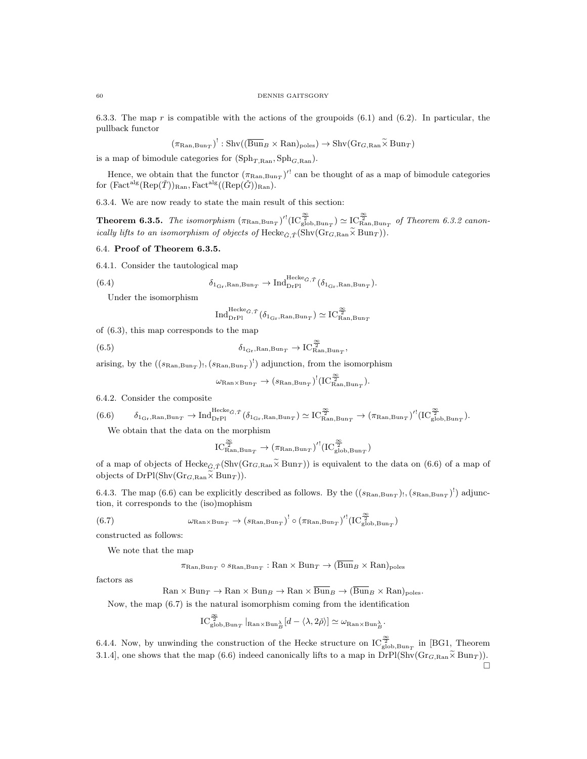6.3.3. The map $r$ is compatible with the actions of the groupoids (6.1) and (6.2). In particular, the pullback functor

$$(\pi_{\mathrm{Ran},\mathrm{Bun}_T})^! : \mathrm{Shv}((\overline{\mathrm{Bun}}_B \times \mathrm{Ran})_{\mathrm{poles}}) \to \mathrm{Shv}(\mathrm{Gr}_{G,\mathrm{Ran}} \widetilde{\times} \mathrm{Bun}_T)$$

is a map of bimodule categories for $(\mathrm{Sph}_{T,\mathrm{Ran}}, \mathrm{Sph}_{G,\mathrm{Ran}})$.

Hence, we obtain that the functor $(\pi_{\mathrm{Ran},\mathrm{Bun}_T})'^!$ can be thought of as a map of bimodule categories for $(\mathrm{Fact}^{\mathrm{alg}}(\mathrm{Rep}(\check{T}))_{\mathrm{Ran}}, \mathrm{Fact}^{\mathrm{alg}}((\mathrm{Rep}(\check{G}))_{\mathrm{Ran}})$.

6.3.4. We are now ready to state the main result of this section:

**Theorem 6.3.5.** *The isomorphism $(\pi_{\mathrm{Ran},\mathrm{Bun}_T})'^!(\mathrm{IC}^{\frac{\infty}{2}}_{\mathrm{glob},\mathrm{Bun}_T}) \simeq \mathrm{IC}^{\frac{\infty}{2}}_{\mathrm{Ran},\mathrm{Bun}_T}$ of Theorem 6.3.2 canonically lifts to an isomorphism of objects of $\mathrm{Hecke}_{\check{G},\check{T}}(\mathrm{Shv}(\mathrm{Gr}_{G,\mathrm{Ran}} \widetilde{\times} \mathrm{Bun}_T))$.*

## 6.4. Proof of Theorem 6.3.5.

6.4.1. Consider the tautological map

$$\delta_{1_{\mathrm{Gr}},\mathrm{Ran},\mathrm{Bun}_T} \to \mathrm{Ind}^{\mathrm{Hecke}_{\check{G},\check{T}}}_{\mathrm{DrPl}}(\delta_{1_{\mathrm{Gr}},\mathrm{Ran},\mathrm{Bun}_T}). \tag{6.4}$$

Under the isomorphism

$$\mathrm{Ind}^{\mathrm{Hecke}_{\check{G},\check{T}}}_{\mathrm{DrPl}}(\delta_{1_{\mathrm{Gr}},\mathrm{Ran},\mathrm{Bun}_T}) \simeq \mathrm{IC}^{\frac{\infty}{2}}_{\mathrm{Ran},\mathrm{Bun}_T}$$

of (6.3), this map corresponds to the map

$$\delta_{1_{\mathrm{Gr}},\mathrm{Ran},\mathrm{Bun}_T} \to \mathrm{IC}^{\frac{\infty}{2}}_{\mathrm{Ran},\mathrm{Bun}_T}, \tag{6.5}$$

arising, by the $((s_{\mathrm{Ran},\mathrm{Bun}_T})_!, (s_{\mathrm{Ran},\mathrm{Bun}_T})^!)$ adjunction, from the isomorphism

$$\omega_{\mathrm{Ran}\times\mathrm{Bun}_T} \to (s_{\mathrm{Ran},\mathrm{Bun}_T})^!(\mathrm{IC}^{\frac{\infty}{2}}_{\mathrm{Ran},\mathrm{Bun}_T}).$$

6.4.2. Consider the composite

$$\delta_{1_{\mathrm{Gr}},\mathrm{Ran},\mathrm{Bun}_T} \to \mathrm{Ind}^{\mathrm{Hecke}_{\check{G},\check{T}}}_{\mathrm{DrPl}}(\delta_{1_{\mathrm{Gr}},\mathrm{Ran},\mathrm{Bun}_T}) \simeq \mathrm{IC}^{\frac{\infty}{2}}_{\mathrm{Ran},\mathrm{Bun}_T} \to (\pi_{\mathrm{Ran},\mathrm{Bun}_T})'^!(\mathrm{IC}^{\frac{\infty}{2}}_{\mathrm{glob},\mathrm{Bun}_T}). \tag{6.6}$$

We obtain that the data on the morphism

$$\mathrm{IC}^{\frac{\infty}{2}}_{\mathrm{Ran},\mathrm{Bun}_T} \to (\pi_{\mathrm{Ran},\mathrm{Bun}_T})'^!(\mathrm{IC}^{\frac{\infty}{2}}_{\mathrm{glob},\mathrm{Bun}_T})$$

of a map of objects of $\mathrm{Hecke}_{\check{G},\check{T}}(\mathrm{Shv}(\mathrm{Gr}_{G,\mathrm{Ran}} \widetilde{\times} \mathrm{Bun}_T))$ is equivalent to the data on (6.6) of a map of objects of $\mathrm{DrPl}(\mathrm{Shv}(\mathrm{Gr}_{G,\mathrm{Ran}} \widetilde{\times} \mathrm{Bun}_T))$.

6.4.3. The map (6.6) can be explicitly described as follows. By the $((s_{\mathrm{Ran},\mathrm{Bun}_T})_!, (s_{\mathrm{Ran},\mathrm{Bun}_T})^!)$ adjunction, it corresponds to the (iso)mophism

$$\omega_{\mathrm{Ran}\times\mathrm{Bun}_T} \to (s_{\mathrm{Ran},\mathrm{Bun}_T})^! \circ (\pi_{\mathrm{Ran},\mathrm{Bun}_T})'^!(\mathrm{IC}^{\frac{\infty}{2}}_{\mathrm{glob},\mathrm{Bun}_T}) \tag{6.7}$$

constructed as follows:

We note that the map

$$\pi_{\mathrm{Ran},\mathrm{Bun}_T} \circ s_{\mathrm{Ran},\mathrm{Bun}_T} : \mathrm{Ran} \times \mathrm{Bun}_T \to (\overline{\mathrm{Bun}}_B \times \mathrm{Ran})_{\mathrm{poles}}$$

factors as

$$\mathrm{Ran} \times \mathrm{Bun}_T \to \mathrm{Ran} \times \mathrm{Bun}_B \to \mathrm{Ran} \times \overline{\mathrm{Bun}}_B \to (\overline{\mathrm{Bun}}_B \times \mathrm{Ran})_{\mathrm{poles}}.$$

Now, the map (6.7) is the natural isomorphism coming from the identification

$$\mathrm{IC}^{\frac{\infty}{2}}_{\mathrm{glob},\mathrm{Bun}_T}|_{\mathrm{Ran}\times\mathrm{Bun}^\lambda_B}[d - \langle \lambda, 2\check{\rho}\rangle] \simeq \omega_{\mathrm{Ran}\times\mathrm{Bun}^\lambda_B}.$$

6.4.4. Now, by unwinding the construction of the Hecke structure on $\mathrm{IC}^{\frac{\infty}{2}}_{\mathrm{glob},\mathrm{Bun}_T}$ in [BG1, Theorem 3.1.4], one shows that the map (6.6) indeed canonically lifts to a map in $\mathrm{DrPl}(\mathrm{Shv}(\mathrm{Gr}_{G,\mathrm{Ran}} \widetilde{\times} \mathrm{Bun}_T))$.

□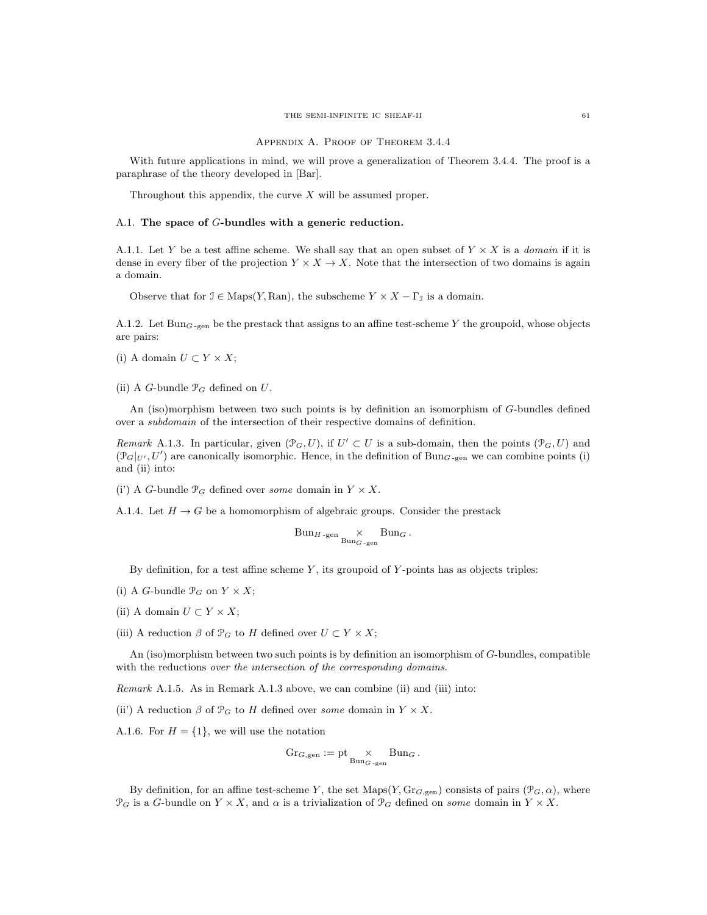## Appendix A. Proof of Theorem 3.4.4

With future applications in mind, we will prove a generalization of Theorem 3.4.4. The proof is a paraphrase of the theory developed in [Bar].

Throughout this appendix, the curve $X$ will be assumed proper.

### A.1. **The space of $G$-bundles with a generic reduction.**

A.1.1. Let $Y$ be a test affine scheme. We shall say that an open subset of $Y \times X$ is a *domain* if it is dense in every fiber of the projection $Y \times X \to X$. Note that the intersection of two domains is again a domain.

Observe that for $\mathcal{I} \in \text{Maps}(Y, \text{Ran})$, the subscheme $Y \times X - \Gamma_{\mathcal{I}}$ is a domain.

A.1.2. Let $\text{Bun}_{G\text{-gen}}$ be the prestack that assigns to an affine test-scheme $Y$ the groupoid, whose objects are pairs:

(i) A domain $U \subset Y \times X$;

(ii) A $G$-bundle $\mathcal{P}_G$ defined on $U$.

An (iso)morphism between two such points is by definition an isomorphism of $G$-bundles defined over a *subdomain* of the intersection of their respective domains of definition.

*Remark* A.1.3. In particular, given $(\mathcal{P}_G, U)$, if $U' \subset U$ is a sub-domain, then the points $(\mathcal{P}_G, U)$ and $(\mathcal{P}_G|_{U'}, U')$ are canonically isomorphic. Hence, in the definition of $\text{Bun}_{G\text{-gen}}$ we can combine points (i) and (ii) into:

(i') A $G$-bundle $\mathcal{P}_G$ defined over *some* domain in $Y \times X$.

A.1.4. Let $H \to G$ be a homomorphism of algebraic groups. Consider the prestack

$$\text{Bun}_{H\text{-gen}} \underset{\text{Bun}_{G\text{-gen}}}{\times} \text{Bun}_G .$$

By definition, for a test affine scheme $Y$, its groupoid of $Y$-points has as objects triples:

(i) A $G$-bundle $\mathcal{P}_G$ on $Y \times X$;

(ii) A domain $U \subset Y \times X$;

(iii) A reduction $\beta$ of $\mathcal{P}_G$ to $H$ defined over $U \subset Y \times X$;

An (iso)morphism between two such points is by definition an isomorphism of $G$-bundles, compatible with the reductions *over the intersection of the corresponding domains*.

*Remark* A.1.5. As in Remark A.1.3 above, we can combine (ii) and (iii) into:

(ii') A reduction $\beta$ of $\mathcal{P}_G$ to $H$ defined over *some* domain in $Y \times X$.

A.1.6. For $H = \{1\}$, we will use the notation

$$\text{Gr}_{G,\text{gen}} := \text{pt} \underset{\text{Bun}_{G\text{-gen}}}{\times} \text{Bun}_G .$$

By definition, for an affine test-scheme $Y$, the set $\text{Maps}(Y, \text{Gr}_{G,\text{gen}})$ consists of pairs $(\mathcal{P}_G, \alpha)$, where $\mathcal{P}_G$ is a $G$-bundle on $Y \times X$, and $\alpha$ is a trivialization of $\mathcal{P}_G$ defined on *some* domain in $Y \times X$.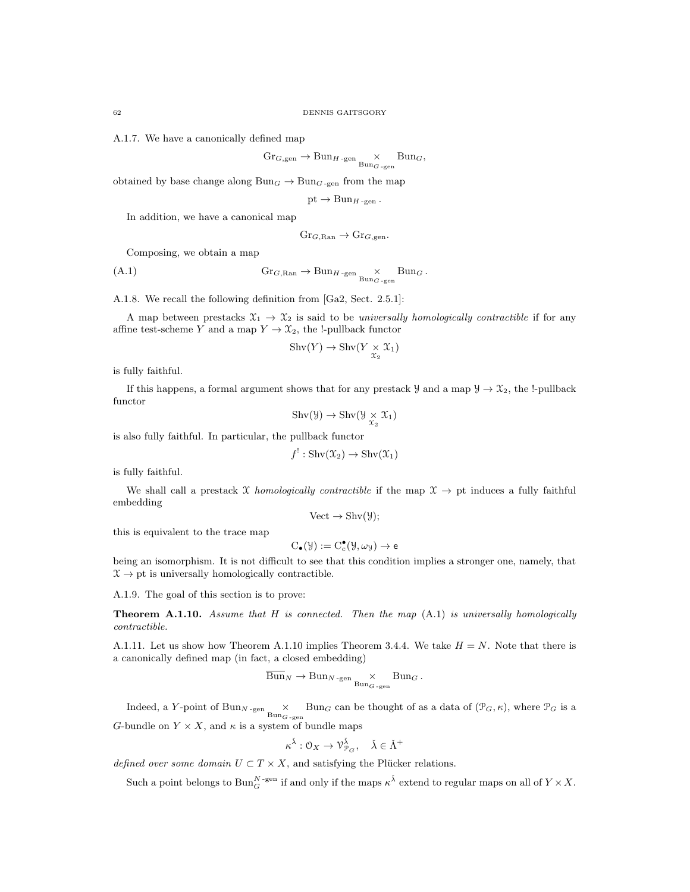A.1.7. We have a canonically defined map

$$\mathrm{Gr}_{G,\mathrm{gen}} \to \mathrm{Bun}_{H\text{-gen}} \underset{\mathrm{Bun}_{G\text{-gen}}}{\times} \mathrm{Bun}_G,$$

obtained by base change along $\mathrm{Bun}_G \to \mathrm{Bun}_{G\text{-gen}}$ from the map

$$\mathrm{pt} \to \mathrm{Bun}_{H\text{-gen}}.$$

In addition, we have a canonical map

$$\mathrm{Gr}_{G,\mathrm{Ran}} \to \mathrm{Gr}_{G,\mathrm{gen}}.$$

Composing, we obtain a map

$$\mathrm{Gr}_{G,\mathrm{Ran}} \to \mathrm{Bun}_{H\text{-gen}} \underset{\mathrm{Bun}_{G\text{-gen}}}{\times} \mathrm{Bun}_G. \tag{A.1}$$

A.1.8. We recall the following definition from [Ga2, Sect. 2.5.1]:

A map between prestacks $\mathcal{X}_1 \to \mathcal{X}_2$ is said to be *universally homologically contractible* if for any affine test-scheme $Y$ and a map $Y \to \mathcal{X}_2$, the !-pullback functor

$$\mathrm{Shv}(Y) \to \mathrm{Shv}(Y \underset{\mathcal{X}_2}{\times} \mathcal{X}_1)$$

is fully faithful.

If this happens, a formal argument shows that for any prestack $\mathcal{Y}$ and a map $\mathcal{Y} \to \mathcal{X}_2$, the !-pullback functor

$$\mathrm{Shv}(\mathcal{Y}) \to \mathrm{Shv}(\mathcal{Y} \underset{\mathcal{X}_2}{\times} \mathcal{X}_1)$$

is also fully faithful. In particular, the pullback functor

$$f^! : \mathrm{Shv}(\mathcal{X}_2) \to \mathrm{Shv}(\mathcal{X}_1)$$

is fully faithful.

We shall call a prestack $\mathcal{X}$ *homologically contractible* if the map $\mathcal{X} \to \mathrm{pt}$ induces a fully faithful embedding

$$\mathrm{Vect} \to \mathrm{Shv}(\mathcal{Y});$$

this is equivalent to the trace map

$$\mathrm{C}_\bullet(\mathcal{Y}) := \mathrm{C}^\bullet_c(\mathcal{Y}, \omega_{\mathcal{Y}}) \to \mathsf{e}$$

being an isomorphism. It is not difficult to see that this condition implies a stronger one, namely, that $\mathcal{X} \to \mathrm{pt}$ is universally homologically contractible.

A.1.9. The goal of this section is to prove:

**Theorem A.1.10.** *Assume that $H$ is connected. Then the map* (A.1) *is universally homologically contractible.*

A.1.11. Let us show how Theorem A.1.10 implies Theorem 3.4.4. We take $H = N$. Note that there is a canonically defined map (in fact, a closed embedding)

$$\overline{\mathrm{Bun}}_N \to \mathrm{Bun}_{N\text{-gen}} \underset{\mathrm{Bun}_{G\text{-gen}}}{\times} \mathrm{Bun}_G.$$

Indeed, a $Y$-point of $\mathrm{Bun}_{N\text{-gen}} \underset{\mathrm{Bun}_{G\text{-gen}}}{\times} \mathrm{Bun}_G$ can be thought of as a data of $(\mathcal{P}_G, \kappa)$, where $\mathcal{P}_G$ is a $G$-bundle on $Y \times X$, and $\kappa$ is a system of bundle maps

$$\kappa^{\check{\lambda}} : \mathcal{O}_X \to \mathcal{V}^{\check{\lambda}}_{\mathcal{P}_G}, \quad \check{\lambda} \in \check{\Lambda}^+$$

*defined over some domain $U \subset T \times X$*, and satisfying the Plücker relations.

Such a point belongs to $\mathrm{Bun}_G^{N\text{-gen}}$ if and only if the maps $\kappa^{\check{\lambda}}$ extend to regular maps on all of $Y \times X$.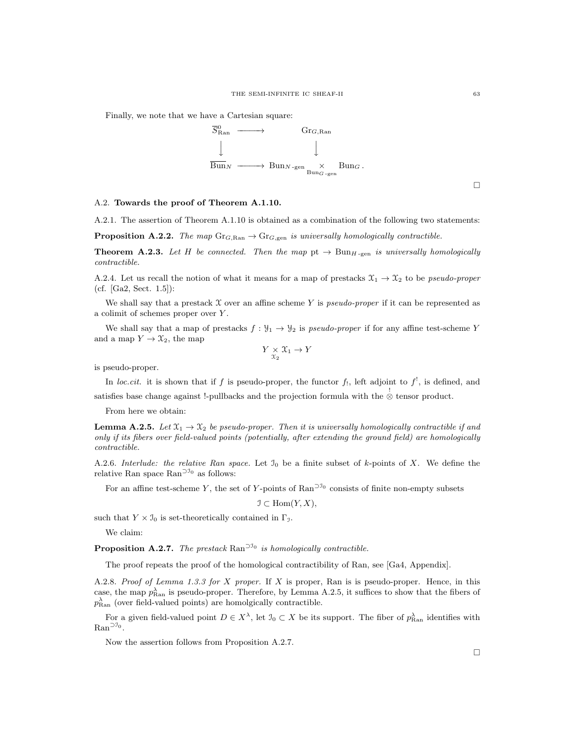Finally, we note that we have a Cartesian square:

$$
\begin{array}{ccc}
\overline{S}^0_{\mathrm{Ran}} & \longrightarrow & \mathrm{Gr}_{G,\mathrm{Ran}} \\
\big\downarrow & & \big\downarrow \\
\overline{\mathrm{Bun}}_N & \longrightarrow & \mathrm{Bun}_{N\text{-gen}} \underset{\mathrm{Bun}_{G\text{-gen}}}{\times} \mathrm{Bun}_G .
\end{array}
$$

□

## A.2. **Towards the proof of Theorem A.1.10.**

A.2.1. The assertion of Theorem A.1.10 is obtained as a combination of the following two statements:

**Proposition A.2.2.** *The map* $\mathrm{Gr}_{G,\mathrm{Ran}} \to \mathrm{Gr}_{G,\mathrm{gen}}$ *is universally homologically contractible.*

**Theorem A.2.3.** *Let* $H$ *be connected. Then the map* $\mathrm{pt} \to \mathrm{Bun}_{H\text{-gen}}$ *is universally homologically contractible.*

A.2.4. Let us recall the notion of what it means for a map of prestacks $\mathcal{X}_1 \to \mathcal{X}_2$ to be *pseudo-proper* (cf. [Ga2, Sect. 1.5]):

We shall say that a prestack $\mathcal{X}$ over an affine scheme $Y$ is *pseudo-proper* if it can be represented as a colimit of schemes proper over $Y$.

We shall say that a map of prestacks $f : \mathcal{Y}_1 \to \mathcal{Y}_2$ is *pseudo-proper* if for any affine test-scheme $Y$ and a map $Y \to \mathcal{X}_2$, the map

$$Y \underset{\mathcal{X}_2}{\times} \mathcal{X}_1 \to Y$$

is pseudo-proper.

In *loc.cit.* it is shown that if $f$ is pseudo-proper, the functor $f_!$, left adjoint to $f^!$, is defined, and satisfies base change against !-pullbacks and the projection formula with the $\overset{!}{\otimes}$ tensor product.

From here we obtain:

**Lemma A.2.5.** *Let* $\mathcal{X}_1 \to \mathcal{X}_2$ *be pseudo-proper. Then it is universally homologically contractible if and only if its fibers over field-valued points (potentially, after extending the ground field) are homologically contractible.*

A.2.6. *Interlude: the relative Ran space.* Let $\mathcal{I}_0$ be a finite subset of $k$-points of $X$. We define the relative Ran space $\mathrm{Ran}^{\supset \mathcal{I}_0}$ as follows:

For an affine test-scheme $Y$, the set of $Y$-points of $\mathrm{Ran}^{\supset \mathcal{I}_0}$ consists of finite non-empty subsets

$$\mathcal{I} \subset \mathrm{Hom}(Y, X),$$

such that $Y \times \mathcal{I}_0$ is set-theoretically contained in $\Gamma_{\mathcal{I}}$.

We claim:

**Proposition A.2.7.** *The prestack* $\mathrm{Ran}^{\supset \mathcal{I}_0}$ *is homologically contractible.*

The proof repeats the proof of the homological contractibility of Ran, see [Ga4, Appendix].

A.2.8. *Proof of Lemma 1.3.3 for* $X$ *proper.* If $X$ is proper, Ran is is pseudo-proper. Hence, in this case, the map $p^\lambda_{\mathrm{Ran}}$ is pseudo-proper. Therefore, by Lemma A.2.5, it suffices to show that the fibers of $p^\lambda_{\mathrm{Ran}}$ (over field-valued points) are homolgically contractible.

For a given field-valued point $D \in X^\lambda$, let $\mathcal{I}_0 \subset X$ be its support. The fiber of $p^\lambda_{\mathrm{Ran}}$ identifies with $\mathrm{Ran}^{\supset \mathcal{I}_0}$.

Now the assertion follows from Proposition A.2.7.

□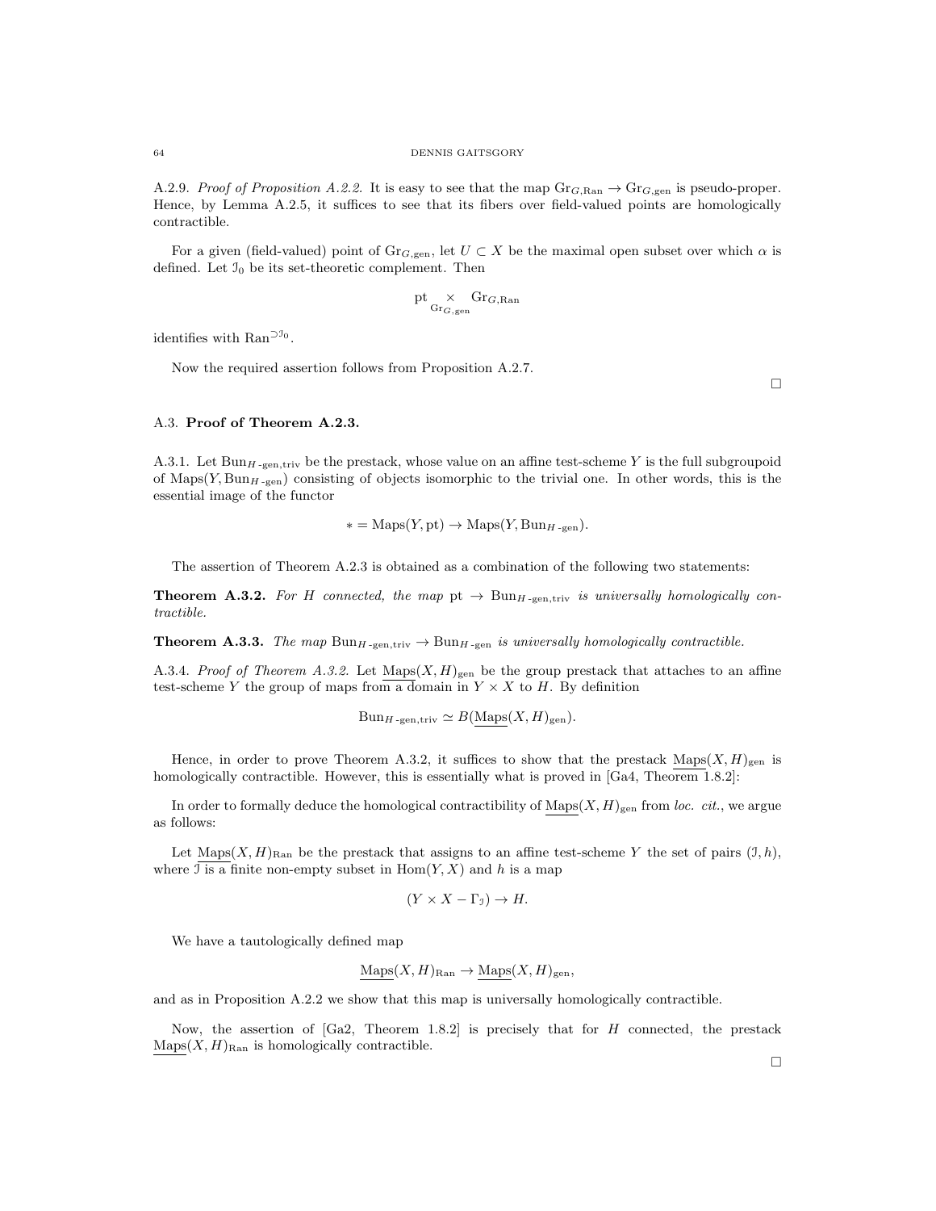A.2.9. *Proof of Proposition A.2.2.* It is easy to see that the map $\mathrm{Gr}_{G,\mathrm{Ran}} \to \mathrm{Gr}_{G,\mathrm{gen}}$ is pseudo-proper. Hence, by Lemma A.2.5, it suffices to see that its fibers over field-valued points are homologically contractible.

For a given (field-valued) point of $\mathrm{Gr}_{G,\mathrm{gen}}$, let $U \subset X$ be the maximal open subset over which $\alpha$ is defined. Let $\mathcal{I}_0$ be its set-theoretic complement. Then

$$\mathrm{pt} \underset{\mathrm{Gr}_{G,\mathrm{gen}}}{\times} \mathrm{Gr}_{G,\mathrm{Ran}}$$

identifies with $\mathrm{Ran}^{\supset \mathcal{I}_0}$.

Now the required assertion follows from Proposition A.2.7.

□

## A.3. Proof of Theorem A.2.3.

A.3.1. Let $\mathrm{Bun}_{H\text{-gen},\mathrm{triv}}$ be the prestack, whose value on an affine test-scheme $Y$ is the full subgroupoid of $\mathrm{Maps}(Y, \mathrm{Bun}_{H\text{-gen}})$ consisting of objects isomorphic to the trivial one. In other words, this is the essential image of the functor

$$* = \mathrm{Maps}(Y, \mathrm{pt}) \to \mathrm{Maps}(Y, \mathrm{Bun}_{H\text{-gen}}).$$

The assertion of Theorem A.2.3 is obtained as a combination of the following two statements:

**Theorem A.3.2.** *For $H$ connected, the map* $\mathrm{pt} \to \mathrm{Bun}_{H\text{-gen},\mathrm{triv}}$ *is universally homologically contractible.*

**Theorem A.3.3.** *The map* $\mathrm{Bun}_{H\text{-gen},\mathrm{triv}} \to \mathrm{Bun}_{H\text{-gen}}$ *is universally homologically contractible.*

A.3.4. *Proof of Theorem A.3.2.* Let $\underline{\mathrm{Maps}}(X, H)_{\mathrm{gen}}$ be the group prestack that attaches to an affine test-scheme $Y$ the group of maps from a domain in $Y \times X$ to $H$. By definition

$$\mathrm{Bun}_{H\text{-gen},\mathrm{triv}} \simeq B(\underline{\mathrm{Maps}}(X, H)_{\mathrm{gen}}).$$

Hence, in order to prove Theorem A.3.2, it suffices to show that the prestack $\underline{\mathrm{Maps}}(X, H)_{\mathrm{gen}}$ is homologically contractible. However, this is essentially what is proved in [Ga4, Theorem 1.8.2]:

In order to formally deduce the homological contractibility of $\underline{\mathrm{Maps}}(X, H)_{\mathrm{gen}}$ from *loc. cit.*, we argue as follows:

Let $\underline{\mathrm{Maps}}(X, H)_{\mathrm{Ran}}$ be the prestack that assigns to an affine test-scheme $Y$ the set of pairs $(\mathcal{I}, h)$, where $\mathcal{I}$ is a finite non-empty subset in $\mathrm{Hom}(Y, X)$ and $h$ is a map

$$(Y \times X - \Gamma_{\mathcal{I}}) \to H.$$

We have a tautologically defined map

$$\underline{\mathrm{Maps}}(X, H)_{\mathrm{Ran}} \to \underline{\mathrm{Maps}}(X, H)_{\mathrm{gen}},$$

and as in Proposition A.2.2 we show that this map is universally homologically contractible.

Now, the assertion of [Ga2, Theorem 1.8.2] is precisely that for $H$ connected, the prestack $\underline{\mathrm{Maps}}(X, H)_{\mathrm{Ran}}$ is homologically contractible.

□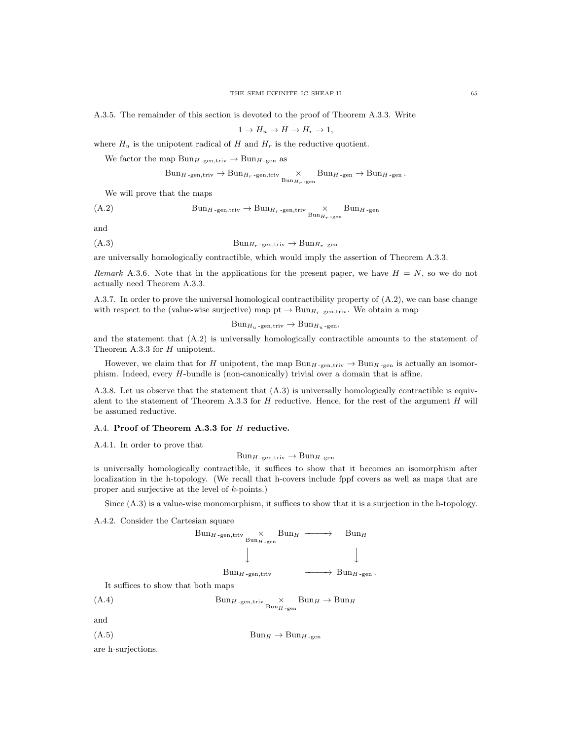A.3.5. The remainder of this section is devoted to the proof of Theorem A.3.3. Write

$$1 \to H_u \to H \to H_r \to 1,$$

where $H_u$ is the unipotent radical of $H$ and $H_r$ is the reductive quotient.

We factor the map $\mathrm{Bun}_{H\text{-gen,triv}} \to \mathrm{Bun}_{H\text{-gen}}$ as

$$\mathrm{Bun}_{H\text{-gen,triv}} \to \mathrm{Bun}_{H_r\text{-gen,triv}} \underset{\mathrm{Bun}_{H_r\text{-gen}}}{\times} \mathrm{Bun}_{H\text{-gen}} \to \mathrm{Bun}_{H\text{-gen}}.$$

We will prove that the maps

$$\mathrm{Bun}_{H\text{-gen,triv}} \to \mathrm{Bun}_{H_r\text{-gen,triv}} \underset{\mathrm{Bun}_{H_r\text{-gen}}}{\times} \mathrm{Bun}_{H\text{-gen}} \tag{A.2}$$

and

$$\mathrm{Bun}_{H_r\text{-gen,triv}} \to \mathrm{Bun}_{H_r\text{-gen}} \tag{A.3}$$

are universally homologically contractible, which would imply the assertion of Theorem A.3.3.

*Remark* A.3.6. Note that in the applications for the present paper, we have $H = N$, so we do not actually need Theorem A.3.3.

A.3.7. In order to prove the universal homological contractibility property of (A.2), we can base change with respect to the (value-wise surjective) map $\mathrm{pt} \to \mathrm{Bun}_{H_r\text{-gen,triv}}$. We obtain a map

$$\mathrm{Bun}_{H_u\text{-gen,triv}} \to \mathrm{Bun}_{H_u\text{-gen}},$$

and the statement that (A.2) is universally homologically contractible amounts to the statement of Theorem A.3.3 for $H$ unipotent.

However, we claim that for $H$ unipotent, the map $\mathrm{Bun}_{H\text{-gen,triv}} \to \mathrm{Bun}_{H\text{-gen}}$ is actually an isomorphism. Indeed, every $H$-bundle is (non-canonically) trivial over a domain that is affine.

A.3.8. Let us observe that the statement that (A.3) is universally homologically contractible is equivalent to the statement of Theorem A.3.3 for $H$ reductive. Hence, for the rest of the argument $H$ will be assumed reductive.

## A.4. Proof of Theorem A.3.3 for $H$ reductive.

A.4.1. In order to prove that

$$\mathrm{Bun}_{H\text{-gen,triv}} \to \mathrm{Bun}_{H\text{-gen}}$$

is universally homologically contractible, it suffices to show that it becomes an isomorphism after localization in the h-topology. (We recall that h-covers include fppf covers as well as maps that are proper and surjective at the level of $k$-points.)

Since (A.3) is a value-wise monomorphism, it suffices to show that it is a surjection in the h-topology.

A.4.2. Consider the Cartesian square

$$\begin{array}{ccc}
\mathrm{Bun}_{H\text{-gen,triv}} \underset{\mathrm{Bun}_{H\text{-gen}}}{\times} \mathrm{Bun}_H & \longrightarrow & \mathrm{Bun}_H \\
\downarrow & & \downarrow \\
\mathrm{Bun}_{H\text{-gen,triv}} & \longrightarrow & \mathrm{Bun}_{H\text{-gen}}.
\end{array}$$

It suffices to show that both maps

$$\mathrm{Bun}_{H\text{-gen,triv}} \underset{\mathrm{Bun}_{H\text{-gen}}}{\times} \mathrm{Bun}_H \to \mathrm{Bun}_H \tag{A.4}$$

and

$$\mathrm{Bun}_H \to \mathrm{Bun}_{H\text{-gen}} \tag{A.5}$$

are h-surjections.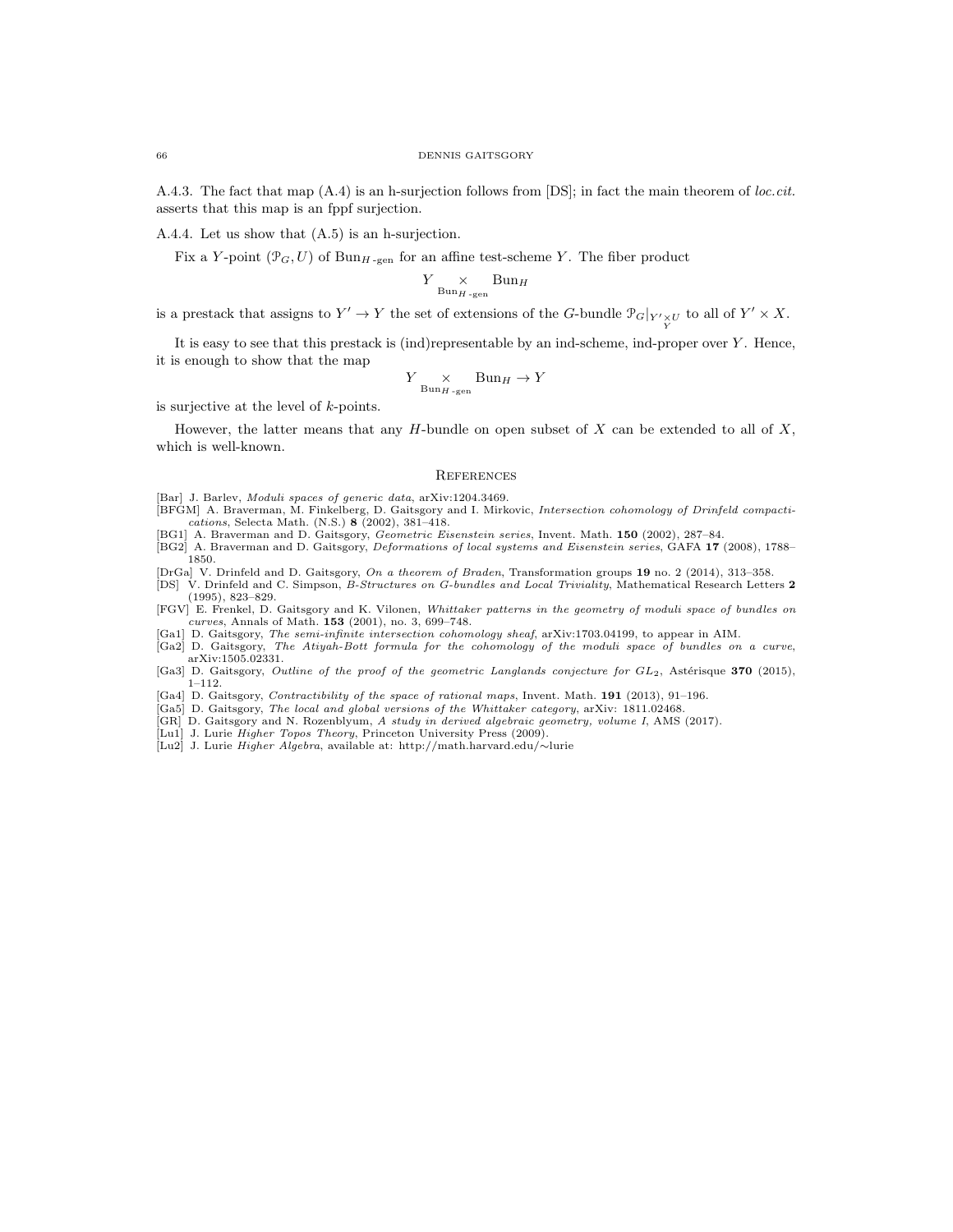A.4.3. The fact that map (A.4) is an h-surjection follows from [DS]; in fact the main theorem of *loc.cit.* asserts that this map is an fppf surjection.

A.4.4. Let us show that (A.5) is an h-surjection.

Fix a $Y$-point $(\mathcal{P}_G, U)$ of $\mathrm{Bun}_{H\text{-gen}}$ for an affine test-scheme $Y$. The fiber product

$$Y \underset{\mathrm{Bun}_{H\text{-gen}}}{\times} \mathrm{Bun}_H$$

is a prestack that assigns to $Y' \to Y$ the set of extensions of the $G$-bundle $\mathcal{P}_G|_{Y' \underset{Y}{\times} U}$ to all of $Y' \times X$.

It is easy to see that this prestack is (ind)representable by an ind-scheme, ind-proper over $Y$. Hence, it is enough to show that the map

$$Y \underset{\mathrm{Bun}_{H\text{-gen}}}{\times} \mathrm{Bun}_H \to Y$$

is surjective at the level of $k$-points.

However, the latter means that any $H$-bundle on open subset of $X$ can be extended to all of $X$, which is well-known.

## References

[Bar] J. Barlev, *Moduli spaces of generic data*, arXiv:1204.3469.

[BFGM] A. Braverman, M. Finkelberg, D. Gaitsgory and I. Mirkovic, *Intersection cohomology of Drinfeld compactifications*, Selecta Math. (N.S.) **8** (2002), 381–418.

[BG1] A. Braverman and D. Gaitsgory, *Geometric Eisenstein series*, Invent. Math. **150** (2002), 287–84.

[BG2] A. Braverman and D. Gaitsgory, *Deformations of local systems and Eisenstein series*, GAFA **17** (2008), 1788–1850.

[DrGa] V. Drinfeld and D. Gaitsgory, *On a theorem of Braden*, Transformation groups **19** no. 2 (2014), 313–358.

[DS] V. Drinfeld and C. Simpson, *B-Structures on G-bundles and Local Triviality*, Mathematical Research Letters **2** (1995), 823–829.

[FGV] E. Frenkel, D. Gaitsgory and K. Vilonen, *Whittaker patterns in the geometry of moduli space of bundles on curves*, Annals of Math. **153** (2001), no. 3, 699–748.

[Ga1] D. Gaitsgory, *The semi-infinite intersection cohomology sheaf*, arXiv:1703.04199, to appear in AIM.

[Ga2] D. Gaitsgory, *The Atiyah-Bott formula for the cohomology of the moduli space of bundles on a curve*, arXiv:1505.02331.

[Ga3] D. Gaitsgory, *Outline of the proof of the geometric Langlands conjecture for $GL_2$*, Astérisque **370** (2015), 1–112.

[Ga4] D. Gaitsgory, *Contractibility of the space of rational maps*, Invent. Math. **191** (2013), 91–196.

[Ga5] D. Gaitsgory, *The local and global versions of the Whittaker category*, arXiv: 1811.02468.

[GR] D. Gaitsgory and N. Rozenblyum, *A study in derived algebraic geometry, volume I*, AMS (2017).

[Lu1] J. Lurie *Higher Topos Theory*, Princeton University Press (2009).

[Lu2] J. Lurie *Higher Algebra*, available at: http://math.harvard.edu/∼lurie